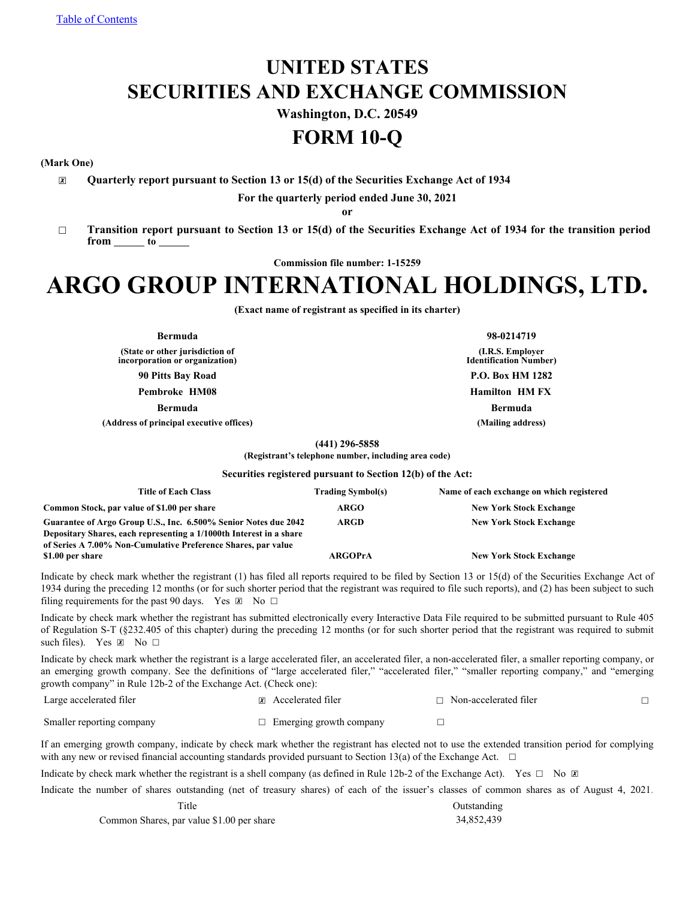Table of Contents

# UNITED STATES
# SECURITIES AND EXCHANGE COMMISSION

**Washington, D.C. 20549**

# FORM 10-Q

**(Mark One)**

☒ **Quarterly report pursuant to Section 13 or 15(d) of the Securities Exchange Act of 1934**

**For the quarterly period ended June 30, 2021**

**or**

☐ **Transition report pursuant to Section 13 or 15(d) of the Securities Exchange Act of 1934 for the transition period from ______ to ______**

**Commission file number: 1-15259**

# ARGO GROUP INTERNATIONAL HOLDINGS, LTD.

**(Exact name of registrant as specified in its charter)**

| | |
|---|---|
| **Bermuda** | **98-0214719** |
| **(State or other jurisdiction of incorporation or organization)** | **(I.R.S. Employer Identification Number)** |
| **90 Pitts Bay Road** | **P.O. Box HM 1282** |
| **Pembroke HM08** | **Hamilton HM FX** |
| **Bermuda** | **Bermuda** |
| **(Address of principal executive offices)** | **(Mailing address)** |

**(441) 296-5858**
**(Registrant's telephone number, including area code)**

**Securities registered pursuant to Section 12(b) of the Act:**

| Title of Each Class | Trading Symbol(s) | Name of each exchange on which registered |
|---|---|---|
| **Common Stock, par value of $1.00 per share** | **ARGO** | **New York Stock Exchange** |
| **Guarantee of Argo Group U.S., Inc. 6.500% Senior Notes due 2042** | **ARGD** | **New York Stock Exchange** |
| **Depositary Shares, each representing a 1/1000th Interest in a share of Series A 7.00% Non-Cumulative Preference Shares, par value $1.00 per share** | **ARGOPrA** | **New York Stock Exchange** |

Indicate by check mark whether the registrant (1) has filed all reports required to be filed by Section 13 or 15(d) of the Securities Exchange Act of 1934 during the preceding 12 months (or for such shorter period that the registrant was required to file such reports), and (2) has been subject to such filing requirements for the past 90 days. Yes ☒ No ☐

Indicate by check mark whether the registrant has submitted electronically every Interactive Data File required to be submitted pursuant to Rule 405 of Regulation S-T (§232.405 of this chapter) during the preceding 12 months (or for such shorter period that the registrant was required to submit such files). Yes ☒ No ☐

Indicate by check mark whether the registrant is a large accelerated filer, an accelerated filer, a non-accelerated filer, a smaller reporting company, or an emerging growth company. See the definitions of "large accelerated filer," "accelerated filer," "smaller reporting company," and "emerging growth company" in Rule 12b-2 of the Exchange Act. (Check one):

| | | | |
|---|---|---|---|
| Large accelerated filer | ☒ Accelerated filer | ☐ Non-accelerated filer | ☐ |
| Smaller reporting company | ☐ Emerging growth company | ☐ | |

If an emerging growth company, indicate by check mark whether the registrant has elected not to use the extended transition period for complying with any new or revised financial accounting standards provided pursuant to Section 13(a) of the Exchange Act. ☐

Indicate by check mark whether the registrant is a shell company (as defined in Rule 12b-2 of the Exchange Act). Yes ☐ No ☒

Indicate the number of shares outstanding (net of treasury shares) of each of the issuer's classes of common shares as of August 4, 2021.

| Title | Outstanding |
|---|---|
| Common Shares, par value $1.00 per share | 34,852,439 |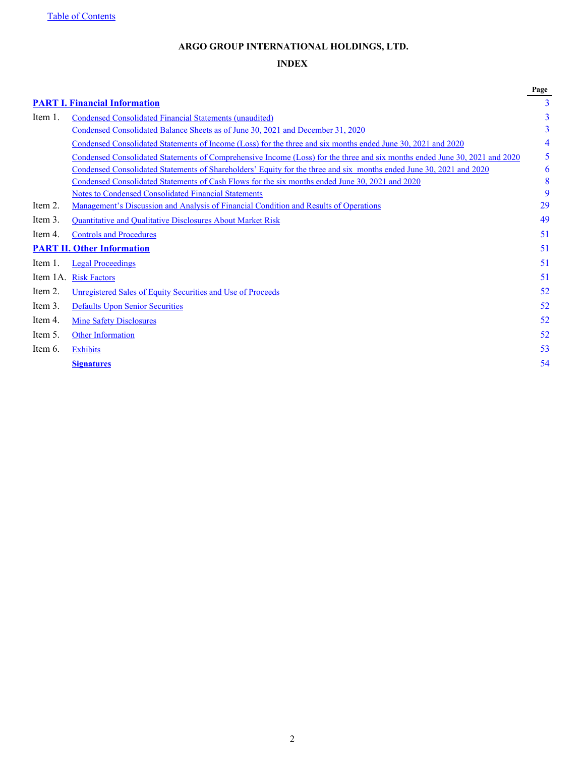Table of Contents

**ARGO GROUP INTERNATIONAL HOLDINGS, LTD.**

**INDEX**

| | | Page |
|---|---|---|
| **PART I. Financial Information** | | 3 |
| Item 1. | Condensed Consolidated Financial Statements (unaudited) | 3 |
| | Condensed Consolidated Balance Sheets as of June 30, 2021 and December 31, 2020 | 3 |
| | Condensed Consolidated Statements of Income (Loss) for the three and six months ended June 30, 2021 and 2020 | 4 |
| | Condensed Consolidated Statements of Comprehensive Income (Loss) for the three and six months ended June 30, 2021 and 2020 | 5 |
| | Condensed Consolidated Statements of Shareholders' Equity for the three and six months ended June 30, 2021 and 2020 | 6 |
| | Condensed Consolidated Statements of Cash Flows for the six months ended June 30, 2021 and 2020 | 8 |
| | Notes to Condensed Consolidated Financial Statements | 9 |
| Item 2. | Management's Discussion and Analysis of Financial Condition and Results of Operations | 29 |
| Item 3. | Quantitative and Qualitative Disclosures About Market Risk | 49 |
| Item 4. | Controls and Procedures | 51 |
| **PART II. Other Information** | | 51 |
| Item 1. | Legal Proceedings | 51 |
| Item 1A. | Risk Factors | 51 |
| Item 2. | Unregistered Sales of Equity Securities and Use of Proceeds | 52 |
| Item 3. | Defaults Upon Senior Securities | 52 |
| Item 4. | Mine Safety Disclosures | 52 |
| Item 5. | Other Information | 52 |
| Item 6. | Exhibits | 53 |
| | **Signatures** | 54 |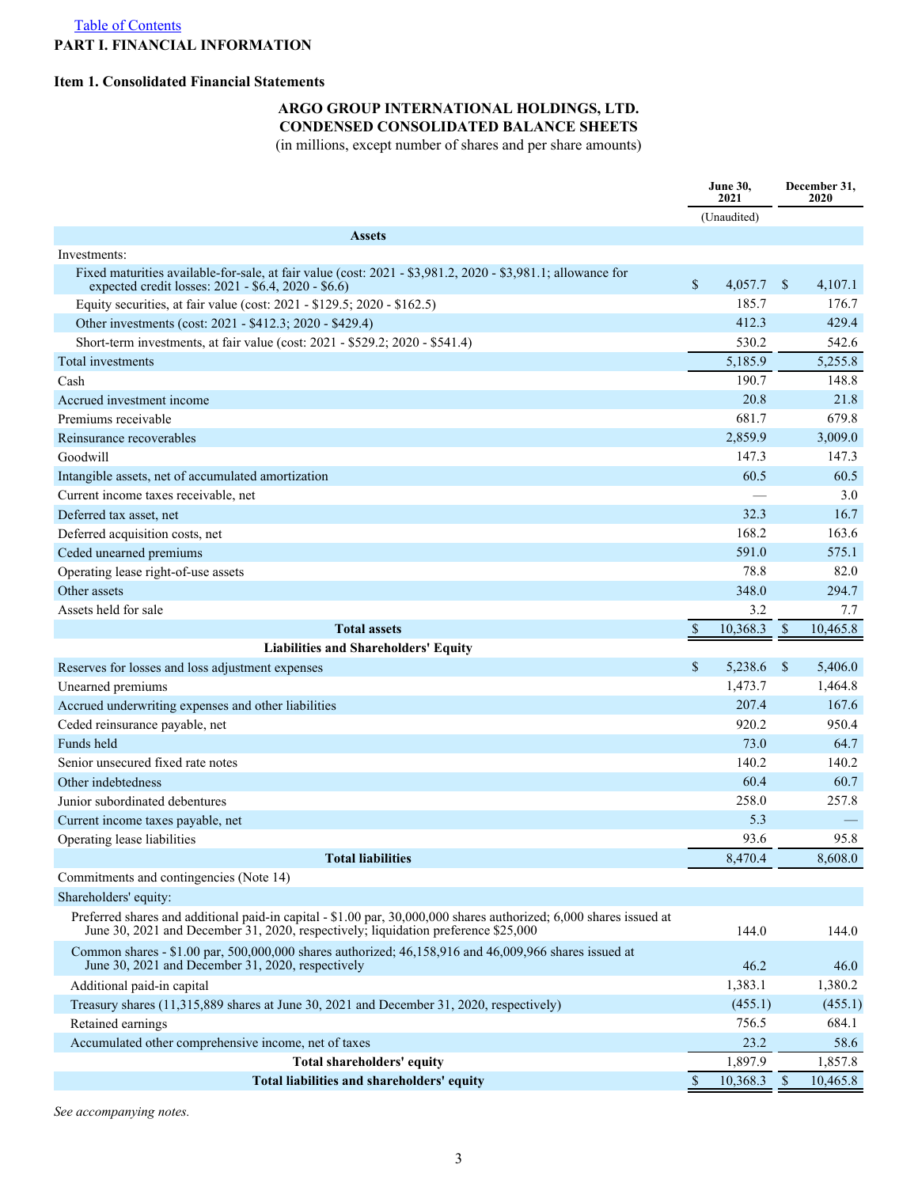[Table of Contents](#)

# PART I. FINANCIAL INFORMATION

## Item 1. Consolidated Financial Statements

### ARGO GROUP INTERNATIONAL HOLDINGS, LTD.
### CONDENSED CONSOLIDATED BALANCE SHEETS

(in millions, except number of shares and per share amounts)

| | June 30, 2021 | December 31, 2020 |
|---|---|---|
| | (Unaudited) | |
| **Assets** | | |
| Investments: | | |
| Fixed maturities available-for-sale, at fair value (cost: 2021 - $3,981.2, 2020 - $3,981.1; allowance for expected credit losses: 2021 - $6.4, 2020 - $6.6) | $ 4,057.7 | $ 4,107.1 |
| Equity securities, at fair value (cost: 2021 - $129.5; 2020 - $162.5) | 185.7 | 176.7 |
| Other investments (cost: 2021 - $412.3; 2020 - $429.4) | 412.3 | 429.4 |
| Short-term investments, at fair value (cost: 2021 - $529.2; 2020 - $541.4) | 530.2 | 542.6 |
| Total investments | 5,185.9 | 5,255.8 |
| Cash | 190.7 | 148.8 |
| Accrued investment income | 20.8 | 21.8 |
| Premiums receivable | 681.7 | 679.8 |
| Reinsurance recoverables | 2,859.9 | 3,009.0 |
| Goodwill | 147.3 | 147.3 |
| Intangible assets, net of accumulated amortization | 60.5 | 60.5 |
| Current income taxes receivable, net | — | 3.0 |
| Deferred tax asset, net | 32.3 | 16.7 |
| Deferred acquisition costs, net | 168.2 | 163.6 |
| Ceded unearned premiums | 591.0 | 575.1 |
| Operating lease right-of-use assets | 78.8 | 82.0 |
| Other assets | 348.0 | 294.7 |
| Assets held for sale | 3.2 | 7.7 |
| **Total assets** | $ 10,368.3 | $ 10,465.8 |
| **Liabilities and Shareholders' Equity** | | |
| Reserves for losses and loss adjustment expenses | $ 5,238.6 | $ 5,406.0 |
| Unearned premiums | 1,473.7 | 1,464.8 |
| Accrued underwriting expenses and other liabilities | 207.4 | 167.6 |
| Ceded reinsurance payable, net | 920.2 | 950.4 |
| Funds held | 73.0 | 64.7 |
| Senior unsecured fixed rate notes | 140.2 | 140.2 |
| Other indebtedness | 60.4 | 60.7 |
| Junior subordinated debentures | 258.0 | 257.8 |
| Current income taxes payable, net | 5.3 | — |
| Operating lease liabilities | 93.6 | 95.8 |
| **Total liabilities** | 8,470.4 | 8,608.0 |
| Commitments and contingencies (Note 14) | | |
| Shareholders' equity: | | |
| Preferred shares and additional paid-in capital - $1.00 par, 30,000,000 shares authorized; 6,000 shares issued at June 30, 2021 and December 31, 2020, respectively; liquidation preference $25,000 | 144.0 | 144.0 |
| Common shares - $1.00 par, 500,000,000 shares authorized; 46,158,916 and 46,009,966 shares issued at June 30, 2021 and December 31, 2020, respectively | 46.2 | 46.0 |
| Additional paid-in capital | 1,383.1 | 1,380.2 |
| Treasury shares (11,315,889 shares at June 30, 2021 and December 31, 2020, respectively) | (455.1) | (455.1) |
| Retained earnings | 756.5 | 684.1 |
| Accumulated other comprehensive income, net of taxes | 23.2 | 58.6 |
| **Total shareholders' equity** | 1,897.9 | 1,857.8 |
| **Total liabilities and shareholders' equity** | $ 10,368.3 | $ 10,465.8 |

*See accompanying notes.*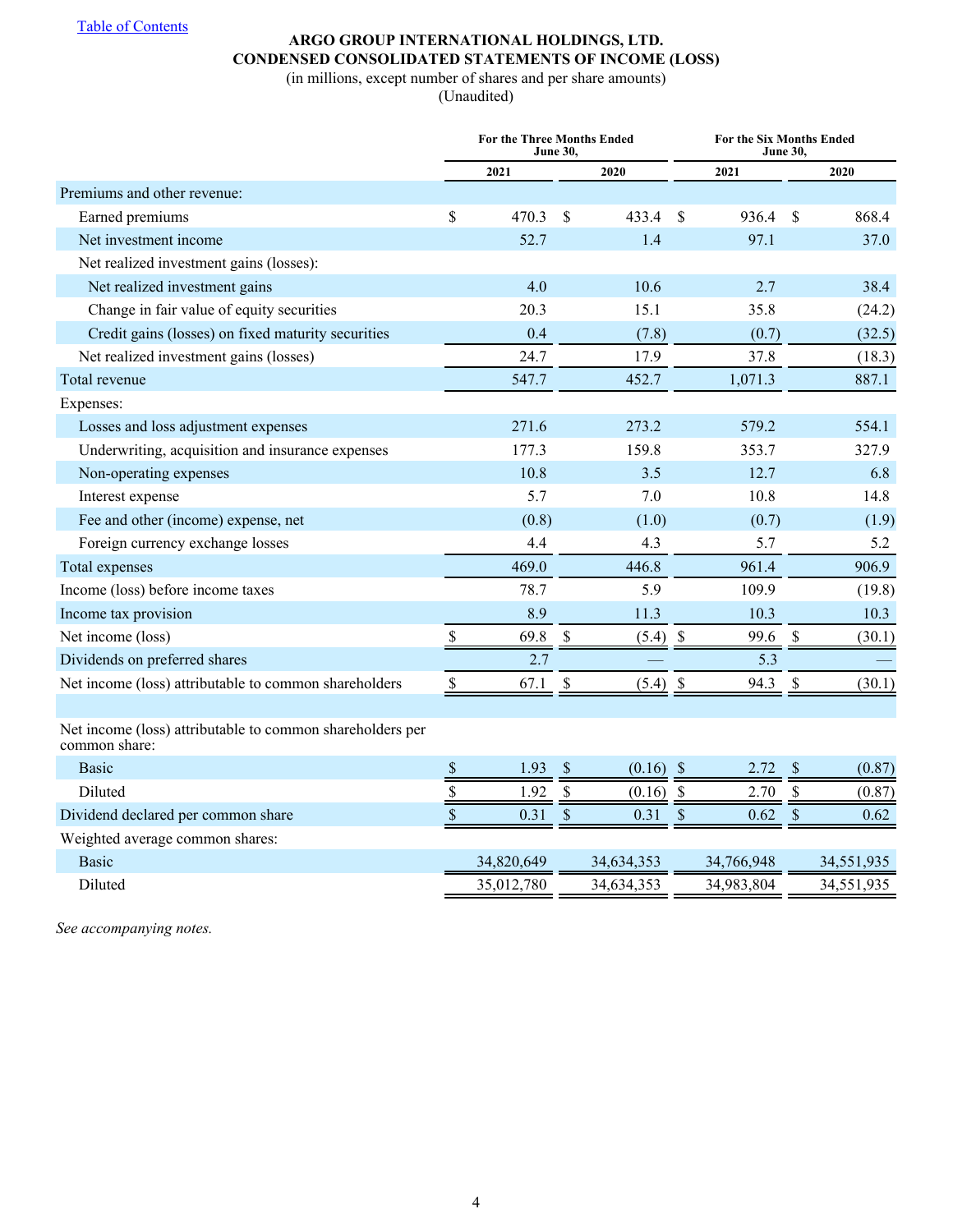[Table of Contents]

**ARGO GROUP INTERNATIONAL HOLDINGS, LTD.**
**CONDENSED CONSOLIDATED STATEMENTS OF INCOME (LOSS)**
(in millions, except number of shares and per share amounts)
(Unaudited)

| | For the Three Months Ended June 30, | | For the Six Months Ended June 30, | |
|---|---|---|---|---|
| | 2021 | 2020 | 2021 | 2020 |
| Premiums and other revenue: | | | | |
| Earned premiums | $ 470.3 | $ 433.4 | $ 936.4 | $ 868.4 |
| Net investment income | 52.7 | 1.4 | 97.1 | 37.0 |
| Net realized investment gains (losses): | | | | |
| Net realized investment gains | 4.0 | 10.6 | 2.7 | 38.4 |
| Change in fair value of equity securities | 20.3 | 15.1 | 35.8 | (24.2) |
| Credit gains (losses) on fixed maturity securities | 0.4 | (7.8) | (0.7) | (32.5) |
| Net realized investment gains (losses) | 24.7 | 17.9 | 37.8 | (18.3) |
| Total revenue | 547.7 | 452.7 | 1,071.3 | 887.1 |
| Expenses: | | | | |
| Losses and loss adjustment expenses | 271.6 | 273.2 | 579.2 | 554.1 |
| Underwriting, acquisition and insurance expenses | 177.3 | 159.8 | 353.7 | 327.9 |
| Non-operating expenses | 10.8 | 3.5 | 12.7 | 6.8 |
| Interest expense | 5.7 | 7.0 | 10.8 | 14.8 |
| Fee and other (income) expense, net | (0.8) | (1.0) | (0.7) | (1.9) |
| Foreign currency exchange losses | 4.4 | 4.3 | 5.7 | 5.2 |
| Total expenses | 469.0 | 446.8 | 961.4 | 906.9 |
| Income (loss) before income taxes | 78.7 | 5.9 | 109.9 | (19.8) |
| Income tax provision | 8.9 | 11.3 | 10.3 | 10.3 |
| Net income (loss) | $ 69.8 | $ (5.4) | $ 99.6 | $ (30.1) |
| Dividends on preferred shares | 2.7 | — | 5.3 | — |
| Net income (loss) attributable to common shareholders | $ 67.1 | $ (5.4) | $ 94.3 | $ (30.1) |
| | | | | |
| Net income (loss) attributable to common shareholders per common share: | | | | |
| Basic | $ 1.93 | $ (0.16) | $ 2.72 | $ (0.87) |
| Diluted | $ 1.92 | $ (0.16) | $ 2.70 | $ (0.87) |
| Dividend declared per common share | $ 0.31 | $ 0.31 | $ 0.62 | $ 0.62 |
| Weighted average common shares: | | | | |
| Basic | 34,820,649 | 34,634,353 | 34,766,948 | 34,551,935 |
| Diluted | 35,012,780 | 34,634,353 | 34,983,804 | 34,551,935 |

*See accompanying notes.*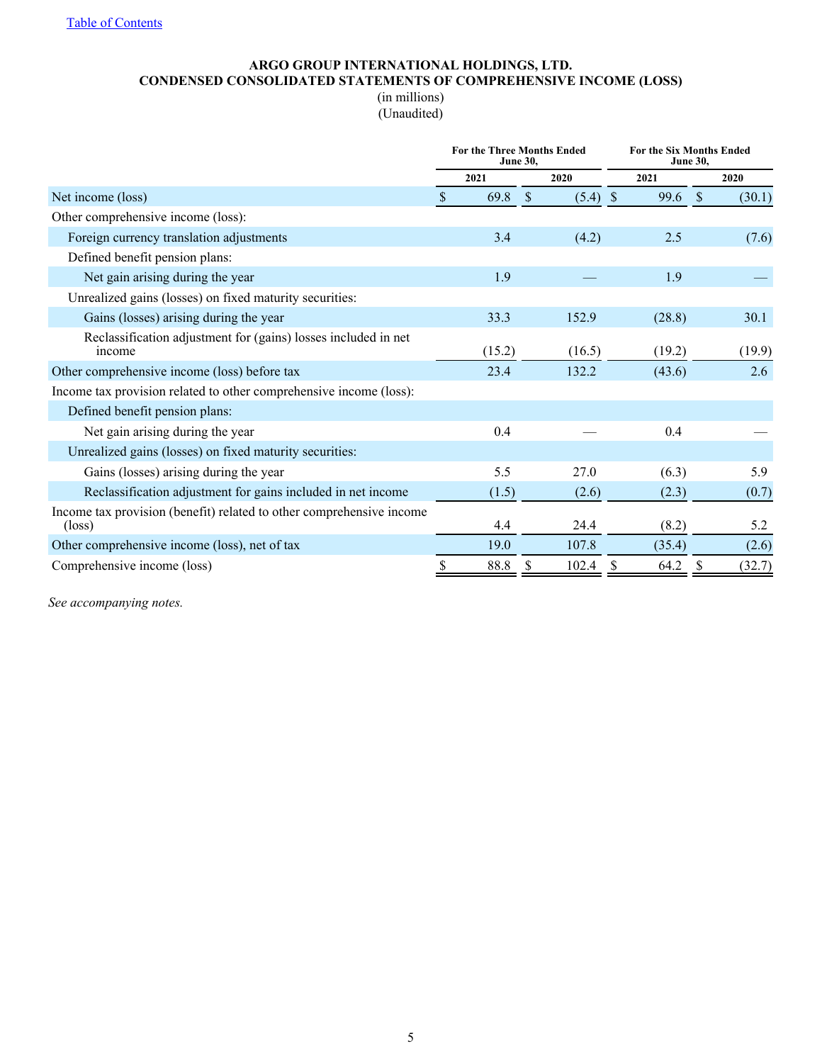[Table of Contents](#)

**ARGO GROUP INTERNATIONAL HOLDINGS, LTD.**
**CONDENSED CONSOLIDATED STATEMENTS OF COMPREHENSIVE INCOME (LOSS)**
(in millions)
(Unaudited)

| | For the Three Months Ended June 30, | | For the Six Months Ended June 30, | |
|---|---|---|---|---|
| | 2021 | 2020 | 2021 | 2020 |
| Net income (loss) | $ 69.8 | $ (5.4) | $ 99.6 | $ (30.1) |
| Other comprehensive income (loss): | | | | |
| Foreign currency translation adjustments | 3.4 | (4.2) | 2.5 | (7.6) |
| Defined benefit pension plans: | | | | |
| Net gain arising during the year | 1.9 | — | 1.9 | — |
| Unrealized gains (losses) on fixed maturity securities: | | | | |
| Gains (losses) arising during the year | 33.3 | 152.9 | (28.8) | 30.1 |
| Reclassification adjustment for (gains) losses included in net income | (15.2) | (16.5) | (19.2) | (19.9) |
| Other comprehensive income (loss) before tax | 23.4 | 132.2 | (43.6) | 2.6 |
| Income tax provision related to other comprehensive income (loss): | | | | |
| Defined benefit pension plans: | | | | |
| Net gain arising during the year | 0.4 | — | 0.4 | — |
| Unrealized gains (losses) on fixed maturity securities: | | | | |
| Gains (losses) arising during the year | 5.5 | 27.0 | (6.3) | 5.9 |
| Reclassification adjustment for gains included in net income | (1.5) | (2.6) | (2.3) | (0.7) |
| Income tax provision (benefit) related to other comprehensive income (loss) | 4.4 | 24.4 | (8.2) | 5.2 |
| Other comprehensive income (loss), net of tax | 19.0 | 107.8 | (35.4) | (2.6) |
| Comprehensive income (loss) | $ 88.8 | $ 102.4 | $ 64.2 | $ (32.7) |

*See accompanying notes.*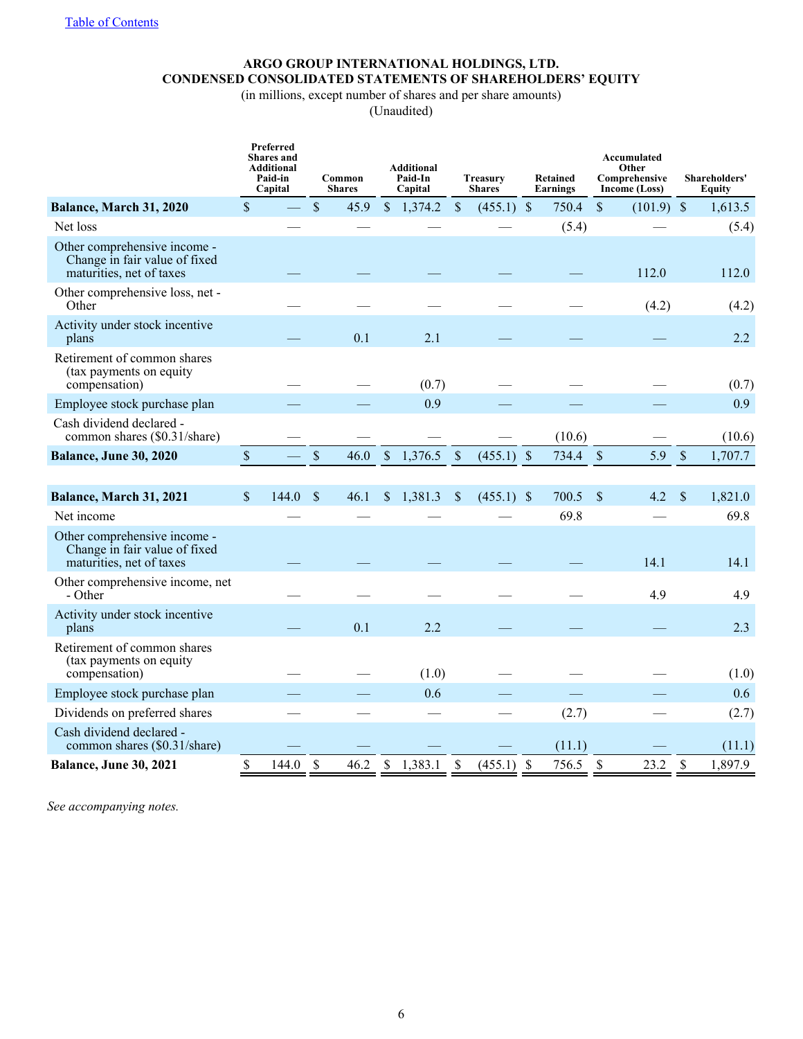[Table of Contents]

**ARGO GROUP INTERNATIONAL HOLDINGS, LTD.**
**CONDENSED CONSOLIDATED STATEMENTS OF SHAREHOLDERS' EQUITY**
(in millions, except number of shares and per share amounts)
(Unaudited)

| | Preferred Shares and Additional Paid-in Capital | Common Shares | Additional Paid-In Capital | Treasury Shares | Retained Earnings | Accumulated Other Comprehensive Income (Loss) | Shareholders' Equity |
|---|---|---|---|---|---|---|---|
| **Balance, March 31, 2020** | $ — | $ 45.9 | $ 1,374.2 | $ (455.1) | $ 750.4 | $ (101.9) | $ 1,613.5 |
| Net loss | — | — | — | — | (5.4) | — | (5.4) |
| Other comprehensive income - Change in fair value of fixed maturities, net of taxes | — | — | — | — | — | 112.0 | 112.0 |
| Other comprehensive loss, net - Other | — | — | — | — | — | (4.2) | (4.2) |
| Activity under stock incentive plans | — | 0.1 | 2.1 | — | — | — | 2.2 |
| Retirement of common shares (tax payments on equity compensation) | — | — | (0.7) | — | — | — | (0.7) |
| Employee stock purchase plan | — | — | 0.9 | — | — | — | 0.9 |
| Cash dividend declared - common shares ($0.31/share) | — | — | — | — | (10.6) | — | (10.6) |
| **Balance, June 30, 2020** | $ — | $ 46.0 | $ 1,376.5 | $ (455.1) | $ 734.4 | $ 5.9 | $ 1,707.7 |
| | | | | | | | |
| **Balance, March 31, 2021** | $ 144.0 | $ 46.1 | $ 1,381.3 | $ (455.1) | $ 700.5 | $ 4.2 | $ 1,821.0 |
| Net income | — | — | — | — | 69.8 | — | 69.8 |
| Other comprehensive income - Change in fair value of fixed maturities, net of taxes | — | — | — | — | — | 14.1 | 14.1 |
| Other comprehensive income, net - Other | — | — | — | — | — | 4.9 | 4.9 |
| Activity under stock incentive plans | — | 0.1 | 2.2 | — | — | — | 2.3 |
| Retirement of common shares (tax payments on equity compensation) | — | — | (1.0) | — | — | — | (1.0) |
| Employee stock purchase plan | — | — | 0.6 | — | — | — | 0.6 |
| Dividends on preferred shares | — | — | — | — | (2.7) | — | (2.7) |
| Cash dividend declared - common shares ($0.31/share) | — | — | — | — | (11.1) | — | (11.1) |
| **Balance, June 30, 2021** | $ 144.0 | $ 46.2 | $ 1,383.1 | $ (455.1) | $ 756.5 | $ 23.2 | $ 1,897.9 |

*See accompanying notes.*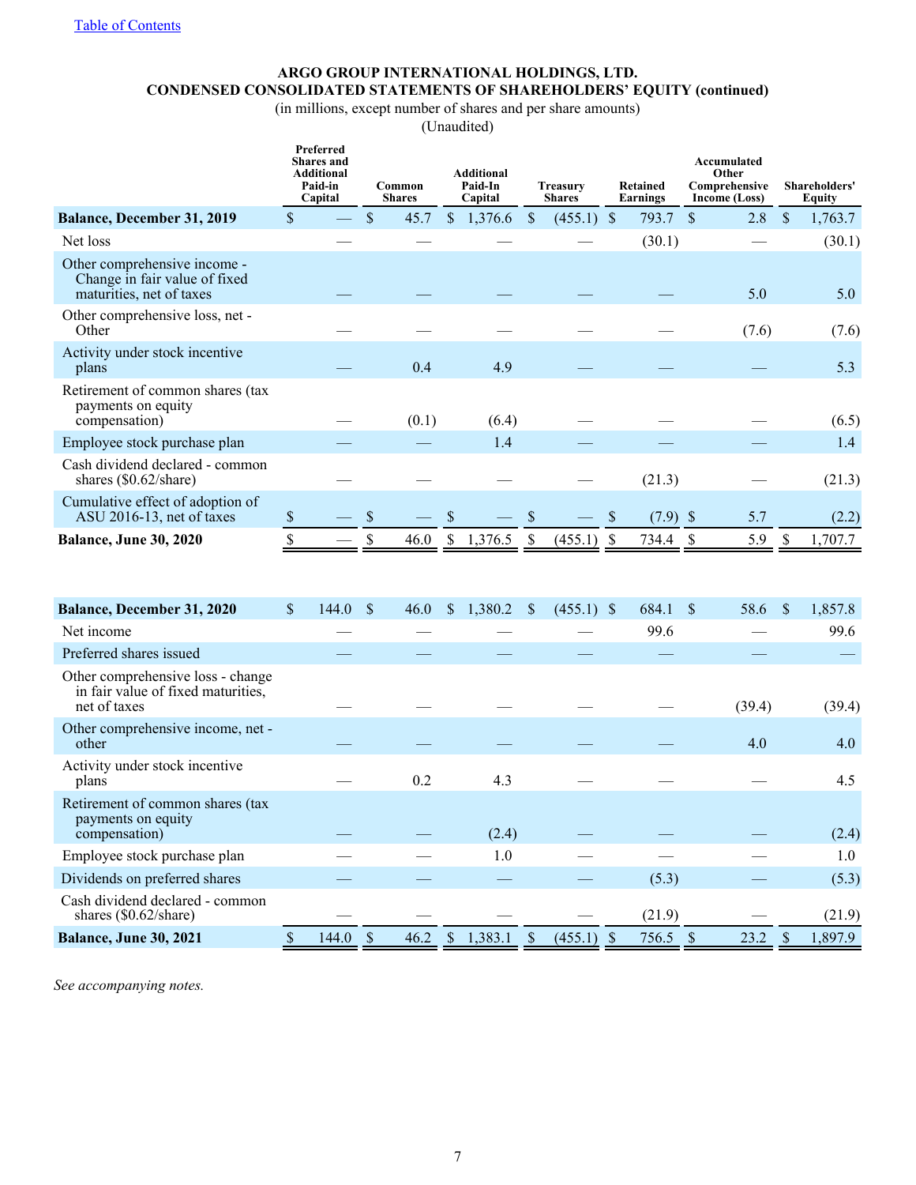[Table of Contents](#)

**ARGO GROUP INTERNATIONAL HOLDINGS, LTD.**
**CONDENSED CONSOLIDATED STATEMENTS OF SHAREHOLDERS' EQUITY (continued)**
(in millions, except number of shares and per share amounts)
(Unaudited)

| | Preferred Shares and Additional Paid-in Capital | Common Shares | Additional Paid-In Capital | Treasury Shares | Retained Earnings | Accumulated Other Comprehensive Income (Loss) | Shareholders' Equity |
|---|---|---|---|---|---|---|---|
| **Balance, December 31, 2019** | $ — | $ 45.7 | $ 1,376.6 | $ (455.1) | $ 793.7 | $ 2.8 | $ 1,763.7 |
| Net loss | — | — | — | — | (30.1) | — | (30.1) |
| Other comprehensive income - Change in fair value of fixed maturities, net of taxes | — | — | — | — | — | 5.0 | 5.0 |
| Other comprehensive loss, net - Other | — | — | — | — | — | (7.6) | (7.6) |
| Activity under stock incentive plans | — | 0.4 | 4.9 | — | — | — | 5.3 |
| Retirement of common shares (tax payments on equity compensation) | — | (0.1) | (6.4) | — | — | — | (6.5) |
| Employee stock purchase plan | — | — | 1.4 | — | — | — | 1.4 |
| Cash dividend declared - common shares ($0.62/share) | — | — | — | — | (21.3) | — | (21.3) |
| Cumulative effect of adoption of ASU 2016-13, net of taxes | $ — | $ — | $ — | $ — | $ (7.9) | $ 5.7 | (2.2) |
| **Balance, June 30, 2020** | $ — | $ 46.0 | $ 1,376.5 | $ (455.1) | $ 734.4 | $ 5.9 | $ 1,707.7 |
| | | | | | | | |
| **Balance, December 31, 2020** | $ 144.0 | $ 46.0 | $ 1,380.2 | $ (455.1) | $ 684.1 | $ 58.6 | $ 1,857.8 |
| Net income | — | — | — | — | 99.6 | — | 99.6 |
| Preferred shares issued | — | — | — | — | — | — | — |
| Other comprehensive loss - change in fair value of fixed maturities, net of taxes | — | — | — | — | — | (39.4) | (39.4) |
| Other comprehensive income, net - other | — | — | — | — | — | 4.0 | 4.0 |
| Activity under stock incentive plans | — | 0.2 | 4.3 | — | — | — | 4.5 |
| Retirement of common shares (tax payments on equity compensation) | — | — | (2.4) | — | — | — | (2.4) |
| Employee stock purchase plan | — | — | 1.0 | — | — | — | 1.0 |
| Dividends on preferred shares | — | — | — | — | (5.3) | — | (5.3) |
| Cash dividend declared - common shares ($0.62/share) | — | — | — | — | (21.9) | — | (21.9) |
| **Balance, June 30, 2021** | $ 144.0 | $ 46.2 | $ 1,383.1 | $ (455.1) | $ 756.5 | $ 23.2 | $ 1,897.9 |

*See accompanying notes.*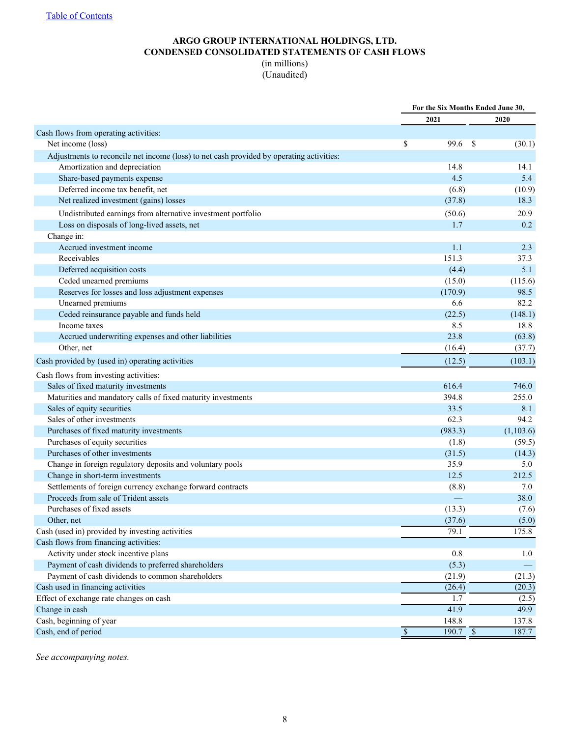**ARGO GROUP INTERNATIONAL HOLDINGS, LTD.**
**CONDENSED CONSOLIDATED STATEMENTS OF CASH FLOWS**
(in millions)
(Unaudited)

| | For the Six Months Ended June 30, | |
|---|---|---|
| | 2021 | 2020 |
| Cash flows from operating activities: | | |
| Net income (loss) | $ 99.6 | $ (30.1) |
| Adjustments to reconcile net income (loss) to net cash provided by operating activities: | | |
| Amortization and depreciation | 14.8 | 14.1 |
| Share-based payments expense | 4.5 | 5.4 |
| Deferred income tax benefit, net | (6.8) | (10.9) |
| Net realized investment (gains) losses | (37.8) | 18.3 |
| Undistributed earnings from alternative investment portfolio | (50.6) | 20.9 |
| Loss on disposals of long-lived assets, net | 1.7 | 0.2 |
| Change in: | | |
| Accrued investment income | 1.1 | 2.3 |
| Receivables | 151.3 | 37.3 |
| Deferred acquisition costs | (4.4) | 5.1 |
| Ceded unearned premiums | (15.0) | (115.6) |
| Reserves for losses and loss adjustment expenses | (170.9) | 98.5 |
| Unearned premiums | 6.6 | 82.2 |
| Ceded reinsurance payable and funds held | (22.5) | (148.1) |
| Income taxes | 8.5 | 18.8 |
| Accrued underwriting expenses and other liabilities | 23.8 | (63.8) |
| Other, net | (16.4) | (37.7) |
| Cash provided by (used in) operating activities | (12.5) | (103.1) |
| Cash flows from investing activities: | | |
| Sales of fixed maturity investments | 616.4 | 746.0 |
| Maturities and mandatory calls of fixed maturity investments | 394.8 | 255.0 |
| Sales of equity securities | 33.5 | 8.1 |
| Sales of other investments | 62.3 | 94.2 |
| Purchases of fixed maturity investments | (983.3) | (1,103.6) |
| Purchases of equity securities | (1.8) | (59.5) |
| Purchases of other investments | (31.5) | (14.3) |
| Change in foreign regulatory deposits and voluntary pools | 35.9 | 5.0 |
| Change in short-term investments | 12.5 | 212.5 |
| Settlements of foreign currency exchange forward contracts | (8.8) | 7.0 |
| Proceeds from sale of Trident assets | — | 38.0 |
| Purchases of fixed assets | (13.3) | (7.6) |
| Other, net | (37.6) | (5.0) |
| Cash (used in) provided by investing activities | 79.1 | 175.8 |
| Cash flows from financing activities: | | |
| Activity under stock incentive plans | 0.8 | 1.0 |
| Payment of cash dividends to preferred shareholders | (5.3) | — |
| Payment of cash dividends to common shareholders | (21.9) | (21.3) |
| Cash used in financing activities | (26.4) | (20.3) |
| Effect of exchange rate changes on cash | 1.7 | (2.5) |
| Change in cash | 41.9 | 49.9 |
| Cash, beginning of year | 148.8 | 137.8 |
| Cash, end of period | $ 190.7 | $ 187.7 |

*See accompanying notes.*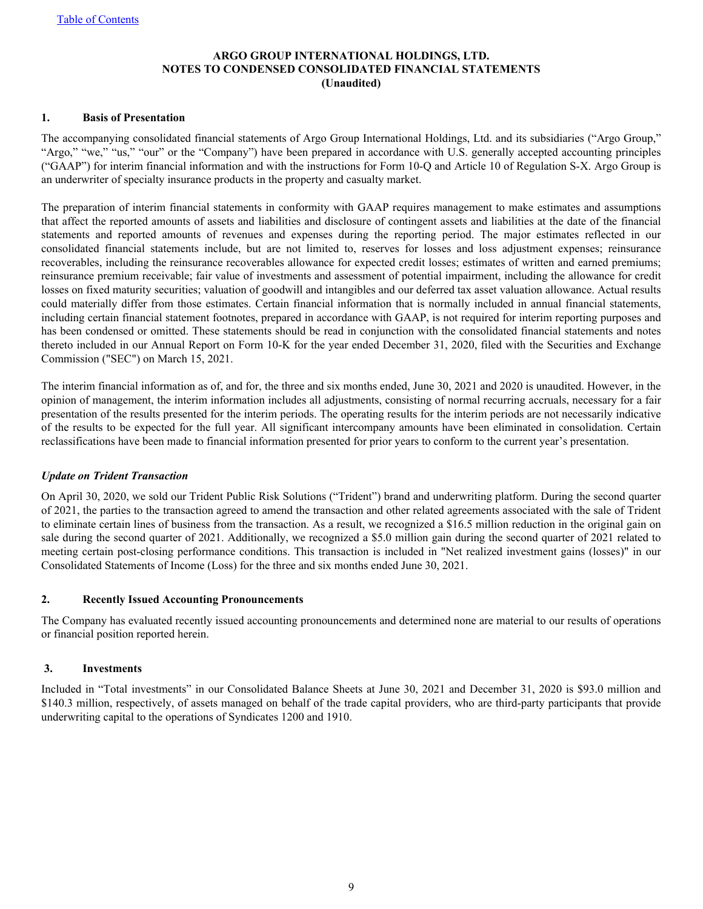**ARGO GROUP INTERNATIONAL HOLDINGS, LTD.**
**NOTES TO CONDENSED CONSOLIDATED FINANCIAL STATEMENTS**
**(Unaudited)**

## 1. Basis of Presentation

The accompanying consolidated financial statements of Argo Group International Holdings, Ltd. and its subsidiaries ("Argo Group," "Argo," "we," "us," "our" or the "Company") have been prepared in accordance with U.S. generally accepted accounting principles ("GAAP") for interim financial information and with the instructions for Form 10-Q and Article 10 of Regulation S-X. Argo Group is an underwriter of specialty insurance products in the property and casualty market.

The preparation of interim financial statements in conformity with GAAP requires management to make estimates and assumptions that affect the reported amounts of assets and liabilities and disclosure of contingent assets and liabilities at the date of the financial statements and reported amounts of revenues and expenses during the reporting period. The major estimates reflected in our consolidated financial statements include, but are not limited to, reserves for losses and loss adjustment expenses; reinsurance recoverables, including the reinsurance recoverables allowance for expected credit losses; estimates of written and earned premiums; reinsurance premium receivable; fair value of investments and assessment of potential impairment, including the allowance for credit losses on fixed maturity securities; valuation of goodwill and intangibles and our deferred tax asset valuation allowance. Actual results could materially differ from those estimates. Certain financial information that is normally included in annual financial statements, including certain financial statement footnotes, prepared in accordance with GAAP, is not required for interim reporting purposes and has been condensed or omitted. These statements should be read in conjunction with the consolidated financial statements and notes thereto included in our Annual Report on Form 10-K for the year ended December 31, 2020, filed with the Securities and Exchange Commission ("SEC") on March 15, 2021.

The interim financial information as of, and for, the three and six months ended, June 30, 2021 and 2020 is unaudited. However, in the opinion of management, the interim information includes all adjustments, consisting of normal recurring accruals, necessary for a fair presentation of the results presented for the interim periods. The operating results for the interim periods are not necessarily indicative of the results to be expected for the full year. All significant intercompany amounts have been eliminated in consolidation. Certain reclassifications have been made to financial information presented for prior years to conform to the current year's presentation.

### *Update on Trident Transaction*

On April 30, 2020, we sold our Trident Public Risk Solutions ("Trident") brand and underwriting platform. During the second quarter of 2021, the parties to the transaction agreed to amend the transaction and other related agreements associated with the sale of Trident to eliminate certain lines of business from the transaction. As a result, we recognized a $16.5 million reduction in the original gain on sale during the second quarter of 2021. Additionally, we recognized a $5.0 million gain during the second quarter of 2021 related to meeting certain post-closing performance conditions. This transaction is included in "Net realized investment gains (losses)" in our Consolidated Statements of Income (Loss) for the three and six months ended June 30, 2021.

## 2. Recently Issued Accounting Pronouncements

The Company has evaluated recently issued accounting pronouncements and determined none are material to our results of operations or financial position reported herein.

## 3. Investments

Included in "Total investments" in our Consolidated Balance Sheets at June 30, 2021 and December 31, 2020 is $93.0 million and $140.3 million, respectively, of assets managed on behalf of the trade capital providers, who are third-party participants that provide underwriting capital to the operations of Syndicates 1200 and 1910.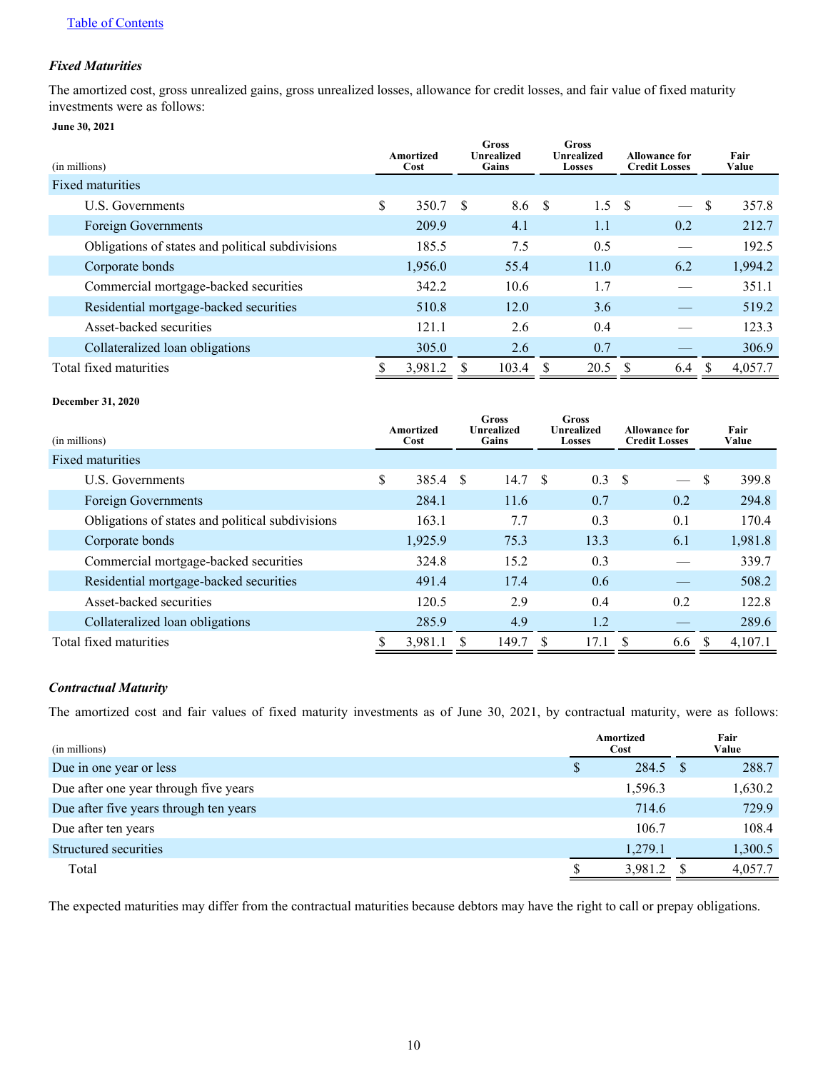[Table of Contents](#)

### *Fixed Maturities*

The amortized cost, gross unrealized gains, gross unrealized losses, allowance for credit losses, and fair value of fixed maturity investments were as follows:

**June 30, 2021**

| (in millions) | Amortized Cost | Gross Unrealized Gains | Gross Unrealized Losses | Allowance for Credit Losses | Fair Value |
|---|---|---|---|---|---|
| Fixed maturities | | | | | |
| U.S. Governments | $ 350.7 | $ 8.6 | $ 1.5 | $ — | $ 357.8 |
| Foreign Governments | 209.9 | 4.1 | 1.1 | 0.2 | 212.7 |
| Obligations of states and political subdivisions | 185.5 | 7.5 | 0.5 | — | 192.5 |
| Corporate bonds | 1,956.0 | 55.4 | 11.0 | 6.2 | 1,994.2 |
| Commercial mortgage-backed securities | 342.2 | 10.6 | 1.7 | — | 351.1 |
| Residential mortgage-backed securities | 510.8 | 12.0 | 3.6 | — | 519.2 |
| Asset-backed securities | 121.1 | 2.6 | 0.4 | — | 123.3 |
| Collateralized loan obligations | 305.0 | 2.6 | 0.7 | — | 306.9 |
| Total fixed maturities | $ 3,981.2 | $ 103.4 | $ 20.5 | $ 6.4 | $ 4,057.7 |

**December 31, 2020**

| (in millions) | Amortized Cost | Gross Unrealized Gains | Gross Unrealized Losses | Allowance for Credit Losses | Fair Value |
|---|---|---|---|---|---|
| Fixed maturities | | | | | |
| U.S. Governments | $ 385.4 | $ 14.7 | $ 0.3 | $ — | $ 399.8 |
| Foreign Governments | 284.1 | 11.6 | 0.7 | 0.2 | 294.8 |
| Obligations of states and political subdivisions | 163.1 | 7.7 | 0.3 | 0.1 | 170.4 |
| Corporate bonds | 1,925.9 | 75.3 | 13.3 | 6.1 | 1,981.8 |
| Commercial mortgage-backed securities | 324.8 | 15.2 | 0.3 | — | 339.7 |
| Residential mortgage-backed securities | 491.4 | 17.4 | 0.6 | — | 508.2 |
| Asset-backed securities | 120.5 | 2.9 | 0.4 | 0.2 | 122.8 |
| Collateralized loan obligations | 285.9 | 4.9 | 1.2 | — | 289.6 |
| Total fixed maturities | $ 3,981.1 | $ 149.7 | $ 17.1 | $ 6.6 | $ 4,107.1 |

### *Contractual Maturity*

The amortized cost and fair values of fixed maturity investments as of June 30, 2021, by contractual maturity, were as follows:

| (in millions) | Amortized Cost | Fair Value |
|---|---|---|
| Due in one year or less | $ 284.5 | $ 288.7 |
| Due after one year through five years | 1,596.3 | 1,630.2 |
| Due after five years through ten years | 714.6 | 729.9 |
| Due after ten years | 106.7 | 108.4 |
| Structured securities | 1,279.1 | 1,300.5 |
| Total | $ 3,981.2 | $ 4,057.7 |

The expected maturities may differ from the contractual maturities because debtors may have the right to call or prepay obligations.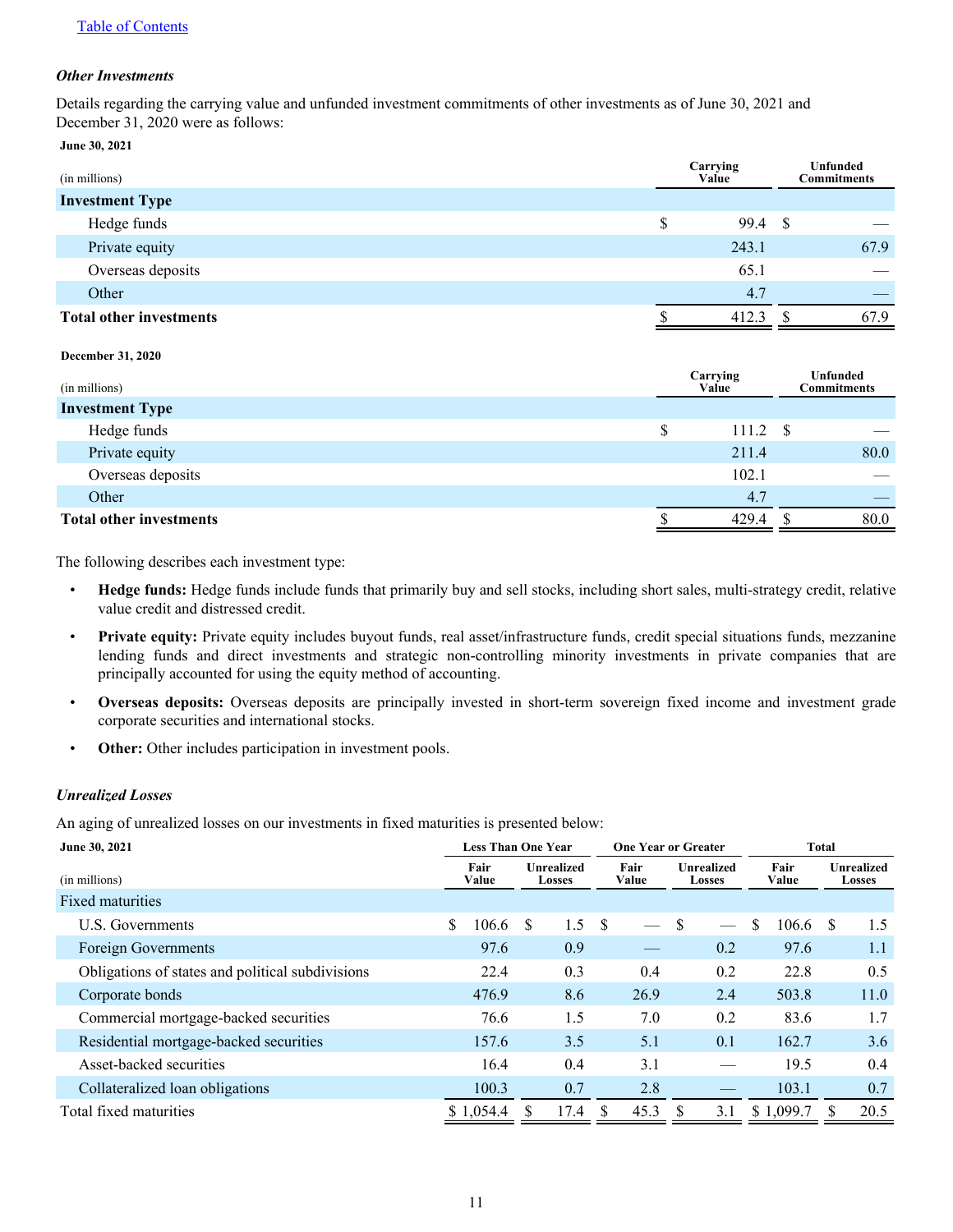[Table of Contents](#)

***Other Investments***

Details regarding the carrying value and unfunded investment commitments of other investments as of June 30, 2021 and December 31, 2020 were as follows:

**June 30, 2021**

| (in millions) | Carrying Value | Unfunded Commitments |
|---|---|---|
| **Investment Type** | | |
| Hedge funds | $ 99.4 | $ — |
| Private equity | 243.1 | 67.9 |
| Overseas deposits | 65.1 | — |
| Other | 4.7 | — |
| **Total other investments** | $ 412.3 | $ 67.9 |

**December 31, 2020**

| (in millions) | Carrying Value | Unfunded Commitments |
|---|---|---|
| **Investment Type** | | |
| Hedge funds | $ 111.2 | $ — |
| Private equity | 211.4 | 80.0 |
| Overseas deposits | 102.1 | — |
| Other | 4.7 | — |
| **Total other investments** | $ 429.4 | $ 80.0 |

The following describes each investment type:

- **Hedge funds:** Hedge funds include funds that primarily buy and sell stocks, including short sales, multi-strategy credit, relative value credit and distressed credit.
- **Private equity:** Private equity includes buyout funds, real asset/infrastructure funds, credit special situations funds, mezzanine lending funds and direct investments and strategic non-controlling minority investments in private companies that are principally accounted for using the equity method of accounting.
- **Overseas deposits:** Overseas deposits are principally invested in short-term sovereign fixed income and investment grade corporate securities and international stocks.
- **Other:** Other includes participation in investment pools.

***Unrealized Losses***

An aging of unrealized losses on our investments in fixed maturities is presented below:

| **June 30, 2021** | Less Than One Year | | One Year or Greater | | Total | |
|---|---|---|---|---|---|---|
| (in millions) | Fair Value | Unrealized Losses | Fair Value | Unrealized Losses | Fair Value | Unrealized Losses |
| Fixed maturities | | | | | | |
| U.S. Governments | $ 106.6 | $ 1.5 | $ — | $ — | $ 106.6 | $ 1.5 |
| Foreign Governments | 97.6 | 0.9 | — | 0.2 | 97.6 | 1.1 |
| Obligations of states and political subdivisions | 22.4 | 0.3 | 0.4 | 0.2 | 22.8 | 0.5 |
| Corporate bonds | 476.9 | 8.6 | 26.9 | 2.4 | 503.8 | 11.0 |
| Commercial mortgage-backed securities | 76.6 | 1.5 | 7.0 | 0.2 | 83.6 | 1.7 |
| Residential mortgage-backed securities | 157.6 | 3.5 | 5.1 | 0.1 | 162.7 | 3.6 |
| Asset-backed securities | 16.4 | 0.4 | 3.1 | — | 19.5 | 0.4 |
| Collateralized loan obligations | 100.3 | 0.7 | 2.8 | — | 103.1 | 0.7 |
| Total fixed maturities | $ 1,054.4 | $ 17.4 | $ 45.3 | $ 3.1 | $ 1,099.7 | $ 20.5 |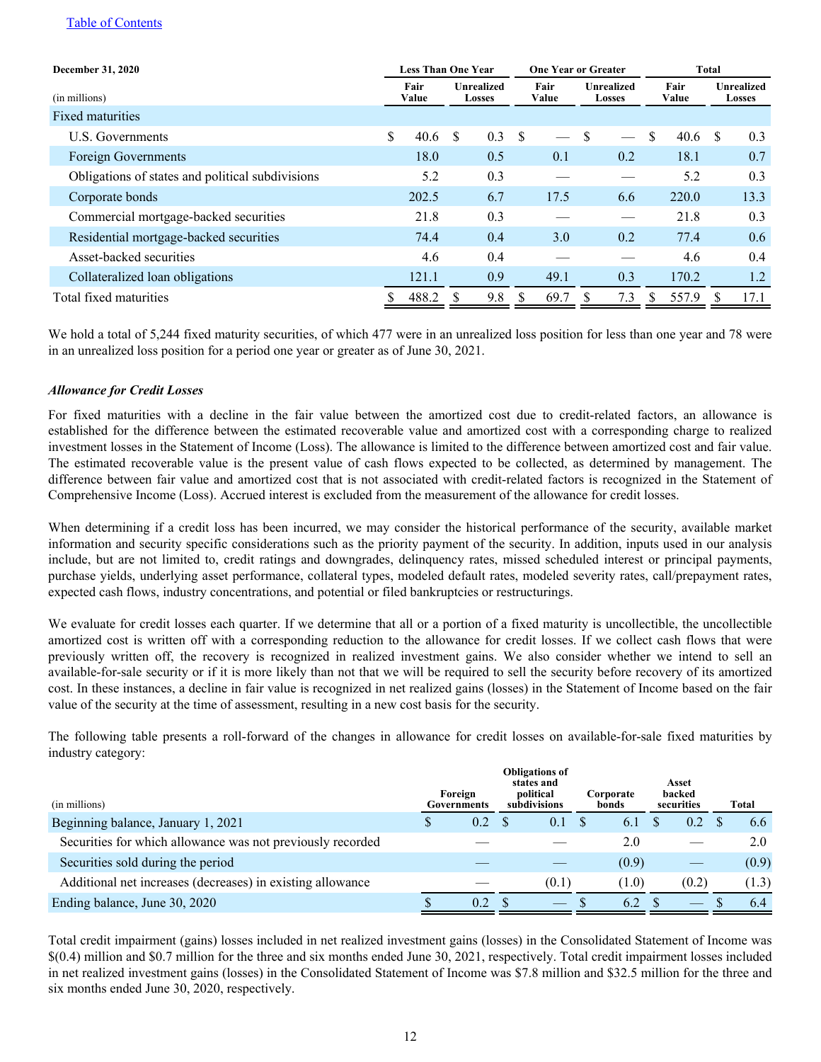| December 31, 2020 | Less Than One Year | | One Year or Greater | | Total | |
|---|---|---|---|---|---|---|
| (in millions) | Fair Value | Unrealized Losses | Fair Value | Unrealized Losses | Fair Value | Unrealized Losses |
| Fixed maturities | | | | | | |
| U.S. Governments | $ 40.6 | $ 0.3 | $ — | $ — | $ 40.6 | $ 0.3 |
| Foreign Governments | 18.0 | 0.5 | 0.1 | 0.2 | 18.1 | 0.7 |
| Obligations of states and political subdivisions | 5.2 | 0.3 | — | — | 5.2 | 0.3 |
| Corporate bonds | 202.5 | 6.7 | 17.5 | 6.6 | 220.0 | 13.3 |
| Commercial mortgage-backed securities | 21.8 | 0.3 | — | — | 21.8 | 0.3 |
| Residential mortgage-backed securities | 74.4 | 0.4 | 3.0 | 0.2 | 77.4 | 0.6 |
| Asset-backed securities | 4.6 | 0.4 | — | — | 4.6 | 0.4 |
| Collateralized loan obligations | 121.1 | 0.9 | 49.1 | 0.3 | 170.2 | 1.2 |
| Total fixed maturities | $ 488.2 | $ 9.8 | $ 69.7 | $ 7.3 | $ 557.9 | $ 17.1 |

We hold a total of 5,244 fixed maturity securities, of which 477 were in an unrealized loss position for less than one year and 78 were in an unrealized loss position for a period one year or greater as of June 30, 2021.

***Allowance for Credit Losses***

For fixed maturities with a decline in the fair value between the amortized cost due to credit-related factors, an allowance is established for the difference between the estimated recoverable value and amortized cost with a corresponding charge to realized investment losses in the Statement of Income (Loss). The allowance is limited to the difference between amortized cost and fair value. The estimated recoverable value is the present value of cash flows expected to be collected, as determined by management. The difference between fair value and amortized cost that is not associated with credit-related factors is recognized in the Statement of Comprehensive Income (Loss). Accrued interest is excluded from the measurement of the allowance for credit losses.

When determining if a credit loss has been incurred, we may consider the historical performance of the security, available market information and security specific considerations such as the priority payment of the security. In addition, inputs used in our analysis include, but are not limited to, credit ratings and downgrades, delinquency rates, missed scheduled interest or principal payments, purchase yields, underlying asset performance, collateral types, modeled default rates, modeled severity rates, call/prepayment rates, expected cash flows, industry concentrations, and potential or filed bankruptcies or restructurings.

We evaluate for credit losses each quarter. If we determine that all or a portion of a fixed maturity is uncollectible, the uncollectible amortized cost is written off with a corresponding reduction to the allowance for credit losses. If we collect cash flows that were previously written off, the recovery is recognized in realized investment gains. We also consider whether we intend to sell an available-for-sale security or if it is more likely than not that we will be required to sell the security before recovery of its amortized cost. In these instances, a decline in fair value is recognized in net realized gains (losses) in the Statement of Income based on the fair value of the security at the time of assessment, resulting in a new cost basis for the security.

The following table presents a roll-forward of the changes in allowance for credit losses on available-for-sale fixed maturities by industry category:

| (in millions) | Foreign Governments | Obligations of states and political subdivisions | Corporate bonds | Asset backed securities | Total |
|---|---|---|---|---|---|
| Beginning balance, January 1, 2021 | $ 0.2 | $ 0.1 | $ 6.1 | $ 0.2 | $ 6.6 |
| Securities for which allowance was not previously recorded | — | — | 2.0 | — | 2.0 |
| Securities sold during the period | — | — | (0.9) | — | (0.9) |
| Additional net increases (decreases) in existing allowance | — | (0.1) | (1.0) | (0.2) | (1.3) |
| Ending balance, June 30, 2020 | $ 0.2 | $ — | $ 6.2 | $ — | $ 6.4 |

Total credit impairment (gains) losses included in net realized investment gains (losses) in the Consolidated Statement of Income was $(0.4) million and $0.7 million for the three and six months ended June 30, 2021, respectively. Total credit impairment losses included in net realized investment gains (losses) in the Consolidated Statement of Income was $7.8 million and $32.5 million for the three and six months ended June 30, 2020, respectively.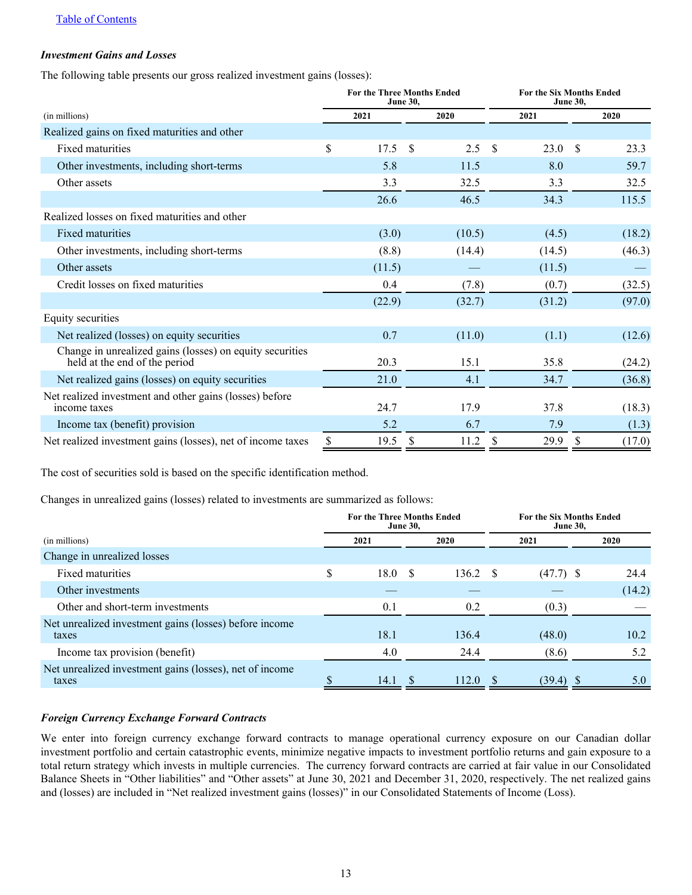[Table of Contents](#)

### *Investment Gains and Losses*

The following table presents our gross realized investment gains (losses):

| (in millions) | For the Three Months Ended June 30, 2021 | For the Three Months Ended June 30, 2020 | For the Six Months Ended June 30, 2021 | For the Six Months Ended June 30, 2020 |
|---|---|---|---|---|
| Realized gains on fixed maturities and other | | | | |
| Fixed maturities | $ 17.5 | $ 2.5 | $ 23.0 | $ 23.3 |
| Other investments, including short-terms | 5.8 | 11.5 | 8.0 | 59.7 |
| Other assets | 3.3 | 32.5 | 3.3 | 32.5 |
| | 26.6 | 46.5 | 34.3 | 115.5 |
| Realized losses on fixed maturities and other | | | | |
| Fixed maturities | (3.0) | (10.5) | (4.5) | (18.2) |
| Other investments, including short-terms | (8.8) | (14.4) | (14.5) | (46.3) |
| Other assets | (11.5) | — | (11.5) | — |
| Credit losses on fixed maturities | 0.4 | (7.8) | (0.7) | (32.5) |
| | (22.9) | (32.7) | (31.2) | (97.0) |
| Equity securities | | | | |
| Net realized (losses) on equity securities | 0.7 | (11.0) | (1.1) | (12.6) |
| Change in unrealized gains (losses) on equity securities held at the end of the period | 20.3 | 15.1 | 35.8 | (24.2) |
| Net realized gains (losses) on equity securities | 21.0 | 4.1 | 34.7 | (36.8) |
| Net realized investment and other gains (losses) before income taxes | 24.7 | 17.9 | 37.8 | (18.3) |
| Income tax (benefit) provision | 5.2 | 6.7 | 7.9 | (1.3) |
| Net realized investment gains (losses), net of income taxes | $ 19.5 | $ 11.2 | $ 29.9 | $ (17.0) |

The cost of securities sold is based on the specific identification method.

Changes in unrealized gains (losses) related to investments are summarized as follows:

| (in millions) | For the Three Months Ended June 30, 2021 | For the Three Months Ended June 30, 2020 | For the Six Months Ended June 30, 2021 | For the Six Months Ended June 30, 2020 |
|---|---|---|---|---|
| Change in unrealized losses | | | | |
| Fixed maturities | $ 18.0 | $ 136.2 | $ (47.7) | $ 24.4 |
| Other investments | — | — | — | (14.2) |
| Other and short-term investments | 0.1 | 0.2 | (0.3) | — |
| Net unrealized investment gains (losses) before income taxes | 18.1 | 136.4 | (48.0) | 10.2 |
| Income tax provision (benefit) | 4.0 | 24.4 | (8.6) | 5.2 |
| Net unrealized investment gains (losses), net of income taxes | $ 14.1 | $ 112.0 | $ (39.4) | $ 5.0 |

### *Foreign Currency Exchange Forward Contracts*

We enter into foreign currency exchange forward contracts to manage operational currency exposure on our Canadian dollar investment portfolio and certain catastrophic events, minimize negative impacts to investment portfolio returns and gain exposure to a total return strategy which invests in multiple currencies. The currency forward contracts are carried at fair value in our Consolidated Balance Sheets in "Other liabilities" and "Other assets" at June 30, 2021 and December 31, 2020, respectively. The net realized gains and (losses) are included in "Net realized investment gains (losses)" in our Consolidated Statements of Income (Loss).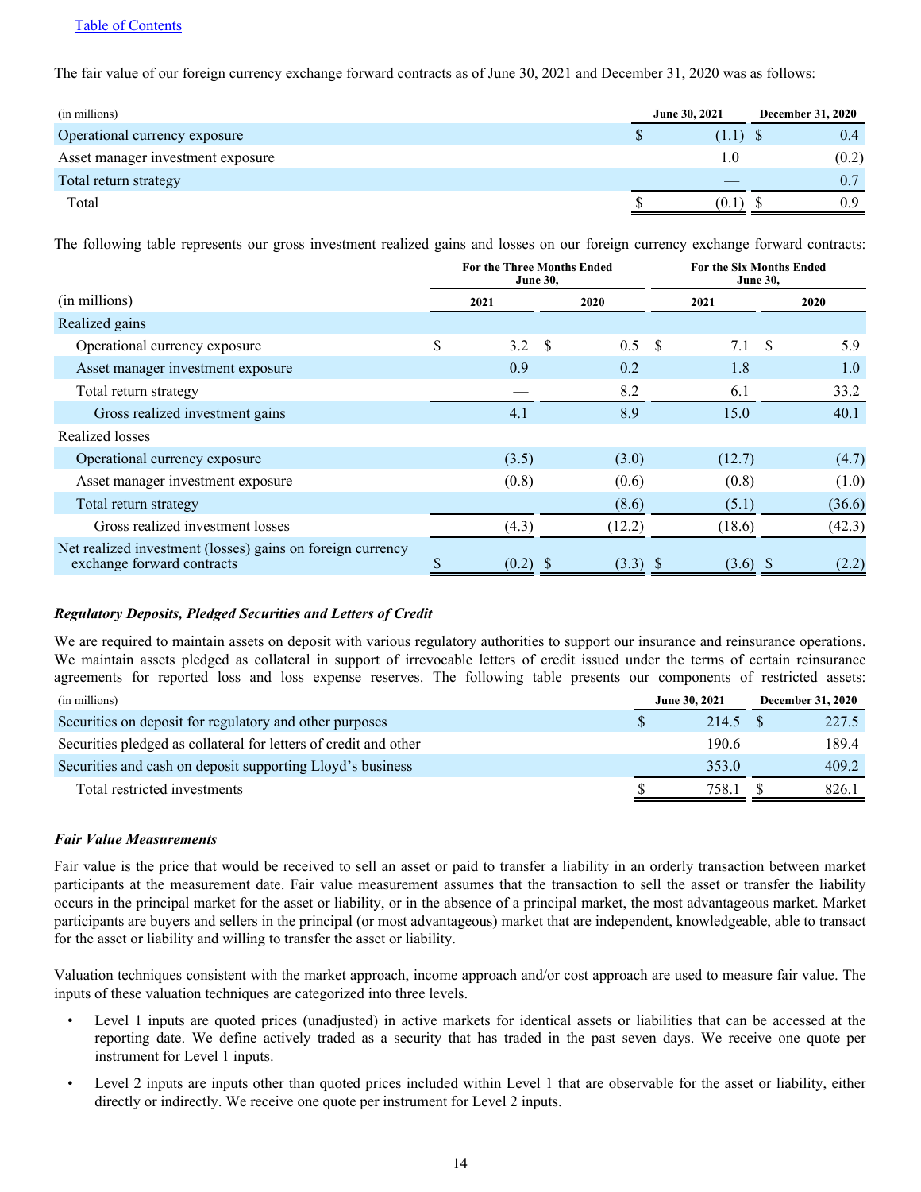[Table of Contents](#)

The fair value of our foreign currency exchange forward contracts as of June 30, 2021 and December 31, 2020 was as follows:

| (in millions) | June 30, 2021 | December 31, 2020 |
|---|---|---|
| Operational currency exposure | $ (1.1) | $ 0.4 |
| Asset manager investment exposure | 1.0 | (0.2) |
| Total return strategy | — | 0.7 |
| Total | $ (0.1) | $ 0.9 |

The following table represents our gross investment realized gains and losses on our foreign currency exchange forward contracts:

| | For the Three Months Ended June 30, | | For the Six Months Ended June 30, | |
|---|---|---|---|---|
| (in millions) | 2021 | 2020 | 2021 | 2020 |
| Realized gains | | | | |
| Operational currency exposure | $ 3.2 | $ 0.5 | $ 7.1 | $ 5.9 |
| Asset manager investment exposure | 0.9 | 0.2 | 1.8 | 1.0 |
| Total return strategy | — | 8.2 | 6.1 | 33.2 |
| Gross realized investment gains | 4.1 | 8.9 | 15.0 | 40.1 |
| Realized losses | | | | |
| Operational currency exposure | (3.5) | (3.0) | (12.7) | (4.7) |
| Asset manager investment exposure | (0.8) | (0.6) | (0.8) | (1.0) |
| Total return strategy | — | (8.6) | (5.1) | (36.6) |
| Gross realized investment losses | (4.3) | (12.2) | (18.6) | (42.3) |
| Net realized investment (losses) gains on foreign currency exchange forward contracts | $ (0.2) | $ (3.3) | $ (3.6) | $ (2.2) |

***Regulatory Deposits, Pledged Securities and Letters of Credit***

We are required to maintain assets on deposit with various regulatory authorities to support our insurance and reinsurance operations. We maintain assets pledged as collateral in support of irrevocable letters of credit issued under the terms of certain reinsurance agreements for reported loss and loss expense reserves. The following table presents our components of restricted assets:

| (in millions) | June 30, 2021 | December 31, 2020 |
|---|---|---|
| Securities on deposit for regulatory and other purposes | $ 214.5 | $ 227.5 |
| Securities pledged as collateral for letters of credit and other | 190.6 | 189.4 |
| Securities and cash on deposit supporting Lloyd's business | 353.0 | 409.2 |
| Total restricted investments | $ 758.1 | $ 826.1 |

***Fair Value Measurements***

Fair value is the price that would be received to sell an asset or paid to transfer a liability in an orderly transaction between market participants at the measurement date. Fair value measurement assumes that the transaction to sell the asset or transfer the liability occurs in the principal market for the asset or liability, or in the absence of a principal market, the most advantageous market. Market participants are buyers and sellers in the principal (or most advantageous) market that are independent, knowledgeable, able to transact for the asset or liability and willing to transfer the asset or liability.

Valuation techniques consistent with the market approach, income approach and/or cost approach are used to measure fair value. The inputs of these valuation techniques are categorized into three levels.

- Level 1 inputs are quoted prices (unadjusted) in active markets for identical assets or liabilities that can be accessed at the reporting date. We define actively traded as a security that has traded in the past seven days. We receive one quote per instrument for Level 1 inputs.
- Level 2 inputs are inputs other than quoted prices included within Level 1 that are observable for the asset or liability, either directly or indirectly. We receive one quote per instrument for Level 2 inputs.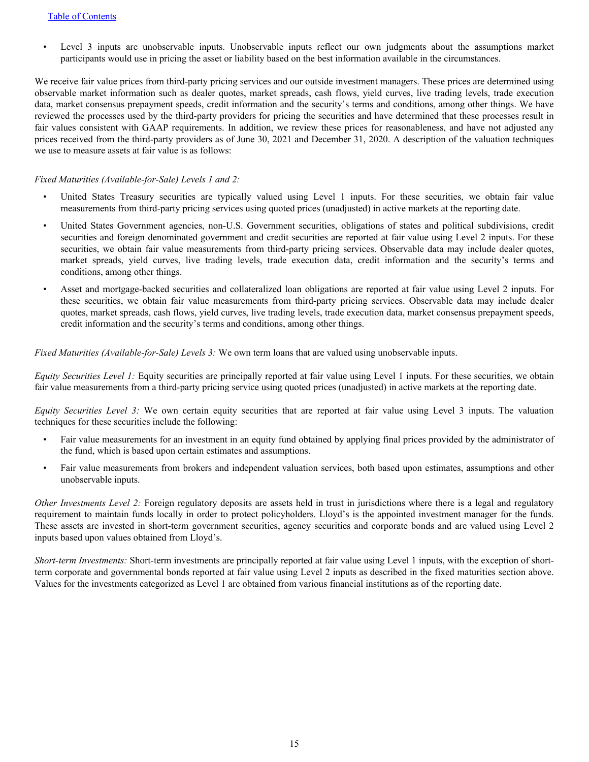- Level 3 inputs are unobservable inputs. Unobservable inputs reflect our own judgments about the assumptions market participants would use in pricing the asset or liability based on the best information available in the circumstances.

We receive fair value prices from third-party pricing services and our outside investment managers. These prices are determined using observable market information such as dealer quotes, market spreads, cash flows, yield curves, live trading levels, trade execution data, market consensus prepayment speeds, credit information and the security's terms and conditions, among other things. We have reviewed the processes used by the third-party providers for pricing the securities and have determined that these processes result in fair values consistent with GAAP requirements. In addition, we review these prices for reasonableness, and have not adjusted any prices received from the third-party providers as of June 30, 2021 and December 31, 2020. A description of the valuation techniques we use to measure assets at fair value is as follows:

*Fixed Maturities (Available-for-Sale) Levels 1 and 2:*

- United States Treasury securities are typically valued using Level 1 inputs. For these securities, we obtain fair value measurements from third-party pricing services using quoted prices (unadjusted) in active markets at the reporting date.
- United States Government agencies, non-U.S. Government securities, obligations of states and political subdivisions, credit securities and foreign denominated government and credit securities are reported at fair value using Level 2 inputs. For these securities, we obtain fair value measurements from third-party pricing services. Observable data may include dealer quotes, market spreads, yield curves, live trading levels, trade execution data, credit information and the security's terms and conditions, among other things.
- Asset and mortgage-backed securities and collateralized loan obligations are reported at fair value using Level 2 inputs. For these securities, we obtain fair value measurements from third-party pricing services. Observable data may include dealer quotes, market spreads, cash flows, yield curves, live trading levels, trade execution data, market consensus prepayment speeds, credit information and the security's terms and conditions, among other things.

*Fixed Maturities (Available-for-Sale) Levels 3:* We own term loans that are valued using unobservable inputs.

*Equity Securities Level 1:* Equity securities are principally reported at fair value using Level 1 inputs. For these securities, we obtain fair value measurements from a third-party pricing service using quoted prices (unadjusted) in active markets at the reporting date.

*Equity Securities Level 3:* We own certain equity securities that are reported at fair value using Level 3 inputs. The valuation techniques for these securities include the following:

- Fair value measurements for an investment in an equity fund obtained by applying final prices provided by the administrator of the fund, which is based upon certain estimates and assumptions.
- Fair value measurements from brokers and independent valuation services, both based upon estimates, assumptions and other unobservable inputs.

*Other Investments Level 2:* Foreign regulatory deposits are assets held in trust in jurisdictions where there is a legal and regulatory requirement to maintain funds locally in order to protect policyholders. Lloyd's is the appointed investment manager for the funds. These assets are invested in short-term government securities, agency securities and corporate bonds and are valued using Level 2 inputs based upon values obtained from Lloyd's.

*Short-term Investments:* Short-term investments are principally reported at fair value using Level 1 inputs, with the exception of short-term corporate and governmental bonds reported at fair value using Level 2 inputs as described in the fixed maturities section above. Values for the investments categorized as Level 1 are obtained from various financial institutions as of the reporting date.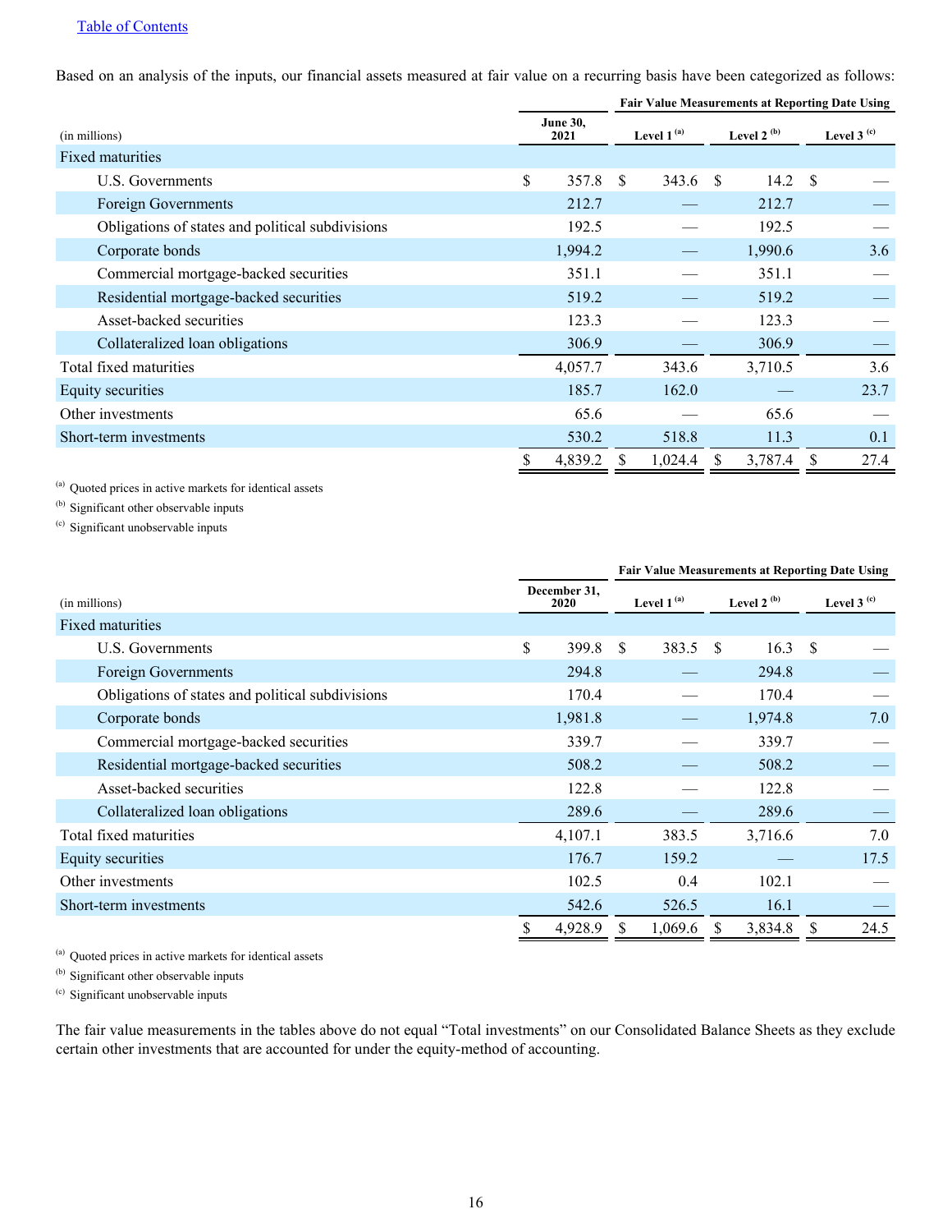[Table of Contents](#)

Based on an analysis of the inputs, our financial assets measured at fair value on a recurring basis have been categorized as follows:

| | | Fair Value Measurements at Reporting Date Using | | |
|---|---|---|---|---|
| (in millions) | June 30, 2021 | Level 1 [(a)] | Level 2 [(b)] | Level 3 [(c)] |
| Fixed maturities | | | | |
| U.S. Governments | $ 357.8 | $ 343.6 | $ 14.2 | $ — |
| Foreign Governments | 212.7 | — | 212.7 | — |
| Obligations of states and political subdivisions | 192.5 | — | 192.5 | — |
| Corporate bonds | 1,994.2 | — | 1,990.6 | 3.6 |
| Commercial mortgage-backed securities | 351.1 | — | 351.1 | — |
| Residential mortgage-backed securities | 519.2 | — | 519.2 | — |
| Asset-backed securities | 123.3 | — | 123.3 | — |
| Collateralized loan obligations | 306.9 | — | 306.9 | — |
| Total fixed maturities | 4,057.7 | 343.6 | 3,710.5 | 3.6 |
| Equity securities | 185.7 | 162.0 | — | 23.7 |
| Other investments | 65.6 | — | 65.6 | — |
| Short-term investments | 530.2 | 518.8 | 11.3 | 0.1 |
| | $ 4,839.2 | $ 1,024.4 | $ 3,787.4 | $ 27.4 |

[(a)] Quoted prices in active markets for identical assets

[(b)] Significant other observable inputs

[(c)] Significant unobservable inputs

| | | Fair Value Measurements at Reporting Date Using | | |
|---|---|---|---|---|
| (in millions) | December 31, 2020 | Level 1 [(a)] | Level 2 [(b)] | Level 3 [(c)] |
| Fixed maturities | | | | |
| U.S. Governments | $ 399.8 | $ 383.5 | $ 16.3 | $ — |
| Foreign Governments | 294.8 | — | 294.8 | — |
| Obligations of states and political subdivisions | 170.4 | — | 170.4 | — |
| Corporate bonds | 1,981.8 | — | 1,974.8 | 7.0 |
| Commercial mortgage-backed securities | 339.7 | — | 339.7 | — |
| Residential mortgage-backed securities | 508.2 | — | 508.2 | — |
| Asset-backed securities | 122.8 | — | 122.8 | — |
| Collateralized loan obligations | 289.6 | — | 289.6 | — |
| Total fixed maturities | 4,107.1 | 383.5 | 3,716.6 | 7.0 |
| Equity securities | 176.7 | 159.2 | — | 17.5 |
| Other investments | 102.5 | 0.4 | 102.1 | — |
| Short-term investments | 542.6 | 526.5 | 16.1 | — |
| | $ 4,928.9 | $ 1,069.6 | $ 3,834.8 | $ 24.5 |

[(a)] Quoted prices in active markets for identical assets

[(b)] Significant other observable inputs

[(c)] Significant unobservable inputs

The fair value measurements in the tables above do not equal "Total investments" on our Consolidated Balance Sheets as they exclude certain other investments that are accounted for under the equity-method of accounting.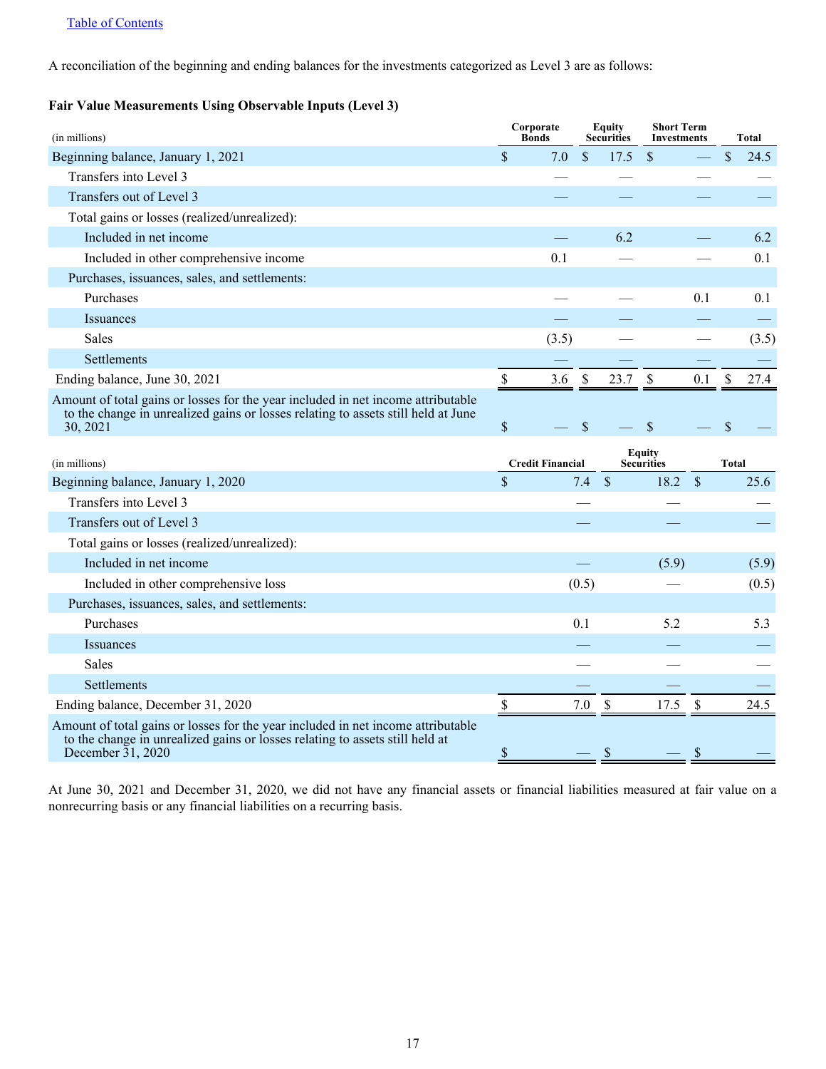[Table of Contents](#)

A reconciliation of the beginning and ending balances for the investments categorized as Level 3 are as follows:

**Fair Value Measurements Using Observable Inputs (Level 3)**

| (in millions) | Corporate Bonds | Equity Securities | Short Term Investments | Total |
|---|---|---|---|---|
| Beginning balance, January 1, 2021 | $ 7.0 | $ 17.5 | $ — | $ 24.5 |
| Transfers into Level 3 | — | — | — | — |
| Transfers out of Level 3 | — | — | — | — |
| Total gains or losses (realized/unrealized): | | | | |
| Included in net income | — | 6.2 | — | 6.2 |
| Included in other comprehensive income | 0.1 | — | — | 0.1 |
| Purchases, issuances, sales, and settlements: | | | | |
| Purchases | — | — | 0.1 | 0.1 |
| Issuances | — | — | — | — |
| Sales | (3.5) | — | — | (3.5) |
| Settlements | — | — | — | — |
| Ending balance, June 30, 2021 | $ 3.6 | $ 23.7 | $ 0.1 | $ 27.4 |
| Amount of total gains or losses for the year included in net income attributable to the change in unrealized gains or losses relating to assets still held at June 30, 2021 | $ — | $ — | $ — | $ — |

| (in millions) | Credit Financial | Equity Securities | Total |
|---|---|---|---|
| Beginning balance, January 1, 2020 | $ 7.4 | $ 18.2 | $ 25.6 |
| Transfers into Level 3 | — | — | — |
| Transfers out of Level 3 | — | — | — |
| Total gains or losses (realized/unrealized): | | | |
| Included in net income | — | (5.9) | (5.9) |
| Included in other comprehensive loss | (0.5) | — | (0.5) |
| Purchases, issuances, sales, and settlements: | | | |
| Purchases | 0.1 | 5.2 | 5.3 |
| Issuances | — | — | — |
| Sales | — | — | — |
| Settlements | — | — | — |
| Ending balance, December 31, 2020 | $ 7.0 | $ 17.5 | $ 24.5 |
| Amount of total gains or losses for the year included in net income attributable to the change in unrealized gains or losses relating to assets still held at December 31, 2020 | $ — | $ — | $ — |

At June 30, 2021 and December 31, 2020, we did not have any financial assets or financial liabilities measured at fair value on a nonrecurring basis or any financial liabilities on a recurring basis.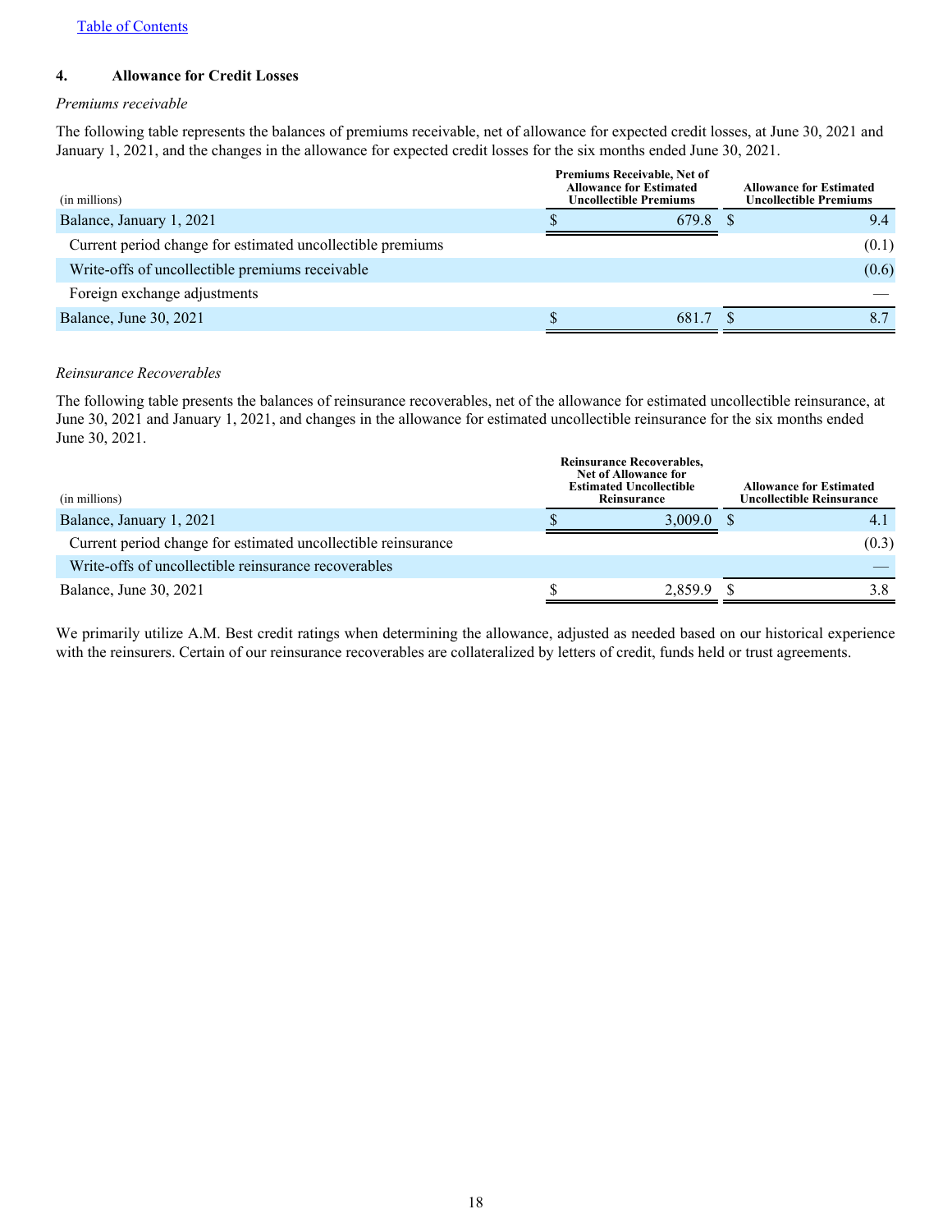## 4. Allowance for Credit Losses

*Premiums receivable*

The following table represents the balances of premiums receivable, net of allowance for expected credit losses, at June 30, 2021 and January 1, 2021, and the changes in the allowance for expected credit losses for the six months ended June 30, 2021.

| (in millions) | Premiums Receivable, Net of Allowance for Estimated Uncollectible Premiums | Allowance for Estimated Uncollectible Premiums |
|---|---|---|
| Balance, January 1, 2021 | $ 679.8 | $ 9.4 |
| Current period change for estimated uncollectible premiums | | (0.1) |
| Write-offs of uncollectible premiums receivable | | (0.6) |
| Foreign exchange adjustments | | — |
| Balance, June 30, 2021 | $ 681.7 | $ 8.7 |

*Reinsurance Recoverables*

The following table presents the balances of reinsurance recoverables, net of the allowance for estimated uncollectible reinsurance, at June 30, 2021 and January 1, 2021, and changes in the allowance for estimated uncollectible reinsurance for the six months ended June 30, 2021.

| (in millions) | Reinsurance Recoverables, Net of Allowance for Estimated Uncollectible Reinsurance | Allowance for Estimated Uncollectible Reinsurance |
|---|---|---|
| Balance, January 1, 2021 | $ 3,009.0 | $ 4.1 |
| Current period change for estimated uncollectible reinsurance | | (0.3) |
| Write-offs of uncollectible reinsurance recoverables | | — |
| Balance, June 30, 2021 | $ 2,859.9 | $ 3.8 |

We primarily utilize A.M. Best credit ratings when determining the allowance, adjusted as needed based on our historical experience with the reinsurers. Certain of our reinsurance recoverables are collateralized by letters of credit, funds held or trust agreements.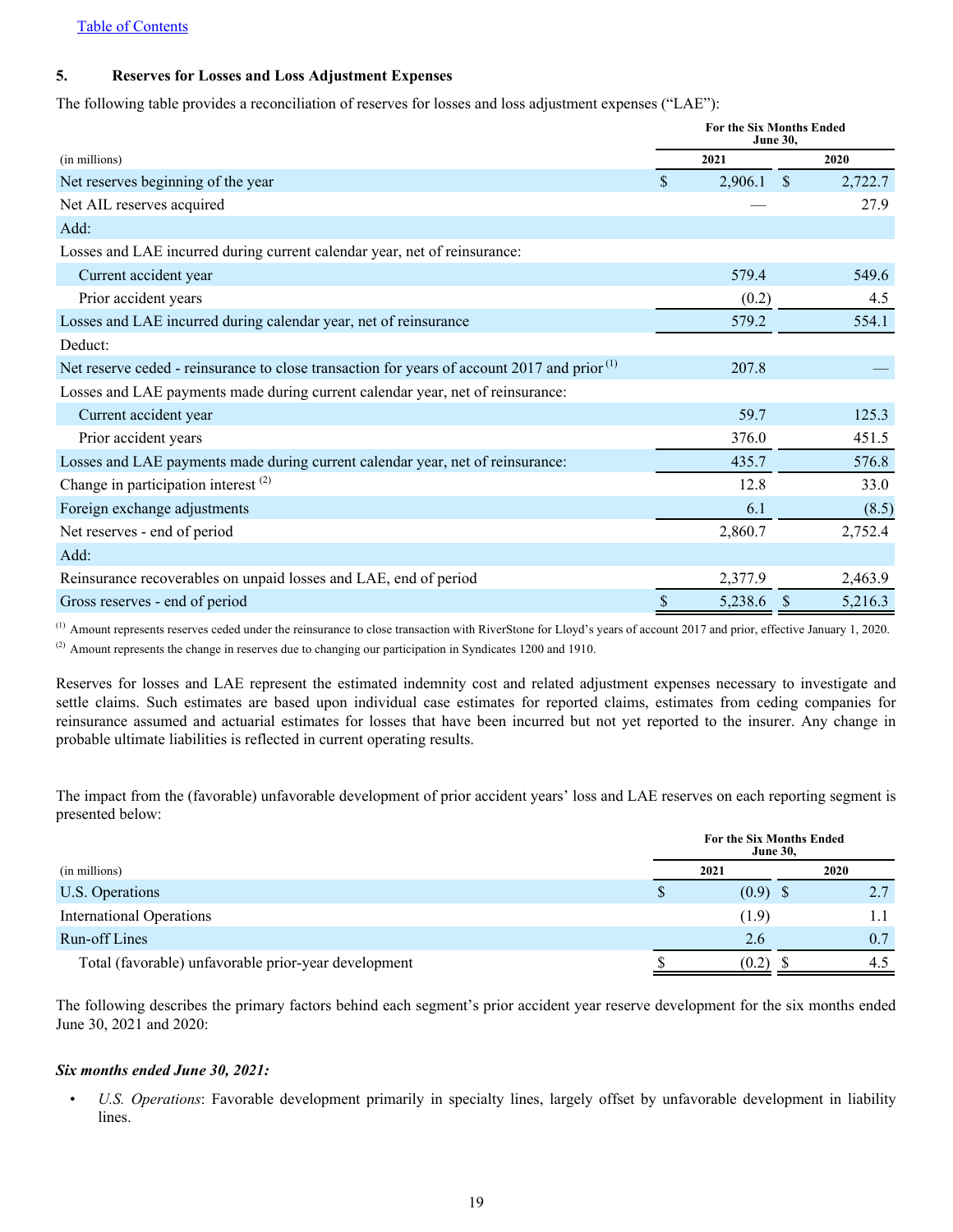Table of Contents

## 5. Reserves for Losses and Loss Adjustment Expenses

The following table provides a reconciliation of reserves for losses and loss adjustment expenses ("LAE"):

| (in millions) | For the Six Months Ended June 30, 2021 | For the Six Months Ended June 30, 2020 |
|---|---|---|
| Net reserves beginning of the year | $ 2,906.1 | $ 2,722.7 |
| Net AIL reserves acquired | — | 27.9 |
| Add: | | |
| Losses and LAE incurred during current calendar year, net of reinsurance: | | |
| Current accident year | 579.4 | 549.6 |
| Prior accident years | (0.2) | 4.5 |
| Losses and LAE incurred during calendar year, net of reinsurance | 579.2 | 554.1 |
| Deduct: | | |
| Net reserve ceded - reinsurance to close transaction for years of account 2017 and prior [1] | 207.8 | — |
| Losses and LAE payments made during current calendar year, net of reinsurance: | | |
| Current accident year | 59.7 | 125.3 |
| Prior accident years | 376.0 | 451.5 |
| Losses and LAE payments made during current calendar year, net of reinsurance: | 435.7 | 576.8 |
| Change in participation interest [2] | 12.8 | 33.0 |
| Foreign exchange adjustments | 6.1 | (8.5) |
| Net reserves - end of period | 2,860.7 | 2,752.4 |
| Add: | | |
| Reinsurance recoverables on unpaid losses and LAE, end of period | 2,377.9 | 2,463.9 |
| Gross reserves - end of period | $ 5,238.6 | $ 5,216.3 |

[1] Amount represents reserves ceded under the reinsurance to close transaction with RiverStone for Lloyd's years of account 2017 and prior, effective January 1, 2020.

[2] Amount represents the change in reserves due to changing our participation in Syndicates 1200 and 1910.

Reserves for losses and LAE represent the estimated indemnity cost and related adjustment expenses necessary to investigate and settle claims. Such estimates are based upon individual case estimates for reported claims, estimates from ceding companies for reinsurance assumed and actuarial estimates for losses that have been incurred but not yet reported to the insurer. Any change in probable ultimate liabilities is reflected in current operating results.

The impact from the (favorable) unfavorable development of prior accident years' loss and LAE reserves on each reporting segment is presented below:

| (in millions) | For the Six Months Ended June 30, 2021 | For the Six Months Ended June 30, 2020 |
|---|---|---|
| U.S. Operations | $ (0.9) | $ 2.7 |
| International Operations | (1.9) | 1.1 |
| Run-off Lines | 2.6 | 0.7 |
| Total (favorable) unfavorable prior-year development | $ (0.2) | $ 4.5 |

The following describes the primary factors behind each segment's prior accident year reserve development for the six months ended June 30, 2021 and 2020:

***Six months ended June 30, 2021:***

- *U.S. Operations*: Favorable development primarily in specialty lines, largely offset by unfavorable development in liability lines.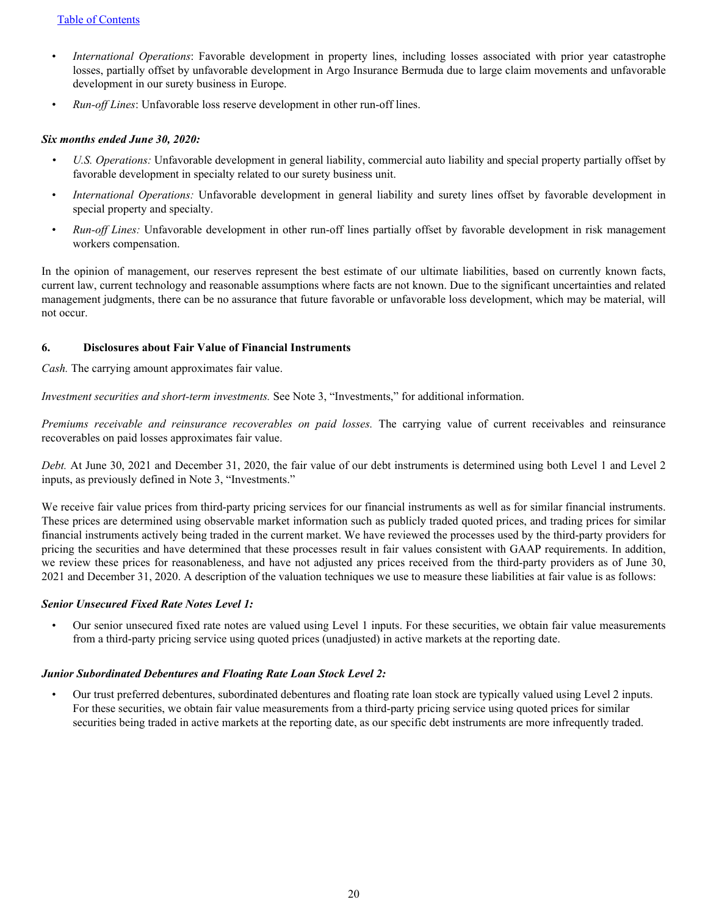- *International Operations*: Favorable development in property lines, including losses associated with prior year catastrophe losses, partially offset by unfavorable development in Argo Insurance Bermuda due to large claim movements and unfavorable development in our surety business in Europe.
- *Run-off Lines*: Unfavorable loss reserve development in other run-off lines.

***Six months ended June 30, 2020:***

- *U.S. Operations:* Unfavorable development in general liability, commercial auto liability and special property partially offset by favorable development in specialty related to our surety business unit.
- *International Operations:* Unfavorable development in general liability and surety lines offset by favorable development in special property and specialty.
- *Run-off Lines:* Unfavorable development in other run-off lines partially offset by favorable development in risk management workers compensation.

In the opinion of management, our reserves represent the best estimate of our ultimate liabilities, based on currently known facts, current law, current technology and reasonable assumptions where facts are not known. Due to the significant uncertainties and related management judgments, there can be no assurance that future favorable or unfavorable loss development, which may be material, will not occur.

## 6. Disclosures about Fair Value of Financial Instruments

*Cash.* The carrying amount approximates fair value.

*Investment securities and short-term investments.* See Note 3, "Investments," for additional information.

*Premiums receivable and reinsurance recoverables on paid losses.* The carrying value of current receivables and reinsurance recoverables on paid losses approximates fair value.

*Debt.* At June 30, 2021 and December 31, 2020, the fair value of our debt instruments is determined using both Level 1 and Level 2 inputs, as previously defined in Note 3, "Investments."

We receive fair value prices from third-party pricing services for our financial instruments as well as for similar financial instruments. These prices are determined using observable market information such as publicly traded quoted prices, and trading prices for similar financial instruments actively being traded in the current market. We have reviewed the processes used by the third-party providers for pricing the securities and have determined that these processes result in fair values consistent with GAAP requirements. In addition, we review these prices for reasonableness, and have not adjusted any prices received from the third-party providers as of June 30, 2021 and December 31, 2020. A description of the valuation techniques we use to measure these liabilities at fair value is as follows:

***Senior Unsecured Fixed Rate Notes Level 1:***

- Our senior unsecured fixed rate notes are valued using Level 1 inputs. For these securities, we obtain fair value measurements from a third-party pricing service using quoted prices (unadjusted) in active markets at the reporting date.

***Junior Subordinated Debentures and Floating Rate Loan Stock Level 2:***

- Our trust preferred debentures, subordinated debentures and floating rate loan stock are typically valued using Level 2 inputs. For these securities, we obtain fair value measurements from a third-party pricing service using quoted prices for similar securities being traded in active markets at the reporting date, as our specific debt instruments are more infrequently traded.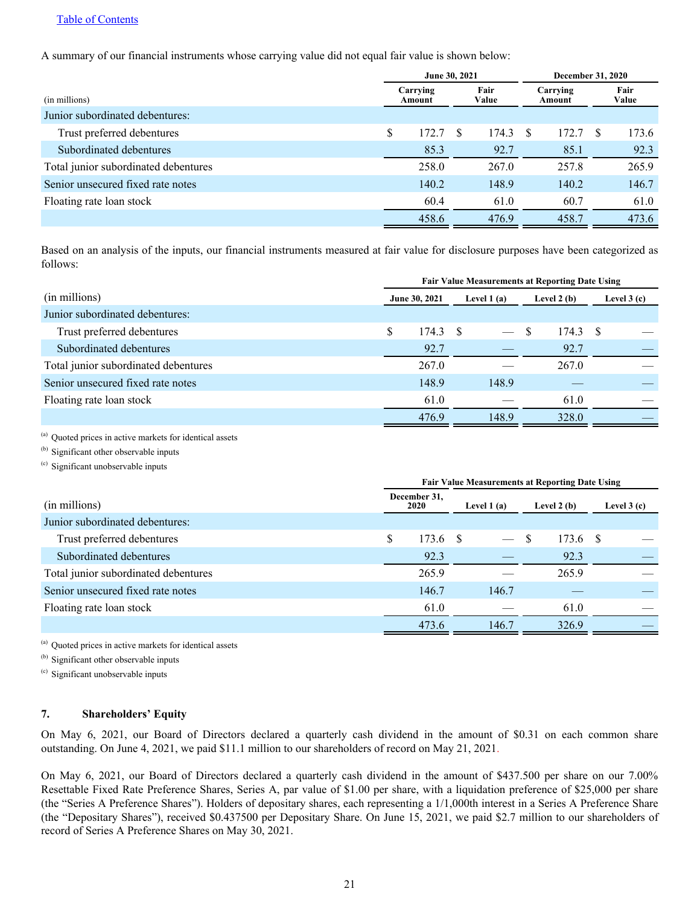[Table of Contents](#)

A summary of our financial instruments whose carrying value did not equal fair value is shown below:

| (in millions) | June 30, 2021 Carrying Amount | June 30, 2021 Fair Value | December 31, 2020 Carrying Amount | December 31, 2020 Fair Value |
|---|---|---|---|---|
| Junior subordinated debentures: | | | | |
| Trust preferred debentures | $ 172.7 | $ 174.3 | $ 172.7 | $ 173.6 |
| Subordinated debentures | 85.3 | 92.7 | 85.1 | 92.3 |
| Total junior subordinated debentures | 258.0 | 267.0 | 257.8 | 265.9 |
| Senior unsecured fixed rate notes | 140.2 | 148.9 | 140.2 | 146.7 |
| Floating rate loan stock | 60.4 | 61.0 | 60.7 | 61.0 |
| | 458.6 | 476.9 | 458.7 | 473.6 |

Based on an analysis of the inputs, our financial instruments measured at fair value for disclosure purposes have been categorized as follows:

| | Fair Value Measurements at Reporting Date Using | | | |
|---|---|---|---|---|
| (in millions) | June 30, 2021 | Level 1 (a) | Level 2 (b) | Level 3 (c) |
| Junior subordinated debentures: | | | | |
| Trust preferred debentures | $ 174.3 | $ — | $ 174.3 | $ — |
| Subordinated debentures | 92.7 | — | 92.7 | — |
| Total junior subordinated debentures | 267.0 | — | 267.0 | — |
| Senior unsecured fixed rate notes | 148.9 | 148.9 | — | — |
| Floating rate loan stock | 61.0 | — | 61.0 | — |
| | 476.9 | 148.9 | 328.0 | — |

(a) Quoted prices in active markets for identical assets

(b) Significant other observable inputs

(c) Significant unobservable inputs

| | Fair Value Measurements at Reporting Date Using | | | |
|---|---|---|---|---|
| (in millions) | December 31, 2020 | Level 1 (a) | Level 2 (b) | Level 3 (c) |
| Junior subordinated debentures: | | | | |
| Trust preferred debentures | $ 173.6 | $ — | $ 173.6 | $ — |
| Subordinated debentures | 92.3 | — | 92.3 | — |
| Total junior subordinated debentures | 265.9 | — | 265.9 | — |
| Senior unsecured fixed rate notes | 146.7 | 146.7 | — | — |
| Floating rate loan stock | 61.0 | — | 61.0 | — |
| | 473.6 | 146.7 | 326.9 | — |

(a) Quoted prices in active markets for identical assets

(b) Significant other observable inputs

(c) Significant unobservable inputs

## 7. Shareholders' Equity

On May 6, 2021, our Board of Directors declared a quarterly cash dividend in the amount of $0.31 on each common share outstanding. On June 4, 2021, we paid $11.1 million to our shareholders of record on May 21, 2021.

On May 6, 2021, our Board of Directors declared a quarterly cash dividend in the amount of $437.500 per share on our 7.00% Resettable Fixed Rate Preference Shares, Series A, par value of $1.00 per share, with a liquidation preference of $25,000 per share (the "Series A Preference Shares"). Holders of depositary shares, each representing a 1/1,000th interest in a Series A Preference Share (the "Depositary Shares"), received $0.437500 per Depositary Share. On June 15, 2021, we paid $2.7 million to our shareholders of record of Series A Preference Shares on May 30, 2021.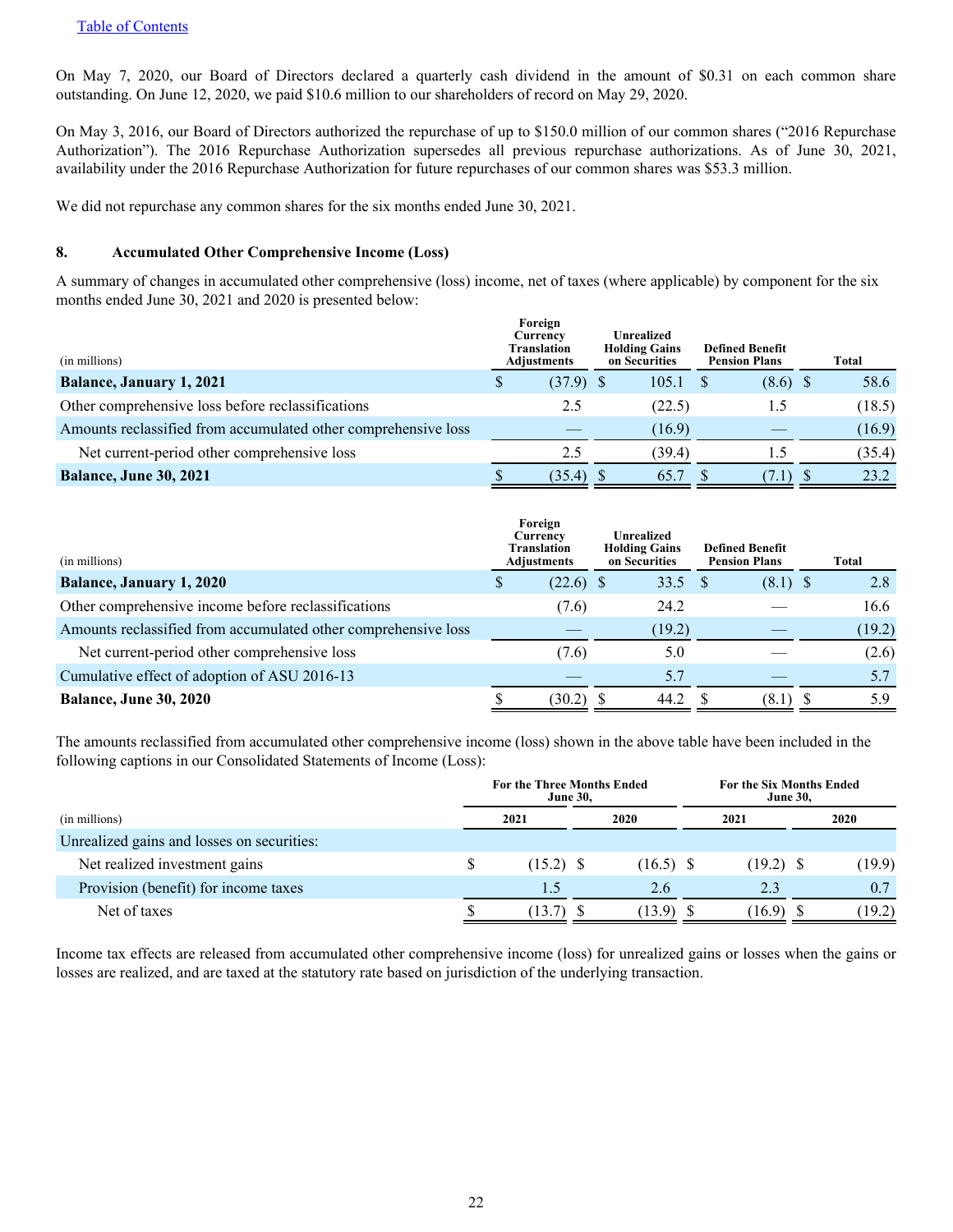[Table of Contents]

On May 7, 2020, our Board of Directors declared a quarterly cash dividend in the amount of $0.31 on each common share outstanding. On June 12, 2020, we paid $10.6 million to our shareholders of record on May 29, 2020.

On May 3, 2016, our Board of Directors authorized the repurchase of up to $150.0 million of our common shares ("2016 Repurchase Authorization"). The 2016 Repurchase Authorization supersedes all previous repurchase authorizations. As of June 30, 2021, availability under the 2016 Repurchase Authorization for future repurchases of our common shares was $53.3 million.

We did not repurchase any common shares for the six months ended June 30, 2021.

## 8. Accumulated Other Comprehensive Income (Loss)

A summary of changes in accumulated other comprehensive (loss) income, net of taxes (where applicable) by component for the six months ended June 30, 2021 and 2020 is presented below:

| (in millions) | Foreign Currency Translation Adjustments | Unrealized Holding Gains on Securities | Defined Benefit Pension Plans | Total |
|---|---|---|---|---|
| **Balance, January 1, 2021** | $ (37.9) | $ 105.1 | $ (8.6) | $ 58.6 |
| Other comprehensive loss before reclassifications | 2.5 | (22.5) | 1.5 | (18.5) |
| Amounts reclassified from accumulated other comprehensive loss | — | (16.9) | — | (16.9) |
| Net current-period other comprehensive loss | 2.5 | (39.4) | 1.5 | (35.4) |
| **Balance, June 30, 2021** | $ (35.4) | $ 65.7 | $ (7.1) | $ 23.2 |

| (in millions) | Foreign Currency Translation Adjustments | Unrealized Holding Gains on Securities | Defined Benefit Pension Plans | Total |
|---|---|---|---|---|
| **Balance, January 1, 2020** | $ (22.6) | $ 33.5 | $ (8.1) | $ 2.8 |
| Other comprehensive income before reclassifications | (7.6) | 24.2 | — | 16.6 |
| Amounts reclassified from accumulated other comprehensive loss | — | (19.2) | — | (19.2) |
| Net current-period other comprehensive loss | (7.6) | 5.0 | — | (2.6) |
| Cumulative effect of adoption of ASU 2016-13 | — | 5.7 | — | 5.7 |
| **Balance, June 30, 2020** | $ (30.2) | $ 44.2 | $ (8.1) | $ 5.9 |

The amounts reclassified from accumulated other comprehensive income (loss) shown in the above table have been included in the following captions in our Consolidated Statements of Income (Loss):

| (in millions) | For the Three Months Ended June 30, | | For the Six Months Ended June 30, | |
|---|---|---|---|---|
| | 2021 | 2020 | 2021 | 2020 |
| Unrealized gains and losses on securities: | | | | |
| Net realized investment gains | $ (15.2) | $ (16.5) | $ (19.2) | $ (19.9) |
| Provision (benefit) for income taxes | 1.5 | 2.6 | 2.3 | 0.7 |
| Net of taxes | $ (13.7) | $ (13.9) | $ (16.9) | $ (19.2) |

Income tax effects are released from accumulated other comprehensive income (loss) for unrealized gains or losses when the gains or losses are realized, and are taxed at the statutory rate based on jurisdiction of the underlying transaction.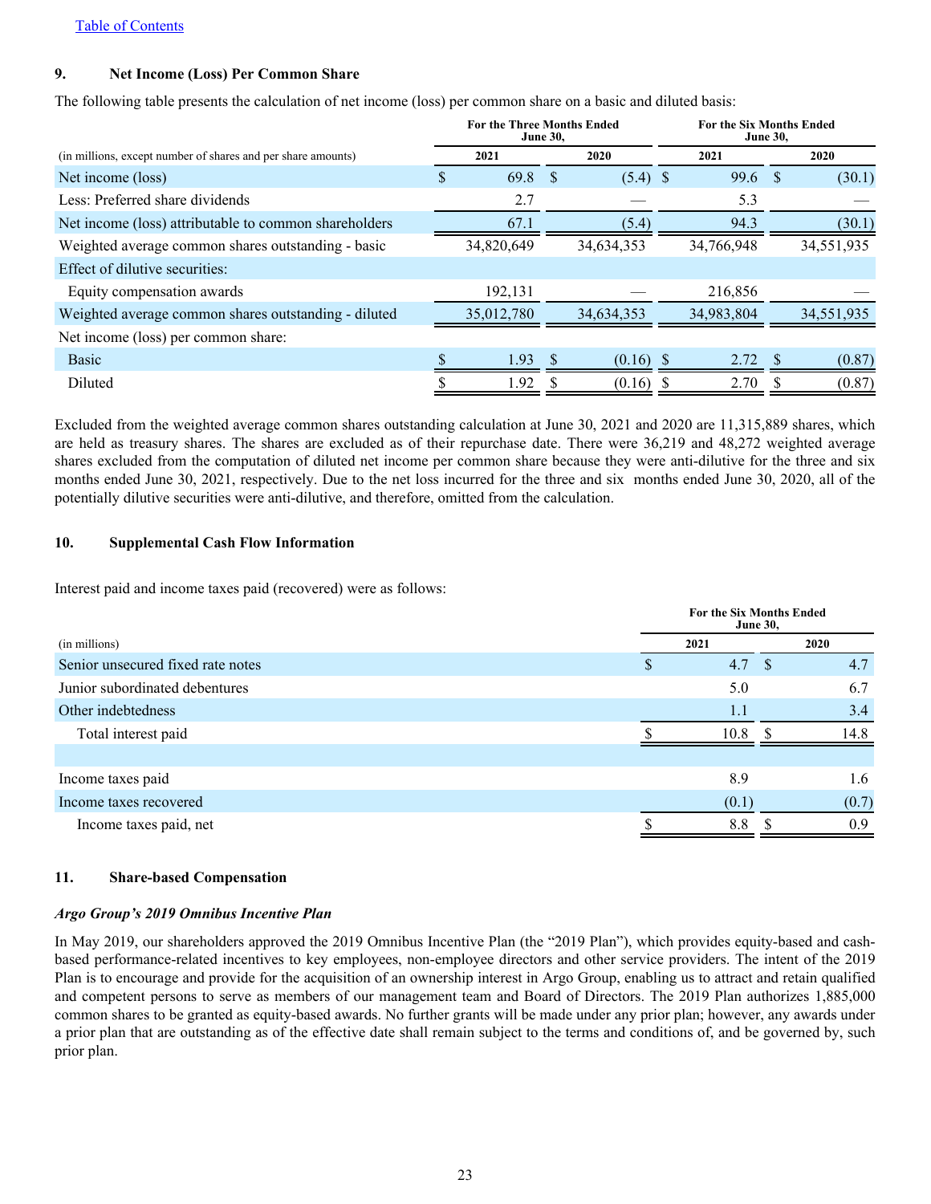[Table of Contents](#)

## 9. Net Income (Loss) Per Common Share

The following table presents the calculation of net income (loss) per common share on a basic and diluted basis:

| (in millions, except number of shares and per share amounts) | For the Three Months Ended June 30, 2021 | For the Three Months Ended June 30, 2020 | For the Six Months Ended June 30, 2021 | For the Six Months Ended June 30, 2020 |
|---|---|---|---|---|
| Net income (loss) | $ 69.8 | $ (5.4) | $ 99.6 | $ (30.1) |
| Less: Preferred share dividends | 2.7 | — | 5.3 | — |
| Net income (loss) attributable to common shareholders | 67.1 | (5.4) | 94.3 | (30.1) |
| Weighted average common shares outstanding - basic | 34,820,649 | 34,634,353 | 34,766,948 | 34,551,935 |
| Effect of dilutive securities: | | | | |
| Equity compensation awards | 192,131 | — | 216,856 | — |
| Weighted average common shares outstanding - diluted | 35,012,780 | 34,634,353 | 34,983,804 | 34,551,935 |
| Net income (loss) per common share: | | | | |
| Basic | $ 1.93 | $ (0.16) | $ 2.72 | $ (0.87) |
| Diluted | $ 1.92 | $ (0.16) | $ 2.70 | $ (0.87) |

Excluded from the weighted average common shares outstanding calculation at June 30, 2021 and 2020 are 11,315,889 shares, which are held as treasury shares. The shares are excluded as of their repurchase date. There were 36,219 and 48,272 weighted average shares excluded from the computation of diluted net income per common share because they were anti-dilutive for the three and six months ended June 30, 2021, respectively. Due to the net loss incurred for the three and six months ended June 30, 2020, all of the potentially dilutive securities were anti-dilutive, and therefore, omitted from the calculation.

## 10. Supplemental Cash Flow Information

Interest paid and income taxes paid (recovered) were as follows:

| (in millions) | For the Six Months Ended June 30, 2021 | For the Six Months Ended June 30, 2020 |
|---|---|---|
| Senior unsecured fixed rate notes | $ 4.7 | $ 4.7 |
| Junior subordinated debentures | 5.0 | 6.7 |
| Other indebtedness | 1.1 | 3.4 |
| Total interest paid | $ 10.8 | $ 14.8 |
| | | |
| Income taxes paid | 8.9 | 1.6 |
| Income taxes recovered | (0.1) | (0.7) |
| Income taxes paid, net | $ 8.8 | $ 0.9 |

## 11. Share-based Compensation

***Argo Group's 2019 Omnibus Incentive Plan***

In May 2019, our shareholders approved the 2019 Omnibus Incentive Plan (the "2019 Plan"), which provides equity-based and cash-based performance-related incentives to key employees, non-employee directors and other service providers. The intent of the 2019 Plan is to encourage and provide for the acquisition of an ownership interest in Argo Group, enabling us to attract and retain qualified and competent persons to serve as members of our management team and Board of Directors. The 2019 Plan authorizes 1,885,000 common shares to be granted as equity-based awards. No further grants will be made under any prior plan; however, any awards under a prior plan that are outstanding as of the effective date shall remain subject to the terms and conditions of, and be governed by, such prior plan.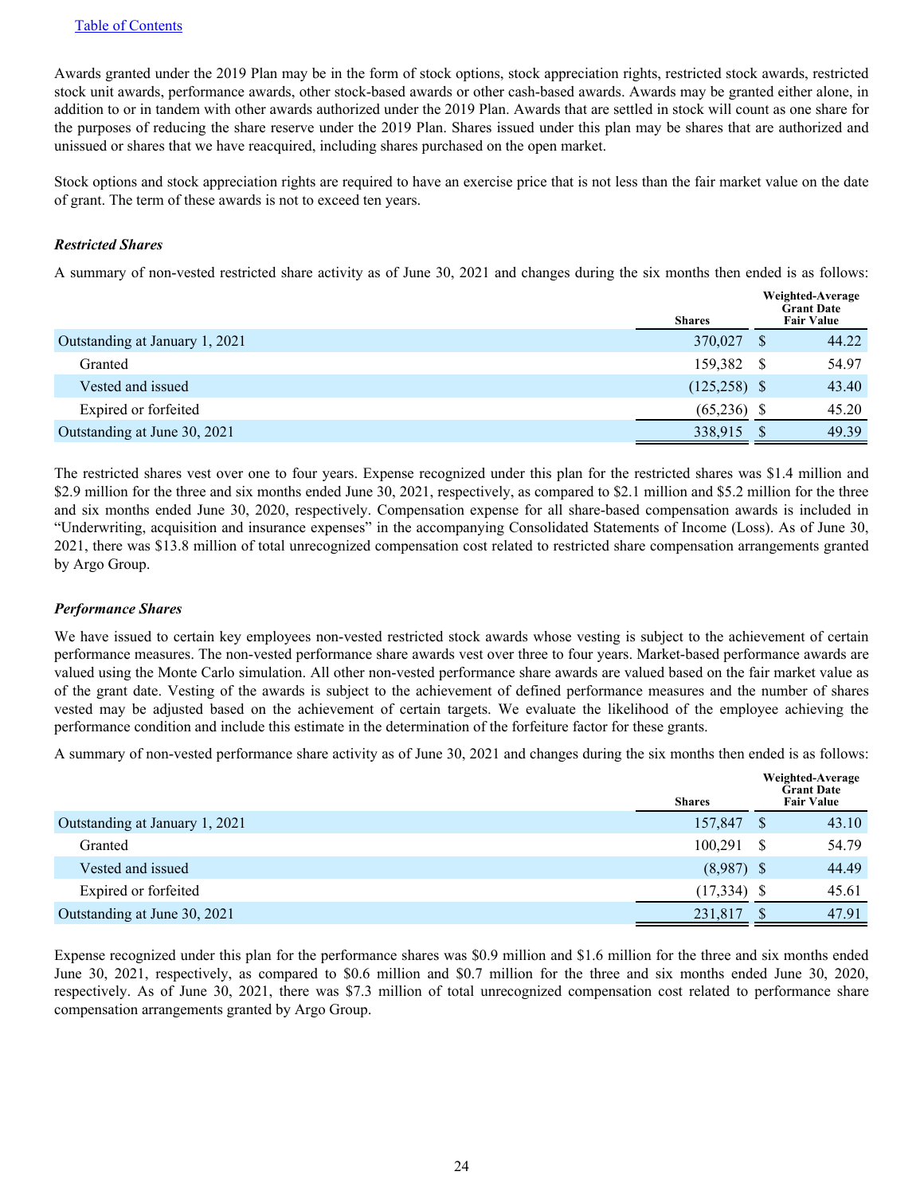Table of Contents

Awards granted under the 2019 Plan may be in the form of stock options, stock appreciation rights, restricted stock awards, restricted stock unit awards, performance awards, other stock-based awards or other cash-based awards. Awards may be granted either alone, in addition to or in tandem with other awards authorized under the 2019 Plan. Awards that are settled in stock will count as one share for the purposes of reducing the share reserve under the 2019 Plan. Shares issued under this plan may be shares that are authorized and unissued or shares that we have reacquired, including shares purchased on the open market.

Stock options and stock appreciation rights are required to have an exercise price that is not less than the fair market value on the date of grant. The term of these awards is not to exceed ten years.

***Restricted Shares***

A summary of non-vested restricted share activity as of June 30, 2021 and changes during the six months then ended is as follows:

| | Shares | Weighted-Average Grant Date Fair Value |
|---|---|---|
| Outstanding at January 1, 2021 | 370,027 | $ 44.22 |
| Granted | 159,382 | $ 54.97 |
| Vested and issued | (125,258) | $ 43.40 |
| Expired or forfeited | (65,236) | $ 45.20 |
| Outstanding at June 30, 2021 | 338,915 | $ 49.39 |

The restricted shares vest over one to four years. Expense recognized under this plan for the restricted shares was $1.4 million and $2.9 million for the three and six months ended June 30, 2021, respectively, as compared to $2.1 million and $5.2 million for the three and six months ended June 30, 2020, respectively. Compensation expense for all share-based compensation awards is included in "Underwriting, acquisition and insurance expenses" in the accompanying Consolidated Statements of Income (Loss). As of June 30, 2021, there was $13.8 million of total unrecognized compensation cost related to restricted share compensation arrangements granted by Argo Group.

***Performance Shares***

We have issued to certain key employees non-vested restricted stock awards whose vesting is subject to the achievement of certain performance measures. The non-vested performance share awards vest over three to four years. Market-based performance awards are valued using the Monte Carlo simulation. All other non-vested performance share awards are valued based on the fair market value as of the grant date. Vesting of the awards is subject to the achievement of defined performance measures and the number of shares vested may be adjusted based on the achievement of certain targets. We evaluate the likelihood of the employee achieving the performance condition and include this estimate in the determination of the forfeiture factor for these grants.

A summary of non-vested performance share activity as of June 30, 2021 and changes during the six months then ended is as follows:

| | Shares | Weighted-Average Grant Date Fair Value |
|---|---|---|
| Outstanding at January 1, 2021 | 157,847 | $ 43.10 |
| Granted | 100,291 | $ 54.79 |
| Vested and issued | (8,987) | $ 44.49 |
| Expired or forfeited | (17,334) | $ 45.61 |
| Outstanding at June 30, 2021 | 231,817 | $ 47.91 |

Expense recognized under this plan for the performance shares was $0.9 million and $1.6 million for the three and six months ended June 30, 2021, respectively, as compared to $0.6 million and $0.7 million for the three and six months ended June 30, 2020, respectively. As of June 30, 2021, there was $7.3 million of total unrecognized compensation cost related to performance share compensation arrangements granted by Argo Group.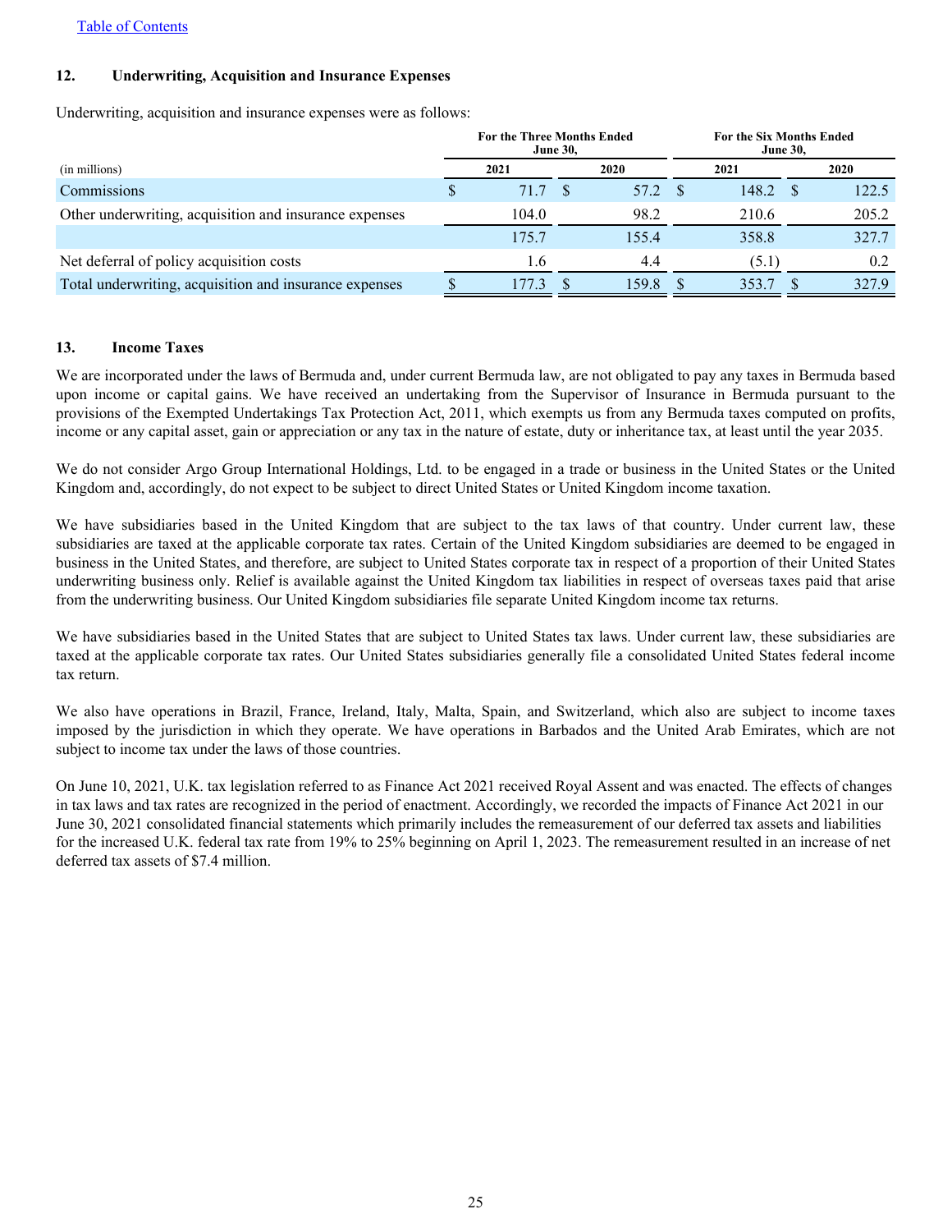## 12. Underwriting, Acquisition and Insurance Expenses

Underwriting, acquisition and insurance expenses were as follows:

| | For the Three Months Ended June 30, | | For the Six Months Ended June 30, | |
|---|---|---|---|---|
| (in millions) | 2021 | 2020 | 2021 | 2020 |
| Commissions | $ 71.7 | $ 57.2 | $ 148.2 | $ 122.5 |
| Other underwriting, acquisition and insurance expenses | 104.0 | 98.2 | 210.6 | 205.2 |
| | 175.7 | 155.4 | 358.8 | 327.7 |
| Net deferral of policy acquisition costs | 1.6 | 4.4 | (5.1) | 0.2 |
| Total underwriting, acquisition and insurance expenses | $ 177.3 | $ 159.8 | $ 353.7 | $ 327.9 |

## 13. Income Taxes

We are incorporated under the laws of Bermuda and, under current Bermuda law, are not obligated to pay any taxes in Bermuda based upon income or capital gains. We have received an undertaking from the Supervisor of Insurance in Bermuda pursuant to the provisions of the Exempted Undertakings Tax Protection Act, 2011, which exempts us from any Bermuda taxes computed on profits, income or any capital asset, gain or appreciation or any tax in the nature of estate, duty or inheritance tax, at least until the year 2035.

We do not consider Argo Group International Holdings, Ltd. to be engaged in a trade or business in the United States or the United Kingdom and, accordingly, do not expect to be subject to direct United States or United Kingdom income taxation.

We have subsidiaries based in the United Kingdom that are subject to the tax laws of that country. Under current law, these subsidiaries are taxed at the applicable corporate tax rates. Certain of the United Kingdom subsidiaries are deemed to be engaged in business in the United States, and therefore, are subject to United States corporate tax in respect of a proportion of their United States underwriting business only. Relief is available against the United Kingdom tax liabilities in respect of overseas taxes paid that arise from the underwriting business. Our United Kingdom subsidiaries file separate United Kingdom income tax returns.

We have subsidiaries based in the United States that are subject to United States tax laws. Under current law, these subsidiaries are taxed at the applicable corporate tax rates. Our United States subsidiaries generally file a consolidated United States federal income tax return.

We also have operations in Brazil, France, Ireland, Italy, Malta, Spain, and Switzerland, which also are subject to income taxes imposed by the jurisdiction in which they operate. We have operations in Barbados and the United Arab Emirates, which are not subject to income tax under the laws of those countries.

On June 10, 2021, U.K. tax legislation referred to as Finance Act 2021 received Royal Assent and was enacted. The effects of changes in tax laws and tax rates are recognized in the period of enactment. Accordingly, we recorded the impacts of Finance Act 2021 in our June 30, 2021 consolidated financial statements which primarily includes the remeasurement of our deferred tax assets and liabilities for the increased U.K. federal tax rate from 19% to 25% beginning on April 1, 2023. The remeasurement resulted in an increase of net deferred tax assets of $7.4 million.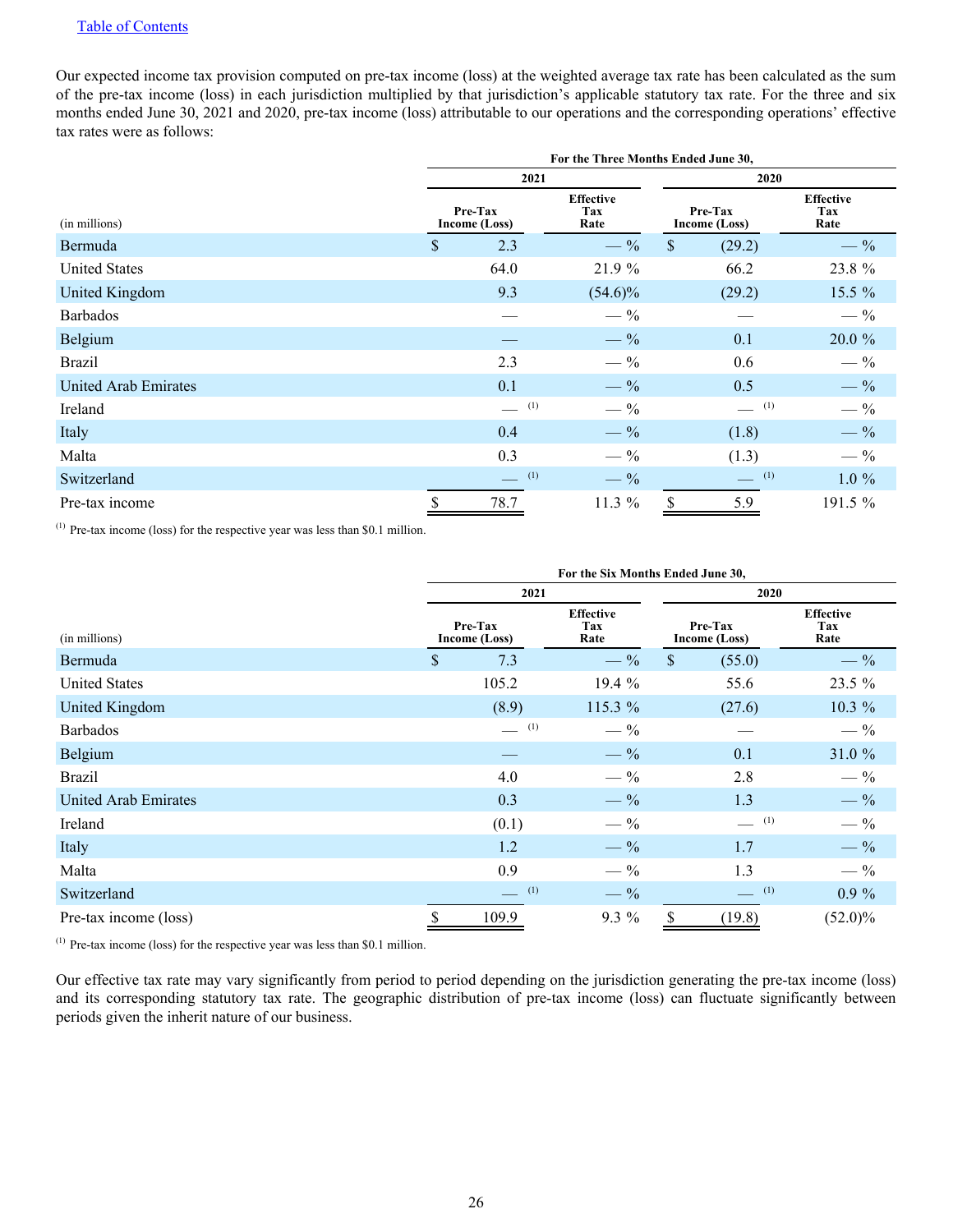[Table of Contents](#)

Our expected income tax provision computed on pre-tax income (loss) at the weighted average tax rate has been calculated as the sum of the pre-tax income (loss) in each jurisdiction multiplied by that jurisdiction's applicable statutory tax rate. For the three and six months ended June 30, 2021 and 2020, pre-tax income (loss) attributable to our operations and the corresponding operations' effective tax rates were as follows:

| | For the Three Months Ended June 30, | | | |
|---|---|---|---|---|
| | 2021 | | 2020 | |
| (in millions) | Pre-Tax Income (Loss) | Effective Tax Rate | Pre-Tax Income (Loss) | Effective Tax Rate |
| Bermuda | $ 2.3 | — % | $ (29.2) | — % |
| United States | 64.0 | 21.9 % | 66.2 | 23.8 % |
| United Kingdom | 9.3 | (54.6)% | (29.2) | 15.5 % |
| Barbados | — | — % | — | — % |
| Belgium | — | — % | 0.1 | 20.0 % |
| Brazil | 2.3 | — % | 0.6 | — % |
| United Arab Emirates | 0.1 | — % | 0.5 | — % |
| Ireland | — [(1)] | — % | — [(1)] | — % |
| Italy | 0.4 | — % | (1.8) | — % |
| Malta | 0.3 | — % | (1.3) | — % |
| Switzerland | — [(1)] | — % | — [(1)] | 1.0 % |
| Pre-tax income | $ 78.7 | 11.3 % | $ 5.9 | 191.5 % |

[(1)] Pre-tax income (loss) for the respective year was less than $0.1 million.

| | For the Six Months Ended June 30, | | | |
|---|---|---|---|---|
| | 2021 | | 2020 | |
| (in millions) | Pre-Tax Income (Loss) | Effective Tax Rate | Pre-Tax Income (Loss) | Effective Tax Rate |
| Bermuda | $ 7.3 | — % | $ (55.0) | — % |
| United States | 105.2 | 19.4 % | 55.6 | 23.5 % |
| United Kingdom | (8.9) | 115.3 % | (27.6) | 10.3 % |
| Barbados | — [(1)] | — % | — | — % |
| Belgium | — | — % | 0.1 | 31.0 % |
| Brazil | 4.0 | — % | 2.8 | — % |
| United Arab Emirates | 0.3 | — % | 1.3 | — % |
| Ireland | (0.1) | — % | — [(1)] | — % |
| Italy | 1.2 | — % | 1.7 | — % |
| Malta | 0.9 | — % | 1.3 | — % |
| Switzerland | — [(1)] | — % | — [(1)] | 0.9 % |
| Pre-tax income (loss) | $ 109.9 | 9.3 % | $ (19.8) | (52.0)% |

[(1)] Pre-tax income (loss) for the respective year was less than $0.1 million.

Our effective tax rate may vary significantly from period to period depending on the jurisdiction generating the pre-tax income (loss) and its corresponding statutory tax rate. The geographic distribution of pre-tax income (loss) can fluctuate significantly between periods given the inherit nature of our business.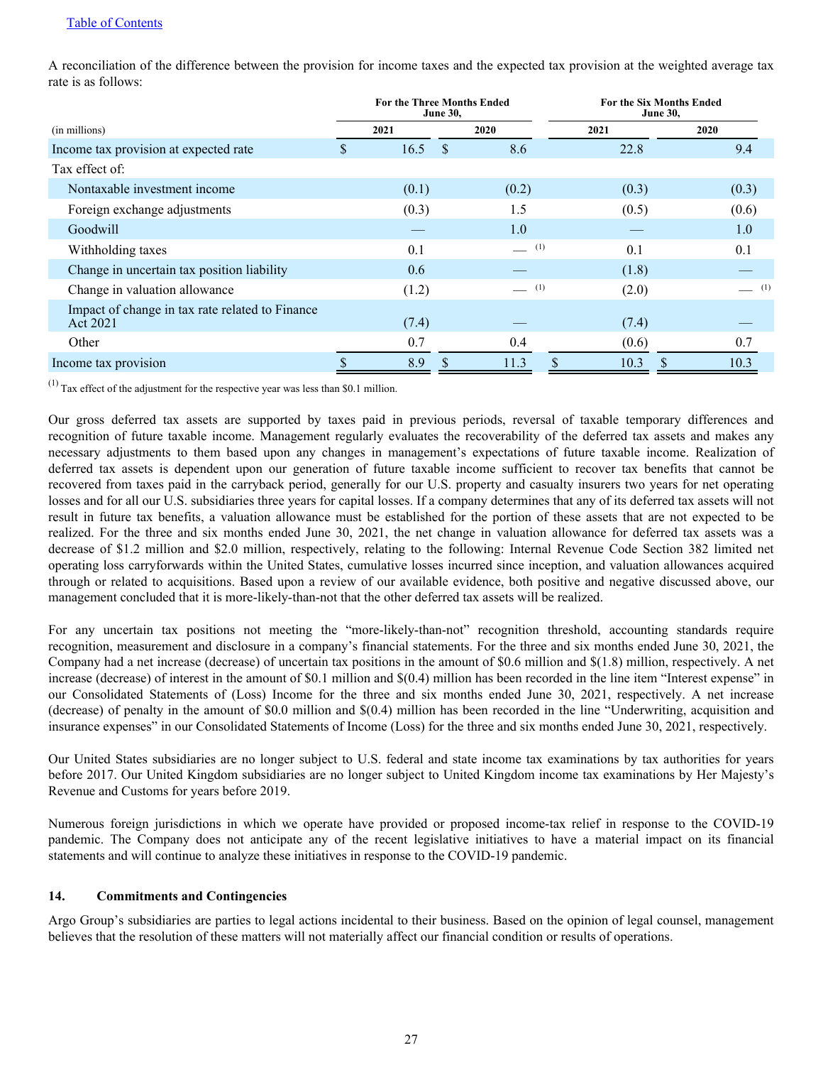A reconciliation of the difference between the provision for income taxes and the expected tax provision at the weighted average tax rate is as follows:

| (in millions) | For the Three Months Ended June 30, 2021 | For the Three Months Ended June 30, 2020 | For the Six Months Ended June 30, 2021 | For the Six Months Ended June 30, 2020 |
|---|---|---|---|---|
| Income tax provision at expected rate | $ 16.5 | $ 8.6 | 22.8 | 9.4 |
| Tax effect of: | | | | |
| Nontaxable investment income | (0.1) | (0.2) | (0.3) | (0.3) |
| Foreign exchange adjustments | (0.3) | 1.5 | (0.5) | (0.6) |
| Goodwill | — | 1.0 | — | 1.0 |
| Withholding taxes | 0.1 | — [(1)] | 0.1 | 0.1 |
| Change in uncertain tax position liability | 0.6 | — | (1.8) | — |
| Change in valuation allowance | (1.2) | — [(1)] | (2.0) | — [(1)] |
| Impact of change in tax rate related to Finance Act 2021 | (7.4) | — | (7.4) | — |
| Other | 0.7 | 0.4 | (0.6) | 0.7 |
| Income tax provision | $ 8.9 | $ 11.3 | $ 10.3 | $ 10.3 |

[(1)] Tax effect of the adjustment for the respective year was less than $0.1 million.

Our gross deferred tax assets are supported by taxes paid in previous periods, reversal of taxable temporary differences and recognition of future taxable income. Management regularly evaluates the recoverability of the deferred tax assets and makes any necessary adjustments to them based upon any changes in management's expectations of future taxable income. Realization of deferred tax assets is dependent upon our generation of future taxable income sufficient to recover tax benefits that cannot be recovered from taxes paid in the carryback period, generally for our U.S. property and casualty insurers two years for net operating losses and for all our U.S. subsidiaries three years for capital losses. If a company determines that any of its deferred tax assets will not result in future tax benefits, a valuation allowance must be established for the portion of these assets that are not expected to be realized. For the three and six months ended June 30, 2021, the net change in valuation allowance for deferred tax assets was a decrease of $1.2 million and $2.0 million, respectively, relating to the following: Internal Revenue Code Section 382 limited net operating loss carryforwards within the United States, cumulative losses incurred since inception, and valuation allowances acquired through or related to acquisitions. Based upon a review of our available evidence, both positive and negative discussed above, our management concluded that it is more-likely-than-not that the other deferred tax assets will be realized.

For any uncertain tax positions not meeting the "more-likely-than-not" recognition threshold, accounting standards require recognition, measurement and disclosure in a company's financial statements. For the three and six months ended June 30, 2021, the Company had a net increase (decrease) of uncertain tax positions in the amount of $0.6 million and $(1.8) million, respectively. A net increase (decrease) of interest in the amount of $0.1 million and $(0.4) million has been recorded in the line item "Interest expense" in our Consolidated Statements of (Loss) Income for the three and six months ended June 30, 2021, respectively. A net increase (decrease) of penalty in the amount of $0.0 million and $(0.4) million has been recorded in the line "Underwriting, acquisition and insurance expenses" in our Consolidated Statements of Income (Loss) for the three and six months ended June 30, 2021, respectively.

Our United States subsidiaries are no longer subject to U.S. federal and state income tax examinations by tax authorities for years before 2017. Our United Kingdom subsidiaries are no longer subject to United Kingdom income tax examinations by Her Majesty's Revenue and Customs for years before 2019.

Numerous foreign jurisdictions in which we operate have provided or proposed income-tax relief in response to the COVID-19 pandemic. The Company does not anticipate any of the recent legislative initiatives to have a material impact on its financial statements and will continue to analyze these initiatives in response to the COVID-19 pandemic.

## 14. Commitments and Contingencies

Argo Group's subsidiaries are parties to legal actions incidental to their business. Based on the opinion of legal counsel, management believes that the resolution of these matters will not materially affect our financial condition or results of operations.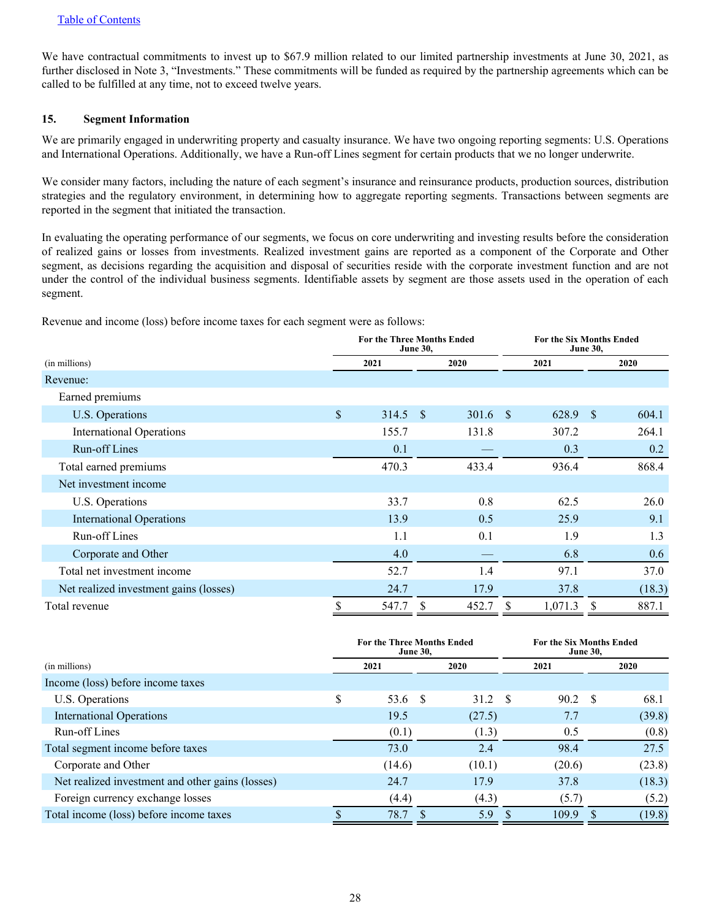We have contractual commitments to invest up to $67.9 million related to our limited partnership investments at June 30, 2021, as further disclosed in Note 3, "Investments." These commitments will be funded as required by the partnership agreements which can be called to be fulfilled at any time, not to exceed twelve years.

## 15. Segment Information

We are primarily engaged in underwriting property and casualty insurance. We have two ongoing reporting segments: U.S. Operations and International Operations. Additionally, we have a Run-off Lines segment for certain products that we no longer underwrite.

We consider many factors, including the nature of each segment's insurance and reinsurance products, production sources, distribution strategies and the regulatory environment, in determining how to aggregate reporting segments. Transactions between segments are reported in the segment that initiated the transaction.

In evaluating the operating performance of our segments, we focus on core underwriting and investing results before the consideration of realized gains or losses from investments. Realized investment gains are reported as a component of the Corporate and Other segment, as decisions regarding the acquisition and disposal of securities reside with the corporate investment function and are not under the control of the individual business segments. Identifiable assets by segment are those assets used in the operation of each segment.

Revenue and income (loss) before income taxes for each segment were as follows:

| (in millions) | For the Three Months Ended June 30, 2021 | For the Three Months Ended June 30, 2020 | For the Six Months Ended June 30, 2021 | For the Six Months Ended June 30, 2020 |
|---|---|---|---|---|
| Revenue: | | | | |
| Earned premiums | | | | |
| U.S. Operations | $ 314.5 | $ 301.6 | $ 628.9 | $ 604.1 |
| International Operations | 155.7 | 131.8 | 307.2 | 264.1 |
| Run-off Lines | 0.1 | — | 0.3 | 0.2 |
| Total earned premiums | 470.3 | 433.4 | 936.4 | 868.4 |
| Net investment income | | | | |
| U.S. Operations | 33.7 | 0.8 | 62.5 | 26.0 |
| International Operations | 13.9 | 0.5 | 25.9 | 9.1 |
| Run-off Lines | 1.1 | 0.1 | 1.9 | 1.3 |
| Corporate and Other | 4.0 | — | 6.8 | 0.6 |
| Total net investment income | 52.7 | 1.4 | 97.1 | 37.0 |
| Net realized investment gains (losses) | 24.7 | 17.9 | 37.8 | (18.3) |
| Total revenue | $ 547.7 | $ 452.7 | $ 1,071.3 | $ 887.1 |

| (in millions) | For the Three Months Ended June 30, 2021 | For the Three Months Ended June 30, 2020 | For the Six Months Ended June 30, 2021 | For the Six Months Ended June 30, 2020 |
|---|---|---|---|---|
| Income (loss) before income taxes | | | | |
| U.S. Operations | $ 53.6 | $ 31.2 | $ 90.2 | $ 68.1 |
| International Operations | 19.5 | (27.5) | 7.7 | (39.8) |
| Run-off Lines | (0.1) | (1.3) | 0.5 | (0.8) |
| Total segment income before taxes | 73.0 | 2.4 | 98.4 | 27.5 |
| Corporate and Other | (14.6) | (10.1) | (20.6) | (23.8) |
| Net realized investment and other gains (losses) | 24.7 | 17.9 | 37.8 | (18.3) |
| Foreign currency exchange losses | (4.4) | (4.3) | (5.7) | (5.2) |
| Total income (loss) before income taxes | $ 78.7 | $ 5.9 | $ 109.9 | $ (19.8) |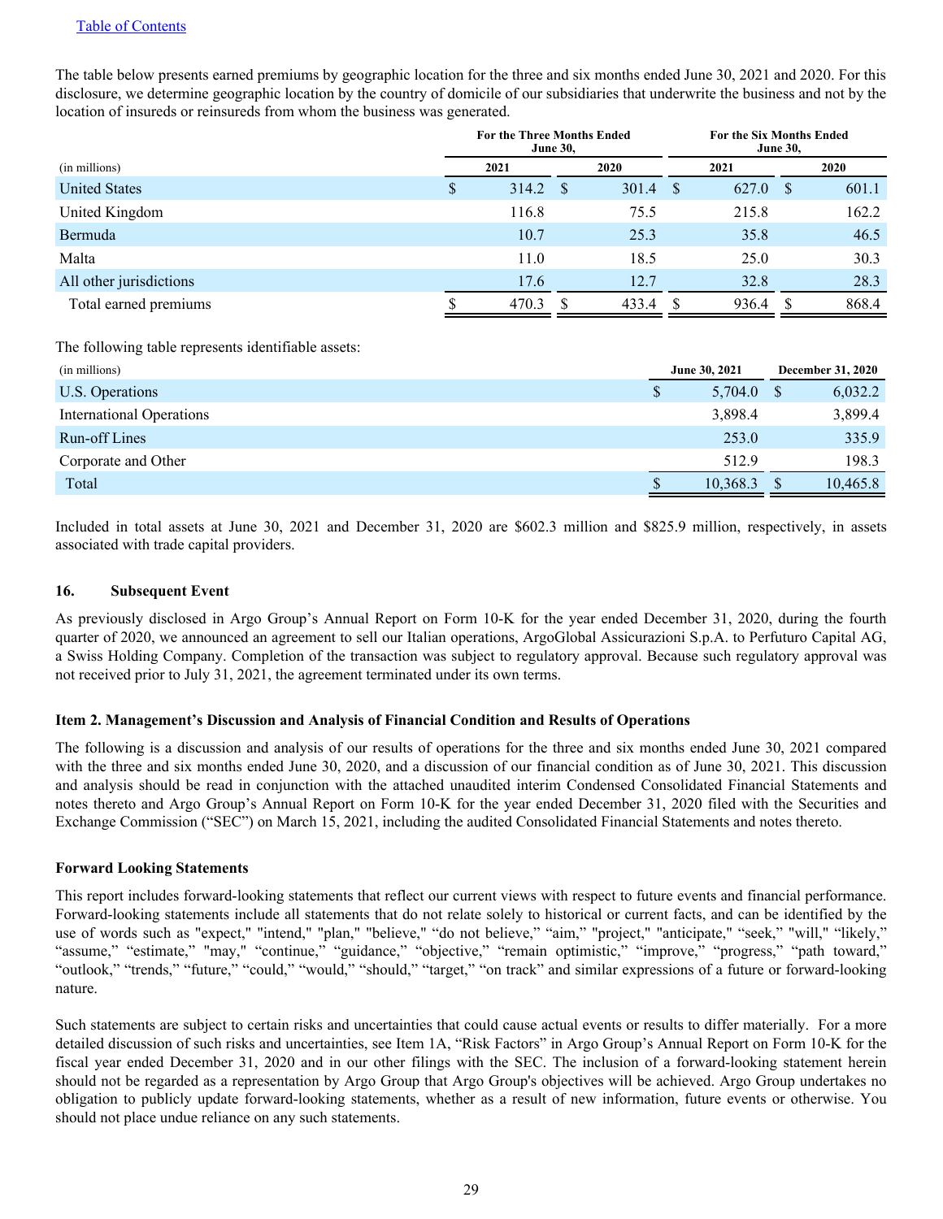[Table of Contents](#)

The table below presents earned premiums by geographic location for the three and six months ended June 30, 2021 and 2020. For this disclosure, we determine geographic location by the country of domicile of our subsidiaries that underwrite the business and not by the location of insureds or reinsureds from whom the business was generated.

| | For the Three Months Ended June 30, | | For the Six Months Ended June 30, | |
|---|---|---|---|---|
| (in millions) | 2021 | 2020 | 2021 | 2020 |
| United States | $ 314.2 | $ 301.4 | $ 627.0 | $ 601.1 |
| United Kingdom | 116.8 | 75.5 | 215.8 | 162.2 |
| Bermuda | 10.7 | 25.3 | 35.8 | 46.5 |
| Malta | 11.0 | 18.5 | 25.0 | 30.3 |
| All other jurisdictions | 17.6 | 12.7 | 32.8 | 28.3 |
| Total earned premiums | $ 470.3 | $ 433.4 | $ 936.4 | $ 868.4 |

The following table represents identifiable assets:

| (in millions) | June 30, 2021 | December 31, 2020 |
|---|---|---|
| U.S. Operations | $ 5,704.0 | $ 6,032.2 |
| International Operations | 3,898.4 | 3,899.4 |
| Run-off Lines | 253.0 | 335.9 |
| Corporate and Other | 512.9 | 198.3 |
| Total | $ 10,368.3 | $ 10,465.8 |

Included in total assets at June 30, 2021 and December 31, 2020 are $602.3 million and $825.9 million, respectively, in assets associated with trade capital providers.

## 16. Subsequent Event

As previously disclosed in Argo Group's Annual Report on Form 10-K for the year ended December 31, 2020, during the fourth quarter of 2020, we announced an agreement to sell our Italian operations, ArgoGlobal Assicurazioni S.p.A. to Perfuturo Capital AG, a Swiss Holding Company. Completion of the transaction was subject to regulatory approval. Because such regulatory approval was not received prior to July 31, 2021, the agreement terminated under its own terms.

## Item 2. Management's Discussion and Analysis of Financial Condition and Results of Operations

The following is a discussion and analysis of our results of operations for the three and six months ended June 30, 2021 compared with the three and six months ended June 30, 2020, and a discussion of our financial condition as of June 30, 2021. This discussion and analysis should be read in conjunction with the attached unaudited interim Condensed Consolidated Financial Statements and notes thereto and Argo Group's Annual Report on Form 10-K for the year ended December 31, 2020 filed with the Securities and Exchange Commission ("SEC") on March 15, 2021, including the audited Consolidated Financial Statements and notes thereto.

### Forward Looking Statements

This report includes forward-looking statements that reflect our current views with respect to future events and financial performance. Forward-looking statements include all statements that do not relate solely to historical or current facts, and can be identified by the use of words such as "expect," "intend," "plan," "believe," "do not believe," "aim," "project," "anticipate," "seek," "will," "likely," "assume," "estimate," "may," "continue," "guidance," "objective," "remain optimistic," "improve," "progress," "path toward," "outlook," "trends," "future," "could," "would," "should," "target," "on track" and similar expressions of a future or forward-looking nature.

Such statements are subject to certain risks and uncertainties that could cause actual events or results to differ materially. For a more detailed discussion of such risks and uncertainties, see Item 1A, "Risk Factors" in Argo Group's Annual Report on Form 10-K for the fiscal year ended December 31, 2020 and in our other filings with the SEC. The inclusion of a forward-looking statement herein should not be regarded as a representation by Argo Group that Argo Group's objectives will be achieved. Argo Group undertakes no obligation to publicly update forward-looking statements, whether as a result of new information, future events or otherwise. You should not place undue reliance on any such statements.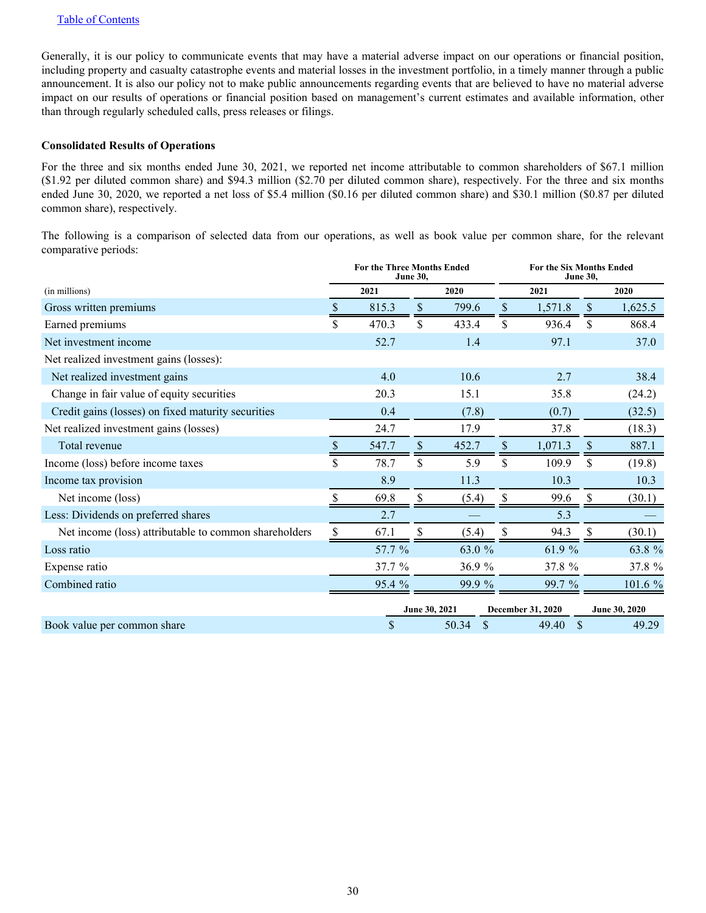Generally, it is our policy to communicate events that may have a material adverse impact on our operations or financial position, including property and casualty catastrophe events and material losses in the investment portfolio, in a timely manner through a public announcement. It is also our policy not to make public announcements regarding events that are believed to have no material adverse impact on our results of operations or financial position based on management's current estimates and available information, other than through regularly scheduled calls, press releases or filings.

**Consolidated Results of Operations**

For the three and six months ended June 30, 2021, we reported net income attributable to common shareholders of $67.1 million ($1.92 per diluted common share) and $94.3 million ($2.70 per diluted common share), respectively. For the three and six months ended June 30, 2020, we reported a net loss of $5.4 million ($0.16 per diluted common share) and $30.1 million ($0.87 per diluted common share), respectively.

The following is a comparison of selected data from our operations, as well as book value per common share, for the relevant comparative periods:

| (in millions) | For the Three Months Ended June 30, 2021 | For the Three Months Ended June 30, 2020 | For the Six Months Ended June 30, 2021 | For the Six Months Ended June 30, 2020 |
|---|---|---|---|---|
| Gross written premiums | $ 815.3 | $ 799.6 | $ 1,571.8 | $ 1,625.5 |
| Earned premiums | $ 470.3 | $ 433.4 | $ 936.4 | $ 868.4 |
| Net investment income | 52.7 | 1.4 | 97.1 | 37.0 |
| Net realized investment gains (losses): | | | | |
| Net realized investment gains | 4.0 | 10.6 | 2.7 | 38.4 |
| Change in fair value of equity securities | 20.3 | 15.1 | 35.8 | (24.2) |
| Credit gains (losses) on fixed maturity securities | 0.4 | (7.8) | (0.7) | (32.5) |
| Net realized investment gains (losses) | 24.7 | 17.9 | 37.8 | (18.3) |
| Total revenue | $ 547.7 | $ 452.7 | $ 1,071.3 | $ 887.1 |
| Income (loss) before income taxes | $ 78.7 | $ 5.9 | $ 109.9 | $ (19.8) |
| Income tax provision | 8.9 | 11.3 | 10.3 | 10.3 |
| Net income (loss) | $ 69.8 | $ (5.4) | $ 99.6 | $ (30.1) |
| Less: Dividends on preferred shares | 2.7 | — | 5.3 | — |
| Net income (loss) attributable to common shareholders | $ 67.1 | $ (5.4) | $ 94.3 | $ (30.1) |
| Loss ratio | 57.7 % | 63.0 % | 61.9 % | 63.8 % |
| Expense ratio | 37.7 % | 36.9 % | 37.8 % | 37.8 % |
| Combined ratio | 95.4 % | 99.9 % | 99.7 % | 101.6 % |

| | June 30, 2021 | December 31, 2020 | June 30, 2020 |
|---|---|---|---|
| Book value per common share | $ 50.34 | $ 49.40 | $ 49.29 |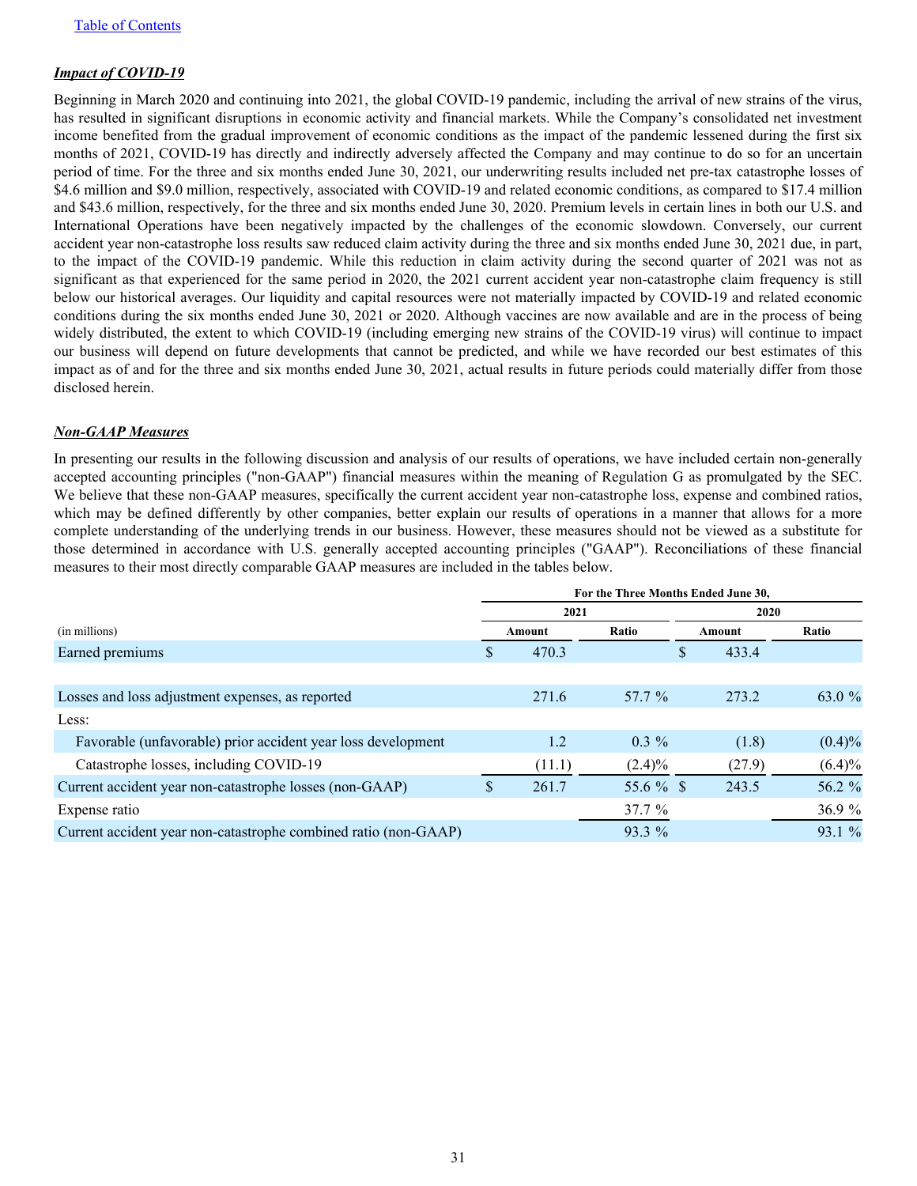[Table of Contents](#)

***Impact of COVID-19***

Beginning in March 2020 and continuing into 2021, the global COVID-19 pandemic, including the arrival of new strains of the virus, has resulted in significant disruptions in economic activity and financial markets. While the Company's consolidated net investment income benefited from the gradual improvement of economic conditions as the impact of the pandemic lessened during the first six months of 2021, COVID-19 has directly and indirectly adversely affected the Company and may continue to do so for an uncertain period of time. For the three and six months ended June 30, 2021, our underwriting results included net pre-tax catastrophe losses of $4.6 million and $9.0 million, respectively, associated with COVID-19 and related economic conditions, as compared to $17.4 million and $43.6 million, respectively, for the three and six months ended June 30, 2020. Premium levels in certain lines in both our U.S. and International Operations have been negatively impacted by the challenges of the economic slowdown. Conversely, our current accident year non-catastrophe loss results saw reduced claim activity during the three and six months ended June 30, 2021 due, in part, to the impact of the COVID-19 pandemic. While this reduction in claim activity during the second quarter of 2021 was not as significant as that experienced for the same period in 2020, the 2021 current accident year non-catastrophe claim frequency is still below our historical averages. Our liquidity and capital resources were not materially impacted by COVID-19 and related economic conditions during the six months ended June 30, 2021 or 2020. Although vaccines are now available and are in the process of being widely distributed, the extent to which COVID-19 (including emerging new strains of the COVID-19 virus) will continue to impact our business will depend on future developments that cannot be predicted, and while we have recorded our best estimates of this impact as of and for the three and six months ended June 30, 2021, actual results in future periods could materially differ from those disclosed herein.

***Non-GAAP Measures***

In presenting our results in the following discussion and analysis of our results of operations, we have included certain non-generally accepted accounting principles ("non-GAAP") financial measures within the meaning of Regulation G as promulgated by the SEC. We believe that these non-GAAP measures, specifically the current accident year non-catastrophe loss, expense and combined ratios, which may be defined differently by other companies, better explain our results of operations in a manner that allows for a more complete understanding of the underlying trends in our business. However, these measures should not be viewed as a substitute for those determined in accordance with U.S. generally accepted accounting principles ("GAAP"). Reconciliations of these financial measures to their most directly comparable GAAP measures are included in the tables below.

| | For the Three Months Ended June 30, | | | |
|---|---|---|---|---|
| | 2021 | | 2020 | |
| (in millions) | Amount | Ratio | Amount | Ratio |
| Earned premiums | $ 470.3 | | $ 433.4 | |
| Losses and loss adjustment expenses, as reported | 271.6 | 57.7 % | 273.2 | 63.0 % |
| Less: | | | | |
| Favorable (unfavorable) prior accident year loss development | 1.2 | 0.3 % | (1.8) | (0.4)% |
| Catastrophe losses, including COVID-19 | (11.1) | (2.4)% | (27.9) | (6.4)% |
| Current accident year non-catastrophe losses (non-GAAP) | $ 261.7 | 55.6 % | $ 243.5 | 56.2 % |
| Expense ratio | | 37.7 % | | 36.9 % |
| Current accident year non-catastrophe combined ratio (non-GAAP) | | 93.3 % | | 93.1 % |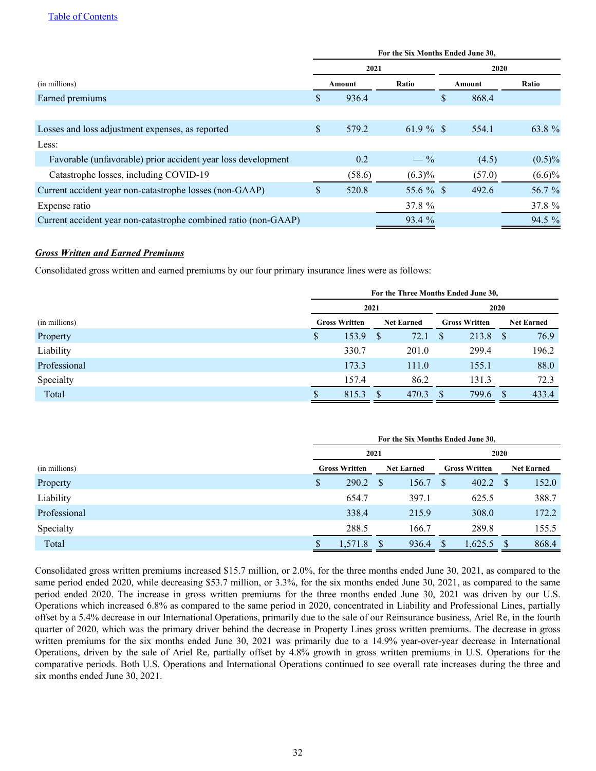| (in millions) | For the Six Months Ended June 30, | | | |
|---|---|---|---|---|
| | 2021 | | 2020 | |
| | Amount | Ratio | Amount | Ratio |
| Earned premiums | $ 936.4 | | $ 868.4 | |
| | | | | |
| Losses and loss adjustment expenses, as reported | $ 579.2 | 61.9 % | $ 554.1 | 63.8 % |
| Less: | | | | |
| Favorable (unfavorable) prior accident year loss development | 0.2 | — % | (4.5) | (0.5)% |
| Catastrophe losses, including COVID-19 | (58.6) | (6.3)% | (57.0) | (6.6)% |
| Current accident year non-catastrophe losses (non-GAAP) | $ 520.8 | 55.6 % | $ 492.6 | 56.7 % |
| Expense ratio | | 37.8 % | | 37.8 % |
| Current accident year non-catastrophe combined ratio (non-GAAP) | | 93.4 % | | 94.5 % |

***Gross Written and Earned Premiums***

Consolidated gross written and earned premiums by our four primary insurance lines were as follows:

| (in millions) | For the Three Months Ended June 30, | | | |
|---|---|---|---|---|
| | 2021 | | 2020 | |
| | Gross Written | Net Earned | Gross Written | Net Earned |
| Property | $ 153.9 | $ 72.1 | $ 213.8 | $ 76.9 |
| Liability | 330.7 | 201.0 | 299.4 | 196.2 |
| Professional | 173.3 | 111.0 | 155.1 | 88.0 |
| Specialty | 157.4 | 86.2 | 131.3 | 72.3 |
| Total | $ 815.3 | $ 470.3 | $ 799.6 | $ 433.4 |

| (in millions) | For the Six Months Ended June 30, | | | |
|---|---|---|---|---|
| | 2021 | | 2020 | |
| | Gross Written | Net Earned | Gross Written | Net Earned |
| Property | $ 290.2 | $ 156.7 | $ 402.2 | $ 152.0 |
| Liability | 654.7 | 397.1 | 625.5 | 388.7 |
| Professional | 338.4 | 215.9 | 308.0 | 172.2 |
| Specialty | 288.5 | 166.7 | 289.8 | 155.5 |
| Total | $ 1,571.8 | $ 936.4 | $ 1,625.5 | $ 868.4 |

Consolidated gross written premiums increased $15.7 million, or 2.0%, for the three months ended June 30, 2021, as compared to the same period ended 2020, while decreasing $53.7 million, or 3.3%, for the six months ended June 30, 2021, as compared to the same period ended 2020. The increase in gross written premiums for the three months ended June 30, 2021 was driven by our U.S. Operations which increased 6.8% as compared to the same period in 2020, concentrated in Liability and Professional Lines, partially offset by a 5.4% decrease in our International Operations, primarily due to the sale of our Reinsurance business, Ariel Re, in the fourth quarter of 2020, which was the primary driver behind the decrease in Property Lines gross written premiums. The decrease in gross written premiums for the six months ended June 30, 2021 was primarily due to a 14.9% year-over-year decrease in International Operations, driven by the sale of Ariel Re, partially offset by 4.8% growth in gross written premiums in U.S. Operations for the comparative periods. Both U.S. Operations and International Operations continued to see overall rate increases during the three and six months ended June 30, 2021.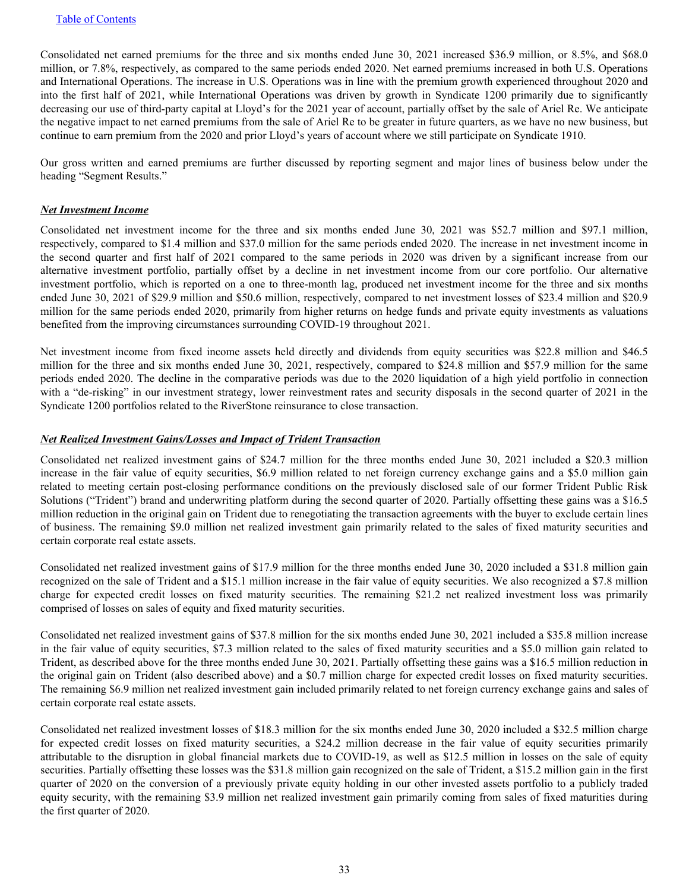Consolidated net earned premiums for the three and six months ended June 30, 2021 increased $36.9 million, or 8.5%, and $68.0 million, or 7.8%, respectively, as compared to the same periods ended 2020. Net earned premiums increased in both U.S. Operations and International Operations. The increase in U.S. Operations was in line with the premium growth experienced throughout 2020 and into the first half of 2021, while International Operations was driven by growth in Syndicate 1200 primarily due to significantly decreasing our use of third-party capital at Lloyd's for the 2021 year of account, partially offset by the sale of Ariel Re. We anticipate the negative impact to net earned premiums from the sale of Ariel Re to be greater in future quarters, as we have no new business, but continue to earn premium from the 2020 and prior Lloyd's years of account where we still participate on Syndicate 1910.

Our gross written and earned premiums are further discussed by reporting segment and major lines of business below under the heading "Segment Results."

***Net Investment Income***

Consolidated net investment income for the three and six months ended June 30, 2021 was $52.7 million and $97.1 million, respectively, compared to $1.4 million and $37.0 million for the same periods ended 2020. The increase in net investment income in the second quarter and first half of 2021 compared to the same periods in 2020 was driven by a significant increase from our alternative investment portfolio, partially offset by a decline in net investment income from our core portfolio. Our alternative investment portfolio, which is reported on a one to three-month lag, produced net investment income for the three and six months ended June 30, 2021 of $29.9 million and $50.6 million, respectively, compared to net investment losses of $23.4 million and $20.9 million for the same periods ended 2020, primarily from higher returns on hedge funds and private equity investments as valuations benefited from the improving circumstances surrounding COVID-19 throughout 2021.

Net investment income from fixed income assets held directly and dividends from equity securities was $22.8 million and $46.5 million for the three and six months ended June 30, 2021, respectively, compared to $24.8 million and $57.9 million for the same periods ended 2020. The decline in the comparative periods was due to the 2020 liquidation of a high yield portfolio in connection with a "de-risking" in our investment strategy, lower reinvestment rates and security disposals in the second quarter of 2021 in the Syndicate 1200 portfolios related to the RiverStone reinsurance to close transaction.

***Net Realized Investment Gains/Losses and Impact of Trident Transaction***

Consolidated net realized investment gains of $24.7 million for the three months ended June 30, 2021 included a $20.3 million increase in the fair value of equity securities, $6.9 million related to net foreign currency exchange gains and a $5.0 million gain related to meeting certain post-closing performance conditions on the previously disclosed sale of our former Trident Public Risk Solutions ("Trident") brand and underwriting platform during the second quarter of 2020. Partially offsetting these gains was a $16.5 million reduction in the original gain on Trident due to renegotiating the transaction agreements with the buyer to exclude certain lines of business. The remaining $9.0 million net realized investment gain primarily related to the sales of fixed maturity securities and certain corporate real estate assets.

Consolidated net realized investment gains of $17.9 million for the three months ended June 30, 2020 included a $31.8 million gain recognized on the sale of Trident and a $15.1 million increase in the fair value of equity securities. We also recognized a $7.8 million charge for expected credit losses on fixed maturity securities. The remaining $21.2 net realized investment loss was primarily comprised of losses on sales of equity and fixed maturity securities.

Consolidated net realized investment gains of $37.8 million for the six months ended June 30, 2021 included a $35.8 million increase in the fair value of equity securities, $7.3 million related to the sales of fixed maturity securities and a $5.0 million gain related to Trident, as described above for the three months ended June 30, 2021. Partially offsetting these gains was a $16.5 million reduction in the original gain on Trident (also described above) and a $0.7 million charge for expected credit losses on fixed maturity securities. The remaining $6.9 million net realized investment gain included primarily related to net foreign currency exchange gains and sales of certain corporate real estate assets.

Consolidated net realized investment losses of $18.3 million for the six months ended June 30, 2020 included a $32.5 million charge for expected credit losses on fixed maturity securities, a $24.2 million decrease in the fair value of equity securities primarily attributable to the disruption in global financial markets due to COVID-19, as well as $12.5 million in losses on the sale of equity securities. Partially offsetting these losses was the $31.8 million gain recognized on the sale of Trident, a $15.2 million gain in the first quarter of 2020 on the conversion of a previously private equity holding in our other invested assets portfolio to a publicly traded equity security, with the remaining $3.9 million net realized investment gain primarily coming from sales of fixed maturities during the first quarter of 2020.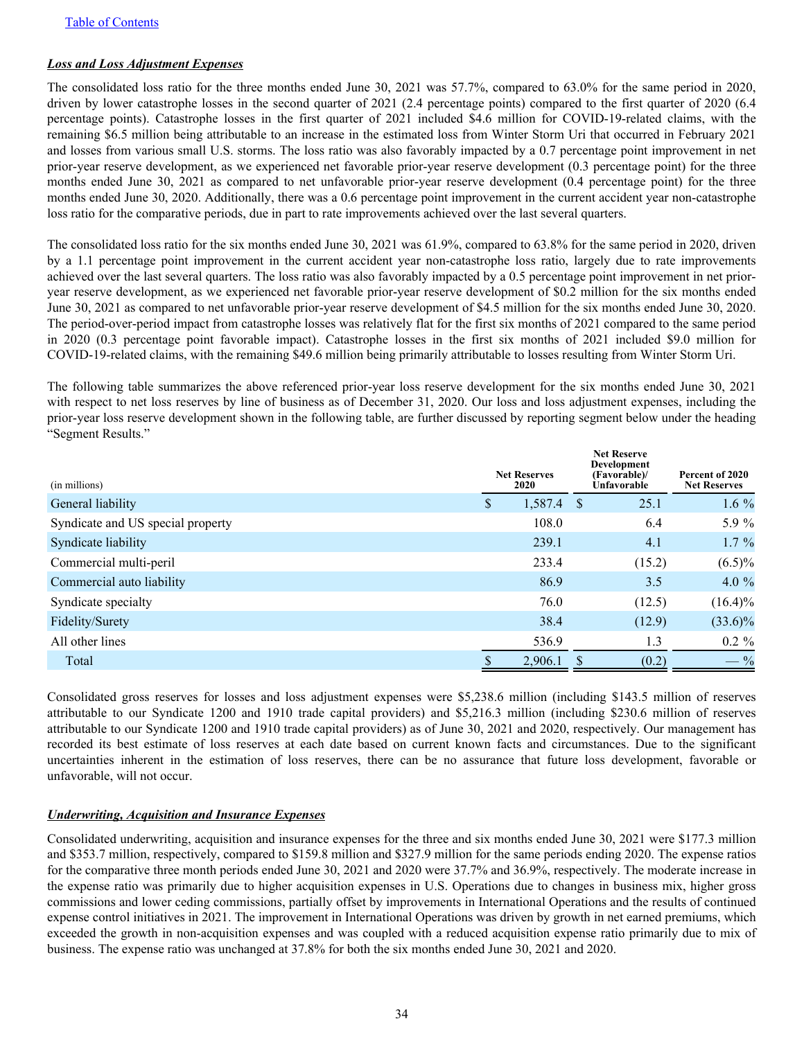Table of Contents

***Loss and Loss Adjustment Expenses***

The consolidated loss ratio for the three months ended June 30, 2021 was 57.7%, compared to 63.0% for the same period in 2020, driven by lower catastrophe losses in the second quarter of 2021 (2.4 percentage points) compared to the first quarter of 2020 (6.4 percentage points). Catastrophe losses in the first quarter of 2021 included $4.6 million for COVID-19-related claims, with the remaining $6.5 million being attributable to an increase in the estimated loss from Winter Storm Uri that occurred in February 2021 and losses from various small U.S. storms. The loss ratio was also favorably impacted by a 0.7 percentage point improvement in net prior-year reserve development, as we experienced net favorable prior-year reserve development (0.3 percentage point) for the three months ended June 30, 2021 as compared to net unfavorable prior-year reserve development (0.4 percentage point) for the three months ended June 30, 2020. Additionally, there was a 0.6 percentage point improvement in the current accident year non-catastrophe loss ratio for the comparative periods, due in part to rate improvements achieved over the last several quarters.

The consolidated loss ratio for the six months ended June 30, 2021 was 61.9%, compared to 63.8% for the same period in 2020, driven by a 1.1 percentage point improvement in the current accident year non-catastrophe loss ratio, largely due to rate improvements achieved over the last several quarters. The loss ratio was also favorably impacted by a 0.5 percentage point improvement in net prior-year reserve development, as we experienced net favorable prior-year reserve development of $0.2 million for the six months ended June 30, 2021 as compared to net unfavorable prior-year reserve development of $4.5 million for the six months ended June 30, 2020. The period-over-period impact from catastrophe losses was relatively flat for the first six months of 2021 compared to the same period in 2020 (0.3 percentage point favorable impact). Catastrophe losses in the first six months of 2021 included $9.0 million for COVID-19-related claims, with the remaining $49.6 million being primarily attributable to losses resulting from Winter Storm Uri.

The following table summarizes the above referenced prior-year loss reserve development for the six months ended June 30, 2021 with respect to net loss reserves by line of business as of December 31, 2020. Our loss and loss adjustment expenses, including the prior-year loss reserve development shown in the following table, are further discussed by reporting segment below under the heading "Segment Results."

| (in millions) | Net Reserves 2020 | Net Reserve Development (Favorable)/ Unfavorable | Percent of 2020 Net Reserves |
|---|---|---|---|
| General liability | $ 1,587.4 | $ 25.1 | 1.6 % |
| Syndicate and US special property | 108.0 | 6.4 | 5.9 % |
| Syndicate liability | 239.1 | 4.1 | 1.7 % |
| Commercial multi-peril | 233.4 | (15.2) | (6.5)% |
| Commercial auto liability | 86.9 | 3.5 | 4.0 % |
| Syndicate specialty | 76.0 | (12.5) | (16.4)% |
| Fidelity/Surety | 38.4 | (12.9) | (33.6)% |
| All other lines | 536.9 | 1.3 | 0.2 % |
| Total | $ 2,906.1 | $ (0.2) | — % |

Consolidated gross reserves for losses and loss adjustment expenses were $5,238.6 million (including $143.5 million of reserves attributable to our Syndicate 1200 and 1910 trade capital providers) and $5,216.3 million (including $230.6 million of reserves attributable to our Syndicate 1200 and 1910 trade capital providers) as of June 30, 2021 and 2020, respectively. Our management has recorded its best estimate of loss reserves at each date based on current known facts and circumstances. Due to the significant uncertainties inherent in the estimation of loss reserves, there can be no assurance that future loss development, favorable or unfavorable, will not occur.

***Underwriting, Acquisition and Insurance Expenses***

Consolidated underwriting, acquisition and insurance expenses for the three and six months ended June 30, 2021 were $177.3 million and $353.7 million, respectively, compared to $159.8 million and $327.9 million for the same periods ending 2020. The expense ratios for the comparative three month periods ended June 30, 2021 and 2020 were 37.7% and 36.9%, respectively. The moderate increase in the expense ratio was primarily due to higher acquisition expenses in U.S. Operations due to changes in business mix, higher gross commissions and lower ceding commissions, partially offset by improvements in International Operations and the results of continued expense control initiatives in 2021. The improvement in International Operations was driven by growth in net earned premiums, which exceeded the growth in non-acquisition expenses and was coupled with a reduced acquisition expense ratio primarily due to mix of business. The expense ratio was unchanged at 37.8% for both the six months ended June 30, 2021 and 2020.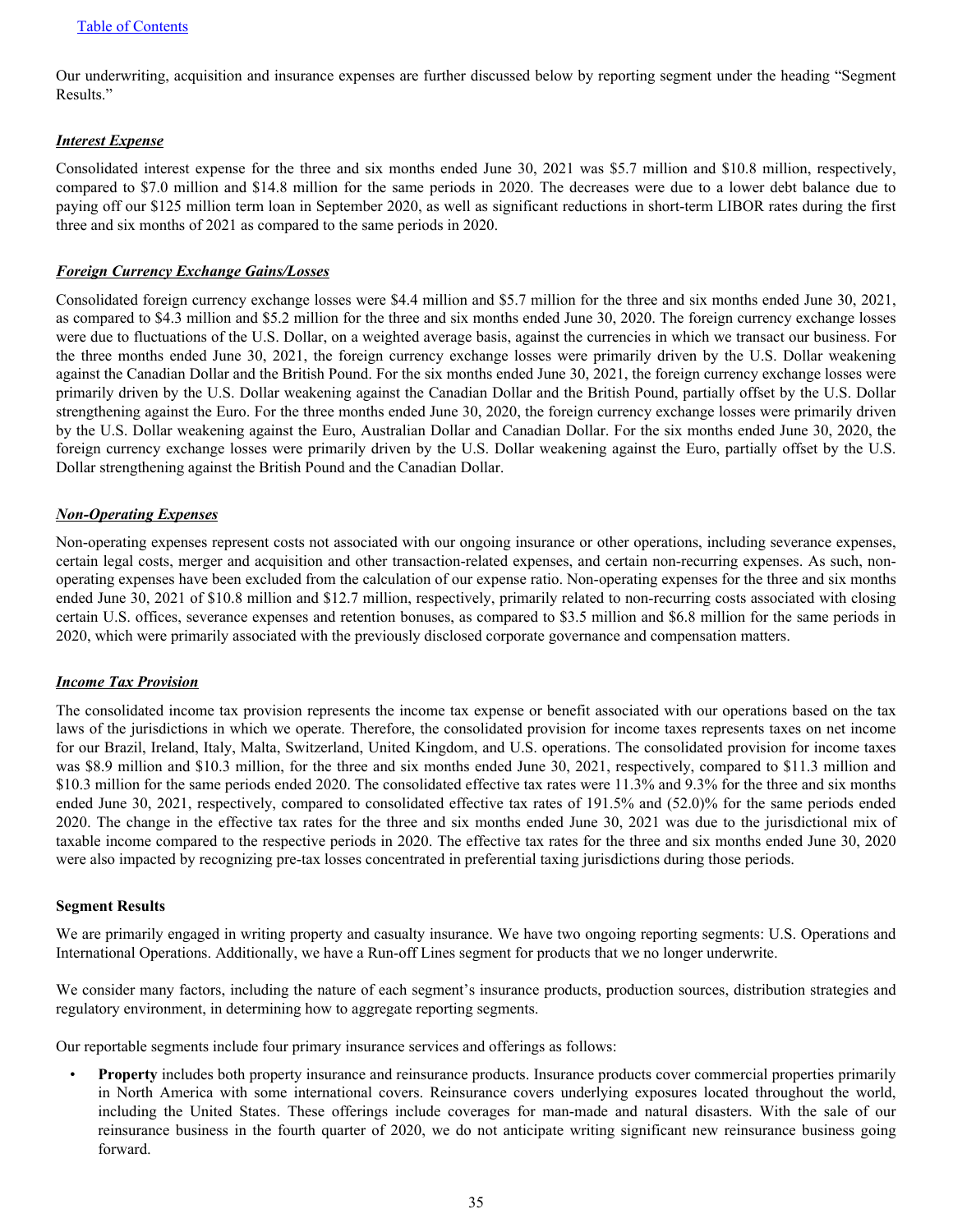Our underwriting, acquisition and insurance expenses are further discussed below by reporting segment under the heading "Segment Results."

***Interest Expense***

Consolidated interest expense for the three and six months ended June 30, 2021 was $5.7 million and $10.8 million, respectively, compared to $7.0 million and $14.8 million for the same periods in 2020. The decreases were due to a lower debt balance due to paying off our $125 million term loan in September 2020, as well as significant reductions in short-term LIBOR rates during the first three and six months of 2021 as compared to the same periods in 2020.

***Foreign Currency Exchange Gains/Losses***

Consolidated foreign currency exchange losses were $4.4 million and $5.7 million for the three and six months ended June 30, 2021, as compared to $4.3 million and $5.2 million for the three and six months ended June 30, 2020. The foreign currency exchange losses were due to fluctuations of the U.S. Dollar, on a weighted average basis, against the currencies in which we transact our business. For the three months ended June 30, 2021, the foreign currency exchange losses were primarily driven by the U.S. Dollar weakening against the Canadian Dollar and the British Pound. For the six months ended June 30, 2021, the foreign currency exchange losses were primarily driven by the U.S. Dollar weakening against the Canadian Dollar and the British Pound, partially offset by the U.S. Dollar strengthening against the Euro. For the three months ended June 30, 2020, the foreign currency exchange losses were primarily driven by the U.S. Dollar weakening against the Euro, Australian Dollar and Canadian Dollar. For the six months ended June 30, 2020, the foreign currency exchange losses were primarily driven by the U.S. Dollar weakening against the Euro, partially offset by the U.S. Dollar strengthening against the British Pound and the Canadian Dollar.

***Non-Operating Expenses***

Non-operating expenses represent costs not associated with our ongoing insurance or other operations, including severance expenses, certain legal costs, merger and acquisition and other transaction-related expenses, and certain non-recurring expenses. As such, non-operating expenses have been excluded from the calculation of our expense ratio. Non-operating expenses for the three and six months ended June 30, 2021 of $10.8 million and $12.7 million, respectively, primarily related to non-recurring costs associated with closing certain U.S. offices, severance expenses and retention bonuses, as compared to $3.5 million and $6.8 million for the same periods in 2020, which were primarily associated with the previously disclosed corporate governance and compensation matters.

***Income Tax Provision***

The consolidated income tax provision represents the income tax expense or benefit associated with our operations based on the tax laws of the jurisdictions in which we operate. Therefore, the consolidated provision for income taxes represents taxes on net income for our Brazil, Ireland, Italy, Malta, Switzerland, United Kingdom, and U.S. operations. The consolidated provision for income taxes was $8.9 million and $10.3 million, for the three and six months ended June 30, 2021, respectively, compared to $11.3 million and $10.3 million for the same periods ended 2020. The consolidated effective tax rates were 11.3% and 9.3% for the three and six months ended June 30, 2021, respectively, compared to consolidated effective tax rates of 191.5% and (52.0)% for the same periods ended 2020. The change in the effective tax rates for the three and six months ended June 30, 2021 was due to the jurisdictional mix of taxable income compared to the respective periods in 2020. The effective tax rates for the three and six months ended June 30, 2020 were also impacted by recognizing pre-tax losses concentrated in preferential taxing jurisdictions during those periods.

**Segment Results**

We are primarily engaged in writing property and casualty insurance. We have two ongoing reporting segments: U.S. Operations and International Operations. Additionally, we have a Run-off Lines segment for products that we no longer underwrite.

We consider many factors, including the nature of each segment's insurance products, production sources, distribution strategies and regulatory environment, in determining how to aggregate reporting segments.

Our reportable segments include four primary insurance services and offerings as follows:

- **Property** includes both property insurance and reinsurance products. Insurance products cover commercial properties primarily in North America with some international covers. Reinsurance covers underlying exposures located throughout the world, including the United States. These offerings include coverages for man-made and natural disasters. With the sale of our reinsurance business in the fourth quarter of 2020, we do not anticipate writing significant new reinsurance business going forward.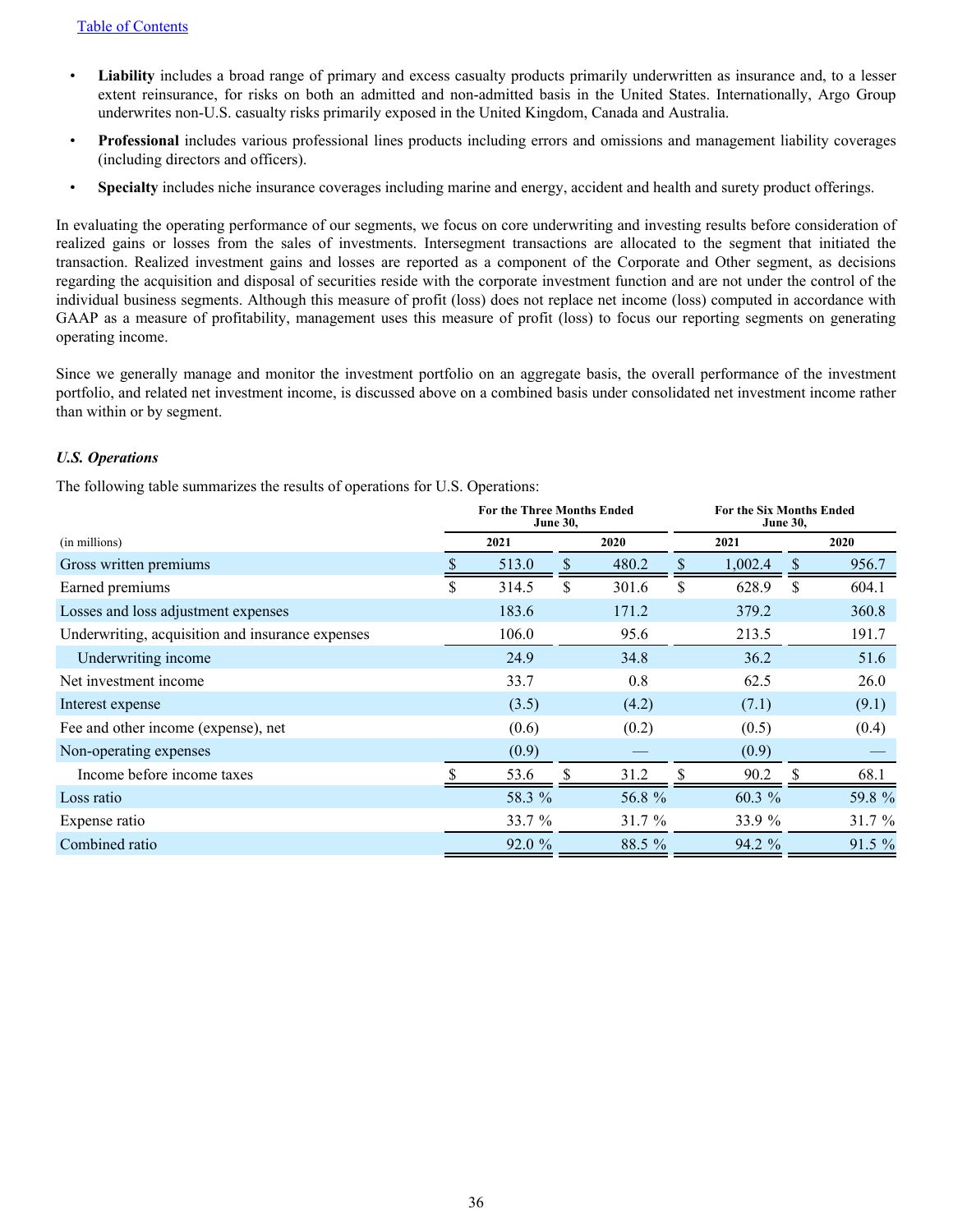- **Liability** includes a broad range of primary and excess casualty products primarily underwritten as insurance and, to a lesser extent reinsurance, for risks on both an admitted and non-admitted basis in the United States. Internationally, Argo Group underwrites non-U.S. casualty risks primarily exposed in the United Kingdom, Canada and Australia.
- **Professional** includes various professional lines products including errors and omissions and management liability coverages (including directors and officers).
- **Specialty** includes niche insurance coverages including marine and energy, accident and health and surety product offerings.

In evaluating the operating performance of our segments, we focus on core underwriting and investing results before consideration of realized gains or losses from the sales of investments. Intersegment transactions are allocated to the segment that initiated the transaction. Realized investment gains and losses are reported as a component of the Corporate and Other segment, as decisions regarding the acquisition and disposal of securities reside with the corporate investment function and are not under the control of the individual business segments. Although this measure of profit (loss) does not replace net income (loss) computed in accordance with GAAP as a measure of profitability, management uses this measure of profit (loss) to focus our reporting segments on generating operating income.

Since we generally manage and monitor the investment portfolio on an aggregate basis, the overall performance of the investment portfolio, and related net investment income, is discussed above on a combined basis under consolidated net investment income rather than within or by segment.

### *U.S. Operations*

The following table summarizes the results of operations for U.S. Operations:

| (in millions) | For the Three Months Ended June 30, 2021 | For the Three Months Ended June 30, 2020 | For the Six Months Ended June 30, 2021 | For the Six Months Ended June 30, 2020 |
|---|---|---|---|---|
| Gross written premiums | $ 513.0 | $ 480.2 | $ 1,002.4 | $ 956.7 |
| Earned premiums | $ 314.5 | $ 301.6 | $ 628.9 | $ 604.1 |
| Losses and loss adjustment expenses | 183.6 | 171.2 | 379.2 | 360.8 |
| Underwriting, acquisition and insurance expenses | 106.0 | 95.6 | 213.5 | 191.7 |
| Underwriting income | 24.9 | 34.8 | 36.2 | 51.6 |
| Net investment income | 33.7 | 0.8 | 62.5 | 26.0 |
| Interest expense | (3.5) | (4.2) | (7.1) | (9.1) |
| Fee and other income (expense), net | (0.6) | (0.2) | (0.5) | (0.4) |
| Non-operating expenses | (0.9) | — | (0.9) | — |
| Income before income taxes | $ 53.6 | $ 31.2 | $ 90.2 | $ 68.1 |
| Loss ratio | 58.3 % | 56.8 % | 60.3 % | 59.8 % |
| Expense ratio | 33.7 % | 31.7 % | 33.9 % | 31.7 % |
| Combined ratio | 92.0 % | 88.5 % | 94.2 % | 91.5 % |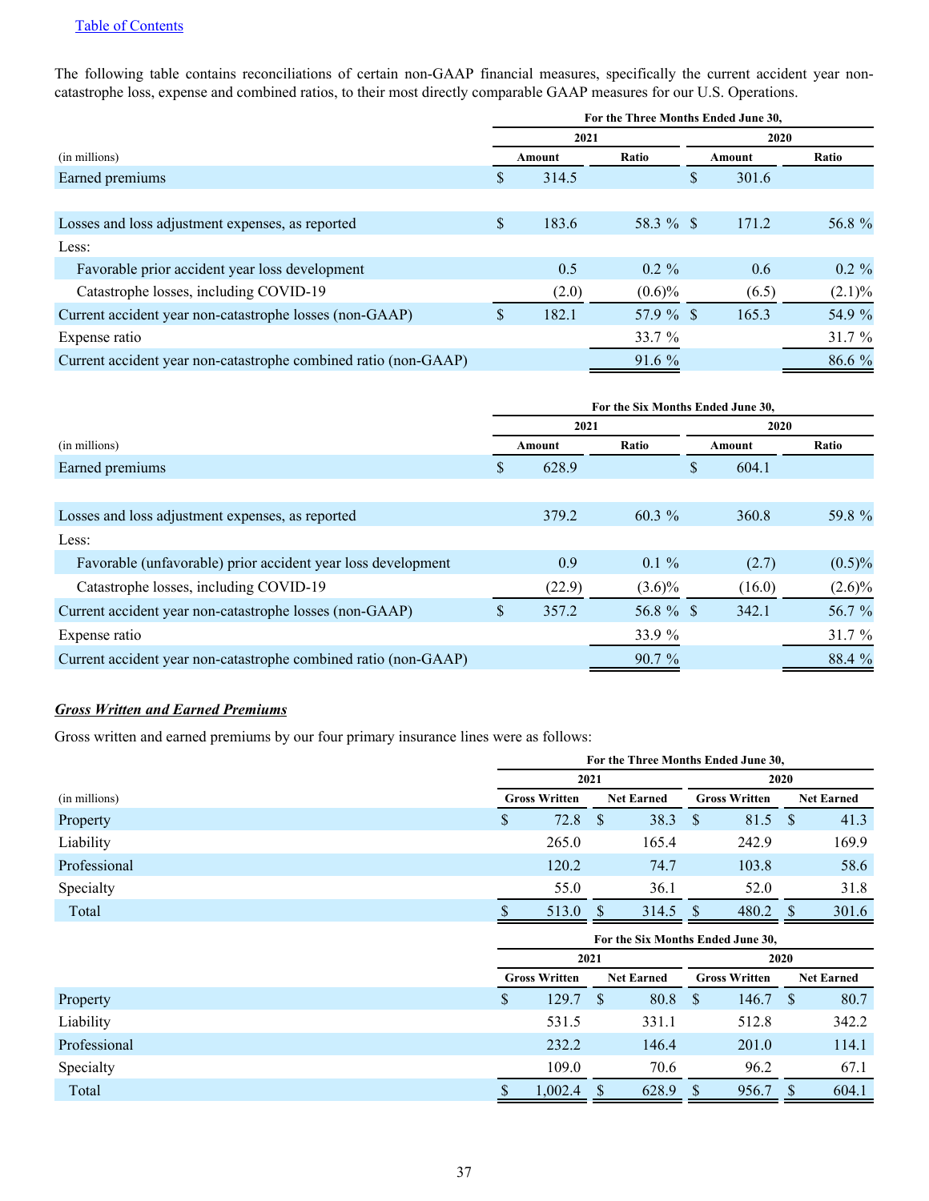[Table of Contents](#)

The following table contains reconciliations of certain non-GAAP financial measures, specifically the current accident year non-catastrophe loss, expense and combined ratios, to their most directly comparable GAAP measures for our U.S. Operations.

| | For the Three Months Ended June 30, | | | |
|---|---|---|---|---|
| | 2021 | | 2020 | |
| (in millions) | Amount | Ratio | Amount | Ratio |
| Earned premiums | $ 314.5 | | $ 301.6 | |
| | | | | |
| Losses and loss adjustment expenses, as reported | $ 183.6 | 58.3 % | $ 171.2 | 56.8 % |
| Less: | | | | |
| Favorable prior accident year loss development | 0.5 | 0.2 % | 0.6 | 0.2 % |
| Catastrophe losses, including COVID-19 | (2.0) | (0.6)% | (6.5) | (2.1)% |
| Current accident year non-catastrophe losses (non-GAAP) | $ 182.1 | 57.9 % | $ 165.3 | 54.9 % |
| Expense ratio | | 33.7 % | | 31.7 % |
| Current accident year non-catastrophe combined ratio (non-GAAP) | | 91.6 % | | 86.6 % |

| | For the Six Months Ended June 30, | | | |
|---|---|---|---|---|
| | 2021 | | 2020 | |
| (in millions) | Amount | Ratio | Amount | Ratio |
| Earned premiums | $ 628.9 | | $ 604.1 | |
| | | | | |
| Losses and loss adjustment expenses, as reported | 379.2 | 60.3 % | 360.8 | 59.8 % |
| Less: | | | | |
| Favorable (unfavorable) prior accident year loss development | 0.9 | 0.1 % | (2.7) | (0.5)% |
| Catastrophe losses, including COVID-19 | (22.9) | (3.6)% | (16.0) | (2.6)% |
| Current accident year non-catastrophe losses (non-GAAP) | $ 357.2 | 56.8 % | $ 342.1 | 56.7 % |
| Expense ratio | | 33.9 % | | 31.7 % |
| Current accident year non-catastrophe combined ratio (non-GAAP) | | 90.7 % | | 88.4 % |

***Gross Written and Earned Premiums***

Gross written and earned premiums by our four primary insurance lines were as follows:

| | For the Three Months Ended June 30, | | | |
|---|---|---|---|---|
| | 2021 | | 2020 | |
| (in millions) | Gross Written | Net Earned | Gross Written | Net Earned |
| Property | $ 72.8 | $ 38.3 | $ 81.5 | $ 41.3 |
| Liability | 265.0 | 165.4 | 242.9 | 169.9 |
| Professional | 120.2 | 74.7 | 103.8 | 58.6 |
| Specialty | 55.0 | 36.1 | 52.0 | 31.8 |
| Total | $ 513.0 | $ 314.5 | $ 480.2 | $ 301.6 |

| | For the Six Months Ended June 30, | | | |
|---|---|---|---|---|
| | 2021 | | 2020 | |
| | Gross Written | Net Earned | Gross Written | Net Earned |
| Property | $ 129.7 | $ 80.8 | $ 146.7 | $ 80.7 |
| Liability | 531.5 | 331.1 | 512.8 | 342.2 |
| Professional | 232.2 | 146.4 | 201.0 | 114.1 |
| Specialty | 109.0 | 70.6 | 96.2 | 67.1 |
| Total | $ 1,002.4 | $ 628.9 | $ 956.7 | $ 604.1 |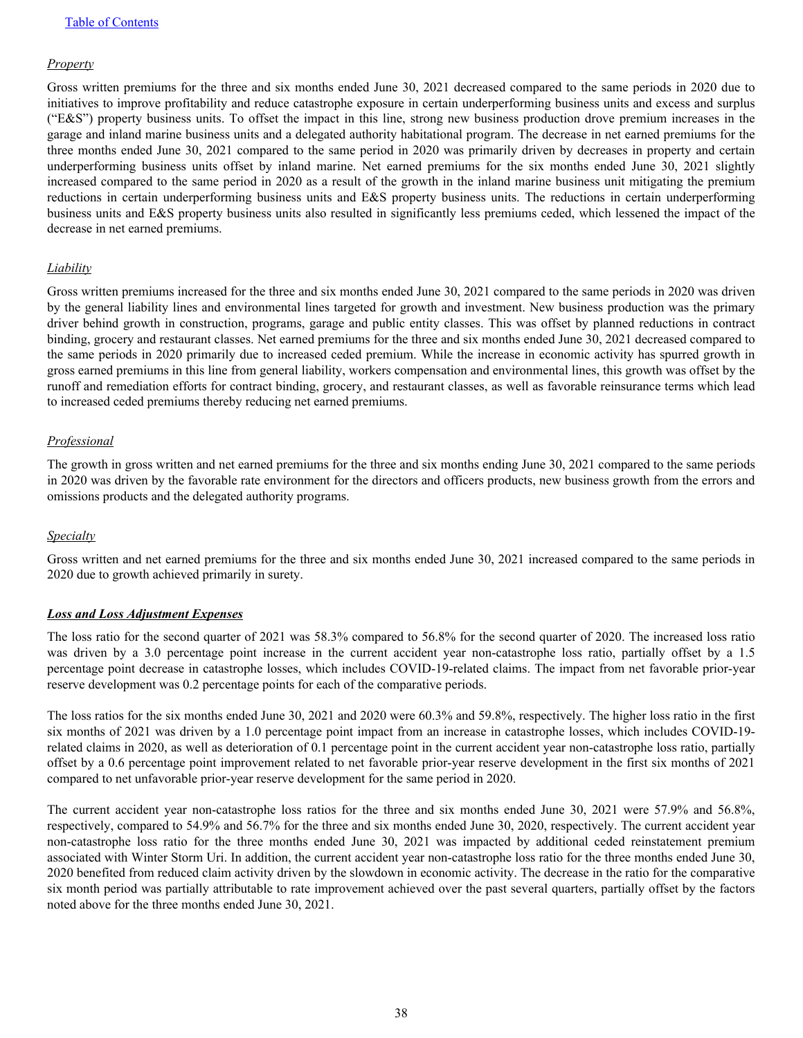*Property*

Gross written premiums for the three and six months ended June 30, 2021 decreased compared to the same periods in 2020 due to initiatives to improve profitability and reduce catastrophe exposure in certain underperforming business units and excess and surplus ("E&S") property business units. To offset the impact in this line, strong new business production drove premium increases in the garage and inland marine business units and a delegated authority habitational program. The decrease in net earned premiums for the three months ended June 30, 2021 compared to the same period in 2020 was primarily driven by decreases in property and certain underperforming business units offset by inland marine. Net earned premiums for the six months ended June 30, 2021 slightly increased compared to the same period in 2020 as a result of the growth in the inland marine business unit mitigating the premium reductions in certain underperforming business units and E&S property business units. The reductions in certain underperforming business units and E&S property business units also resulted in significantly less premiums ceded, which lessened the impact of the decrease in net earned premiums.

*Liability*

Gross written premiums increased for the three and six months ended June 30, 2021 compared to the same periods in 2020 was driven by the general liability lines and environmental lines targeted for growth and investment. New business production was the primary driver behind growth in construction, programs, garage and public entity classes. This was offset by planned reductions in contract binding, grocery and restaurant classes. Net earned premiums for the three and six months ended June 30, 2021 decreased compared to the same periods in 2020 primarily due to increased ceded premium. While the increase in economic activity has spurred growth in gross earned premiums in this line from general liability, workers compensation and environmental lines, this growth was offset by the runoff and remediation efforts for contract binding, grocery, and restaurant classes, as well as favorable reinsurance terms which lead to increased ceded premiums thereby reducing net earned premiums.

*Professional*

The growth in gross written and net earned premiums for the three and six months ending June 30, 2021 compared to the same periods in 2020 was driven by the favorable rate environment for the directors and officers products, new business growth from the errors and omissions products and the delegated authority programs.

*Specialty*

Gross written and net earned premiums for the three and six months ended June 30, 2021 increased compared to the same periods in 2020 due to growth achieved primarily in surety.

***Loss and Loss Adjustment Expenses***

The loss ratio for the second quarter of 2021 was 58.3% compared to 56.8% for the second quarter of 2020. The increased loss ratio was driven by a 3.0 percentage point increase in the current accident year non-catastrophe loss ratio, partially offset by a 1.5 percentage point decrease in catastrophe losses, which includes COVID-19-related claims. The impact from net favorable prior-year reserve development was 0.2 percentage points for each of the comparative periods.

The loss ratios for the six months ended June 30, 2021 and 2020 were 60.3% and 59.8%, respectively. The higher loss ratio in the first six months of 2021 was driven by a 1.0 percentage point impact from an increase in catastrophe losses, which includes COVID-19-related claims in 2020, as well as deterioration of 0.1 percentage point in the current accident year non-catastrophe loss ratio, partially offset by a 0.6 percentage point improvement related to net favorable prior-year reserve development in the first six months of 2021 compared to net unfavorable prior-year reserve development for the same period in 2020.

The current accident year non-catastrophe loss ratios for the three and six months ended June 30, 2021 were 57.9% and 56.8%, respectively, compared to 54.9% and 56.7% for the three and six months ended June 30, 2020, respectively. The current accident year non-catastrophe loss ratio for the three months ended June 30, 2021 was impacted by additional ceded reinstatement premium associated with Winter Storm Uri. In addition, the current accident year non-catastrophe loss ratio for the three months ended June 30, 2020 benefited from reduced claim activity driven by the slowdown in economic activity. The decrease in the ratio for the comparative six month period was partially attributable to rate improvement achieved over the past several quarters, partially offset by the factors noted above for the three months ended June 30, 2021.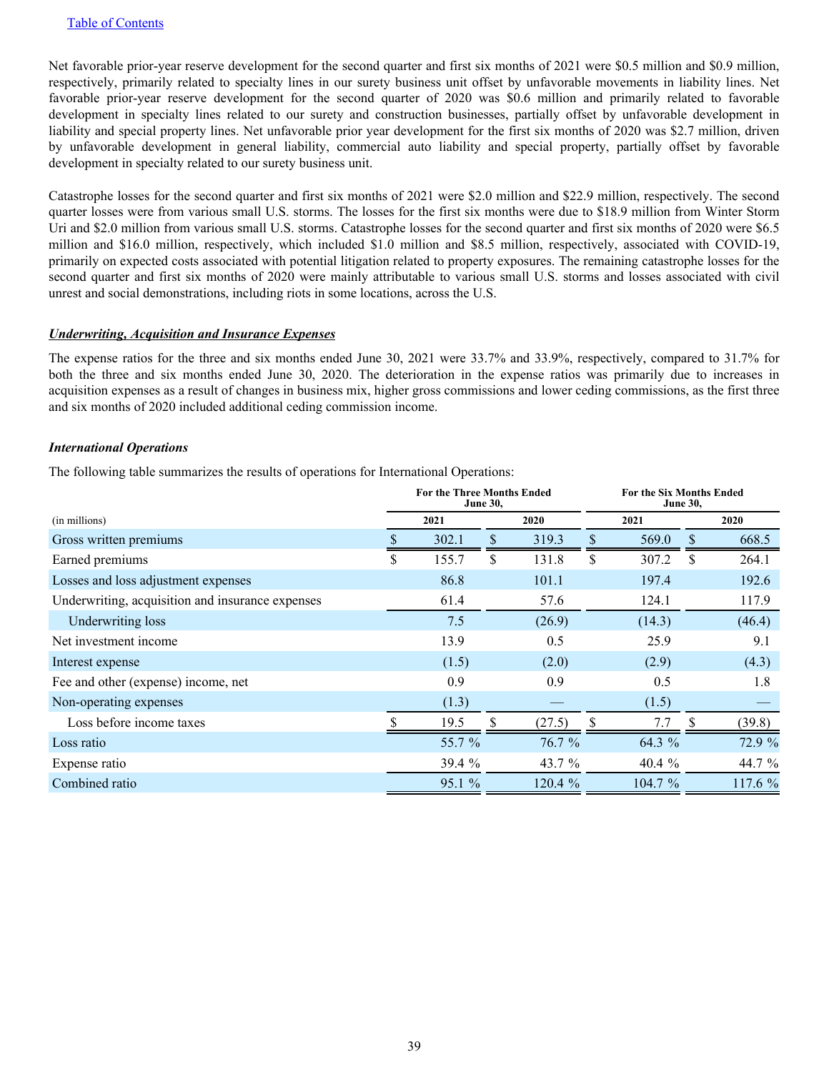Net favorable prior-year reserve development for the second quarter and first six months of 2021 were $0.5 million and $0.9 million, respectively, primarily related to specialty lines in our surety business unit offset by unfavorable movements in liability lines. Net favorable prior-year reserve development for the second quarter of 2020 was $0.6 million and primarily related to favorable development in specialty lines related to our surety and construction businesses, partially offset by unfavorable development in liability and special property lines. Net unfavorable prior year development for the first six months of 2020 was $2.7 million, driven by unfavorable development in general liability, commercial auto liability and special property, partially offset by favorable development in specialty related to our surety business unit.

Catastrophe losses for the second quarter and first six months of 2021 were $2.0 million and $22.9 million, respectively. The second quarter losses were from various small U.S. storms. The losses for the first six months were due to $18.9 million from Winter Storm Uri and $2.0 million from various small U.S. storms. Catastrophe losses for the second quarter and first six months of 2020 were $6.5 million and $16.0 million, respectively, which included $1.0 million and $8.5 million, respectively, associated with COVID-19, primarily on expected costs associated with potential litigation related to property exposures. The remaining catastrophe losses for the second quarter and first six months of 2020 were mainly attributable to various small U.S. storms and losses associated with civil unrest and social demonstrations, including riots in some locations, across the U.S.

***Underwriting, Acquisition and Insurance Expenses***

The expense ratios for the three and six months ended June 30, 2021 were 33.7% and 33.9%, respectively, compared to 31.7% for both the three and six months ended June 30, 2020. The deterioration in the expense ratios was primarily due to increases in acquisition expenses as a result of changes in business mix, higher gross commissions and lower ceding commissions, as the first three and six months of 2020 included additional ceding commission income.

***International Operations***

The following table summarizes the results of operations for International Operations:

| (in millions) | For the Three Months Ended June 30, 2021 | For the Three Months Ended June 30, 2020 | For the Six Months Ended June 30, 2021 | For the Six Months Ended June 30, 2020 |
|---|---|---|---|---|
| Gross written premiums | $ 302.1 | $ 319.3 | $ 569.0 | $ 668.5 |
| Earned premiums | $ 155.7 | $ 131.8 | $ 307.2 | $ 264.1 |
| Losses and loss adjustment expenses | 86.8 | 101.1 | 197.4 | 192.6 |
| Underwriting, acquisition and insurance expenses | 61.4 | 57.6 | 124.1 | 117.9 |
| Underwriting loss | 7.5 | (26.9) | (14.3) | (46.4) |
| Net investment income | 13.9 | 0.5 | 25.9 | 9.1 |
| Interest expense | (1.5) | (2.0) | (2.9) | (4.3) |
| Fee and other (expense) income, net | 0.9 | 0.9 | 0.5 | 1.8 |
| Non-operating expenses | (1.3) | — | (1.5) | — |
| Loss before income taxes | $ 19.5 | $ (27.5) | $ 7.7 | $ (39.8) |
| Loss ratio | 55.7 % | 76.7 % | 64.3 % | 72.9 % |
| Expense ratio | 39.4 % | 43.7 % | 40.4 % | 44.7 % |
| Combined ratio | 95.1 % | 120.4 % | 104.7 % | 117.6 % |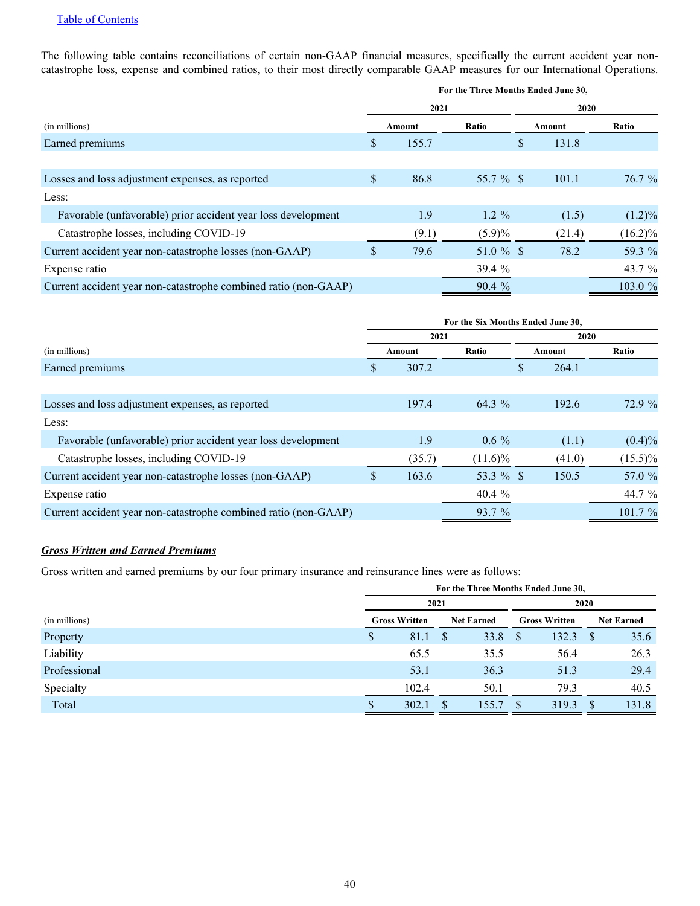[Table of Contents]

The following table contains reconciliations of certain non-GAAP financial measures, specifically the current accident year non-catastrophe loss, expense and combined ratios, to their most directly comparable GAAP measures for our International Operations.

| (in millions) | For the Three Months Ended June 30, 2021 Amount | 2021 Ratio | 2020 Amount | 2020 Ratio |
|---|---|---|---|---|
| Earned premiums | $ 155.7 | | $ 131.8 | |
| | | | | |
| Losses and loss adjustment expenses, as reported | $ 86.8 | 55.7 % | $ 101.1 | 76.7 % |
| Less: | | | | |
| Favorable (unfavorable) prior accident year loss development | 1.9 | 1.2 % | (1.5) | (1.2)% |
| Catastrophe losses, including COVID-19 | (9.1) | (5.9)% | (21.4) | (16.2)% |
| Current accident year non-catastrophe losses (non-GAAP) | $ 79.6 | 51.0 % | $ 78.2 | 59.3 % |
| Expense ratio | | 39.4 % | | 43.7 % |
| Current accident year non-catastrophe combined ratio (non-GAAP) | | 90.4 % | | 103.0 % |

| (in millions) | For the Six Months Ended June 30, 2021 Amount | 2021 Ratio | 2020 Amount | 2020 Ratio |
|---|---|---|---|---|
| Earned premiums | $ 307.2 | | $ 264.1 | |
| | | | | |
| Losses and loss adjustment expenses, as reported | 197.4 | 64.3 % | 192.6 | 72.9 % |
| Less: | | | | |
| Favorable (unfavorable) prior accident year loss development | 1.9 | 0.6 % | (1.1) | (0.4)% |
| Catastrophe losses, including COVID-19 | (35.7) | (11.6)% | (41.0) | (15.5)% |
| Current accident year non-catastrophe losses (non-GAAP) | $ 163.6 | 53.3 % | $ 150.5 | 57.0 % |
| Expense ratio | | 40.4 % | | 44.7 % |
| Current accident year non-catastrophe combined ratio (non-GAAP) | | 93.7 % | | 101.7 % |

***Gross Written and Earned Premiums***

Gross written and earned premiums by our four primary insurance and reinsurance lines were as follows:

| (in millions) | For the Three Months Ended June 30, 2021 Gross Written | 2021 Net Earned | 2020 Gross Written | 2020 Net Earned |
|---|---|---|---|---|
| Property | $ 81.1 | $ 33.8 | $ 132.3 | $ 35.6 |
| Liability | 65.5 | 35.5 | 56.4 | 26.3 |
| Professional | 53.1 | 36.3 | 51.3 | 29.4 |
| Specialty | 102.4 | 50.1 | 79.3 | 40.5 |
| Total | $ 302.1 | $ 155.7 | $ 319.3 | $ 131.8 |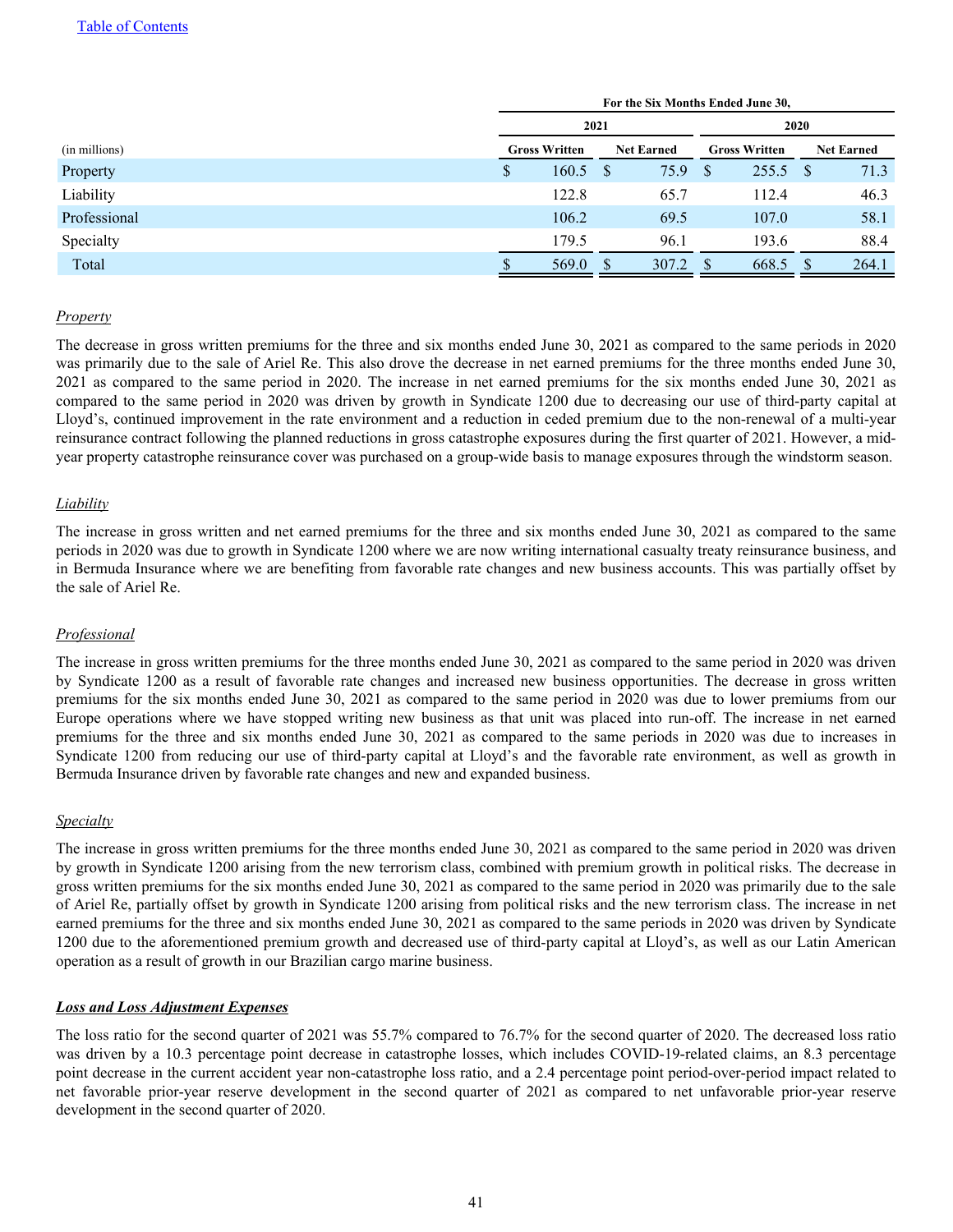[Table of Contents](#)

| (in millions) | For the Six Months Ended June 30, | | | |
|---|---|---|---|---|
| | 2021 | | 2020 | |
| | Gross Written | Net Earned | Gross Written | Net Earned |
| Property | $ 160.5 | $ 75.9 | $ 255.5 | $ 71.3 |
| Liability | 122.8 | 65.7 | 112.4 | 46.3 |
| Professional | 106.2 | 69.5 | 107.0 | 58.1 |
| Specialty | 179.5 | 96.1 | 193.6 | 88.4 |
| Total | $ 569.0 | $ 307.2 | $ 668.5 | $ 264.1 |

*Property*

The decrease in gross written premiums for the three and six months ended June 30, 2021 as compared to the same periods in 2020 was primarily due to the sale of Ariel Re. This also drove the decrease in net earned premiums for the three months ended June 30, 2021 as compared to the same period in 2020. The increase in net earned premiums for the six months ended June 30, 2021 as compared to the same period in 2020 was driven by growth in Syndicate 1200 due to decreasing our use of third-party capital at Lloyd's, continued improvement in the rate environment and a reduction in ceded premium due to the non-renewal of a multi-year reinsurance contract following the planned reductions in gross catastrophe exposures during the first quarter of 2021. However, a mid-year property catastrophe reinsurance cover was purchased on a group-wide basis to manage exposures through the windstorm season.

*Liability*

The increase in gross written and net earned premiums for the three and six months ended June 30, 2021 as compared to the same periods in 2020 was due to growth in Syndicate 1200 where we are now writing international casualty treaty reinsurance business, and in Bermuda Insurance where we are benefiting from favorable rate changes and new business accounts. This was partially offset by the sale of Ariel Re.

*Professional*

The increase in gross written premiums for the three months ended June 30, 2021 as compared to the same period in 2020 was driven by Syndicate 1200 as a result of favorable rate changes and increased new business opportunities. The decrease in gross written premiums for the six months ended June 30, 2021 as compared to the same period in 2020 was due to lower premiums from our Europe operations where we have stopped writing new business as that unit was placed into run-off. The increase in net earned premiums for the three and six months ended June 30, 2021 as compared to the same periods in 2020 was due to increases in Syndicate 1200 from reducing our use of third-party capital at Lloyd's and the favorable rate environment, as well as growth in Bermuda Insurance driven by favorable rate changes and new and expanded business.

*Specialty*

The increase in gross written premiums for the three months ended June 30, 2021 as compared to the same period in 2020 was driven by growth in Syndicate 1200 arising from the new terrorism class, combined with premium growth in political risks. The decrease in gross written premiums for the six months ended June 30, 2021 as compared to the same period in 2020 was primarily due to the sale of Ariel Re, partially offset by growth in Syndicate 1200 arising from political risks and the new terrorism class. The increase in net earned premiums for the three and six months ended June 30, 2021 as compared to the same periods in 2020 was driven by Syndicate 1200 due to the aforementioned premium growth and decreased use of third-party capital at Lloyd's, as well as our Latin American operation as a result of growth in our Brazilian cargo marine business.

***Loss and Loss Adjustment Expenses***

The loss ratio for the second quarter of 2021 was 55.7% compared to 76.7% for the second quarter of 2020. The decreased loss ratio was driven by a 10.3 percentage point decrease in catastrophe losses, which includes COVID-19-related claims, an 8.3 percentage point decrease in the current accident year non-catastrophe loss ratio, and a 2.4 percentage point period-over-period impact related to net favorable prior-year reserve development in the second quarter of 2021 as compared to net unfavorable prior-year reserve development in the second quarter of 2020.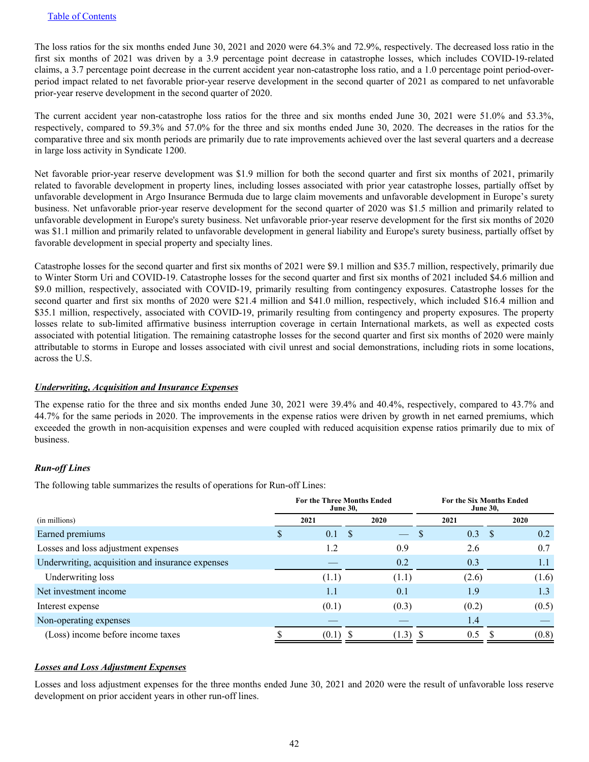[Table of Contents](#)

The loss ratios for the six months ended June 30, 2021 and 2020 were 64.3% and 72.9%, respectively. The decreased loss ratio in the first six months of 2021 was driven by a 3.9 percentage point decrease in catastrophe losses, which includes COVID-19-related claims, a 3.7 percentage point decrease in the current accident year non-catastrophe loss ratio, and a 1.0 percentage point period-over-period impact related to net favorable prior-year reserve development in the second quarter of 2021 as compared to net unfavorable prior-year reserve development in the second quarter of 2020.

The current accident year non-catastrophe loss ratios for the three and six months ended June 30, 2021 were 51.0% and 53.3%, respectively, compared to 59.3% and 57.0% for the three and six months ended June 30, 2020. The decreases in the ratios for the comparative three and six month periods are primarily due to rate improvements achieved over the last several quarters and a decrease in large loss activity in Syndicate 1200.

Net favorable prior-year reserve development was $1.9 million for both the second quarter and first six months of 2021, primarily related to favorable development in property lines, including losses associated with prior year catastrophe losses, partially offset by unfavorable development in Argo Insurance Bermuda due to large claim movements and unfavorable development in Europe's surety business. Net unfavorable prior-year reserve development for the second quarter of 2020 was $1.5 million and primarily related to unfavorable development in Europe's surety business. Net unfavorable prior-year reserve development for the first six months of 2020 was $1.1 million and primarily related to unfavorable development in general liability and Europe's surety business, partially offset by favorable development in special property and specialty lines.

Catastrophe losses for the second quarter and first six months of 2021 were $9.1 million and $35.7 million, respectively, primarily due to Winter Storm Uri and COVID-19. Catastrophe losses for the second quarter and first six months of 2021 included $4.6 million and $9.0 million, respectively, associated with COVID-19, primarily resulting from contingency exposures. Catastrophe losses for the second quarter and first six months of 2020 were $21.4 million and $41.0 million, respectively, which included $16.4 million and $35.1 million, respectively, associated with COVID-19, primarily resulting from contingency and property exposures. The property losses relate to sub-limited affirmative business interruption coverage in certain International markets, as well as expected costs associated with potential litigation. The remaining catastrophe losses for the second quarter and first six months of 2020 were mainly attributable to storms in Europe and losses associated with civil unrest and social demonstrations, including riots in some locations, across the U.S.

***Underwriting, Acquisition and Insurance Expenses***

The expense ratio for the three and six months ended June 30, 2021 were 39.4% and 40.4%, respectively, compared to 43.7% and 44.7% for the same periods in 2020. The improvements in the expense ratios were driven by growth in net earned premiums, which exceeded the growth in non-acquisition expenses and were coupled with reduced acquisition expense ratios primarily due to mix of business.

***Run-off Lines***

The following table summarizes the results of operations for Run-off Lines:

| | For the Three Months Ended June 30, | | For the Six Months Ended June 30, | |
|---|---|---|---|---|
| (in millions) | 2021 | 2020 | 2021 | 2020 |
| Earned premiums | $ 0.1 | $ — | $ 0.3 | $ 0.2 |
| Losses and loss adjustment expenses | 1.2 | 0.9 | 2.6 | 0.7 |
| Underwriting, acquisition and insurance expenses | — | 0.2 | 0.3 | 1.1 |
| Underwriting loss | (1.1) | (1.1) | (2.6) | (1.6) |
| Net investment income | 1.1 | 0.1 | 1.9 | 1.3 |
| Interest expense | (0.1) | (0.3) | (0.2) | (0.5) |
| Non-operating expenses | — | — | 1.4 | — |
| (Loss) income before income taxes | $ (0.1) | $ (1.3) | $ 0.5 | $ (0.8) |

***Losses and Loss Adjustment Expenses***

Losses and loss adjustment expenses for the three months ended June 30, 2021 and 2020 were the result of unfavorable loss reserve development on prior accident years in other run-off lines.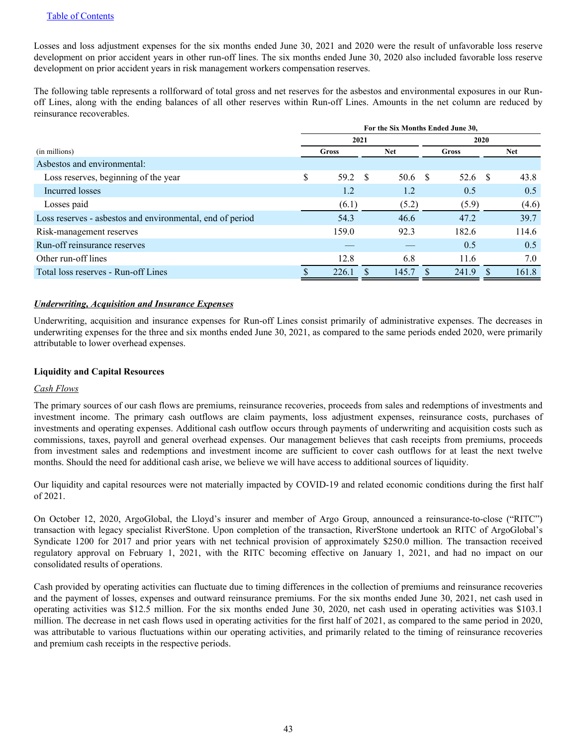Table of Contents

Losses and loss adjustment expenses for the six months ended June 30, 2021 and 2020 were the result of unfavorable loss reserve development on prior accident years in other run-off lines. The six months ended June 30, 2020 also included favorable loss reserve development on prior accident years in risk management workers compensation reserves.

The following table represents a rollforward of total gross and net reserves for the asbestos and environmental exposures in our Run-off Lines, along with the ending balances of all other reserves within Run-off Lines. Amounts in the net column are reduced by reinsurance recoverables.

| | For the Six Months Ended June 30, | | | |
|---|---|---|---|---|
| | 2021 | | 2020 | |
| (in millions) | Gross | Net | Gross | Net |
| Asbestos and environmental: | | | | |
| Loss reserves, beginning of the year | $ 59.2 | $ 50.6 | $ 52.6 | $ 43.8 |
| Incurred losses | 1.2 | 1.2 | 0.5 | 0.5 |
| Losses paid | (6.1) | (5.2) | (5.9) | (4.6) |
| Loss reserves - asbestos and environmental, end of period | 54.3 | 46.6 | 47.2 | 39.7 |
| Risk-management reserves | 159.0 | 92.3 | 182.6 | 114.6 |
| Run-off reinsurance reserves | — | — | 0.5 | 0.5 |
| Other run-off lines | 12.8 | 6.8 | 11.6 | 7.0 |
| Total loss reserves - Run-off Lines | $ 226.1 | $ 145.7 | $ 241.9 | $ 161.8 |

***Underwriting, Acquisition and Insurance Expenses***

Underwriting, acquisition and insurance expenses for Run-off Lines consist primarily of administrative expenses. The decreases in underwriting expenses for the three and six months ended June 30, 2021, as compared to the same periods ended 2020, were primarily attributable to lower overhead expenses.

## Liquidity and Capital Resources

*Cash Flows*

The primary sources of our cash flows are premiums, reinsurance recoveries, proceeds from sales and redemptions of investments and investment income. The primary cash outflows are claim payments, loss adjustment expenses, reinsurance costs, purchases of investments and operating expenses. Additional cash outflow occurs through payments of underwriting and acquisition costs such as commissions, taxes, payroll and general overhead expenses. Our management believes that cash receipts from premiums, proceeds from investment sales and redemptions and investment income are sufficient to cover cash outflows for at least the next twelve months. Should the need for additional cash arise, we believe we will have access to additional sources of liquidity.

Our liquidity and capital resources were not materially impacted by COVID-19 and related economic conditions during the first half of 2021.

On October 12, 2020, ArgoGlobal, the Lloyd's insurer and member of Argo Group, announced a reinsurance-to-close ("RITC") transaction with legacy specialist RiverStone. Upon completion of the transaction, RiverStone undertook an RITC of ArgoGlobal's Syndicate 1200 for 2017 and prior years with net technical provision of approximately $250.0 million. The transaction received regulatory approval on February 1, 2021, with the RITC becoming effective on January 1, 2021, and had no impact on our consolidated results of operations.

Cash provided by operating activities can fluctuate due to timing differences in the collection of premiums and reinsurance recoveries and the payment of losses, expenses and outward reinsurance premiums. For the six months ended June 30, 2021, net cash used in operating activities was $12.5 million. For the six months ended June 30, 2020, net cash used in operating activities was $103.1 million. The decrease in net cash flows used in operating activities for the first half of 2021, as compared to the same period in 2020, was attributable to various fluctuations within our operating activities, and primarily related to the timing of reinsurance recoveries and premium cash receipts in the respective periods.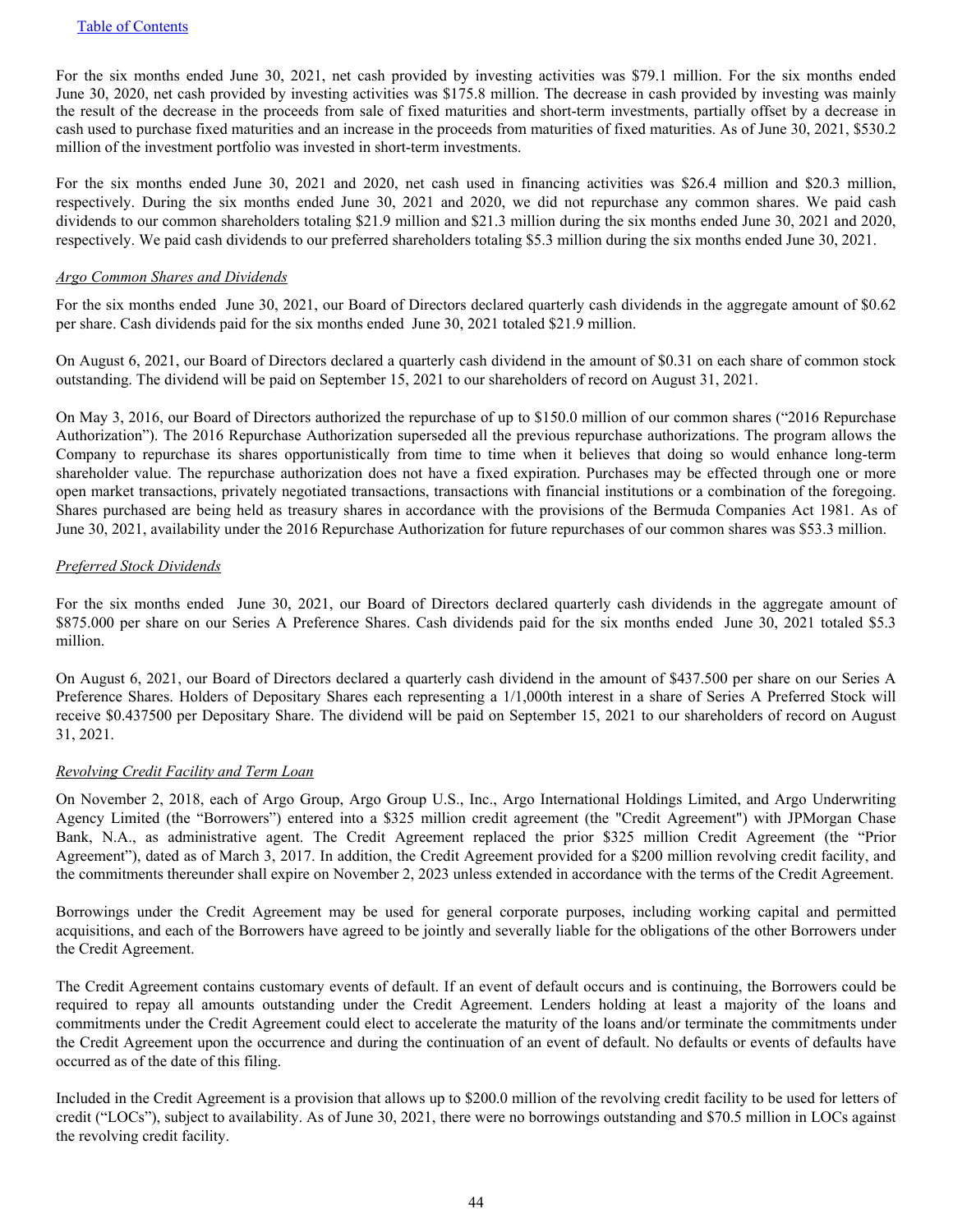For the six months ended June 30, 2021, net cash provided by investing activities was $79.1 million. For the six months ended June 30, 2020, net cash provided by investing activities was $175.8 million. The decrease in cash provided by investing was mainly the result of the decrease in the proceeds from sale of fixed maturities and short-term investments, partially offset by a decrease in cash used to purchase fixed maturities and an increase in the proceeds from maturities of fixed maturities. As of June 30, 2021, $530.2 million of the investment portfolio was invested in short-term investments.

For the six months ended June 30, 2021 and 2020, net cash used in financing activities was $26.4 million and $20.3 million, respectively. During the six months ended June 30, 2021 and 2020, we did not repurchase any common shares. We paid cash dividends to our common shareholders totaling $21.9 million and $21.3 million during the six months ended June 30, 2021 and 2020, respectively. We paid cash dividends to our preferred shareholders totaling $5.3 million during the six months ended June 30, 2021.

*Argo Common Shares and Dividends*

For the six months ended June 30, 2021, our Board of Directors declared quarterly cash dividends in the aggregate amount of $0.62 per share. Cash dividends paid for the six months ended June 30, 2021 totaled $21.9 million.

On August 6, 2021, our Board of Directors declared a quarterly cash dividend in the amount of $0.31 on each share of common stock outstanding. The dividend will be paid on September 15, 2021 to our shareholders of record on August 31, 2021.

On May 3, 2016, our Board of Directors authorized the repurchase of up to $150.0 million of our common shares ("2016 Repurchase Authorization"). The 2016 Repurchase Authorization superseded all the previous repurchase authorizations. The program allows the Company to repurchase its shares opportunistically from time to time when it believes that doing so would enhance long-term shareholder value. The repurchase authorization does not have a fixed expiration. Purchases may be effected through one or more open market transactions, privately negotiated transactions, transactions with financial institutions or a combination of the foregoing. Shares purchased are being held as treasury shares in accordance with the provisions of the Bermuda Companies Act 1981. As of June 30, 2021, availability under the 2016 Repurchase Authorization for future repurchases of our common shares was $53.3 million.

*Preferred Stock Dividends*

For the six months ended June 30, 2021, our Board of Directors declared quarterly cash dividends in the aggregate amount of $875.000 per share on our Series A Preference Shares. Cash dividends paid for the six months ended June 30, 2021 totaled $5.3 million.

On August 6, 2021, our Board of Directors declared a quarterly cash dividend in the amount of $437.500 per share on our Series A Preference Shares. Holders of Depositary Shares each representing a 1/1,000th interest in a share of Series A Preferred Stock will receive $0.437500 per Depositary Share. The dividend will be paid on September 15, 2021 to our shareholders of record on August 31, 2021.

*Revolving Credit Facility and Term Loan*

On November 2, 2018, each of Argo Group, Argo Group U.S., Inc., Argo International Holdings Limited, and Argo Underwriting Agency Limited (the "Borrowers") entered into a $325 million credit agreement (the "Credit Agreement") with JPMorgan Chase Bank, N.A., as administrative agent. The Credit Agreement replaced the prior $325 million Credit Agreement (the "Prior Agreement"), dated as of March 3, 2017. In addition, the Credit Agreement provided for a $200 million revolving credit facility, and the commitments thereunder shall expire on November 2, 2023 unless extended in accordance with the terms of the Credit Agreement.

Borrowings under the Credit Agreement may be used for general corporate purposes, including working capital and permitted acquisitions, and each of the Borrowers have agreed to be jointly and severally liable for the obligations of the other Borrowers under the Credit Agreement.

The Credit Agreement contains customary events of default. If an event of default occurs and is continuing, the Borrowers could be required to repay all amounts outstanding under the Credit Agreement. Lenders holding at least a majority of the loans and commitments under the Credit Agreement could elect to accelerate the maturity of the loans and/or terminate the commitments under the Credit Agreement upon the occurrence and during the continuation of an event of default. No defaults or events of defaults have occurred as of the date of this filing.

Included in the Credit Agreement is a provision that allows up to $200.0 million of the revolving credit facility to be used for letters of credit ("LOCs"), subject to availability. As of June 30, 2021, there were no borrowings outstanding and $70.5 million in LOCs against the revolving credit facility.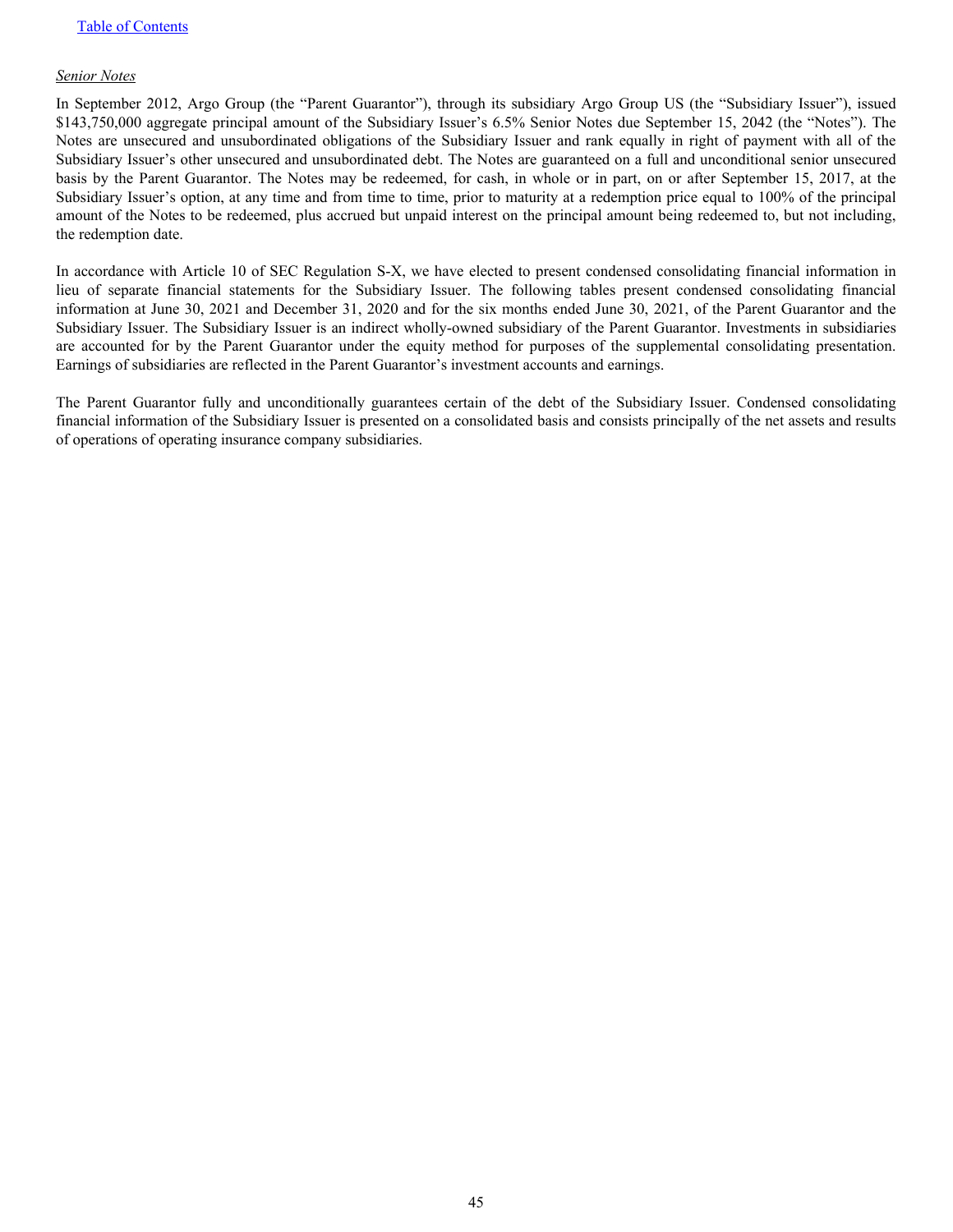*Senior Notes*

In September 2012, Argo Group (the "Parent Guarantor"), through its subsidiary Argo Group US (the "Subsidiary Issuer"), issued $143,750,000 aggregate principal amount of the Subsidiary Issuer's 6.5% Senior Notes due September 15, 2042 (the "Notes"). The Notes are unsecured and unsubordinated obligations of the Subsidiary Issuer and rank equally in right of payment with all of the Subsidiary Issuer's other unsecured and unsubordinated debt. The Notes are guaranteed on a full and unconditional senior unsecured basis by the Parent Guarantor. The Notes may be redeemed, for cash, in whole or in part, on or after September 15, 2017, at the Subsidiary Issuer's option, at any time and from time to time, prior to maturity at a redemption price equal to 100% of the principal amount of the Notes to be redeemed, plus accrued but unpaid interest on the principal amount being redeemed to, but not including, the redemption date.

In accordance with Article 10 of SEC Regulation S-X, we have elected to present condensed consolidating financial information in lieu of separate financial statements for the Subsidiary Issuer. The following tables present condensed consolidating financial information at June 30, 2021 and December 31, 2020 and for the six months ended June 30, 2021, of the Parent Guarantor and the Subsidiary Issuer. The Subsidiary Issuer is an indirect wholly-owned subsidiary of the Parent Guarantor. Investments in subsidiaries are accounted for by the Parent Guarantor under the equity method for purposes of the supplemental consolidating presentation. Earnings of subsidiaries are reflected in the Parent Guarantor's investment accounts and earnings.

The Parent Guarantor fully and unconditionally guarantees certain of the debt of the Subsidiary Issuer. Condensed consolidating financial information of the Subsidiary Issuer is presented on a consolidated basis and consists principally of the net assets and results of operations of operating insurance company subsidiaries.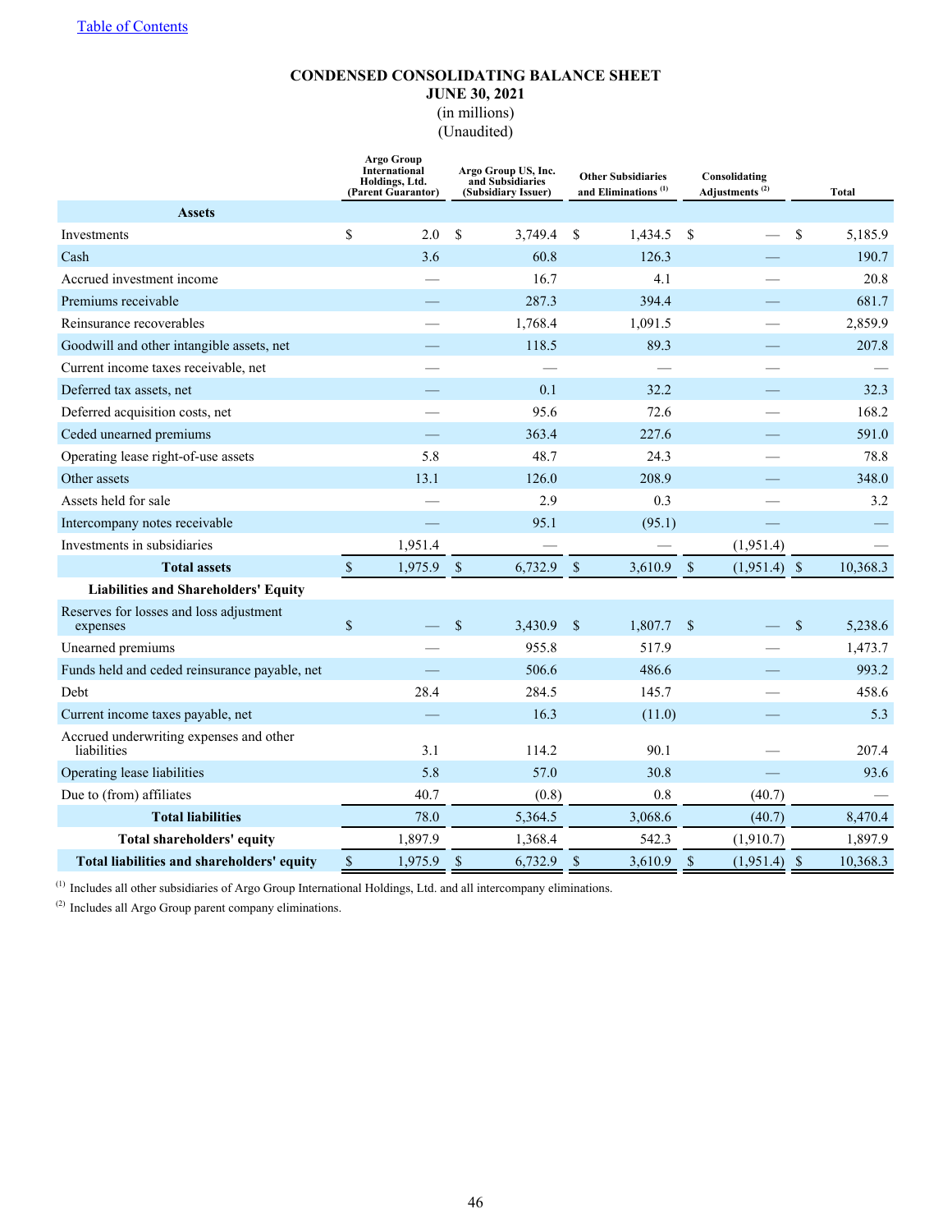[Table of Contents](#)

**CONDENSED CONSOLIDATING BALANCE SHEET**
**JUNE 30, 2021**
(in millions)
(Unaudited)

| | Argo Group International Holdings, Ltd. (Parent Guarantor) | Argo Group US, Inc. and Subsidiaries (Subsidiary Issuer) | Other Subsidiaries and Eliminations [(1)] | Consolidating Adjustments [(2)] | Total |
|---|---|---|---|---|---|
| **Assets** | | | | | |
| Investments | $ 2.0 | $ 3,749.4 | $ 1,434.5 | $ — | $ 5,185.9 |
| Cash | 3.6 | 60.8 | 126.3 | — | 190.7 |
| Accrued investment income | — | 16.7 | 4.1 | — | 20.8 |
| Premiums receivable | — | 287.3 | 394.4 | — | 681.7 |
| Reinsurance recoverables | — | 1,768.4 | 1,091.5 | — | 2,859.9 |
| Goodwill and other intangible assets, net | — | 118.5 | 89.3 | — | 207.8 |
| Current income taxes receivable, net | — | — | — | — | — |
| Deferred tax assets, net | — | 0.1 | 32.2 | — | 32.3 |
| Deferred acquisition costs, net | — | 95.6 | 72.6 | — | 168.2 |
| Ceded unearned premiums | — | 363.4 | 227.6 | — | 591.0 |
| Operating lease right-of-use assets | 5.8 | 48.7 | 24.3 | — | 78.8 |
| Other assets | 13.1 | 126.0 | 208.9 | — | 348.0 |
| Assets held for sale | — | 2.9 | 0.3 | — | 3.2 |
| Intercompany notes receivable | — | 95.1 | (95.1) | — | — |
| Investments in subsidiaries | 1,951.4 | — | — | (1,951.4) | — |
| **Total assets** | $ 1,975.9 | $ 6,732.9 | $ 3,610.9 | $ (1,951.4) | $ 10,368.3 |
| **Liabilities and Shareholders' Equity** | | | | | |
| Reserves for losses and loss adjustment expenses | $ — | $ 3,430.9 | $ 1,807.7 | $ — | $ 5,238.6 |
| Unearned premiums | — | 955.8 | 517.9 | — | 1,473.7 |
| Funds held and ceded reinsurance payable, net | — | 506.6 | 486.6 | — | 993.2 |
| Debt | 28.4 | 284.5 | 145.7 | — | 458.6 |
| Current income taxes payable, net | — | 16.3 | (11.0) | — | 5.3 |
| Accrued underwriting expenses and other liabilities | 3.1 | 114.2 | 90.1 | — | 207.4 |
| Operating lease liabilities | 5.8 | 57.0 | 30.8 | — | 93.6 |
| Due to (from) affiliates | 40.7 | (0.8) | 0.8 | (40.7) | — |
| **Total liabilities** | 78.0 | 5,364.5 | 3,068.6 | (40.7) | 8,470.4 |
| **Total shareholders' equity** | 1,897.9 | 1,368.4 | 542.3 | (1,910.7) | 1,897.9 |
| **Total liabilities and shareholders' equity** | $ 1,975.9 | $ 6,732.9 | $ 3,610.9 | $ (1,951.4) | $ 10,368.3 |

(1) Includes all other subsidiaries of Argo Group International Holdings, Ltd. and all intercompany eliminations.

(2) Includes all Argo Group parent company eliminations.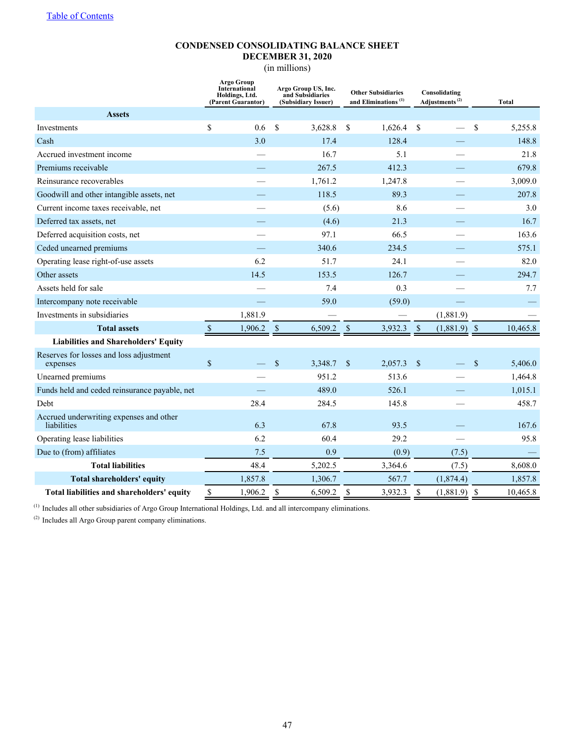[Table of Contents](#)

**CONDENSED CONSOLIDATING BALANCE SHEET**
**DECEMBER 31, 2020**
(in millions)

| | Argo Group International Holdings, Ltd. (Parent Guarantor) | Argo Group US, Inc. and Subsidiaries (Subsidiary Issuer) | Other Subsidiaries and Eliminations [(1)] | Consolidating Adjustments [(2)] | Total |
|---|---|---|---|---|---|
| **Assets** | | | | | |
| Investments | $ 0.6 | $ 3,628.8 | $ 1,626.4 | $ — | $ 5,255.8 |
| Cash | 3.0 | 17.4 | 128.4 | — | 148.8 |
| Accrued investment income | — | 16.7 | 5.1 | — | 21.8 |
| Premiums receivable | — | 267.5 | 412.3 | — | 679.8 |
| Reinsurance recoverables | — | 1,761.2 | 1,247.8 | — | 3,009.0 |
| Goodwill and other intangible assets, net | — | 118.5 | 89.3 | — | 207.8 |
| Current income taxes receivable, net | — | (5.6) | 8.6 | — | 3.0 |
| Deferred tax assets, net | — | (4.6) | 21.3 | — | 16.7 |
| Deferred acquisition costs, net | — | 97.1 | 66.5 | — | 163.6 |
| Ceded unearned premiums | — | 340.6 | 234.5 | — | 575.1 |
| Operating lease right-of-use assets | 6.2 | 51.7 | 24.1 | — | 82.0 |
| Other assets | 14.5 | 153.5 | 126.7 | — | 294.7 |
| Assets held for sale | — | 7.4 | 0.3 | — | 7.7 |
| Intercompany note receivable | — | 59.0 | (59.0) | — | — |
| Investments in subsidiaries | 1,881.9 | — | — | (1,881.9) | — |
| **Total assets** | $ 1,906.2 | $ 6,509.2 | $ 3,932.3 | $ (1,881.9) | $ 10,465.8 |
| **Liabilities and Shareholders' Equity** | | | | | |
| Reserves for losses and loss adjustment expenses | $ — | $ 3,348.7 | $ 2,057.3 | $ — | $ 5,406.0 |
| Unearned premiums | — | 951.2 | 513.6 | — | 1,464.8 |
| Funds held and ceded reinsurance payable, net | — | 489.0 | 526.1 | — | 1,015.1 |
| Debt | 28.4 | 284.5 | 145.8 | — | 458.7 |
| Accrued underwriting expenses and other liabilities | 6.3 | 67.8 | 93.5 | — | 167.6 |
| Operating lease liabilities | 6.2 | 60.4 | 29.2 | — | 95.8 |
| Due to (from) affiliates | 7.5 | 0.9 | (0.9) | (7.5) | — |
| **Total liabilities** | 48.4 | 5,202.5 | 3,364.6 | (7.5) | 8,608.0 |
| **Total shareholders' equity** | 1,857.8 | 1,306.7 | 567.7 | (1,874.4) | 1,857.8 |
| **Total liabilities and shareholders' equity** | $ 1,906.2 | $ 6,509.2 | $ 3,932.3 | $ (1,881.9) | $ 10,465.8 |

(1) Includes all other subsidiaries of Argo Group International Holdings, Ltd. and all intercompany eliminations.

(2) Includes all Argo Group parent company eliminations.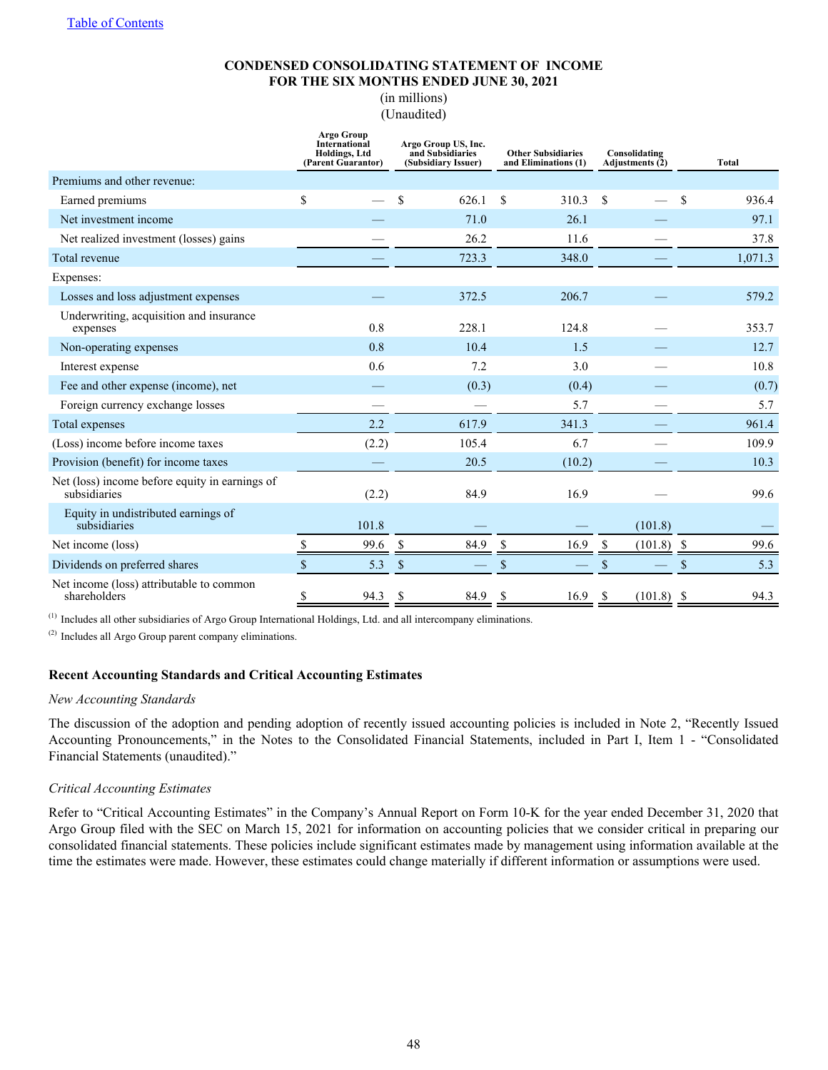[Table of Contents](#)

**CONDENSED CONSOLIDATING STATEMENT OF INCOME**
**FOR THE SIX MONTHS ENDED JUNE 30, 2021**
(in millions)
(Unaudited)

| | Argo Group International Holdings, Ltd (Parent Guarantor) | Argo Group US, Inc. and Subsidiaries (Subsidiary Issuer) | Other Subsidiaries and Eliminations (1) | Consolidating Adjustments (2) | Total |
|---|---|---|---|---|---|
| Premiums and other revenue: | | | | | |
| Earned premiums | $ — | $ 626.1 | $ 310.3 | $ — | $ 936.4 |
| Net investment income | — | 71.0 | 26.1 | — | 97.1 |
| Net realized investment (losses) gains | — | 26.2 | 11.6 | — | 37.8 |
| Total revenue | — | 723.3 | 348.0 | — | 1,071.3 |
| Expenses: | | | | | |
| Losses and loss adjustment expenses | — | 372.5 | 206.7 | — | 579.2 |
| Underwriting, acquisition and insurance expenses | 0.8 | 228.1 | 124.8 | — | 353.7 |
| Non-operating expenses | 0.8 | 10.4 | 1.5 | — | 12.7 |
| Interest expense | 0.6 | 7.2 | 3.0 | — | 10.8 |
| Fee and other expense (income), net | — | (0.3) | (0.4) | — | (0.7) |
| Foreign currency exchange losses | — | — | 5.7 | — | 5.7 |
| Total expenses | 2.2 | 617.9 | 341.3 | — | 961.4 |
| (Loss) income before income taxes | (2.2) | 105.4 | 6.7 | — | 109.9 |
| Provision (benefit) for income taxes | — | 20.5 | (10.2) | — | 10.3 |
| Net (loss) income before equity in earnings of subsidiaries | (2.2) | 84.9 | 16.9 | — | 99.6 |
| Equity in undistributed earnings of subsidiaries | 101.8 | — | — | (101.8) | — |
| Net income (loss) | $ 99.6 | $ 84.9 | $ 16.9 | $ (101.8) | $ 99.6 |
| Dividends on preferred shares | $ 5.3 | $ — | $ — | $ — | $ 5.3 |
| Net income (loss) attributable to common shareholders | $ 94.3 | $ 84.9 | $ 16.9 | $ (101.8) | $ 94.3 |

(1) Includes all other subsidiaries of Argo Group International Holdings, Ltd. and all intercompany eliminations.

(2) Includes all Argo Group parent company eliminations.

### Recent Accounting Standards and Critical Accounting Estimates

*New Accounting Standards*

The discussion of the adoption and pending adoption of recently issued accounting policies is included in Note 2, "Recently Issued Accounting Pronouncements," in the Notes to the Consolidated Financial Statements, included in Part I, Item 1 - "Consolidated Financial Statements (unaudited)."

*Critical Accounting Estimates*

Refer to "Critical Accounting Estimates" in the Company's Annual Report on Form 10-K for the year ended December 31, 2020 that Argo Group filed with the SEC on March 15, 2021 for information on accounting policies that we consider critical in preparing our consolidated financial statements. These policies include significant estimates made by management using information available at the time the estimates were made. However, these estimates could change materially if different information or assumptions were used.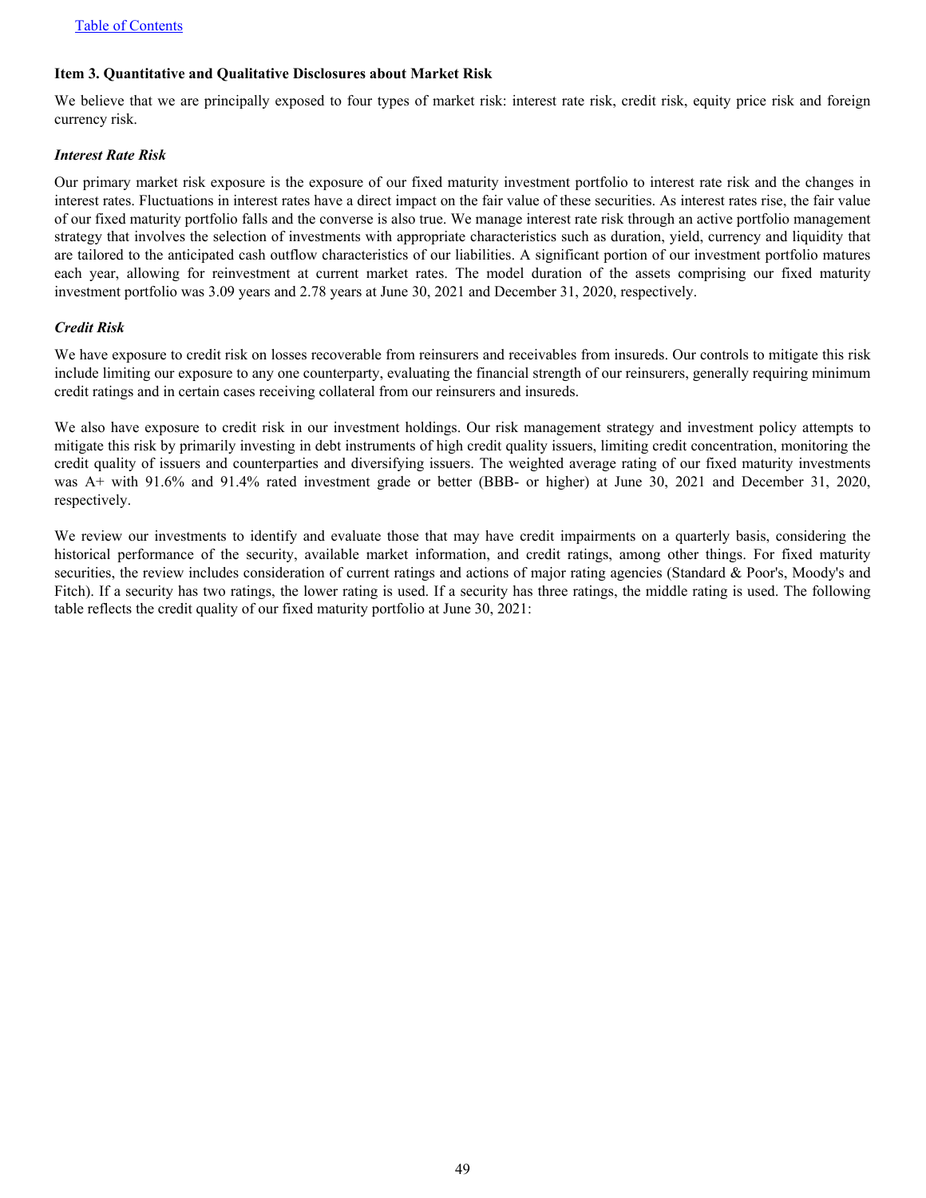## Item 3. Quantitative and Qualitative Disclosures about Market Risk

We believe that we are principally exposed to four types of market risk: interest rate risk, credit risk, equity price risk and foreign currency risk.

### *Interest Rate Risk*

Our primary market risk exposure is the exposure of our fixed maturity investment portfolio to interest rate risk and the changes in interest rates. Fluctuations in interest rates have a direct impact on the fair value of these securities. As interest rates rise, the fair value of our fixed maturity portfolio falls and the converse is also true. We manage interest rate risk through an active portfolio management strategy that involves the selection of investments with appropriate characteristics such as duration, yield, currency and liquidity that are tailored to the anticipated cash outflow characteristics of our liabilities. A significant portion of our investment portfolio matures each year, allowing for reinvestment at current market rates. The model duration of the assets comprising our fixed maturity investment portfolio was 3.09 years and 2.78 years at June 30, 2021 and December 31, 2020, respectively.

### *Credit Risk*

We have exposure to credit risk on losses recoverable from reinsurers and receivables from insureds. Our controls to mitigate this risk include limiting our exposure to any one counterparty, evaluating the financial strength of our reinsurers, generally requiring minimum credit ratings and in certain cases receiving collateral from our reinsurers and insureds.

We also have exposure to credit risk in our investment holdings. Our risk management strategy and investment policy attempts to mitigate this risk by primarily investing in debt instruments of high credit quality issuers, limiting credit concentration, monitoring the credit quality of issuers and counterparties and diversifying issuers. The weighted average rating of our fixed maturity investments was A+ with 91.6% and 91.4% rated investment grade or better (BBB- or higher) at June 30, 2021 and December 31, 2020, respectively.

We review our investments to identify and evaluate those that may have credit impairments on a quarterly basis, considering the historical performance of the security, available market information, and credit ratings, among other things. For fixed maturity securities, the review includes consideration of current ratings and actions of major rating agencies (Standard & Poor's, Moody's and Fitch). If a security has two ratings, the lower rating is used. If a security has three ratings, the middle rating is used. The following table reflects the credit quality of our fixed maturity portfolio at June 30, 2021: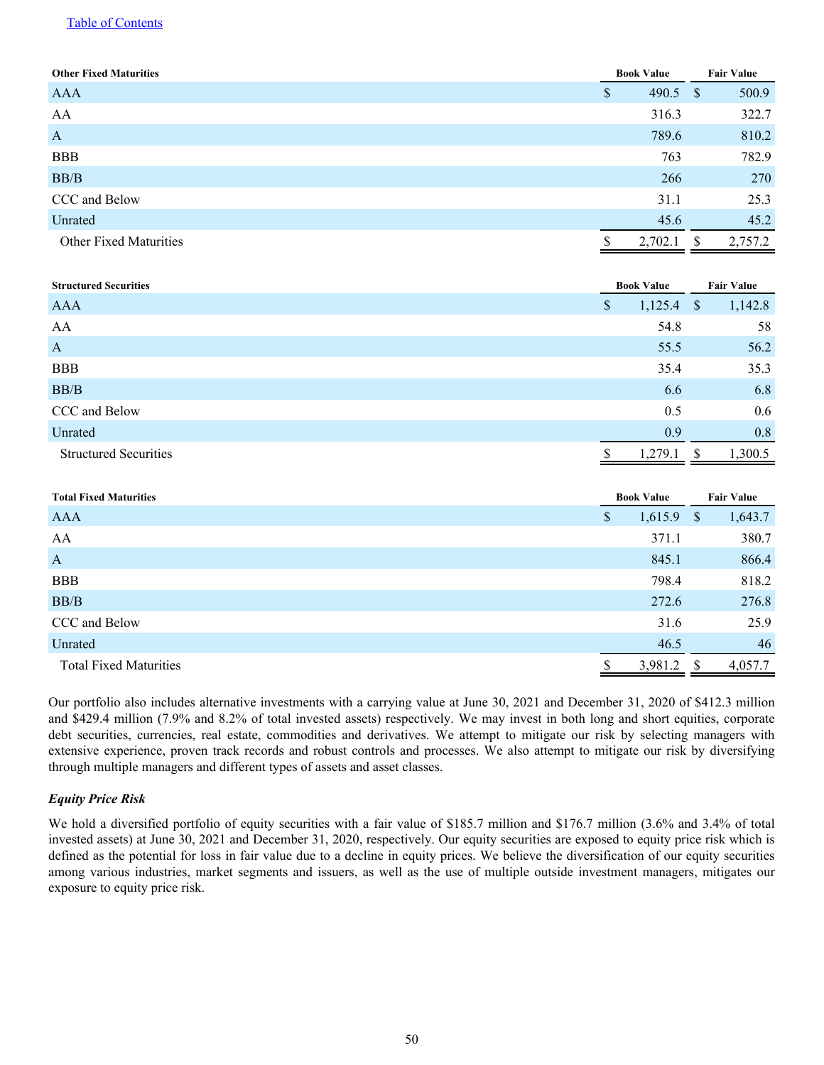| Other Fixed Maturities | Book Value | Fair Value |
|---|---|---|
| AAA | $ 490.5 | $ 500.9 |
| AA | 316.3 | 322.7 |
| A | 789.6 | 810.2 |
| BBB | 763 | 782.9 |
| BB/B | 266 | 270 |
| CCC and Below | 31.1 | 25.3 |
| Unrated | 45.6 | 45.2 |
| Other Fixed Maturities | $ 2,702.1 | $ 2,757.2 |

| Structured Securities | Book Value | Fair Value |
|---|---|---|
| AAA | $ 1,125.4 | $ 1,142.8 |
| AA | 54.8 | 58 |
| A | 55.5 | 56.2 |
| BBB | 35.4 | 35.3 |
| BB/B | 6.6 | 6.8 |
| CCC and Below | 0.5 | 0.6 |
| Unrated | 0.9 | 0.8 |
| Structured Securities | $ 1,279.1 | $ 1,300.5 |

| Total Fixed Maturities | Book Value | Fair Value |
|---|---|---|
| AAA | $ 1,615.9 | $ 1,643.7 |
| AA | 371.1 | 380.7 |
| A | 845.1 | 866.4 |
| BBB | 798.4 | 818.2 |
| BB/B | 272.6 | 276.8 |
| CCC and Below | 31.6 | 25.9 |
| Unrated | 46.5 | 46 |
| Total Fixed Maturities | $ 3,981.2 | $ 4,057.7 |

Our portfolio also includes alternative investments with a carrying value at June 30, 2021 and December 31, 2020 of $412.3 million and $429.4 million (7.9% and 8.2% of total invested assets) respectively. We may invest in both long and short equities, corporate debt securities, currencies, real estate, commodities and derivatives. We attempt to mitigate our risk by selecting managers with extensive experience, proven track records and robust controls and processes. We also attempt to mitigate our risk by diversifying through multiple managers and different types of assets and asset classes.

***Equity Price Risk***

We hold a diversified portfolio of equity securities with a fair value of $185.7 million and $176.7 million (3.6% and 3.4% of total invested assets) at June 30, 2021 and December 31, 2020, respectively. Our equity securities are exposed to equity price risk which is defined as the potential for loss in fair value due to a decline in equity prices. We believe the diversification of our equity securities among various industries, market segments and issuers, as well as the use of multiple outside investment managers, mitigates our exposure to equity price risk.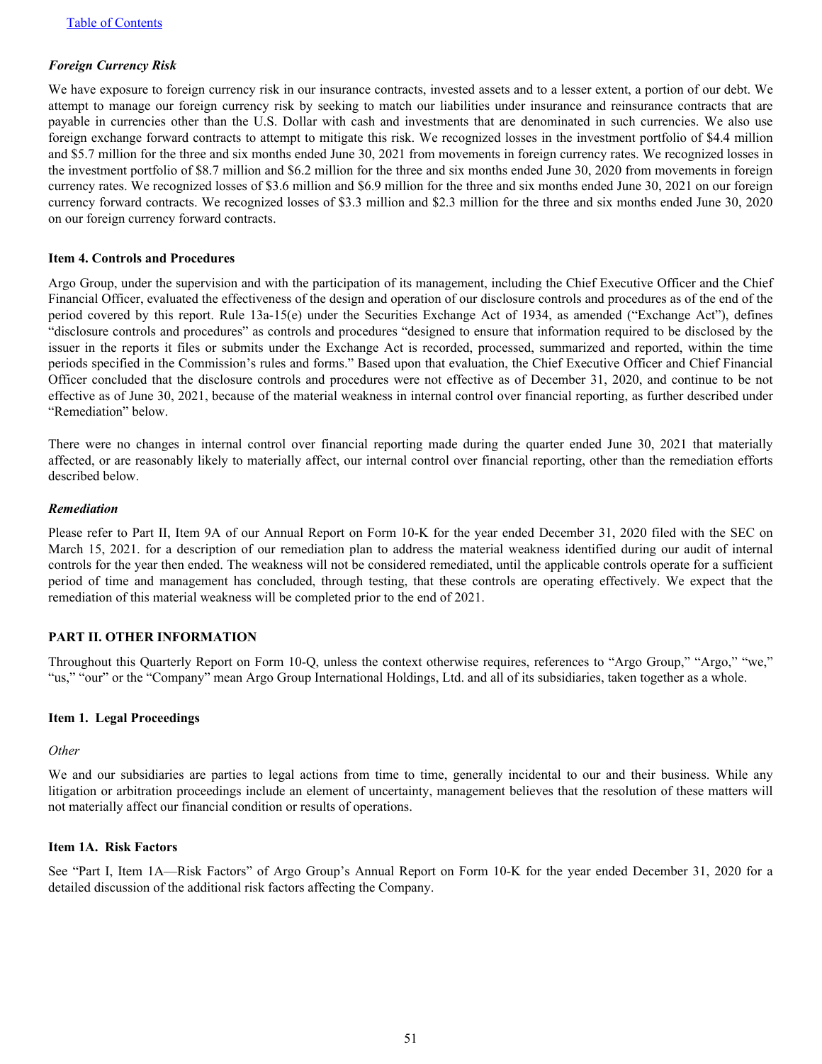### *Foreign Currency Risk*

We have exposure to foreign currency risk in our insurance contracts, invested assets and to a lesser extent, a portion of our debt. We attempt to manage our foreign currency risk by seeking to match our liabilities under insurance and reinsurance contracts that are payable in currencies other than the U.S. Dollar with cash and investments that are denominated in such currencies. We also use foreign exchange forward contracts to attempt to mitigate this risk. We recognized losses in the investment portfolio of $4.4 million and $5.7 million for the three and six months ended June 30, 2021 from movements in foreign currency rates. We recognized losses in the investment portfolio of $8.7 million and $6.2 million for the three and six months ended June 30, 2020 from movements in foreign currency rates. We recognized losses of $3.6 million and $6.9 million for the three and six months ended June 30, 2021 on our foreign currency forward contracts. We recognized losses of $3.3 million and $2.3 million for the three and six months ended June 30, 2020 on our foreign currency forward contracts.

### Item 4. Controls and Procedures

Argo Group, under the supervision and with the participation of its management, including the Chief Executive Officer and the Chief Financial Officer, evaluated the effectiveness of the design and operation of our disclosure controls and procedures as of the end of the period covered by this report. Rule 13a-15(e) under the Securities Exchange Act of 1934, as amended ("Exchange Act"), defines "disclosure controls and procedures" as controls and procedures "designed to ensure that information required to be disclosed by the issuer in the reports it files or submits under the Exchange Act is recorded, processed, summarized and reported, within the time periods specified in the Commission's rules and forms." Based upon that evaluation, the Chief Executive Officer and Chief Financial Officer concluded that the disclosure controls and procedures were not effective as of December 31, 2020, and continue to be not effective as of June 30, 2021, because of the material weakness in internal control over financial reporting, as further described under "Remediation" below.

There were no changes in internal control over financial reporting made during the quarter ended June 30, 2021 that materially affected, or are reasonably likely to materially affect, our internal control over financial reporting, other than the remediation efforts described below.

### *Remediation*

Please refer to Part II, Item 9A of our Annual Report on Form 10-K for the year ended December 31, 2020 filed with the SEC on March 15, 2021. for a description of our remediation plan to address the material weakness identified during our audit of internal controls for the year then ended. The weakness will not be considered remediated, until the applicable controls operate for a sufficient period of time and management has concluded, through testing, that these controls are operating effectively. We expect that the remediation of this material weakness will be completed prior to the end of 2021.

## PART II. OTHER INFORMATION

Throughout this Quarterly Report on Form 10-Q, unless the context otherwise requires, references to "Argo Group," "Argo," "we," "us," "our" or the "Company" mean Argo Group International Holdings, Ltd. and all of its subsidiaries, taken together as a whole.

### Item 1. Legal Proceedings

*Other*

We and our subsidiaries are parties to legal actions from time to time, generally incidental to our and their business. While any litigation or arbitration proceedings include an element of uncertainty, management believes that the resolution of these matters will not materially affect our financial condition or results of operations.

### Item 1A. Risk Factors

See "Part I, Item 1A—Risk Factors" of Argo Group's Annual Report on Form 10-K for the year ended December 31, 2020 for a detailed discussion of the additional risk factors affecting the Company.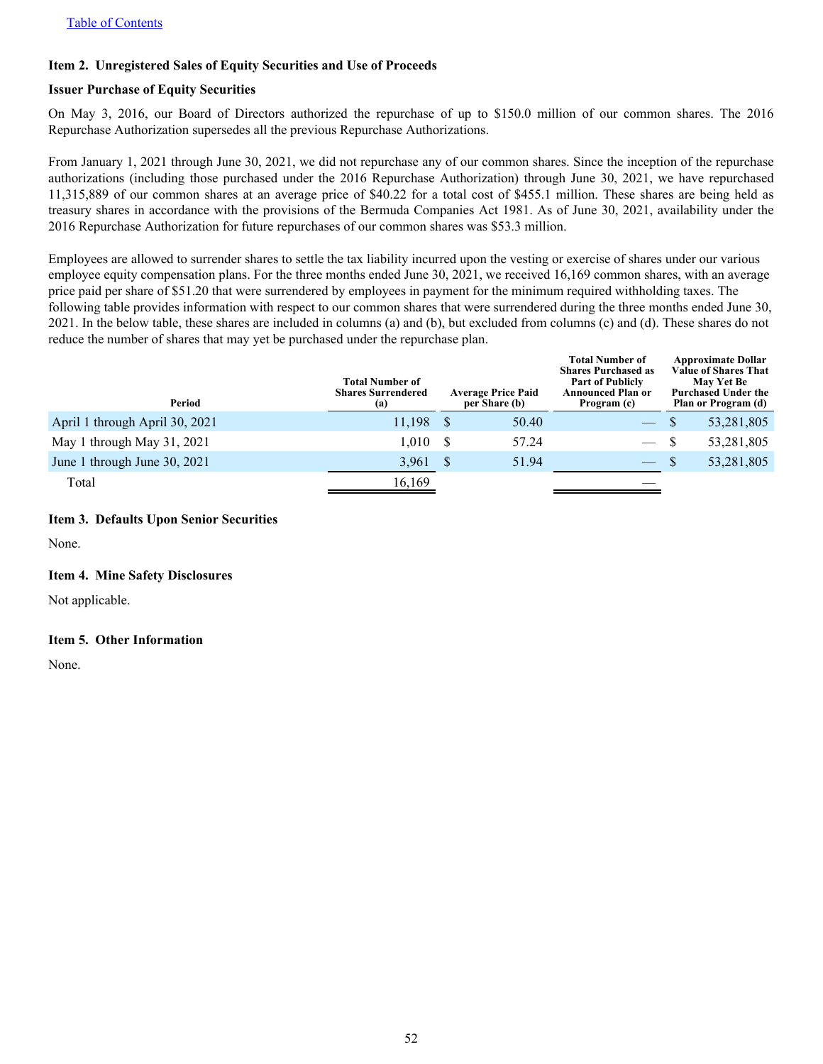Table of Contents

### Item 2. Unregistered Sales of Equity Securities and Use of Proceeds

**Issuer Purchase of Equity Securities**

On May 3, 2016, our Board of Directors authorized the repurchase of up to $150.0 million of our common shares. The 2016 Repurchase Authorization supersedes all the previous Repurchase Authorizations.

From January 1, 2021 through June 30, 2021, we did not repurchase any of our common shares. Since the inception of the repurchase authorizations (including those purchased under the 2016 Repurchase Authorization) through June 30, 2021, we have repurchased 11,315,889 of our common shares at an average price of $40.22 for a total cost of $455.1 million. These shares are being held as treasury shares in accordance with the provisions of the Bermuda Companies Act 1981. As of June 30, 2021, availability under the 2016 Repurchase Authorization for future repurchases of our common shares was $53.3 million.

Employees are allowed to surrender shares to settle the tax liability incurred upon the vesting or exercise of shares under our various employee equity compensation plans. For the three months ended June 30, 2021, we received 16,169 common shares, with an average price paid per share of $51.20 that were surrendered by employees in payment for the minimum required withholding taxes. The following table provides information with respect to our common shares that were surrendered during the three months ended June 30, 2021. In the below table, these shares are included in columns (a) and (b), but excluded from columns (c) and (d). These shares do not reduce the number of shares that may yet be purchased under the repurchase plan.

| Period | Total Number of Shares Surrendered (a) | Average Price Paid per Share (b) | Total Number of Shares Purchased as Part of Publicly Announced Plan or Program (c) | Approximate Dollar Value of Shares That May Yet Be Purchased Under the Plan or Program (d) |
|---|---|---|---|---|
| April 1 through April 30, 2021 | 11,198 | $ 50.40 | — | $ 53,281,805 |
| May 1 through May 31, 2021 | 1,010 | $ 57.24 | — | $ 53,281,805 |
| June 1 through June 30, 2021 | 3,961 | $ 51.94 | — | $ 53,281,805 |
| Total | 16,169 | | — | |

### Item 3. Defaults Upon Senior Securities

None.

### Item 4. Mine Safety Disclosures

Not applicable.

### Item 5. Other Information

None.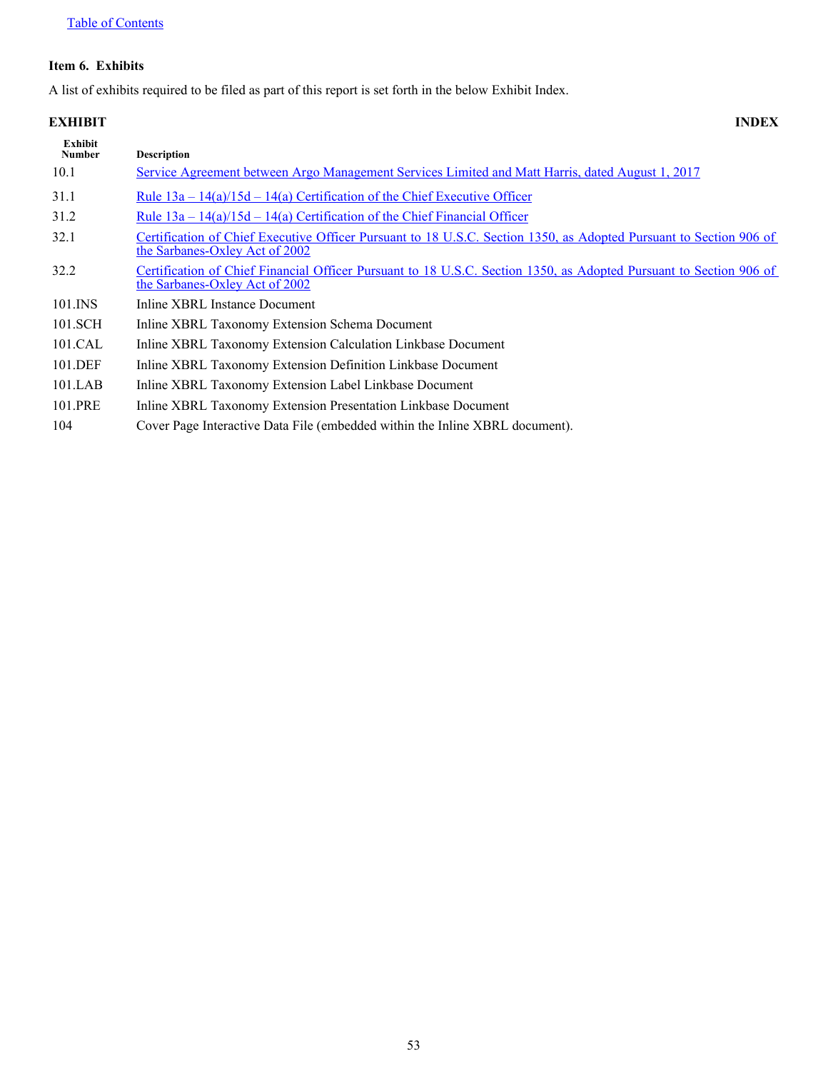### Item 6. Exhibits

A list of exhibits required to be filed as part of this report is set forth in the below Exhibit Index.

**EXHIBIT INDEX**

| Exhibit Number | Description |
|---|---|
| 10.1 | Service Agreement between Argo Management Services Limited and Matt Harris, dated August 1, 2017 |
| 31.1 | Rule 13a – 14(a)/15d – 14(a) Certification of the Chief Executive Officer |
| 31.2 | Rule 13a – 14(a)/15d – 14(a) Certification of the Chief Financial Officer |
| 32.1 | Certification of Chief Executive Officer Pursuant to 18 U.S.C. Section 1350, as Adopted Pursuant to Section 906 of the Sarbanes-Oxley Act of 2002 |
| 32.2 | Certification of Chief Financial Officer Pursuant to 18 U.S.C. Section 1350, as Adopted Pursuant to Section 906 of the Sarbanes-Oxley Act of 2002 |
| 101.INS | Inline XBRL Instance Document |
| 101.SCH | Inline XBRL Taxonomy Extension Schema Document |
| 101.CAL | Inline XBRL Taxonomy Extension Calculation Linkbase Document |
| 101.DEF | Inline XBRL Taxonomy Extension Definition Linkbase Document |
| 101.LAB | Inline XBRL Taxonomy Extension Label Linkbase Document |
| 101.PRE | Inline XBRL Taxonomy Extension Presentation Linkbase Document |
| 104 | Cover Page Interactive Data File (embedded within the Inline XBRL document). |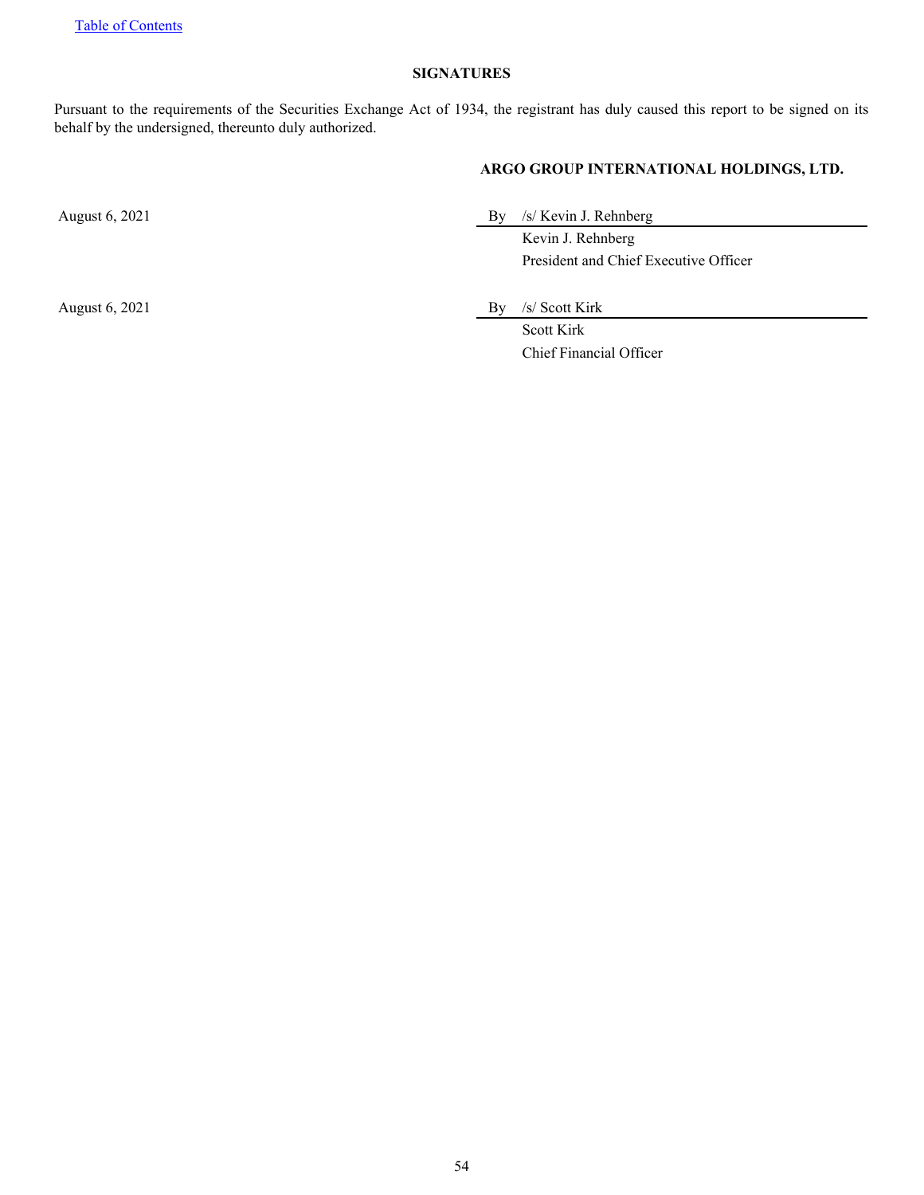[Table of Contents](#)

## SIGNATURES

Pursuant to the requirements of the Securities Exchange Act of 1934, the registrant has duly caused this report to be signed on its behalf by the undersigned, thereunto duly authorized.

**ARGO GROUP INTERNATIONAL HOLDINGS, LTD.**

| | |
|---|---|
| August 6, 2021 | By /s/ Kevin J. Rehnberg |
| | Kevin J. Rehnberg |
| | President and Chief Executive Officer |
| August 6, 2021 | By /s/ Scott Kirk |
| | Scott Kirk |
| | Chief Financial Officer |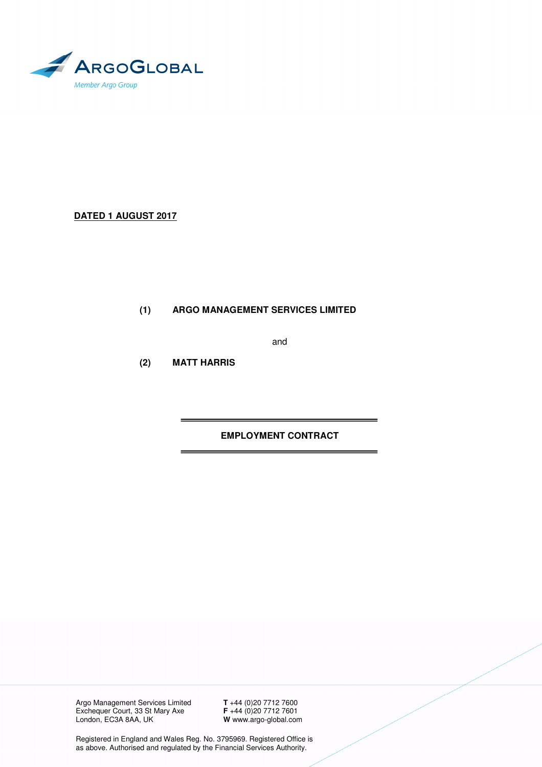ARGOGLOBAL

Member Argo Group

**DATED 1 AUGUST 2017**

**(1) ARGO MANAGEMENT SERVICES LIMITED**

and

**(2) MATT HARRIS**

**EMPLOYMENT CONTRACT**

Argo Management Services Limited
Exchequer Court, 33 St Mary Axe
London, EC3A 8AA, UK

**T** +44 (0)20 7712 7600
**F** +44 (0)20 7712 7601
**W** www.argo-global.com

Registered in England and Wales Reg. No. 3795969. Registered Office is as above. Authorised and regulated by the Financial Services Authority.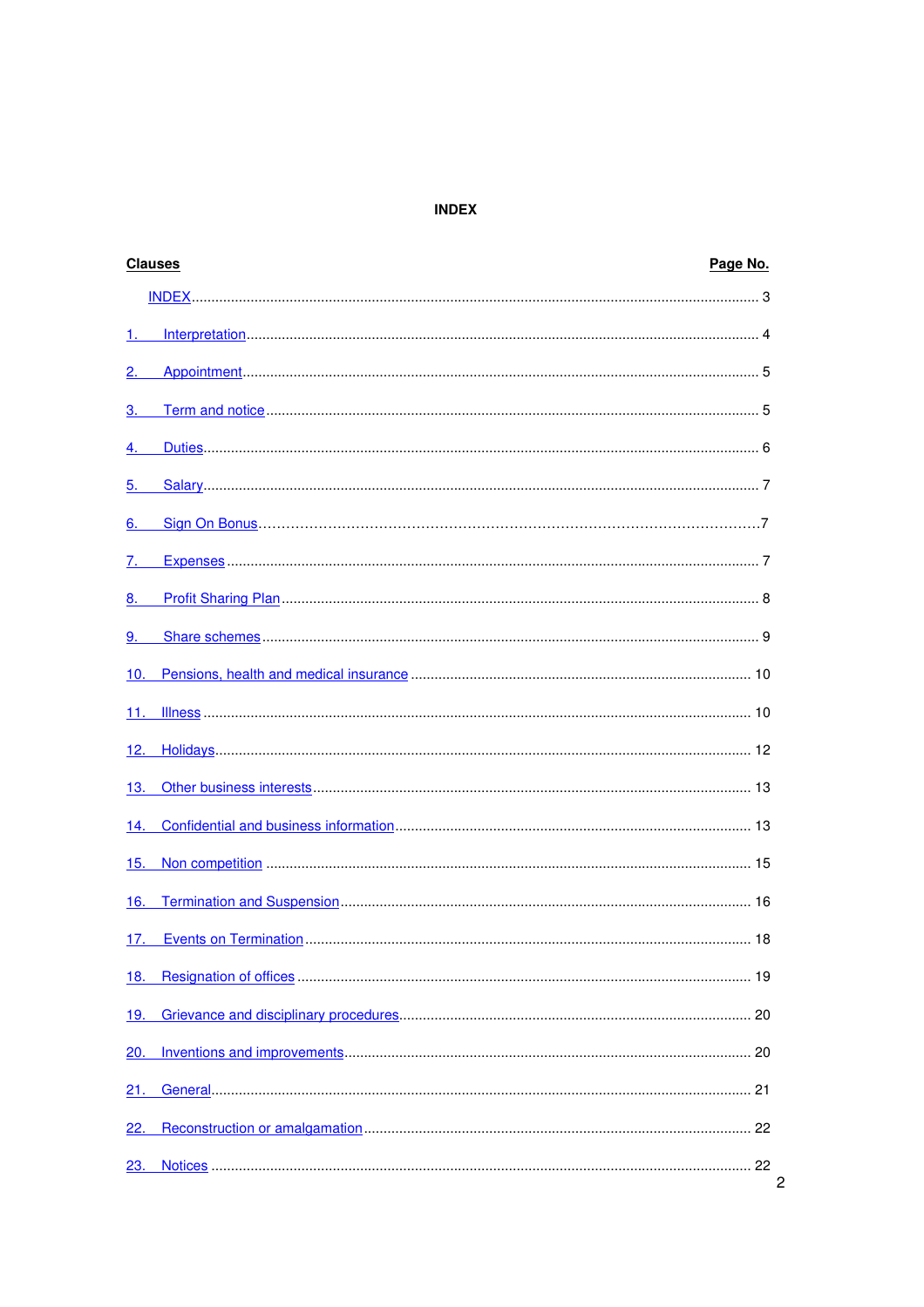**INDEX**

| **Clauses** | **Page No.** |
|---|---|
| INDEX | 3 |
| 1. Interpretation | 4 |
| 2. Appointment | 5 |
| 3. Term and notice | 5 |
| 4. Duties | 6 |
| 5. Salary | 7 |
| 6. Sign On Bonus | 7 |
| 7. Expenses | 7 |
| 8. Profit Sharing Plan | 8 |
| 9. Share schemes | 9 |
| 10. Pensions, health and medical insurance | 10 |
| 11. Illness | 10 |
| 12. Holidays | 12 |
| 13. Other business interests | 13 |
| 14. Confidential and business information | 13 |
| 15. Non competition | 15 |
| 16. Termination and Suspension | 16 |
| 17. Events on Termination | 18 |
| 18. Resignation of offices | 19 |
| 19. Grievance and disciplinary procedures | 20 |
| 20. Inventions and improvements | 20 |
| 21. General | 21 |
| 22. Reconstruction or amalgamation | 22 |
| 23. Notices | 22 |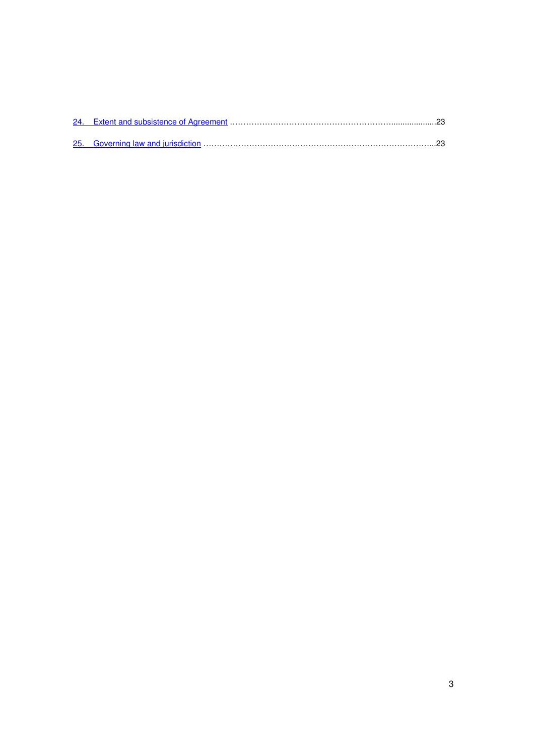[24. Extent and subsistence of Agreement](#) ……………………………………………………….....................23

[25. Governing law and jurisdiction](#) ……………………………………………………………………………..23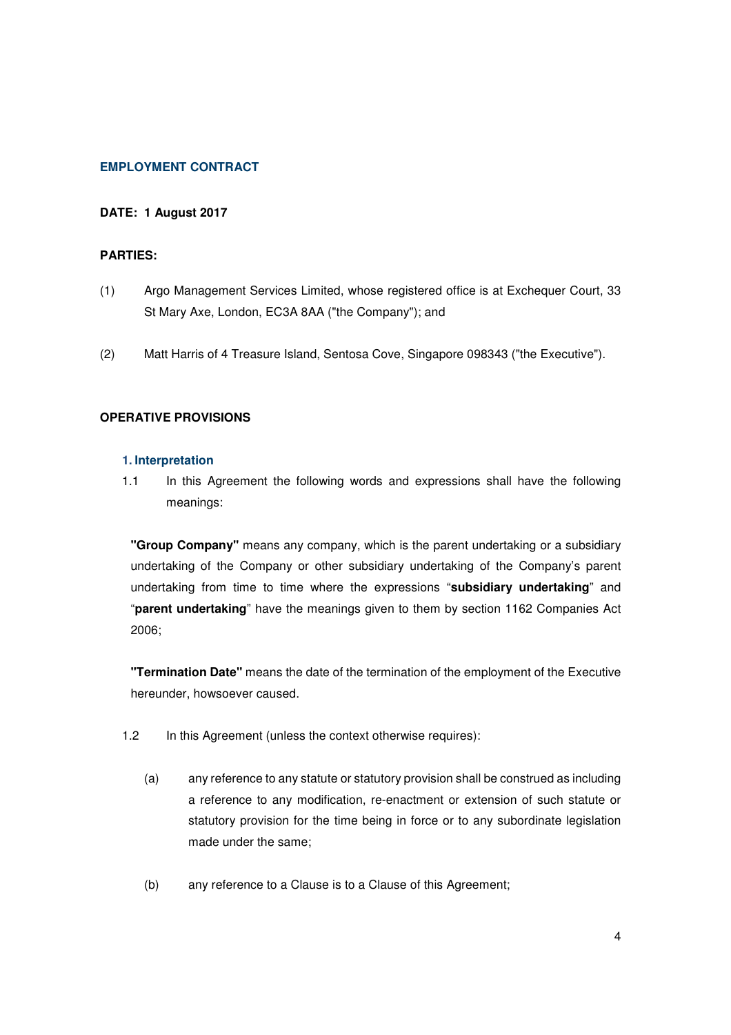**EMPLOYMENT CONTRACT**

**DATE: 1 August 2017**

**PARTIES:**

(1) Argo Management Services Limited, whose registered office is at Exchequer Court, 33 St Mary Axe, London, EC3A 8AA ("the Company"); and

(2) Matt Harris of 4 Treasure Island, Sentosa Cove, Singapore 098343 ("the Executive").

**OPERATIVE PROVISIONS**

**1. Interpretation**

1.1 In this Agreement the following words and expressions shall have the following meanings:

**"Group Company"** means any company, which is the parent undertaking or a subsidiary undertaking of the Company or other subsidiary undertaking of the Company's parent undertaking from time to time where the expressions "**subsidiary undertaking**" and "**parent undertaking**" have the meanings given to them by section 1162 Companies Act 2006;

**"Termination Date"** means the date of the termination of the employment of the Executive hereunder, howsoever caused.

1.2 In this Agreement (unless the context otherwise requires):

(a) any reference to any statute or statutory provision shall be construed as including a reference to any modification, re-enactment or extension of such statute or statutory provision for the time being in force or to any subordinate legislation made under the same;

(b) any reference to a Clause is to a Clause of this Agreement;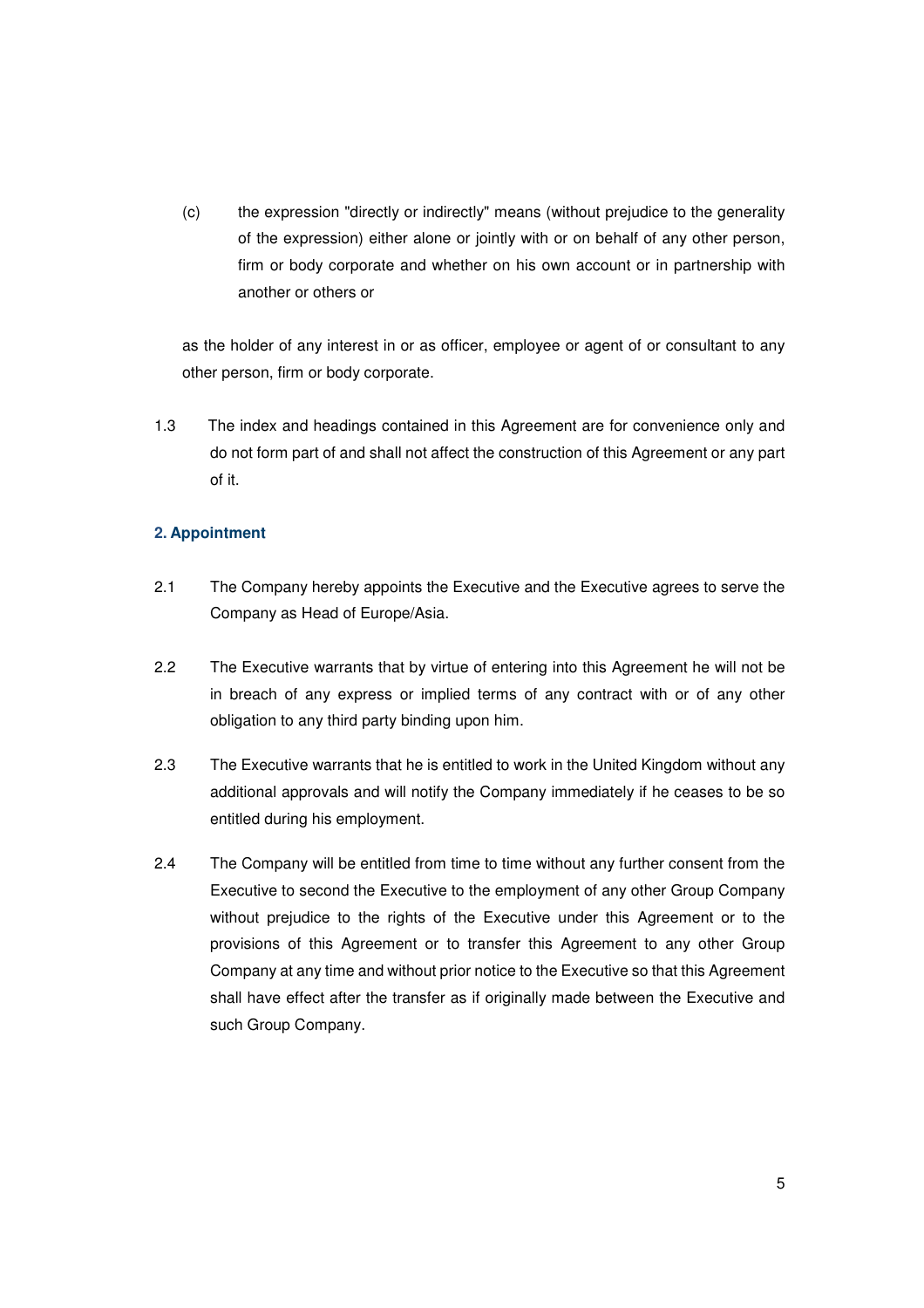(c) the expression "directly or indirectly" means (without prejudice to the generality of the expression) either alone or jointly with or on behalf of any other person, firm or body corporate and whether on his own account or in partnership with another or others or

as the holder of any interest in or as officer, employee or agent of or consultant to any other person, firm or body corporate.

1.3 The index and headings contained in this Agreement are for convenience only and do not form part of and shall not affect the construction of this Agreement or any part of it.

## 2. Appointment

2.1 The Company hereby appoints the Executive and the Executive agrees to serve the Company as Head of Europe/Asia.

2.2 The Executive warrants that by virtue of entering into this Agreement he will not be in breach of any express or implied terms of any contract with or of any other obligation to any third party binding upon him.

2.3 The Executive warrants that he is entitled to work in the United Kingdom without any additional approvals and will notify the Company immediately if he ceases to be so entitled during his employment.

2.4 The Company will be entitled from time to time without any further consent from the Executive to second the Executive to the employment of any other Group Company without prejudice to the rights of the Executive under this Agreement or to the provisions of this Agreement or to transfer this Agreement to any other Group Company at any time and without prior notice to the Executive so that this Agreement shall have effect after the transfer as if originally made between the Executive and such Group Company.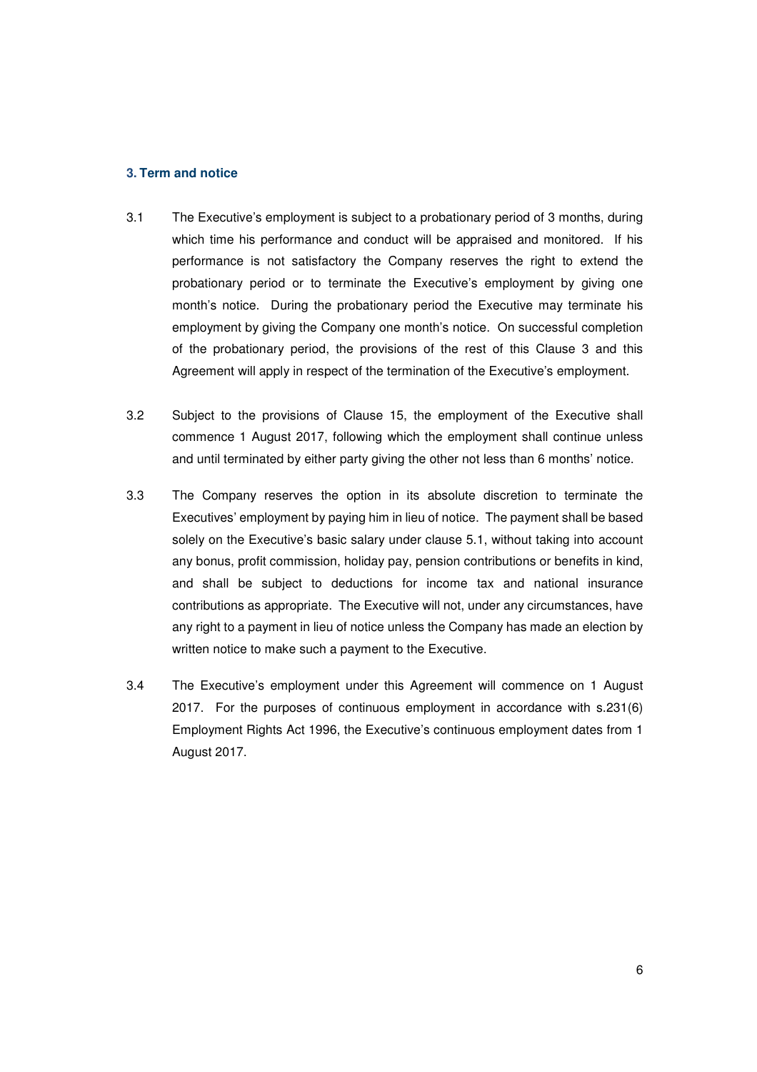### 3. Term and notice

3.1 The Executive's employment is subject to a probationary period of 3 months, during which time his performance and conduct will be appraised and monitored. If his performance is not satisfactory the Company reserves the right to extend the probationary period or to terminate the Executive's employment by giving one month's notice. During the probationary period the Executive may terminate his employment by giving the Company one month's notice. On successful completion of the probationary period, the provisions of the rest of this Clause 3 and this Agreement will apply in respect of the termination of the Executive's employment.

3.2 Subject to the provisions of Clause 15, the employment of the Executive shall commence 1 August 2017, following which the employment shall continue unless and until terminated by either party giving the other not less than 6 months' notice.

3.3 The Company reserves the option in its absolute discretion to terminate the Executives' employment by paying him in lieu of notice. The payment shall be based solely on the Executive's basic salary under clause 5.1, without taking into account any bonus, profit commission, holiday pay, pension contributions or benefits in kind, and shall be subject to deductions for income tax and national insurance contributions as appropriate. The Executive will not, under any circumstances, have any right to a payment in lieu of notice unless the Company has made an election by written notice to make such a payment to the Executive.

3.4 The Executive's employment under this Agreement will commence on 1 August 2017. For the purposes of continuous employment in accordance with s.231(6) Employment Rights Act 1996, the Executive's continuous employment dates from 1 August 2017.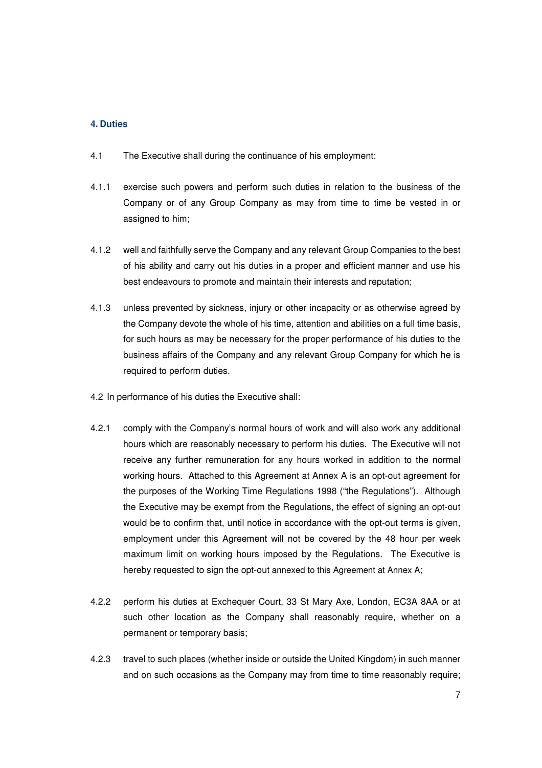## 4. Duties

4.1 The Executive shall during the continuance of his employment:

4.1.1 exercise such powers and perform such duties in relation to the business of the Company or of any Group Company as may from time to time be vested in or assigned to him;

4.1.2 well and faithfully serve the Company and any relevant Group Companies to the best of his ability and carry out his duties in a proper and efficient manner and use his best endeavours to promote and maintain their interests and reputation;

4.1.3 unless prevented by sickness, injury or other incapacity or as otherwise agreed by the Company devote the whole of his time, attention and abilities on a full time basis, for such hours as may be necessary for the proper performance of his duties to the business affairs of the Company and any relevant Group Company for which he is required to perform duties.

4.2 In performance of his duties the Executive shall:

4.2.1 comply with the Company's normal hours of work and will also work any additional hours which are reasonably necessary to perform his duties. The Executive will not receive any further remuneration for any hours worked in addition to the normal working hours. Attached to this Agreement at Annex A is an opt-out agreement for the purposes of the Working Time Regulations 1998 ("the Regulations"). Although the Executive may be exempt from the Regulations, the effect of signing an opt-out would be to confirm that, until notice in accordance with the opt-out terms is given, employment under this Agreement will not be covered by the 48 hour per week maximum limit on working hours imposed by the Regulations. The Executive is hereby requested to sign the opt-out annexed to this Agreement at Annex A;

4.2.2 perform his duties at Exchequer Court, 33 St Mary Axe, London, EC3A 8AA or at such other location as the Company shall reasonably require, whether on a permanent or temporary basis;

4.2.3 travel to such places (whether inside or outside the United Kingdom) in such manner and on such occasions as the Company may from time to time reasonably require;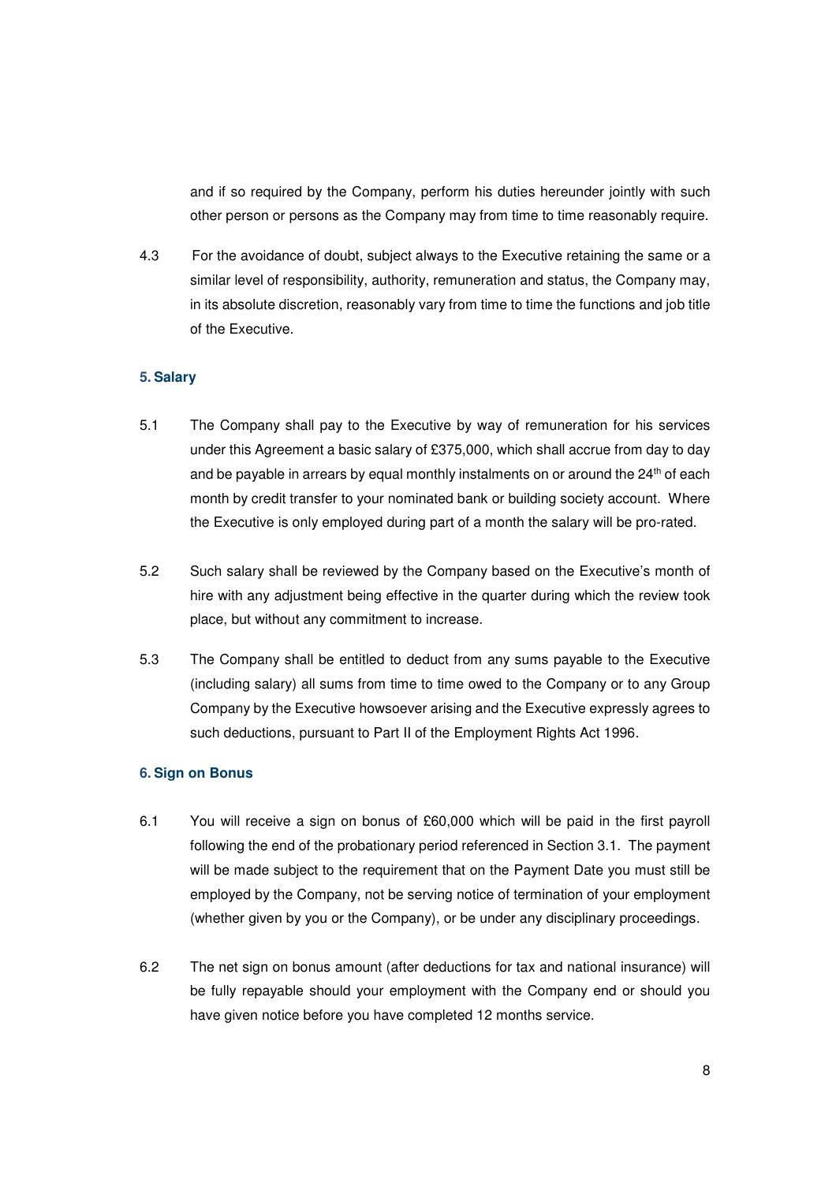and if so required by the Company, perform his duties hereunder jointly with such other person or persons as the Company may from time to time reasonably require.

4.3 For the avoidance of doubt, subject always to the Executive retaining the same or a similar level of responsibility, authority, remuneration and status, the Company may, in its absolute discretion, reasonably vary from time to time the functions and job title of the Executive.

### 5. Salary

5.1 The Company shall pay to the Executive by way of remuneration for his services under this Agreement a basic salary of £375,000, which shall accrue from day to day and be payable in arrears by equal monthly instalments on or around the 24th of each month by credit transfer to your nominated bank or building society account. Where the Executive is only employed during part of a month the salary will be pro-rated.

5.2 Such salary shall be reviewed by the Company based on the Executive's month of hire with any adjustment being effective in the quarter during which the review took place, but without any commitment to increase.

5.3 The Company shall be entitled to deduct from any sums payable to the Executive (including salary) all sums from time to time owed to the Company or to any Group Company by the Executive howsoever arising and the Executive expressly agrees to such deductions, pursuant to Part II of the Employment Rights Act 1996.

### 6. Sign on Bonus

6.1 You will receive a sign on bonus of £60,000 which will be paid in the first payroll following the end of the probationary period referenced in Section 3.1. The payment will be made subject to the requirement that on the Payment Date you must still be employed by the Company, not be serving notice of termination of your employment (whether given by you or the Company), or be under any disciplinary proceedings.

6.2 The net sign on bonus amount (after deductions for tax and national insurance) will be fully repayable should your employment with the Company end or should you have given notice before you have completed 12 months service.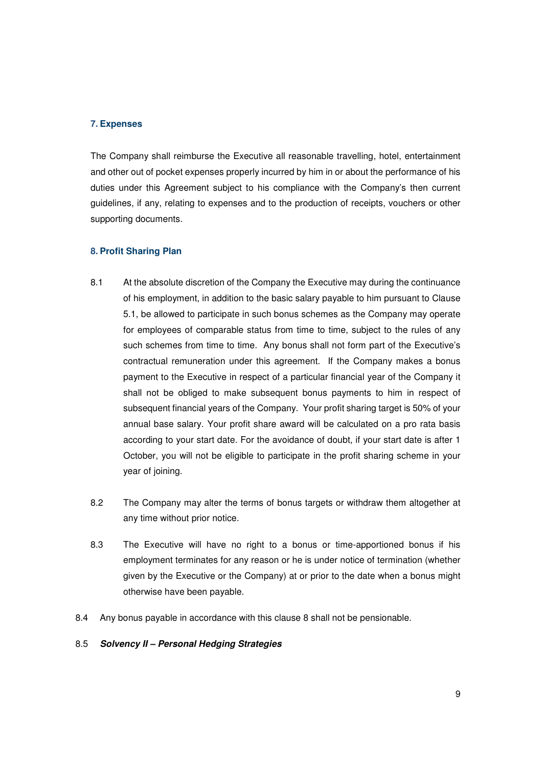### 7. Expenses

The Company shall reimburse the Executive all reasonable travelling, hotel, entertainment and other out of pocket expenses properly incurred by him in or about the performance of his duties under this Agreement subject to his compliance with the Company's then current guidelines, if any, relating to expenses and to the production of receipts, vouchers or other supporting documents.

### 8. Profit Sharing Plan

8.1 At the absolute discretion of the Company the Executive may during the continuance of his employment, in addition to the basic salary payable to him pursuant to Clause 5.1, be allowed to participate in such bonus schemes as the Company may operate for employees of comparable status from time to time, subject to the rules of any such schemes from time to time. Any bonus shall not form part of the Executive's contractual remuneration under this agreement. If the Company makes a bonus payment to the Executive in respect of a particular financial year of the Company it shall not be obliged to make subsequent bonus payments to him in respect of subsequent financial years of the Company. Your profit sharing target is 50% of your annual base salary. Your profit share award will be calculated on a pro rata basis according to your start date. For the avoidance of doubt, if your start date is after 1 October, you will not be eligible to participate in the profit sharing scheme in your year of joining.

8.2 The Company may alter the terms of bonus targets or withdraw them altogether at any time without prior notice.

8.3 The Executive will have no right to a bonus or time-apportioned bonus if his employment terminates for any reason or he is under notice of termination (whether given by the Executive or the Company) at or prior to the date when a bonus might otherwise have been payable.

8.4 Any bonus payable in accordance with this clause 8 shall not be pensionable.

8.5 ***Solvency II – Personal Hedging Strategies***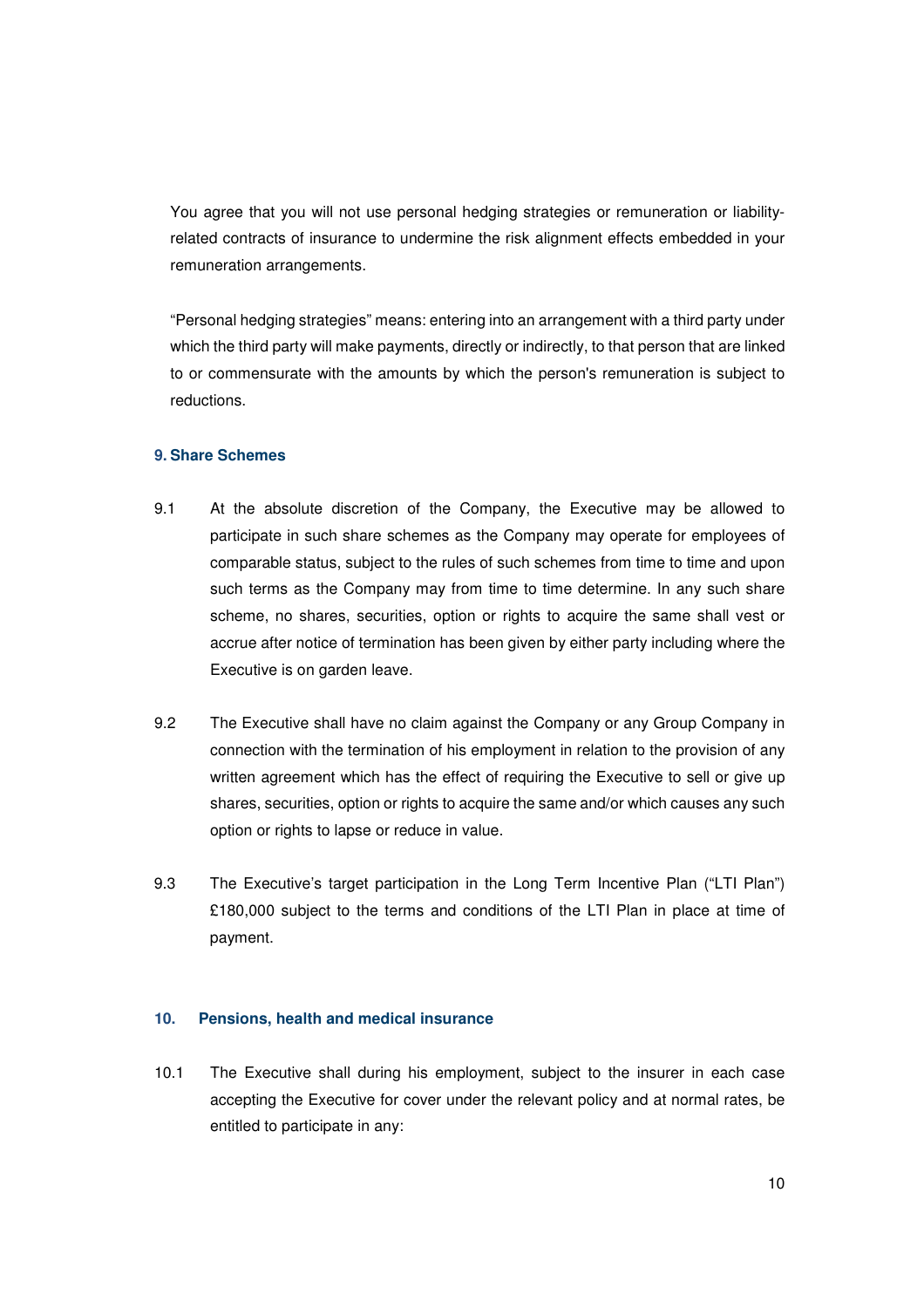You agree that you will not use personal hedging strategies or remuneration or liability-related contracts of insurance to undermine the risk alignment effects embedded in your remuneration arrangements.

"Personal hedging strategies" means: entering into an arrangement with a third party under which the third party will make payments, directly or indirectly, to that person that are linked to or commensurate with the amounts by which the person's remuneration is subject to reductions.

## 9. Share Schemes

9.1 At the absolute discretion of the Company, the Executive may be allowed to participate in such share schemes as the Company may operate for employees of comparable status, subject to the rules of such schemes from time to time and upon such terms as the Company may from time to time determine. In any such share scheme, no shares, securities, option or rights to acquire the same shall vest or accrue after notice of termination has been given by either party including where the Executive is on garden leave.

9.2 The Executive shall have no claim against the Company or any Group Company in connection with the termination of his employment in relation to the provision of any written agreement which has the effect of requiring the Executive to sell or give up shares, securities, option or rights to acquire the same and/or which causes any such option or rights to lapse or reduce in value.

9.3 The Executive's target participation in the Long Term Incentive Plan ("LTI Plan") £180,000 subject to the terms and conditions of the LTI Plan in place at time of payment.

## 10. Pensions, health and medical insurance

10.1 The Executive shall during his employment, subject to the insurer in each case accepting the Executive for cover under the relevant policy and at normal rates, be entitled to participate in any: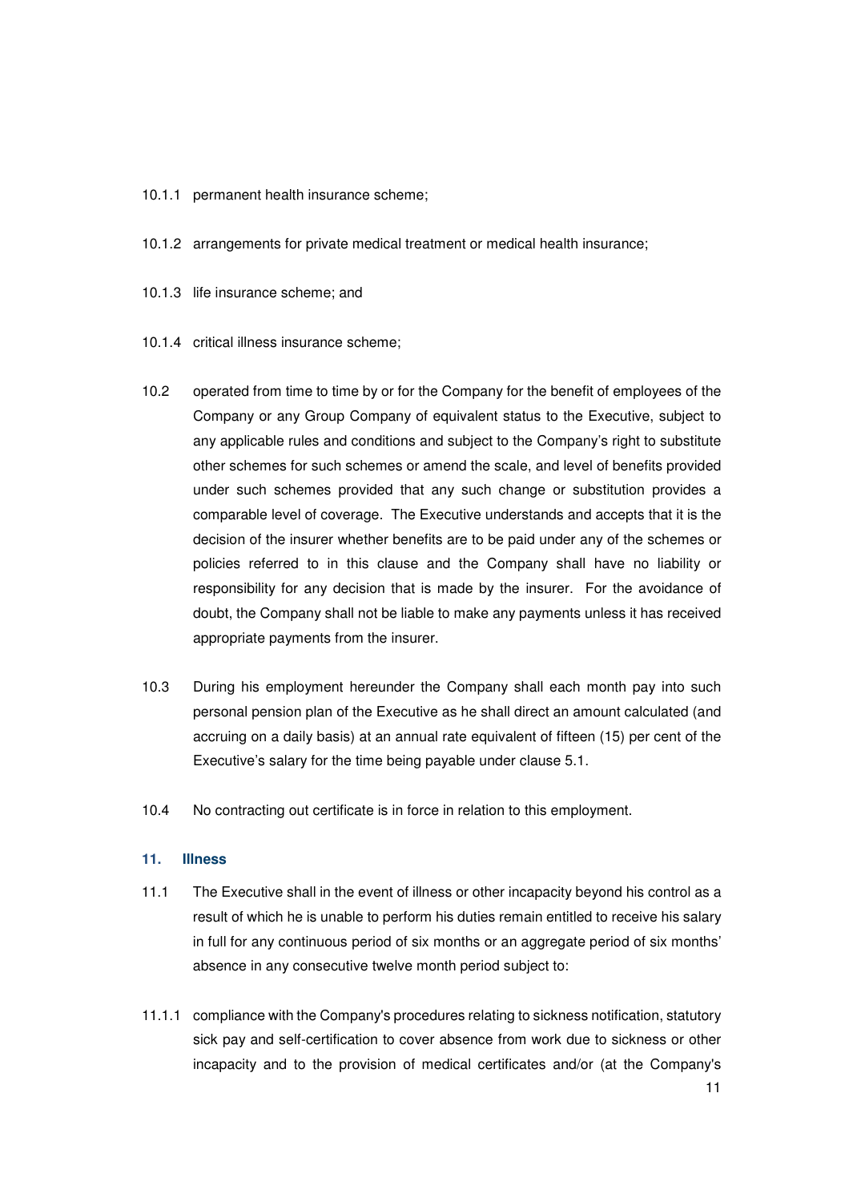10.1.1 permanent health insurance scheme;

10.1.2 arrangements for private medical treatment or medical health insurance;

10.1.3 life insurance scheme; and

10.1.4 critical illness insurance scheme;

10.2 operated from time to time by or for the Company for the benefit of employees of the Company or any Group Company of equivalent status to the Executive, subject to any applicable rules and conditions and subject to the Company's right to substitute other schemes for such schemes or amend the scale, and level of benefits provided under such schemes provided that any such change or substitution provides a comparable level of coverage. The Executive understands and accepts that it is the decision of the insurer whether benefits are to be paid under any of the schemes or policies referred to in this clause and the Company shall have no liability or responsibility for any decision that is made by the insurer. For the avoidance of doubt, the Company shall not be liable to make any payments unless it has received appropriate payments from the insurer.

10.3 During his employment hereunder the Company shall each month pay into such personal pension plan of the Executive as he shall direct an amount calculated (and accruing on a daily basis) at an annual rate equivalent of fifteen (15) per cent of the Executive's salary for the time being payable under clause 5.1.

10.4 No contracting out certificate is in force in relation to this employment.

## 11. Illness

11.1 The Executive shall in the event of illness or other incapacity beyond his control as a result of which he is unable to perform his duties remain entitled to receive his salary in full for any continuous period of six months or an aggregate period of six months' absence in any consecutive twelve month period subject to:

11.1.1 compliance with the Company's procedures relating to sickness notification, statutory sick pay and self-certification to cover absence from work due to sickness or other incapacity and to the provision of medical certificates and/or (at the Company's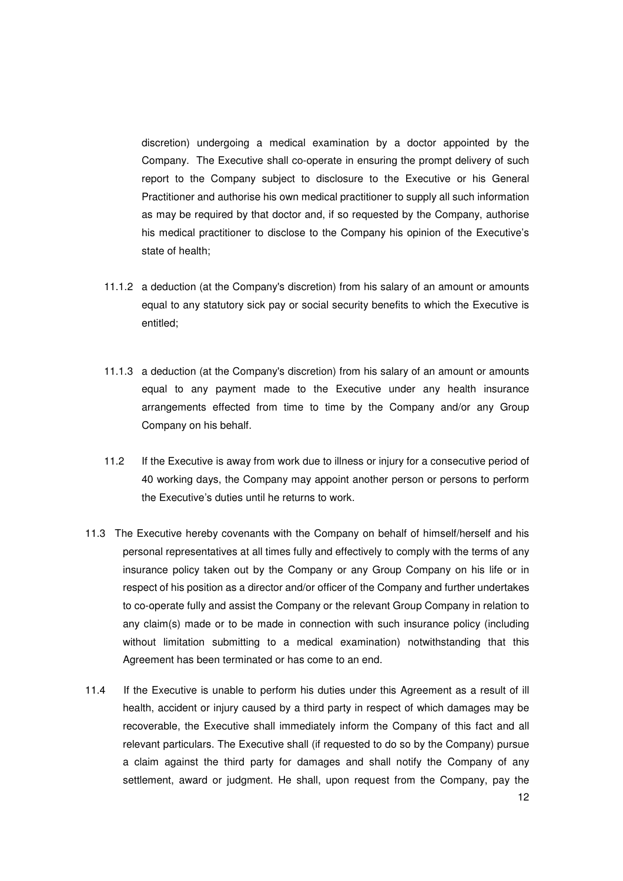discretion) undergoing a medical examination by a doctor appointed by the Company. The Executive shall co-operate in ensuring the prompt delivery of such report to the Company subject to disclosure to the Executive or his General Practitioner and authorise his own medical practitioner to supply all such information as may be required by that doctor and, if so requested by the Company, authorise his medical practitioner to disclose to the Company his opinion of the Executive's state of health;

11.1.2 a deduction (at the Company's discretion) from his salary of an amount or amounts equal to any statutory sick pay or social security benefits to which the Executive is entitled;

11.1.3 a deduction (at the Company's discretion) from his salary of an amount or amounts equal to any payment made to the Executive under any health insurance arrangements effected from time to time by the Company and/or any Group Company on his behalf.

11.2 If the Executive is away from work due to illness or injury for a consecutive period of 40 working days, the Company may appoint another person or persons to perform the Executive's duties until he returns to work.

11.3 The Executive hereby covenants with the Company on behalf of himself/herself and his personal representatives at all times fully and effectively to comply with the terms of any insurance policy taken out by the Company or any Group Company on his life or in respect of his position as a director and/or officer of the Company and further undertakes to co-operate fully and assist the Company or the relevant Group Company in relation to any claim(s) made or to be made in connection with such insurance policy (including without limitation submitting to a medical examination) notwithstanding that this Agreement has been terminated or has come to an end.

11.4 If the Executive is unable to perform his duties under this Agreement as a result of ill health, accident or injury caused by a third party in respect of which damages may be recoverable, the Executive shall immediately inform the Company of this fact and all relevant particulars. The Executive shall (if requested to do so by the Company) pursue a claim against the third party for damages and shall notify the Company of any settlement, award or judgment. He shall, upon request from the Company, pay the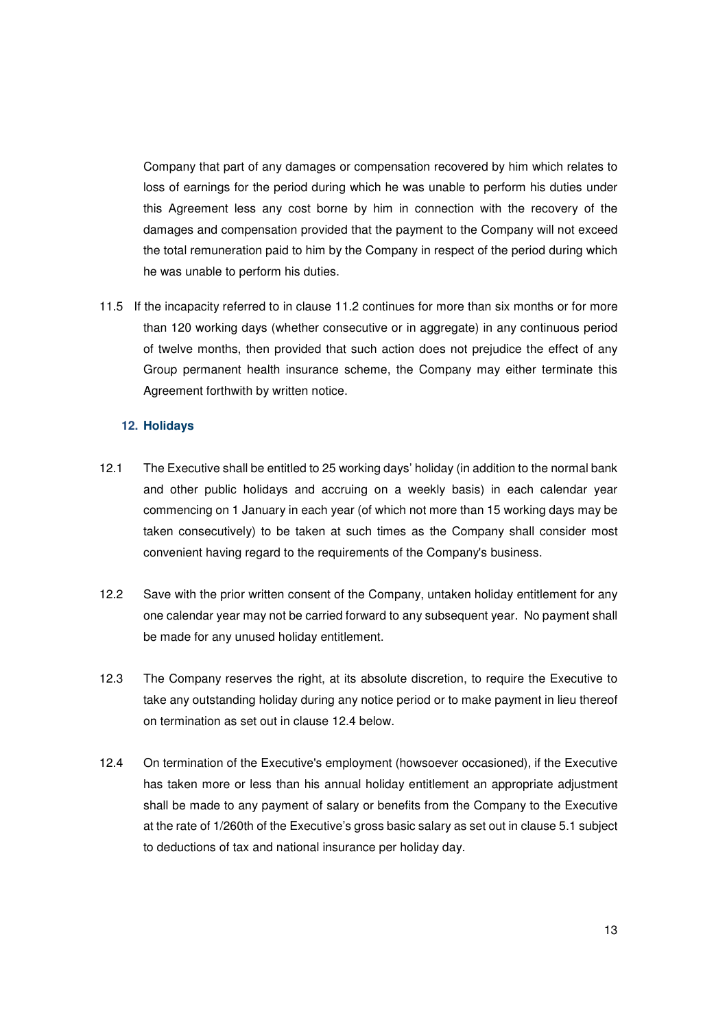Company that part of any damages or compensation recovered by him which relates to loss of earnings for the period during which he was unable to perform his duties under this Agreement less any cost borne by him in connection with the recovery of the damages and compensation provided that the payment to the Company will not exceed the total remuneration paid to him by the Company in respect of the period during which he was unable to perform his duties.

11.5 If the incapacity referred to in clause 11.2 continues for more than six months or for more than 120 working days (whether consecutive or in aggregate) in any continuous period of twelve months, then provided that such action does not prejudice the effect of any Group permanent health insurance scheme, the Company may either terminate this Agreement forthwith by written notice.

## 12. Holidays

12.1 The Executive shall be entitled to 25 working days' holiday (in addition to the normal bank and other public holidays and accruing on a weekly basis) in each calendar year commencing on 1 January in each year (of which not more than 15 working days may be taken consecutively) to be taken at such times as the Company shall consider most convenient having regard to the requirements of the Company's business.

12.2 Save with the prior written consent of the Company, untaken holiday entitlement for any one calendar year may not be carried forward to any subsequent year. No payment shall be made for any unused holiday entitlement.

12.3 The Company reserves the right, at its absolute discretion, to require the Executive to take any outstanding holiday during any notice period or to make payment in lieu thereof on termination as set out in clause 12.4 below.

12.4 On termination of the Executive's employment (howsoever occasioned), if the Executive has taken more or less than his annual holiday entitlement an appropriate adjustment shall be made to any payment of salary or benefits from the Company to the Executive at the rate of 1/260th of the Executive's gross basic salary as set out in clause 5.1 subject to deductions of tax and national insurance per holiday day.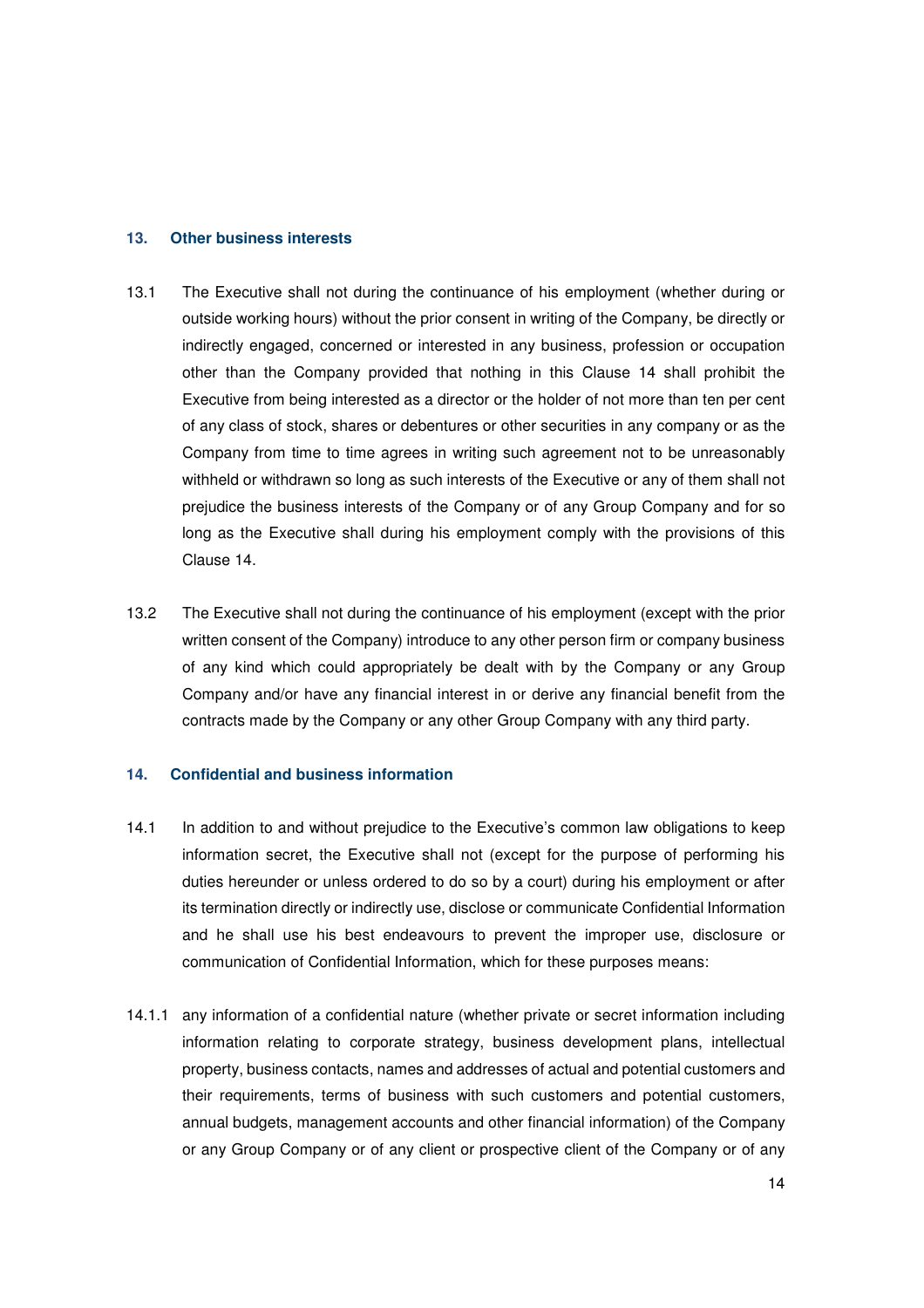## 13. Other business interests

13.1 The Executive shall not during the continuance of his employment (whether during or outside working hours) without the prior consent in writing of the Company, be directly or indirectly engaged, concerned or interested in any business, profession or occupation other than the Company provided that nothing in this Clause 14 shall prohibit the Executive from being interested as a director or the holder of not more than ten per cent of any class of stock, shares or debentures or other securities in any company or as the Company from time to time agrees in writing such agreement not to be unreasonably withheld or withdrawn so long as such interests of the Executive or any of them shall not prejudice the business interests of the Company or of any Group Company and for so long as the Executive shall during his employment comply with the provisions of this Clause 14.

13.2 The Executive shall not during the continuance of his employment (except with the prior written consent of the Company) introduce to any other person firm or company business of any kind which could appropriately be dealt with by the Company or any Group Company and/or have any financial interest in or derive any financial benefit from the contracts made by the Company or any other Group Company with any third party.

## 14. Confidential and business information

14.1 In addition to and without prejudice to the Executive's common law obligations to keep information secret, the Executive shall not (except for the purpose of performing his duties hereunder or unless ordered to do so by a court) during his employment or after its termination directly or indirectly use, disclose or communicate Confidential Information and he shall use his best endeavours to prevent the improper use, disclosure or communication of Confidential Information, which for these purposes means:

14.1.1 any information of a confidential nature (whether private or secret information including information relating to corporate strategy, business development plans, intellectual property, business contacts, names and addresses of actual and potential customers and their requirements, terms of business with such customers and potential customers, annual budgets, management accounts and other financial information) of the Company or any Group Company or of any client or prospective client of the Company or of any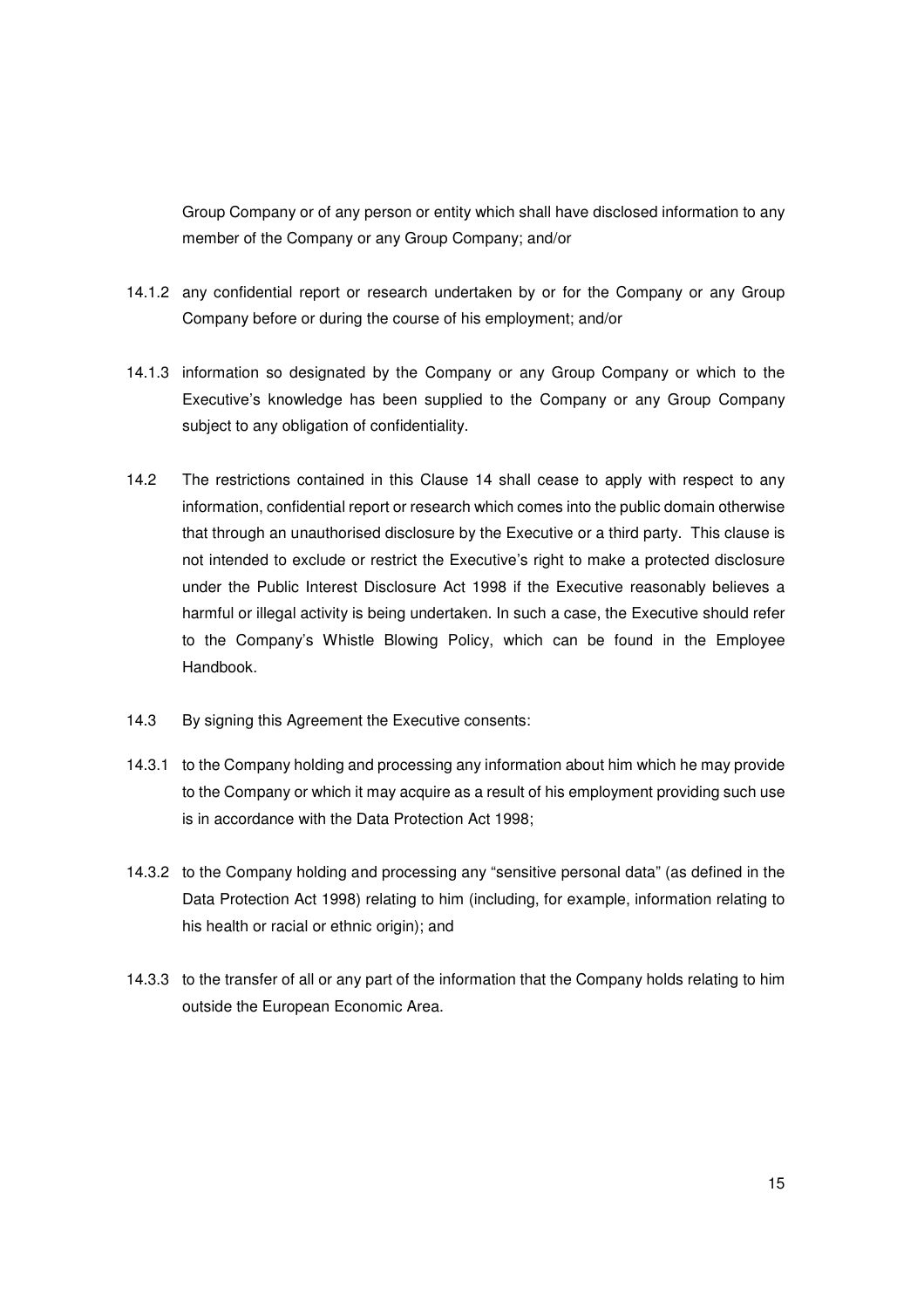Group Company or of any person or entity which shall have disclosed information to any member of the Company or any Group Company; and/or

14.1.2 any confidential report or research undertaken by or for the Company or any Group Company before or during the course of his employment; and/or

14.1.3 information so designated by the Company or any Group Company or which to the Executive's knowledge has been supplied to the Company or any Group Company subject to any obligation of confidentiality.

14.2 The restrictions contained in this Clause 14 shall cease to apply with respect to any information, confidential report or research which comes into the public domain otherwise that through an unauthorised disclosure by the Executive or a third party. This clause is not intended to exclude or restrict the Executive's right to make a protected disclosure under the Public Interest Disclosure Act 1998 if the Executive reasonably believes a harmful or illegal activity is being undertaken. In such a case, the Executive should refer to the Company's Whistle Blowing Policy, which can be found in the Employee Handbook.

14.3 By signing this Agreement the Executive consents:

14.3.1 to the Company holding and processing any information about him which he may provide to the Company or which it may acquire as a result of his employment providing such use is in accordance with the Data Protection Act 1998;

14.3.2 to the Company holding and processing any "sensitive personal data" (as defined in the Data Protection Act 1998) relating to him (including, for example, information relating to his health or racial or ethnic origin); and

14.3.3 to the transfer of all or any part of the information that the Company holds relating to him outside the European Economic Area.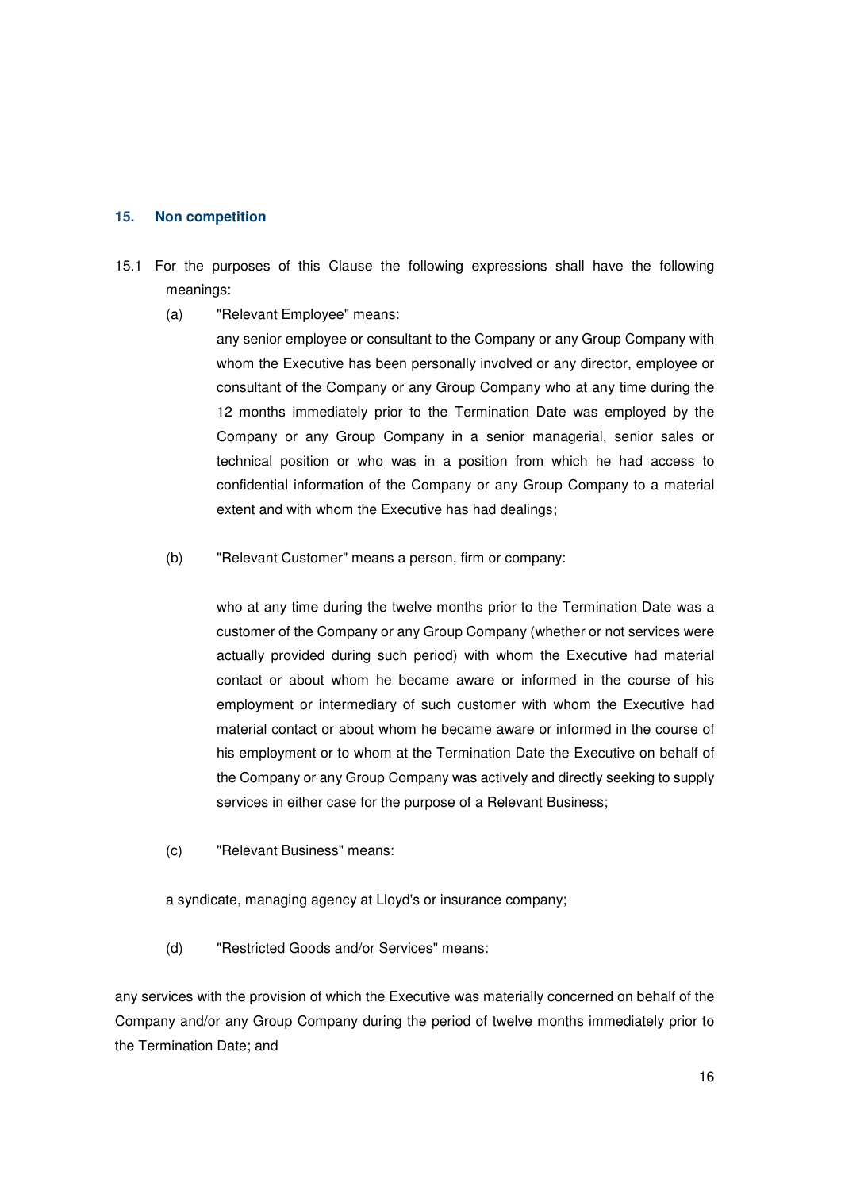## 15. Non competition

15.1 For the purposes of this Clause the following expressions shall have the following meanings:

(a) "Relevant Employee" means:

any senior employee or consultant to the Company or any Group Company with whom the Executive has been personally involved or any director, employee or consultant of the Company or any Group Company who at any time during the 12 months immediately prior to the Termination Date was employed by the Company or any Group Company in a senior managerial, senior sales or technical position or who was in a position from which he had access to confidential information of the Company or any Group Company to a material extent and with whom the Executive has had dealings;

(b) "Relevant Customer" means a person, firm or company:

who at any time during the twelve months prior to the Termination Date was a customer of the Company or any Group Company (whether or not services were actually provided during such period) with whom the Executive had material contact or about whom he became aware or informed in the course of his employment or intermediary of such customer with whom the Executive had material contact or about whom he became aware or informed in the course of his employment or to whom at the Termination Date the Executive on behalf of the Company or any Group Company was actively and directly seeking to supply services in either case for the purpose of a Relevant Business;

(c) "Relevant Business" means:

a syndicate, managing agency at Lloyd's or insurance company;

(d) "Restricted Goods and/or Services" means:

any services with the provision of which the Executive was materially concerned on behalf of the Company and/or any Group Company during the period of twelve months immediately prior to the Termination Date; and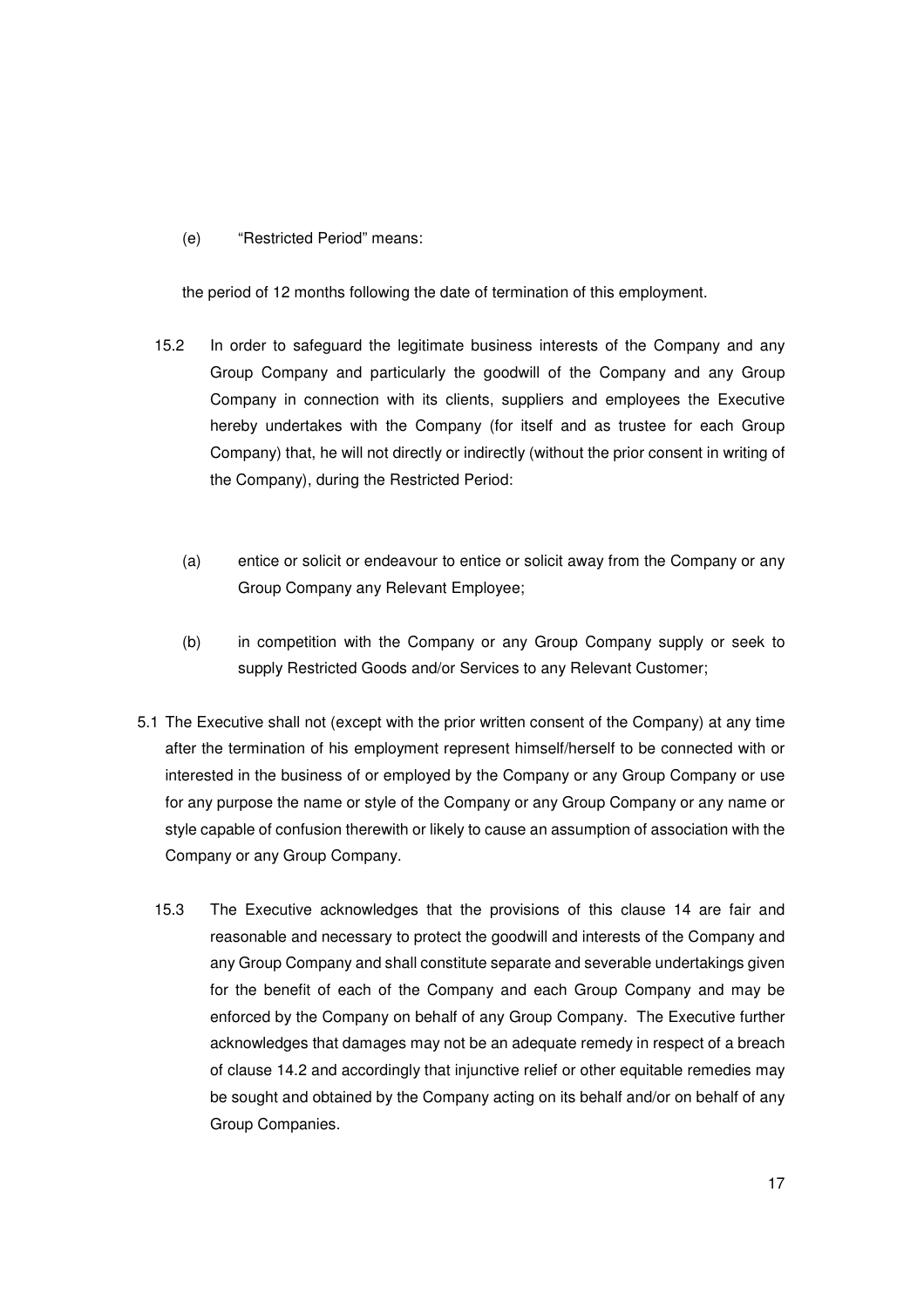(e) "Restricted Period" means:

the period of 12 months following the date of termination of this employment.

15.2 In order to safeguard the legitimate business interests of the Company and any Group Company and particularly the goodwill of the Company and any Group Company in connection with its clients, suppliers and employees the Executive hereby undertakes with the Company (for itself and as trustee for each Group Company) that, he will not directly or indirectly (without the prior consent in writing of the Company), during the Restricted Period:

(a) entice or solicit or endeavour to entice or solicit away from the Company or any Group Company any Relevant Employee;

(b) in competition with the Company or any Group Company supply or seek to supply Restricted Goods and/or Services to any Relevant Customer;

5.1 The Executive shall not (except with the prior written consent of the Company) at any time after the termination of his employment represent himself/herself to be connected with or interested in the business of or employed by the Company or any Group Company or use for any purpose the name or style of the Company or any Group Company or any name or style capable of confusion therewith or likely to cause an assumption of association with the Company or any Group Company.

15.3 The Executive acknowledges that the provisions of this clause 14 are fair and reasonable and necessary to protect the goodwill and interests of the Company and any Group Company and shall constitute separate and severable undertakings given for the benefit of each of the Company and each Group Company and may be enforced by the Company on behalf of any Group Company. The Executive further acknowledges that damages may not be an adequate remedy in respect of a breach of clause 14.2 and accordingly that injunctive relief or other equitable remedies may be sought and obtained by the Company acting on its behalf and/or on behalf of any Group Companies.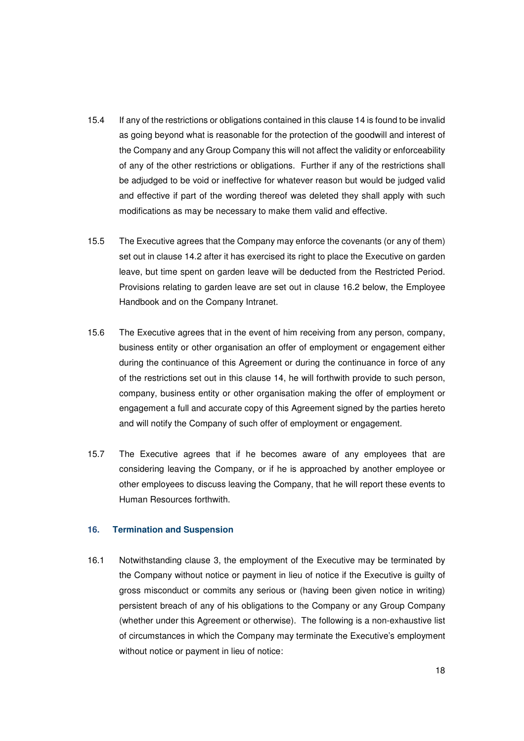15.4 If any of the restrictions or obligations contained in this clause 14 is found to be invalid as going beyond what is reasonable for the protection of the goodwill and interest of the Company and any Group Company this will not affect the validity or enforceability of any of the other restrictions or obligations. Further if any of the restrictions shall be adjudged to be void or ineffective for whatever reason but would be judged valid and effective if part of the wording thereof was deleted they shall apply with such modifications as may be necessary to make them valid and effective.

15.5 The Executive agrees that the Company may enforce the covenants (or any of them) set out in clause 14.2 after it has exercised its right to place the Executive on garden leave, but time spent on garden leave will be deducted from the Restricted Period. Provisions relating to garden leave are set out in clause 16.2 below, the Employee Handbook and on the Company Intranet.

15.6 The Executive agrees that in the event of him receiving from any person, company, business entity or other organisation an offer of employment or engagement either during the continuance of this Agreement or during the continuance in force of any of the restrictions set out in this clause 14, he will forthwith provide to such person, company, business entity or other organisation making the offer of employment or engagement a full and accurate copy of this Agreement signed by the parties hereto and will notify the Company of such offer of employment or engagement.

15.7 The Executive agrees that if he becomes aware of any employees that are considering leaving the Company, or if he is approached by another employee or other employees to discuss leaving the Company, that he will report these events to Human Resources forthwith.

### 16. Termination and Suspension

16.1 Notwithstanding clause 3, the employment of the Executive may be terminated by the Company without notice or payment in lieu of notice if the Executive is guilty of gross misconduct or commits any serious or (having been given notice in writing) persistent breach of any of his obligations to the Company or any Group Company (whether under this Agreement or otherwise). The following is a non-exhaustive list of circumstances in which the Company may terminate the Executive's employment without notice or payment in lieu of notice: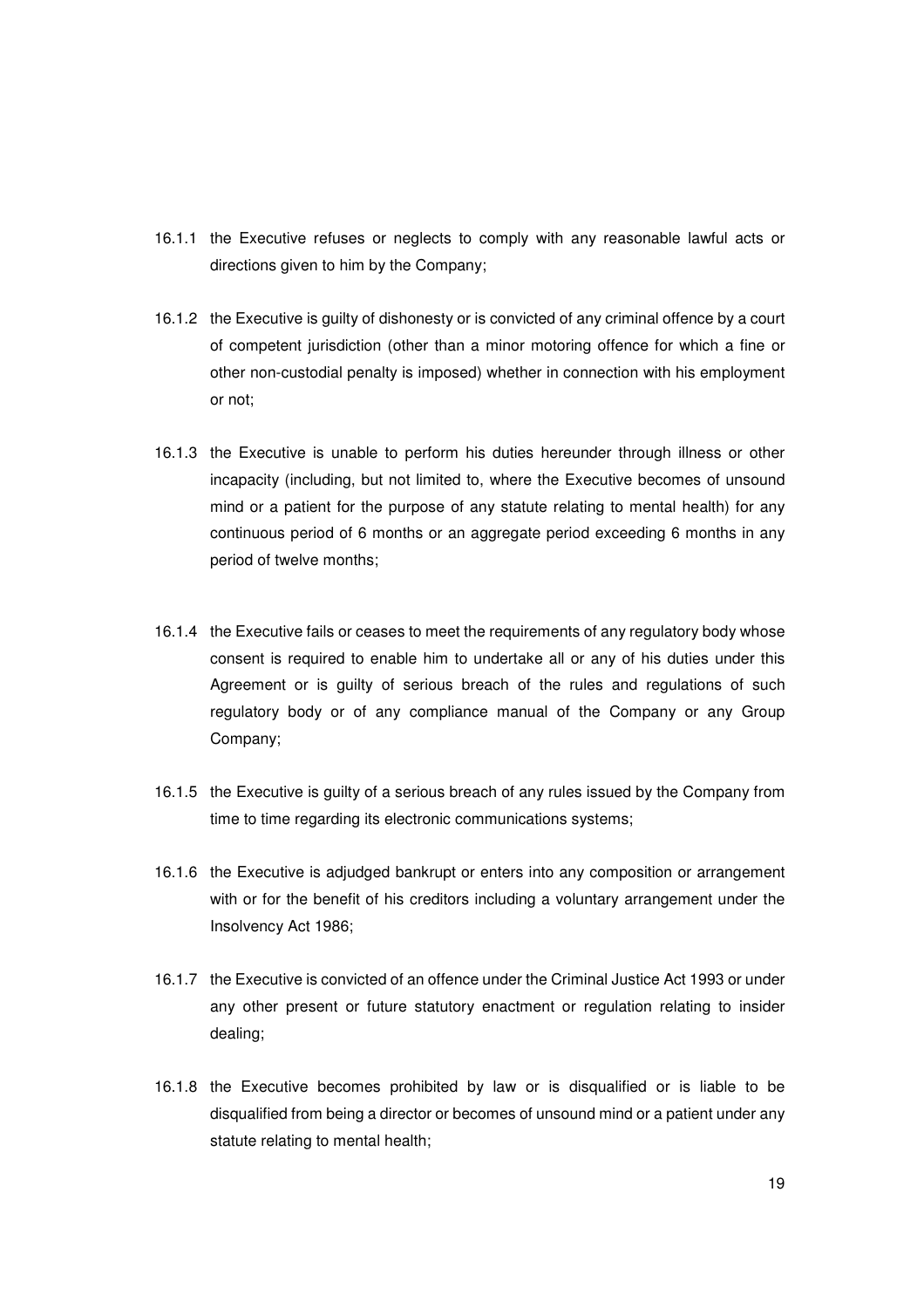16.1.1 the Executive refuses or neglects to comply with any reasonable lawful acts or directions given to him by the Company;

16.1.2 the Executive is guilty of dishonesty or is convicted of any criminal offence by a court of competent jurisdiction (other than a minor motoring offence for which a fine or other non-custodial penalty is imposed) whether in connection with his employment or not;

16.1.3 the Executive is unable to perform his duties hereunder through illness or other incapacity (including, but not limited to, where the Executive becomes of unsound mind or a patient for the purpose of any statute relating to mental health) for any continuous period of 6 months or an aggregate period exceeding 6 months in any period of twelve months;

16.1.4 the Executive fails or ceases to meet the requirements of any regulatory body whose consent is required to enable him to undertake all or any of his duties under this Agreement or is guilty of serious breach of the rules and regulations of such regulatory body or of any compliance manual of the Company or any Group Company;

16.1.5 the Executive is guilty of a serious breach of any rules issued by the Company from time to time regarding its electronic communications systems;

16.1.6 the Executive is adjudged bankrupt or enters into any composition or arrangement with or for the benefit of his creditors including a voluntary arrangement under the Insolvency Act 1986;

16.1.7 the Executive is convicted of an offence under the Criminal Justice Act 1993 or under any other present or future statutory enactment or regulation relating to insider dealing;

16.1.8 the Executive becomes prohibited by law or is disqualified or is liable to be disqualified from being a director or becomes of unsound mind or a patient under any statute relating to mental health;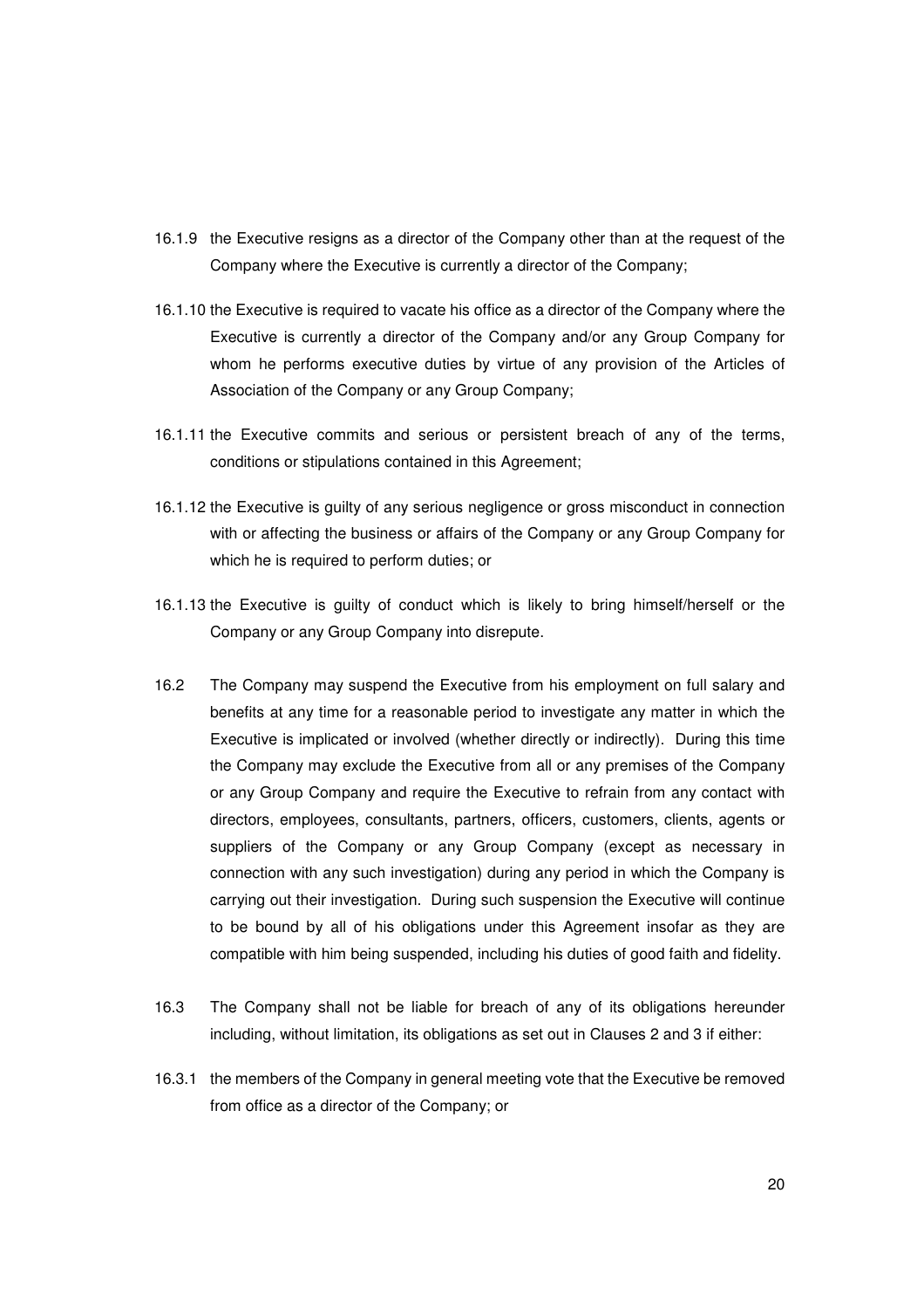16.1.9 the Executive resigns as a director of the Company other than at the request of the Company where the Executive is currently a director of the Company;

16.1.10 the Executive is required to vacate his office as a director of the Company where the Executive is currently a director of the Company and/or any Group Company for whom he performs executive duties by virtue of any provision of the Articles of Association of the Company or any Group Company;

16.1.11 the Executive commits and serious or persistent breach of any of the terms, conditions or stipulations contained in this Agreement;

16.1.12 the Executive is guilty of any serious negligence or gross misconduct in connection with or affecting the business or affairs of the Company or any Group Company for which he is required to perform duties; or

16.1.13 the Executive is guilty of conduct which is likely to bring himself/herself or the Company or any Group Company into disrepute.

16.2 The Company may suspend the Executive from his employment on full salary and benefits at any time for a reasonable period to investigate any matter in which the Executive is implicated or involved (whether directly or indirectly). During this time the Company may exclude the Executive from all or any premises of the Company or any Group Company and require the Executive to refrain from any contact with directors, employees, consultants, partners, officers, customers, clients, agents or suppliers of the Company or any Group Company (except as necessary in connection with any such investigation) during any period in which the Company is carrying out their investigation. During such suspension the Executive will continue to be bound by all of his obligations under this Agreement insofar as they are compatible with him being suspended, including his duties of good faith and fidelity.

16.3 The Company shall not be liable for breach of any of its obligations hereunder including, without limitation, its obligations as set out in Clauses 2 and 3 if either:

16.3.1 the members of the Company in general meeting vote that the Executive be removed from office as a director of the Company; or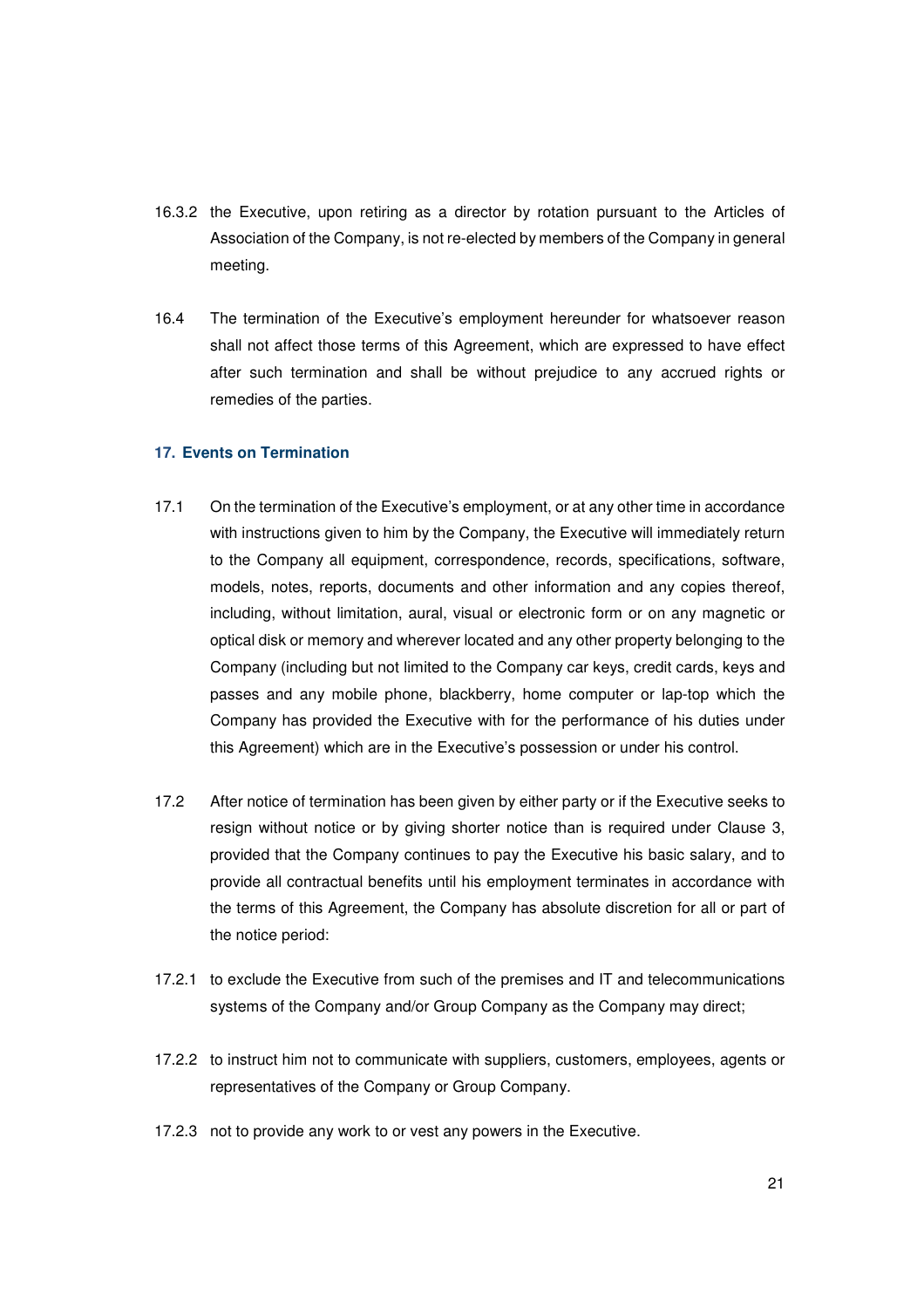16.3.2 the Executive, upon retiring as a director by rotation pursuant to the Articles of Association of the Company, is not re-elected by members of the Company in general meeting.

16.4 The termination of the Executive's employment hereunder for whatsoever reason shall not affect those terms of this Agreement, which are expressed to have effect after such termination and shall be without prejudice to any accrued rights or remedies of the parties.

## 17. Events on Termination

17.1 On the termination of the Executive's employment, or at any other time in accordance with instructions given to him by the Company, the Executive will immediately return to the Company all equipment, correspondence, records, specifications, software, models, notes, reports, documents and other information and any copies thereof, including, without limitation, aural, visual or electronic form or on any magnetic or optical disk or memory and wherever located and any other property belonging to the Company (including but not limited to the Company car keys, credit cards, keys and passes and any mobile phone, blackberry, home computer or lap-top which the Company has provided the Executive with for the performance of his duties under this Agreement) which are in the Executive's possession or under his control.

17.2 After notice of termination has been given by either party or if the Executive seeks to resign without notice or by giving shorter notice than is required under Clause 3, provided that the Company continues to pay the Executive his basic salary, and to provide all contractual benefits until his employment terminates in accordance with the terms of this Agreement, the Company has absolute discretion for all or part of the notice period:

17.2.1 to exclude the Executive from such of the premises and IT and telecommunications systems of the Company and/or Group Company as the Company may direct;

17.2.2 to instruct him not to communicate with suppliers, customers, employees, agents or representatives of the Company or Group Company.

17.2.3 not to provide any work to or vest any powers in the Executive.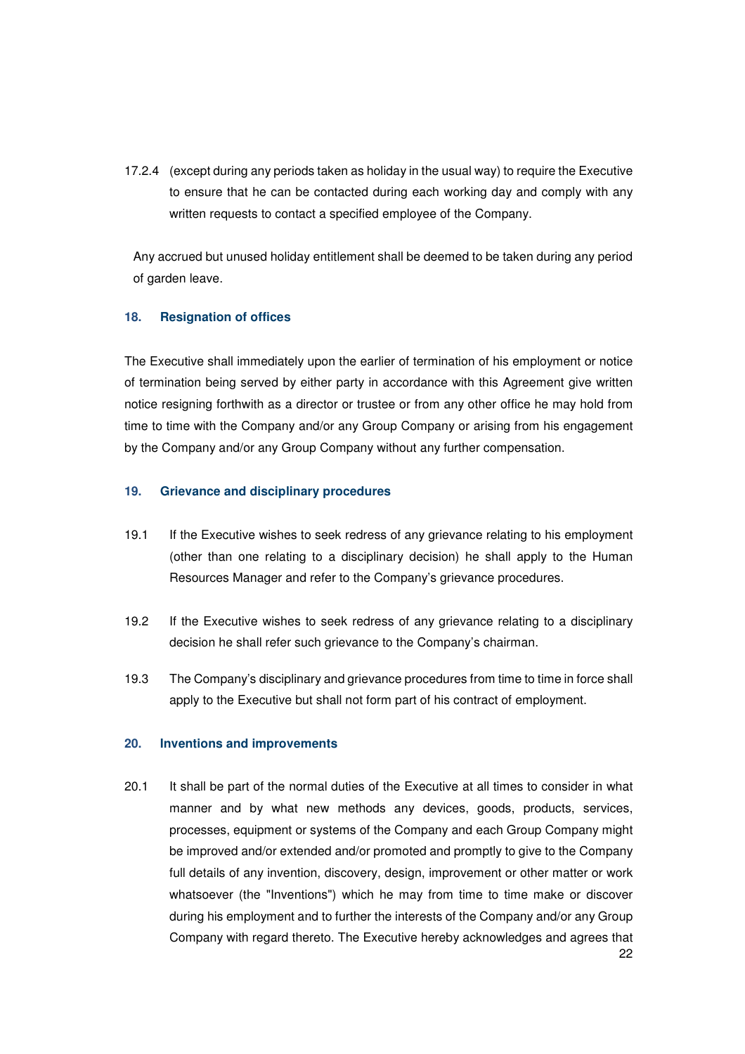17.2.4 (except during any periods taken as holiday in the usual way) to require the Executive to ensure that he can be contacted during each working day and comply with any written requests to contact a specified employee of the Company.

Any accrued but unused holiday entitlement shall be deemed to be taken during any period of garden leave.

### 18. Resignation of offices

The Executive shall immediately upon the earlier of termination of his employment or notice of termination being served by either party in accordance with this Agreement give written notice resigning forthwith as a director or trustee or from any other office he may hold from time to time with the Company and/or any Group Company or arising from his engagement by the Company and/or any Group Company without any further compensation.

### 19. Grievance and disciplinary procedures

19.1 If the Executive wishes to seek redress of any grievance relating to his employment (other than one relating to a disciplinary decision) he shall apply to the Human Resources Manager and refer to the Company's grievance procedures.

19.2 If the Executive wishes to seek redress of any grievance relating to a disciplinary decision he shall refer such grievance to the Company's chairman.

19.3 The Company's disciplinary and grievance procedures from time to time in force shall apply to the Executive but shall not form part of his contract of employment.

### 20. Inventions and improvements

20.1 It shall be part of the normal duties of the Executive at all times to consider in what manner and by what new methods any devices, goods, products, services, processes, equipment or systems of the Company and each Group Company might be improved and/or extended and/or promoted and promptly to give to the Company full details of any invention, discovery, design, improvement or other matter or work whatsoever (the "Inventions") which he may from time to time make or discover during his employment and to further the interests of the Company and/or any Group Company with regard thereto. The Executive hereby acknowledges and agrees that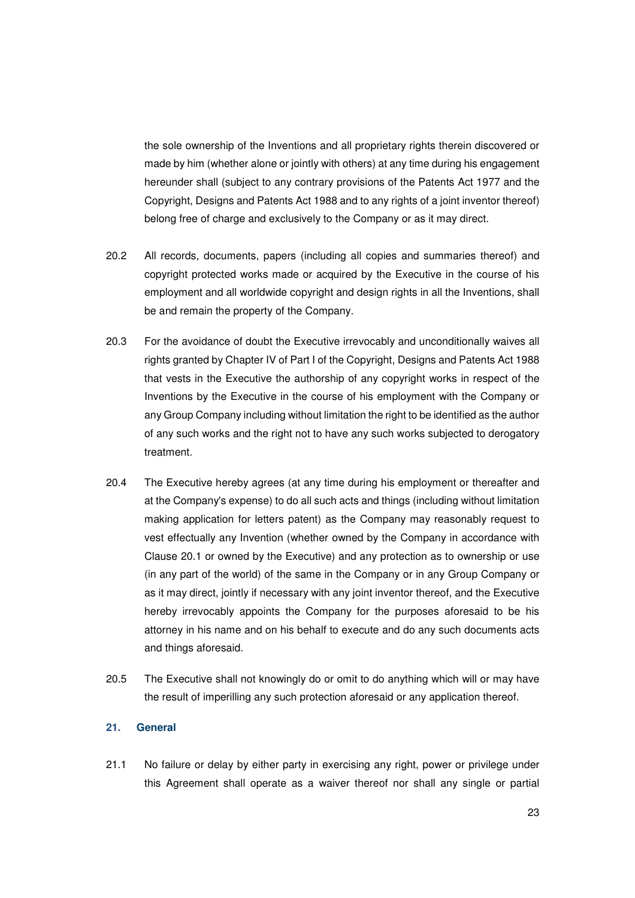the sole ownership of the Inventions and all proprietary rights therein discovered or made by him (whether alone or jointly with others) at any time during his engagement hereunder shall (subject to any contrary provisions of the Patents Act 1977 and the Copyright, Designs and Patents Act 1988 and to any rights of a joint inventor thereof) belong free of charge and exclusively to the Company or as it may direct.

20.2 All records, documents, papers (including all copies and summaries thereof) and copyright protected works made or acquired by the Executive in the course of his employment and all worldwide copyright and design rights in all the Inventions, shall be and remain the property of the Company.

20.3 For the avoidance of doubt the Executive irrevocably and unconditionally waives all rights granted by Chapter IV of Part I of the Copyright, Designs and Patents Act 1988 that vests in the Executive the authorship of any copyright works in respect of the Inventions by the Executive in the course of his employment with the Company or any Group Company including without limitation the right to be identified as the author of any such works and the right not to have any such works subjected to derogatory treatment.

20.4 The Executive hereby agrees (at any time during his employment or thereafter and at the Company's expense) to do all such acts and things (including without limitation making application for letters patent) as the Company may reasonably request to vest effectually any Invention (whether owned by the Company in accordance with Clause 20.1 or owned by the Executive) and any protection as to ownership or use (in any part of the world) of the same in the Company or in any Group Company or as it may direct, jointly if necessary with any joint inventor thereof, and the Executive hereby irrevocably appoints the Company for the purposes aforesaid to be his attorney in his name and on his behalf to execute and do any such documents acts and things aforesaid.

20.5 The Executive shall not knowingly do or omit to do anything which will or may have the result of imperilling any such protection aforesaid or any application thereof.

### 21. General

21.1 No failure or delay by either party in exercising any right, power or privilege under this Agreement shall operate as a waiver thereof nor shall any single or partial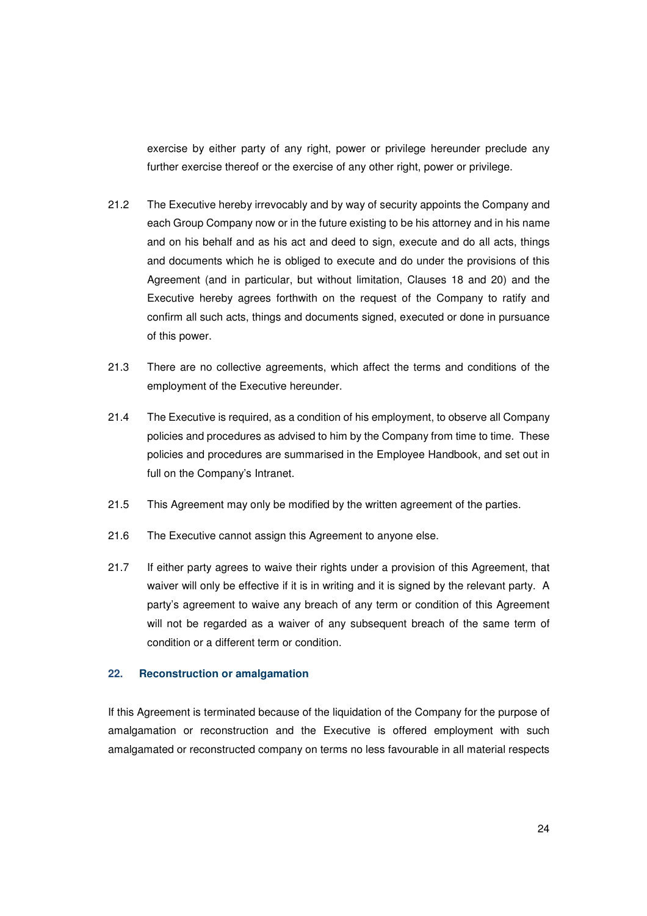exercise by either party of any right, power or privilege hereunder preclude any further exercise thereof or the exercise of any other right, power or privilege.

21.2 The Executive hereby irrevocably and by way of security appoints the Company and each Group Company now or in the future existing to be his attorney and in his name and on his behalf and as his act and deed to sign, execute and do all acts, things and documents which he is obliged to execute and do under the provisions of this Agreement (and in particular, but without limitation, Clauses 18 and 20) and the Executive hereby agrees forthwith on the request of the Company to ratify and confirm all such acts, things and documents signed, executed or done in pursuance of this power.

21.3 There are no collective agreements, which affect the terms and conditions of the employment of the Executive hereunder.

21.4 The Executive is required, as a condition of his employment, to observe all Company policies and procedures as advised to him by the Company from time to time. These policies and procedures are summarised in the Employee Handbook, and set out in full on the Company's Intranet.

21.5 This Agreement may only be modified by the written agreement of the parties.

21.6 The Executive cannot assign this Agreement to anyone else.

21.7 If either party agrees to waive their rights under a provision of this Agreement, that waiver will only be effective if it is in writing and it is signed by the relevant party. A party's agreement to waive any breach of any term or condition of this Agreement will not be regarded as a waiver of any subsequent breach of the same term of condition or a different term or condition.

## 22. Reconstruction or amalgamation

If this Agreement is terminated because of the liquidation of the Company for the purpose of amalgamation or reconstruction and the Executive is offered employment with such amalgamated or reconstructed company on terms no less favourable in all material respects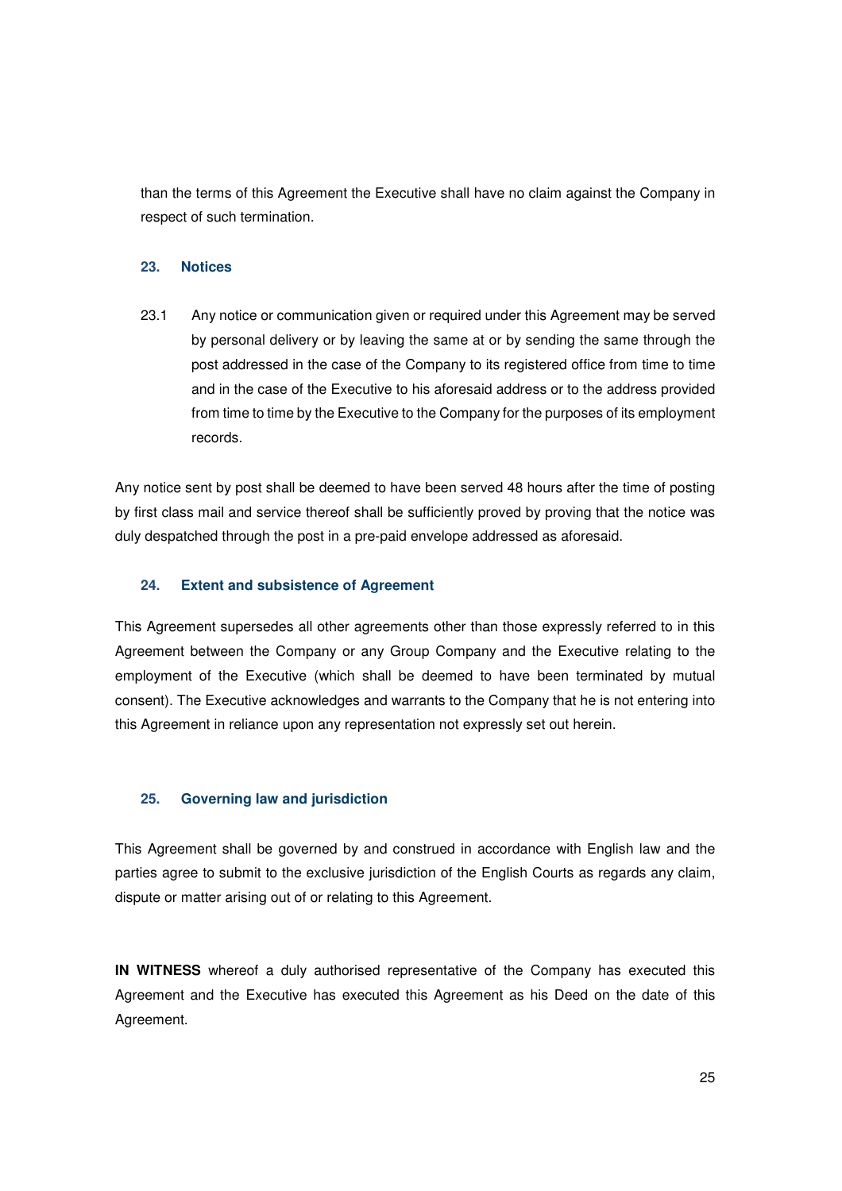than the terms of this Agreement the Executive shall have no claim against the Company in respect of such termination.

## 23. Notices

23.1 Any notice or communication given or required under this Agreement may be served by personal delivery or by leaving the same at or by sending the same through the post addressed in the case of the Company to its registered office from time to time and in the case of the Executive to his aforesaid address or to the address provided from time to time by the Executive to the Company for the purposes of its employment records.

Any notice sent by post shall be deemed to have been served 48 hours after the time of posting by first class mail and service thereof shall be sufficiently proved by proving that the notice was duly despatched through the post in a pre-paid envelope addressed as aforesaid.

## 24. Extent and subsistence of Agreement

This Agreement supersedes all other agreements other than those expressly referred to in this Agreement between the Company or any Group Company and the Executive relating to the employment of the Executive (which shall be deemed to have been terminated by mutual consent). The Executive acknowledges and warrants to the Company that he is not entering into this Agreement in reliance upon any representation not expressly set out herein.

## 25. Governing law and jurisdiction

This Agreement shall be governed by and construed in accordance with English law and the parties agree to submit to the exclusive jurisdiction of the English Courts as regards any claim, dispute or matter arising out of or relating to this Agreement.

**IN WITNESS** whereof a duly authorised representative of the Company has executed this Agreement and the Executive has executed this Agreement as his Deed on the date of this Agreement.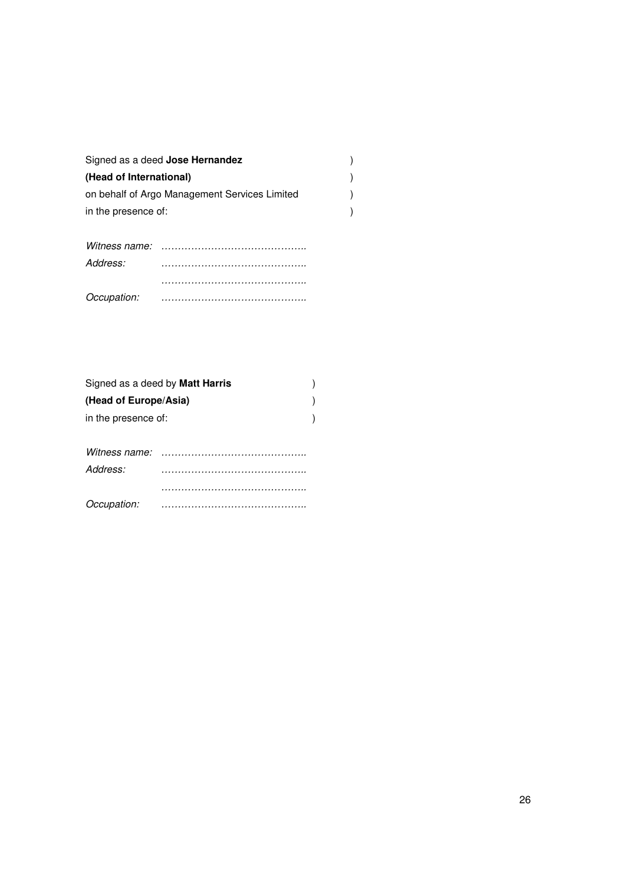| | |
|---|---|
| Signed as a deed **Jose Hernandez** | ) |
| **(Head of International)** | ) |
| on behalf of Argo Management Services Limited | ) |
| in the presence of: | ) |

*Witness name:* ……………………………………..
*Address:* ……………………………………..
……………………………………..
*Occupation:* ……………………………………..

| | |
|---|---|
| Signed as a deed by **Matt Harris** | ) |
| **(Head of Europe/Asia)** | ) |
| in the presence of: | ) |

*Witness name:* ……………………………………..
*Address:* ……………………………………..
……………………………………..
*Occupation:* ……………………………………..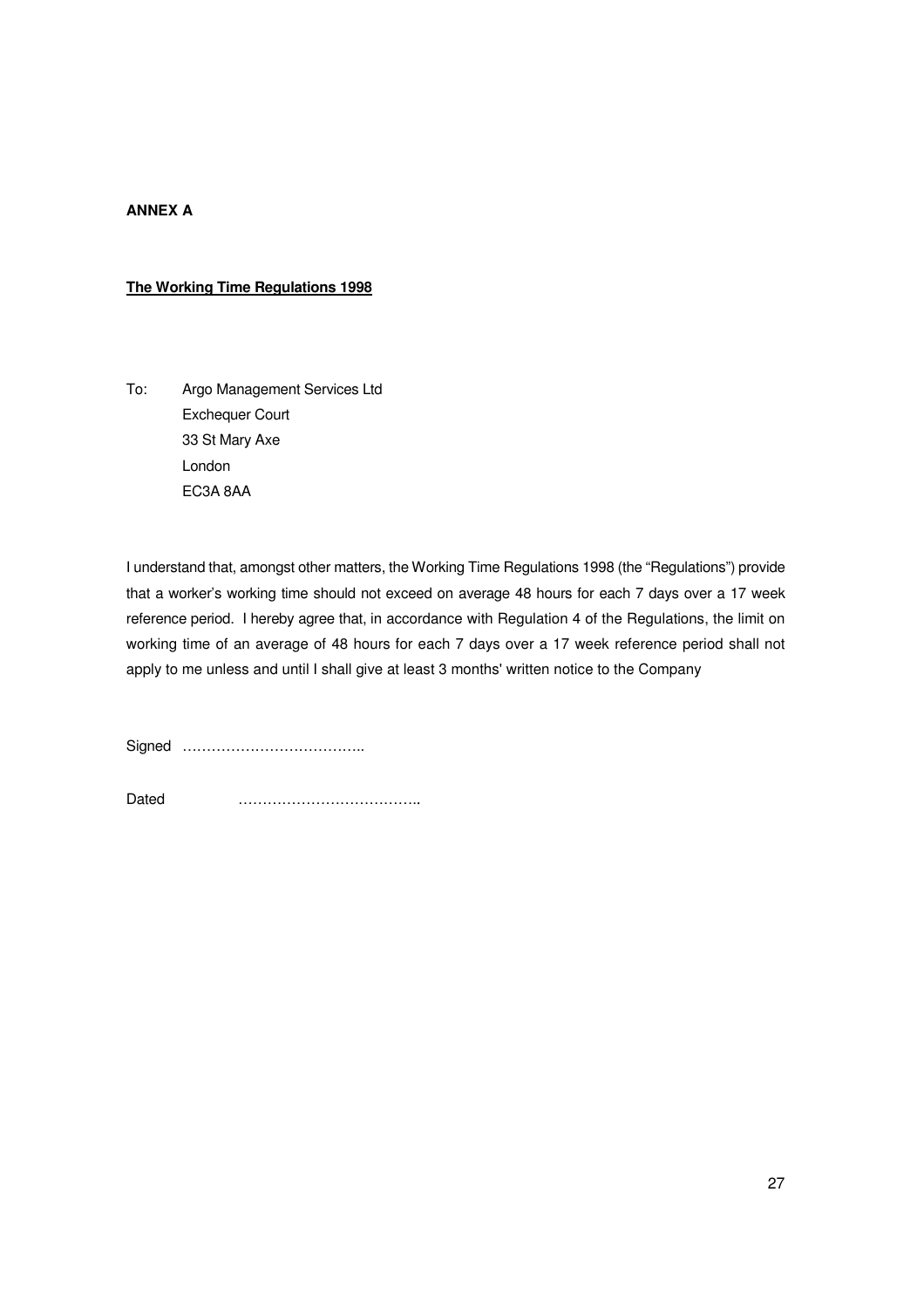**ANNEX A**

**The Working Time Regulations 1998**

To: Argo Management Services Ltd
Exchequer Court
33 St Mary Axe
London
EC3A 8AA

I understand that, amongst other matters, the Working Time Regulations 1998 (the "Regulations") provide that a worker's working time should not exceed on average 48 hours for each 7 days over a 17 week reference period. I hereby agree that, in accordance with Regulation 4 of the Regulations, the limit on working time of an average of 48 hours for each 7 days over a 17 week reference period shall not apply to me unless and until I shall give at least 3 months' written notice to the Company

Signed ………………………………..

Dated ………………………………..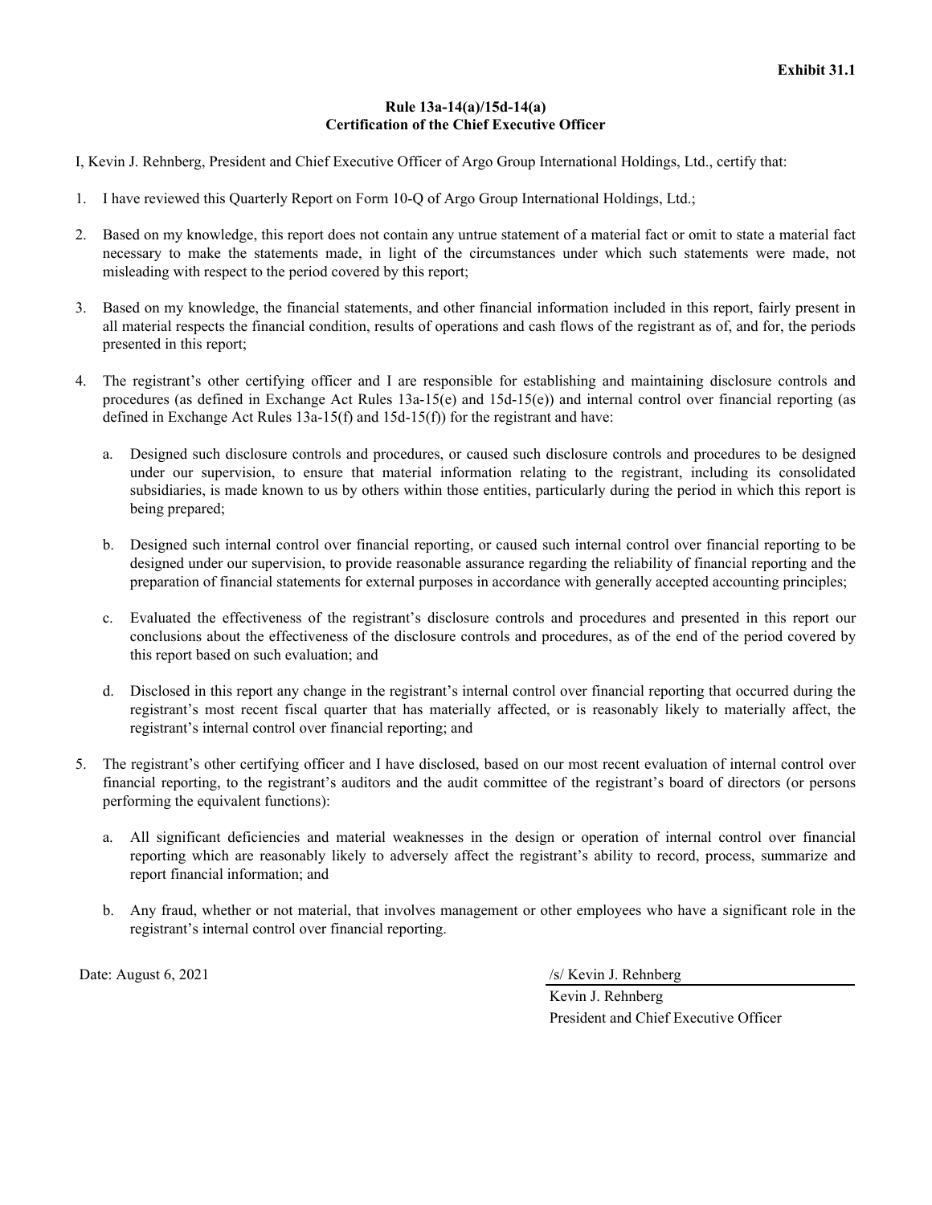**Exhibit 31.1**

**Rule 13a-14(a)/15d-14(a)**
**Certification of the Chief Executive Officer**

I, Kevin J. Rehnberg, President and Chief Executive Officer of Argo Group International Holdings, Ltd., certify that:

1. I have reviewed this Quarterly Report on Form 10-Q of Argo Group International Holdings, Ltd.;

2. Based on my knowledge, this report does not contain any untrue statement of a material fact or omit to state a material fact necessary to make the statements made, in light of the circumstances under which such statements were made, not misleading with respect to the period covered by this report;

3. Based on my knowledge, the financial statements, and other financial information included in this report, fairly present in all material respects the financial condition, results of operations and cash flows of the registrant as of, and for, the periods presented in this report;

4. The registrant's other certifying officer and I are responsible for establishing and maintaining disclosure controls and procedures (as defined in Exchange Act Rules 13a-15(e) and 15d-15(e)) and internal control over financial reporting (as defined in Exchange Act Rules 13a-15(f) and 15d-15(f)) for the registrant and have:

   a. Designed such disclosure controls and procedures, or caused such disclosure controls and procedures to be designed under our supervision, to ensure that material information relating to the registrant, including its consolidated subsidiaries, is made known to us by others within those entities, particularly during the period in which this report is being prepared;

   b. Designed such internal control over financial reporting, or caused such internal control over financial reporting to be designed under our supervision, to provide reasonable assurance regarding the reliability of financial reporting and the preparation of financial statements for external purposes in accordance with generally accepted accounting principles;

   c. Evaluated the effectiveness of the registrant's disclosure controls and procedures and presented in this report our conclusions about the effectiveness of the disclosure controls and procedures, as of the end of the period covered by this report based on such evaluation; and

   d. Disclosed in this report any change in the registrant's internal control over financial reporting that occurred during the registrant's most recent fiscal quarter that has materially affected, or is reasonably likely to materially affect, the registrant's internal control over financial reporting; and

5. The registrant's other certifying officer and I have disclosed, based on our most recent evaluation of internal control over financial reporting, to the registrant's auditors and the audit committee of the registrant's board of directors (or persons performing the equivalent functions):

   a. All significant deficiencies and material weaknesses in the design or operation of internal control over financial reporting which are reasonably likely to adversely affect the registrant's ability to record, process, summarize and report financial information; and

   b. Any fraud, whether or not material, that involves management or other employees who have a significant role in the registrant's internal control over financial reporting.

Date: August 6, 2021

/s/ Kevin J. Rehnberg
Kevin J. Rehnberg
President and Chief Executive Officer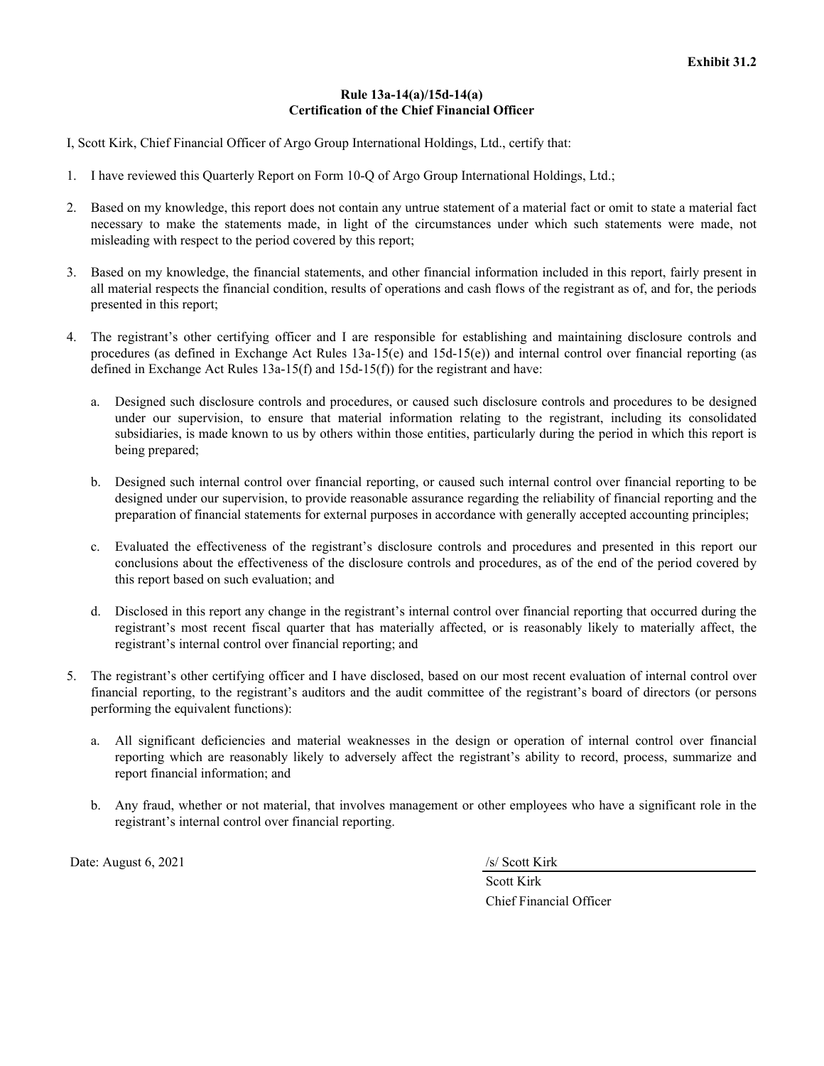**Exhibit 31.2**

**Rule 13a-14(a)/15d-14(a)**
**Certification of the Chief Financial Officer**

I, Scott Kirk, Chief Financial Officer of Argo Group International Holdings, Ltd., certify that:

1. I have reviewed this Quarterly Report on Form 10-Q of Argo Group International Holdings, Ltd.;

2. Based on my knowledge, this report does not contain any untrue statement of a material fact or omit to state a material fact necessary to make the statements made, in light of the circumstances under which such statements were made, not misleading with respect to the period covered by this report;

3. Based on my knowledge, the financial statements, and other financial information included in this report, fairly present in all material respects the financial condition, results of operations and cash flows of the registrant as of, and for, the periods presented in this report;

4. The registrant's other certifying officer and I are responsible for establishing and maintaining disclosure controls and procedures (as defined in Exchange Act Rules 13a-15(e) and 15d-15(e)) and internal control over financial reporting (as defined in Exchange Act Rules 13a-15(f) and 15d-15(f)) for the registrant and have:

   a. Designed such disclosure controls and procedures, or caused such disclosure controls and procedures to be designed under our supervision, to ensure that material information relating to the registrant, including its consolidated subsidiaries, is made known to us by others within those entities, particularly during the period in which this report is being prepared;

   b. Designed such internal control over financial reporting, or caused such internal control over financial reporting to be designed under our supervision, to provide reasonable assurance regarding the reliability of financial reporting and the preparation of financial statements for external purposes in accordance with generally accepted accounting principles;

   c. Evaluated the effectiveness of the registrant's disclosure controls and procedures and presented in this report our conclusions about the effectiveness of the disclosure controls and procedures, as of the end of the period covered by this report based on such evaluation; and

   d. Disclosed in this report any change in the registrant's internal control over financial reporting that occurred during the registrant's most recent fiscal quarter that has materially affected, or is reasonably likely to materially affect, the registrant's internal control over financial reporting; and

5. The registrant's other certifying officer and I have disclosed, based on our most recent evaluation of internal control over financial reporting, to the registrant's auditors and the audit committee of the registrant's board of directors (or persons performing the equivalent functions):

   a. All significant deficiencies and material weaknesses in the design or operation of internal control over financial reporting which are reasonably likely to adversely affect the registrant's ability to record, process, summarize and report financial information; and

   b. Any fraud, whether or not material, that involves management or other employees who have a significant role in the registrant's internal control over financial reporting.

Date: August 6, 2021

/s/ Scott Kirk
Scott Kirk
Chief Financial Officer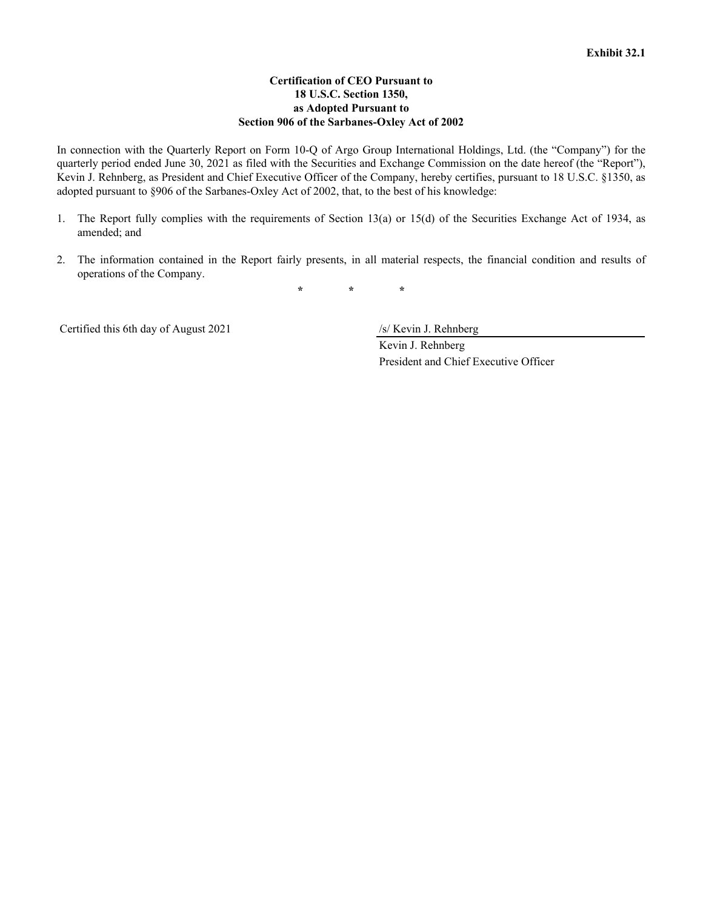**Exhibit 32.1**

**Certification of CEO Pursuant to**
**18 U.S.C. Section 1350,**
**as Adopted Pursuant to**
**Section 906 of the Sarbanes-Oxley Act of 2002**

In connection with the Quarterly Report on Form 10-Q of Argo Group International Holdings, Ltd. (the "Company") for the quarterly period ended June 30, 2021 as filed with the Securities and Exchange Commission on the date hereof (the "Report"), Kevin J. Rehnberg, as President and Chief Executive Officer of the Company, hereby certifies, pursuant to 18 U.S.C. §1350, as adopted pursuant to §906 of the Sarbanes-Oxley Act of 2002, that, to the best of his knowledge:

1. The Report fully complies with the requirements of Section 13(a) or 15(d) of the Securities Exchange Act of 1934, as amended; and

2. The information contained in the Report fairly presents, in all material respects, the financial condition and results of operations of the Company.

\* \* \*

Certified this 6th day of August 2021

/s/ Kevin J. Rehnberg
Kevin J. Rehnberg
President and Chief Executive Officer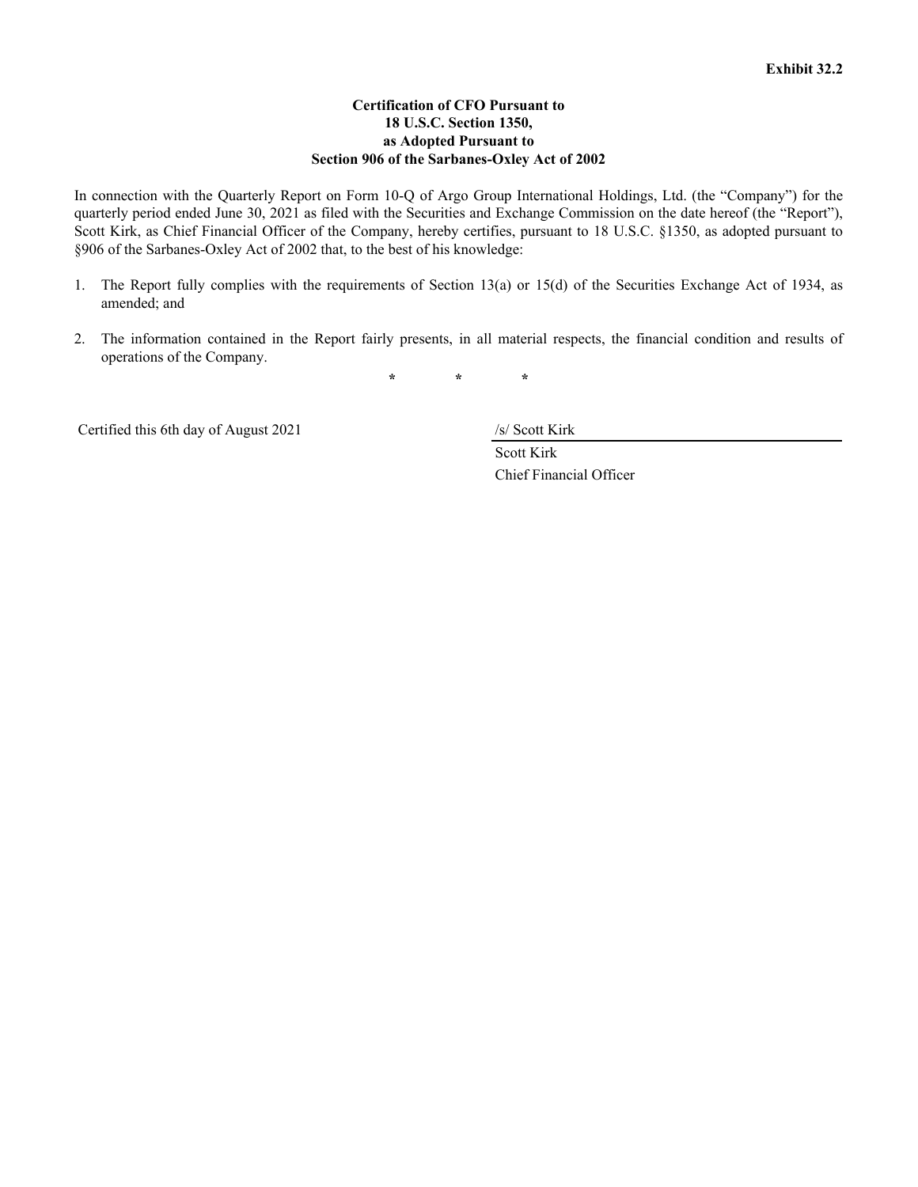**Exhibit 32.2**

**Certification of CFO Pursuant to**
**18 U.S.C. Section 1350,**
**as Adopted Pursuant to**
**Section 906 of the Sarbanes-Oxley Act of 2002**

In connection with the Quarterly Report on Form 10-Q of Argo Group International Holdings, Ltd. (the “Company”) for the quarterly period ended June 30, 2021 as filed with the Securities and Exchange Commission on the date hereof (the “Report”), Scott Kirk, as Chief Financial Officer of the Company, hereby certifies, pursuant to 18 U.S.C. §1350, as adopted pursuant to §906 of the Sarbanes-Oxley Act of 2002 that, to the best of his knowledge:

1. The Report fully complies with the requirements of Section 13(a) or 15(d) of the Securities Exchange Act of 1934, as amended; and

2. The information contained in the Report fairly presents, in all material respects, the financial condition and results of operations of the Company.

\* \* \*

Certified this 6th day of August 2021

/s/ Scott Kirk
Scott Kirk
Chief Financial Officer